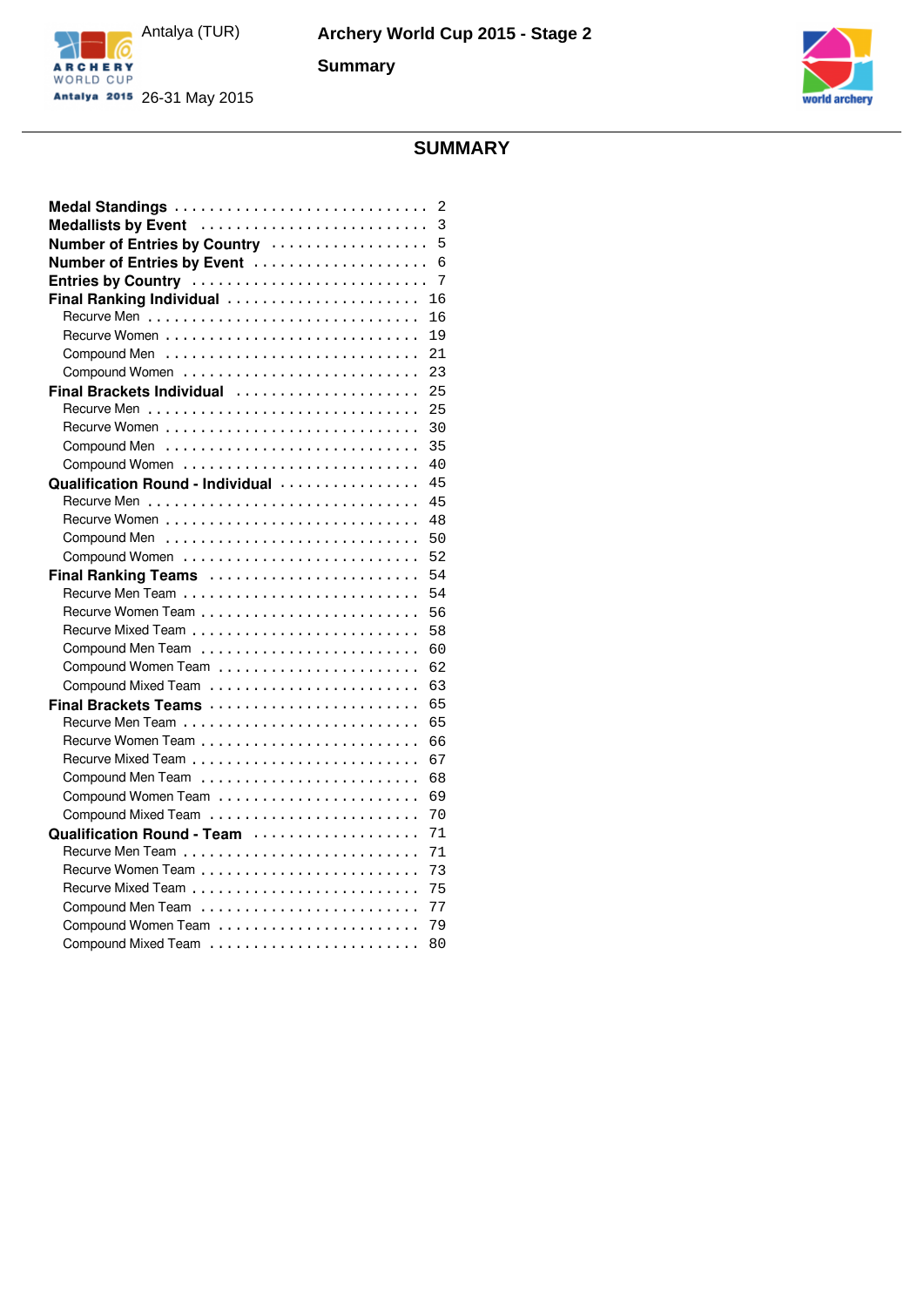# SUMMARY

| Section | Page |
|---|---|
| **Medal Standings** | 2 |
| **Medallists by Event** | 3 |
| **Number of Entries by Country** | 5 |
| **Number of Entries by Event** | 6 |
| **Entries by Country** | 7 |
| **Final Ranking Individual** | 16 |
| Recurve Men | 16 |
| Recurve Women | 19 |
| Compound Men | 21 |
| Compound Women | 23 |
| **Final Brackets Individual** | 25 |
| Recurve Men | 25 |
| Recurve Women | 30 |
| Compound Men | 35 |
| Compound Women | 40 |
| **Qualification Round - Individual** | 45 |
| Recurve Men | 45 |
| Recurve Women | 48 |
| Compound Men | 50 |
| Compound Women | 52 |
| **Final Ranking Teams** | 54 |
| Recurve Men Team | 54 |
| Recurve Women Team | 56 |
| Recurve Mixed Team | 58 |
| Compound Men Team | 60 |
| Compound Women Team | 62 |
| Compound Mixed Team | 63 |
| **Final Brackets Teams** | 65 |
| Recurve Men Team | 65 |
| Recurve Women Team | 66 |
| Recurve Mixed Team | 67 |
| Compound Men Team | 68 |
| Compound Women Team | 69 |
| Compound Mixed Team | 70 |
| **Qualification Round - Team** | 71 |
| Recurve Men Team | 71 |
| Recurve Women Team | 73 |
| Recurve Mixed Team | 75 |
| Compound Men Team | 77 |
| Compound Women Team | 79 |
| Compound Mixed Team | 80 |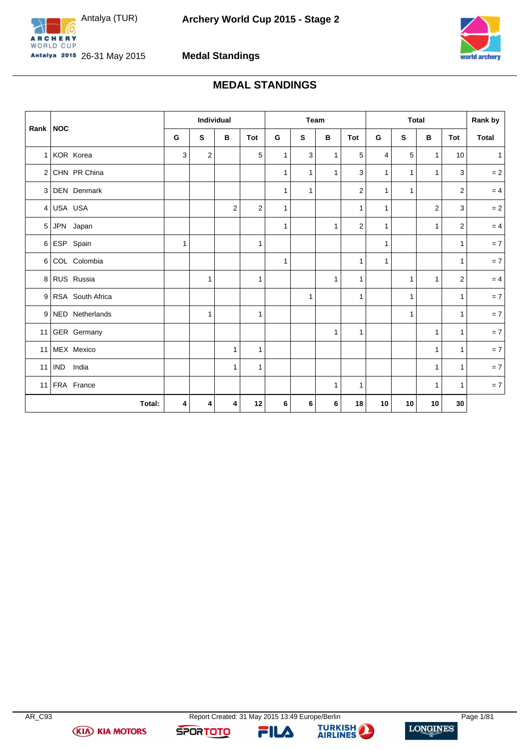# MEDAL STANDINGS

| Rank | NOC | Individual | | | | Team | | | | Total | | | | Rank by |
|---|---|---|---|---|---|---|---|---|---|---|---|---|---|---|
| | | G | S | B | Tot | G | S | B | Tot | G | S | B | Tot | Total |
| 1 | KOR Korea | 3 | 2 | | 5 | 1 | 3 | 1 | 5 | 4 | 5 | 1 | 10 | 1 |
| 2 | CHN PR China | | | | | 1 | 1 | 1 | 3 | 1 | 1 | 1 | 3 | = 2 |
| 3 | DEN Denmark | | | | | 1 | 1 | | 2 | 1 | 1 | | 2 | = 4 |
| 4 | USA USA | | | 2 | 2 | 1 | | | 1 | 1 | | 2 | 3 | = 2 |
| 5 | JPN Japan | | | | | 1 | | 1 | 2 | 1 | | 1 | 2 | = 4 |
| 6 | ESP Spain | 1 | | | 1 | | | | | 1 | | | 1 | = 7 |
| 6 | COL Colombia | | | | | 1 | | | 1 | 1 | | | 1 | = 7 |
| 8 | RUS Russia | | 1 | | 1 | | | 1 | 1 | | 1 | 1 | 2 | = 4 |
| 9 | RSA South Africa | | | | | | 1 | | 1 | | 1 | | 1 | = 7 |
| 9 | NED Netherlands | | 1 | | 1 | | | | | | 1 | | 1 | = 7 |
| 11 | GER Germany | | | | | | | 1 | 1 | | | 1 | 1 | = 7 |
| 11 | MEX Mexico | | | 1 | 1 | | | | | | | 1 | 1 | = 7 |
| 11 | IND India | | | 1 | 1 | | | | | | | 1 | 1 | = 7 |
| 11 | FRA France | | | | | | | 1 | 1 | | | 1 | 1 | = 7 |
| | **Total:** | **4** | **4** | **4** | **12** | **6** | **6** | **6** | **18** | **10** | **10** | **10** | **30** | |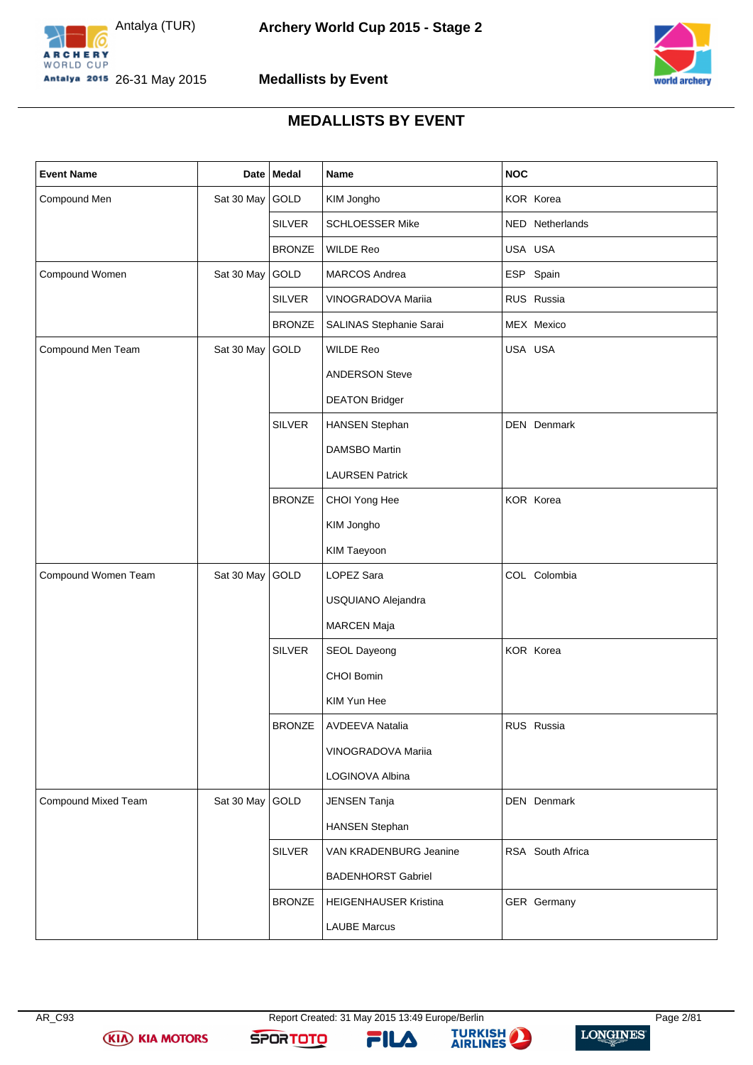# MEDALLISTS BY EVENT

| Event Name | Date | Medal | Name | NOC |
|---|---|---|---|---|
| Compound Men | Sat 30 May | GOLD | KIM Jongho | KOR Korea |
| | | SILVER | SCHLOESSER Mike | NED Netherlands |
| | | BRONZE | WILDE Reo | USA USA |
| Compound Women | Sat 30 May | GOLD | MARCOS Andrea | ESP Spain |
| | | SILVER | VINOGRADOVA Mariia | RUS Russia |
| | | BRONZE | SALINAS Stephanie Sarai | MEX Mexico |
| Compound Men Team | Sat 30 May | GOLD | WILDE Reo | USA USA |
| | | | ANDERSON Steve | |
| | | | DEATON Bridger | |
| | | SILVER | HANSEN Stephan | DEN Denmark |
| | | | DAMSBO Martin | |
| | | | LAURSEN Patrick | |
| | | BRONZE | CHOI Yong Hee | KOR Korea |
| | | | KIM Jongho | |
| | | | KIM Taeyoon | |
| Compound Women Team | Sat 30 May | GOLD | LOPEZ Sara | COL Colombia |
| | | | USQUIANO Alejandra | |
| | | | MARCEN Maja | |
| | | SILVER | SEOL Dayeong | KOR Korea |
| | | | CHOI Bomin | |
| | | | KIM Yun Hee | |
| | | BRONZE | AVDEEVA Natalia | RUS Russia |
| | | | VINOGRADOVA Mariia | |
| | | | LOGINOVA Albina | |
| Compound Mixed Team | Sat 30 May | GOLD | JENSEN Tanja | DEN Denmark |
| | | | HANSEN Stephan | |
| | | SILVER | VAN KRADENBURG Jeanine | RSA South Africa |
| | | | BADENHORST Gabriel | |
| | | BRONZE | HEIGENHAUSER Kristina | GER Germany |
| | | | LAUBE Marcus | |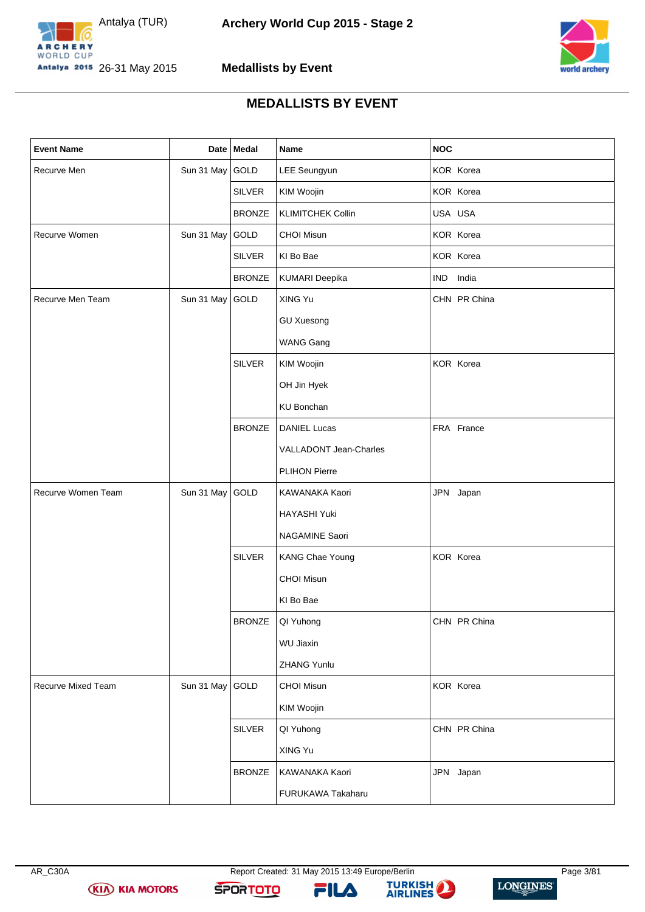# MEDALLISTS BY EVENT

| Event Name | Date | Medal | Name | NOC |
|---|---|---|---|---|
| Recurve Men | Sun 31 May | GOLD | LEE Seungyun | KOR Korea |
| | | SILVER | KIM Woojin | KOR Korea |
| | | BRONZE | KLIMITCHEK Collin | USA USA |
| Recurve Women | Sun 31 May | GOLD | CHOI Misun | KOR Korea |
| | | SILVER | KI Bo Bae | KOR Korea |
| | | BRONZE | KUMARI Deepika | IND India |
| Recurve Men Team | Sun 31 May | GOLD | XING Yu | CHN PR China |
| | | | GU Xuesong | |
| | | | WANG Gang | |
| | | SILVER | KIM Woojin | KOR Korea |
| | | | OH Jin Hyek | |
| | | | KU Bonchan | |
| | | BRONZE | DANIEL Lucas | FRA France |
| | | | VALLADONT Jean-Charles | |
| | | | PLIHON Pierre | |
| Recurve Women Team | Sun 31 May | GOLD | KAWANAKA Kaori | JPN Japan |
| | | | HAYASHI Yuki | |
| | | | NAGAMINE Saori | |
| | | SILVER | KANG Chae Young | KOR Korea |
| | | | CHOI Misun | |
| | | | KI Bo Bae | |
| | | BRONZE | QI Yuhong | CHN PR China |
| | | | WU Jiaxin | |
| | | | ZHANG Yunlu | |
| Recurve Mixed Team | Sun 31 May | GOLD | CHOI Misun | KOR Korea |
| | | | KIM Woojin | |
| | | SILVER | QI Yuhong | CHN PR China |
| | | | XING Yu | |
| | | BRONZE | KAWANAKA Kaori | JPN Japan |
| | | | FURUKAWA Takaharu | |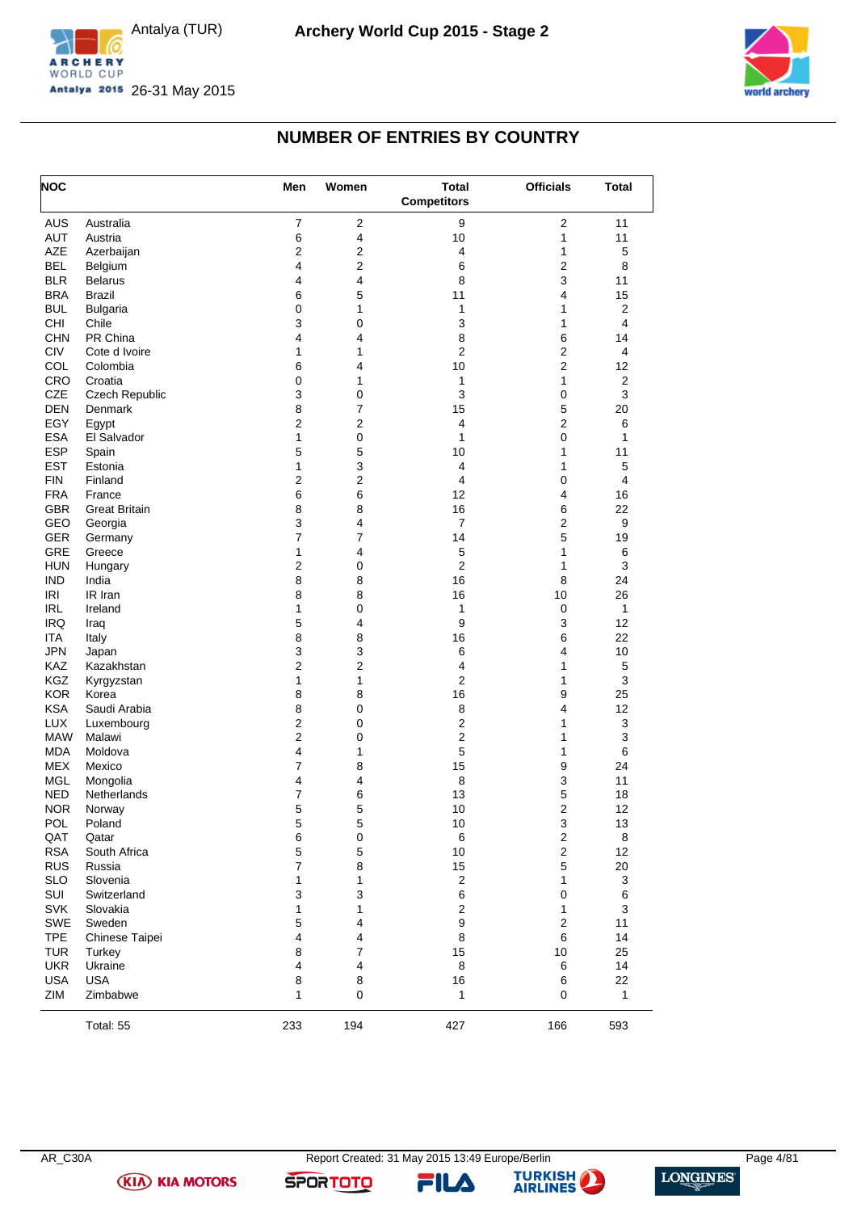# NUMBER OF ENTRIES BY COUNTRY

| NOC | | Men | Women | Total Competitors | Officials | Total |
|---|---|---|---|---|---|---|
| AUS | Australia | 7 | 2 | 9 | 2 | 11 |
| AUT | Austria | 6 | 4 | 10 | 1 | 11 |
| AZE | Azerbaijan | 2 | 2 | 4 | 1 | 5 |
| BEL | Belgium | 4 | 2 | 6 | 2 | 8 |
| BLR | Belarus | 4 | 4 | 8 | 3 | 11 |
| BRA | Brazil | 6 | 5 | 11 | 4 | 15 |
| BUL | Bulgaria | 0 | 1 | 1 | 1 | 2 |
| CHI | Chile | 3 | 0 | 3 | 1 | 4 |
| CHN | PR China | 4 | 4 | 8 | 6 | 14 |
| CIV | Cote d Ivoire | 1 | 1 | 2 | 2 | 4 |
| COL | Colombia | 6 | 4 | 10 | 2 | 12 |
| CRO | Croatia | 0 | 1 | 1 | 1 | 2 |
| CZE | Czech Republic | 3 | 0 | 3 | 0 | 3 |
| DEN | Denmark | 8 | 7 | 15 | 5 | 20 |
| EGY | Egypt | 2 | 2 | 4 | 2 | 6 |
| ESA | El Salvador | 1 | 0 | 1 | 0 | 1 |
| ESP | Spain | 5 | 5 | 10 | 1 | 11 |
| EST | Estonia | 1 | 3 | 4 | 1 | 5 |
| FIN | Finland | 2 | 2 | 4 | 0 | 4 |
| FRA | France | 6 | 6 | 12 | 4 | 16 |
| GBR | Great Britain | 8 | 8 | 16 | 6 | 22 |
| GEO | Georgia | 3 | 4 | 7 | 2 | 9 |
| GER | Germany | 7 | 7 | 14 | 5 | 19 |
| GRE | Greece | 1 | 4 | 5 | 1 | 6 |
| HUN | Hungary | 2 | 0 | 2 | 1 | 3 |
| IND | India | 8 | 8 | 16 | 8 | 24 |
| IRI | IR Iran | 8 | 8 | 16 | 10 | 26 |
| IRL | Ireland | 1 | 0 | 1 | 0 | 1 |
| IRQ | Iraq | 5 | 4 | 9 | 3 | 12 |
| ITA | Italy | 8 | 8 | 16 | 6 | 22 |
| JPN | Japan | 3 | 3 | 6 | 4 | 10 |
| KAZ | Kazakhstan | 2 | 2 | 4 | 1 | 5 |
| KGZ | Kyrgyzstan | 1 | 1 | 2 | 1 | 3 |
| KOR | Korea | 8 | 8 | 16 | 9 | 25 |
| KSA | Saudi Arabia | 8 | 0 | 8 | 4 | 12 |
| LUX | Luxembourg | 2 | 0 | 2 | 1 | 3 |
| MAW | Malawi | 2 | 0 | 2 | 1 | 3 |
| MDA | Moldova | 4 | 1 | 5 | 1 | 6 |
| MEX | Mexico | 7 | 8 | 15 | 9 | 24 |
| MGL | Mongolia | 4 | 4 | 8 | 3 | 11 |
| NED | Netherlands | 7 | 6 | 13 | 5 | 18 |
| NOR | Norway | 5 | 5 | 10 | 2 | 12 |
| POL | Poland | 5 | 5 | 10 | 3 | 13 |
| QAT | Qatar | 6 | 0 | 6 | 2 | 8 |
| RSA | South Africa | 5 | 5 | 10 | 2 | 12 |
| RUS | Russia | 7 | 8 | 15 | 5 | 20 |
| SLO | Slovenia | 1 | 1 | 2 | 1 | 3 |
| SUI | Switzerland | 3 | 3 | 6 | 0 | 6 |
| SVK | Slovakia | 1 | 1 | 2 | 1 | 3 |
| SWE | Sweden | 5 | 4 | 9 | 2 | 11 |
| TPE | Chinese Taipei | 4 | 4 | 8 | 6 | 14 |
| TUR | Turkey | 8 | 7 | 15 | 10 | 25 |
| UKR | Ukraine | 4 | 4 | 8 | 6 | 14 |
| USA | USA | 8 | 8 | 16 | 6 | 22 |
| ZIM | Zimbabwe | 1 | 0 | 1 | 0 | 1 |
| | Total: 55 | 233 | 194 | 427 | 166 | 593 |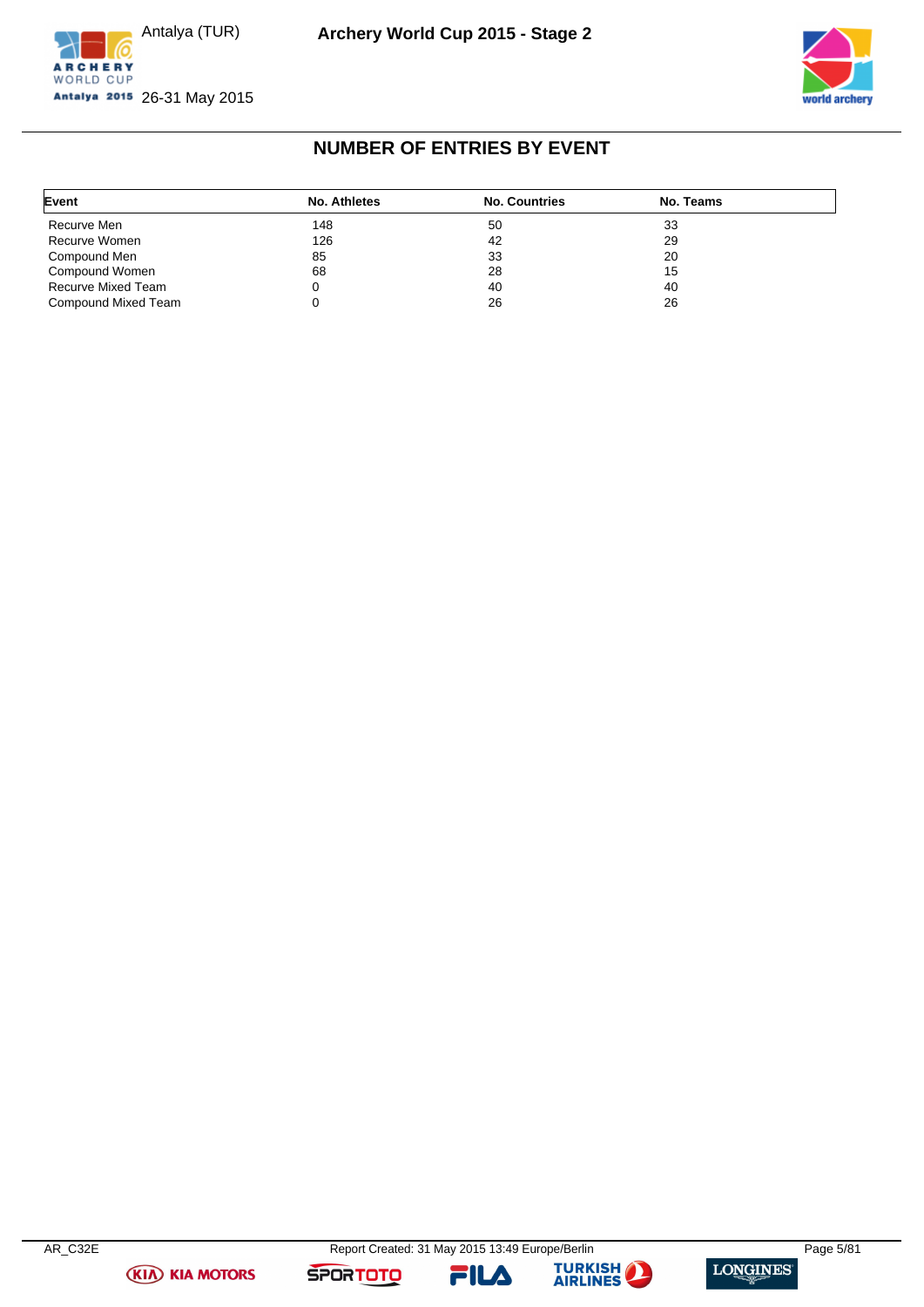## NUMBER OF ENTRIES BY EVENT

| Event | No. Athletes | No. Countries | No. Teams |
|---|---|---|---|
| Recurve Men | 148 | 50 | 33 |
| Recurve Women | 126 | 42 | 29 |
| Compound Men | 85 | 33 | 20 |
| Compound Women | 68 | 28 | 15 |
| Recurve Mixed Team | 0 | 40 | 40 |
| Compound Mixed Team | 0 | 26 | 26 |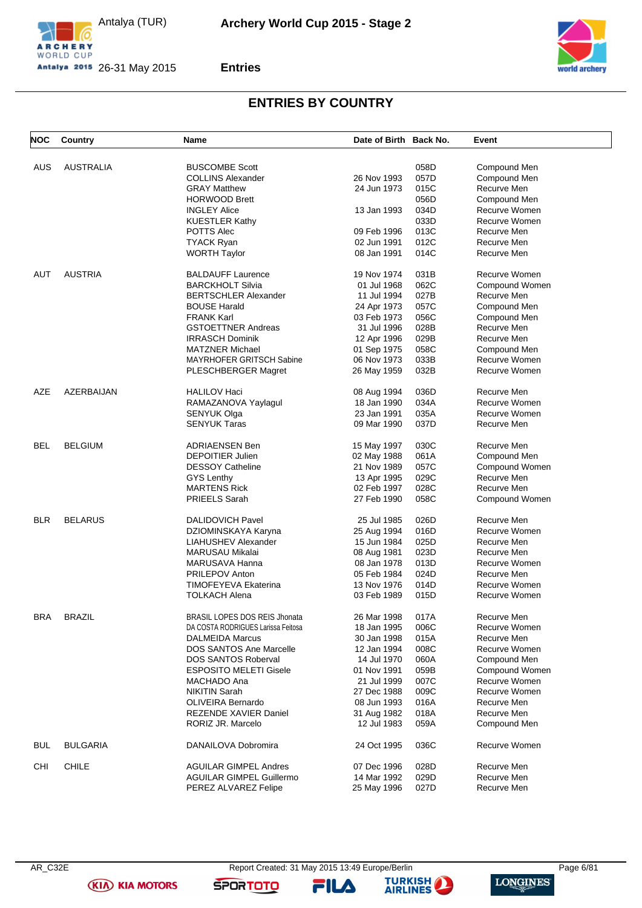# ENTRIES BY COUNTRY

| NOC | Country | Name | Date of Birth | Back No. | Event |
|---|---|---|---|---|---|
| AUS | AUSTRALIA | BUSCOMBE Scott | | 058D | Compound Men |
| | | COLLINS Alexander | 26 Nov 1993 | 057D | Compound Men |
| | | GRAY Matthew | 24 Jun 1973 | 015C | Recurve Men |
| | | HORWOOD Brett | | 056D | Compound Men |
| | | INGLEY Alice | 13 Jan 1993 | 034D | Recurve Women |
| | | KUESTLER Kathy | | 033D | Recurve Women |
| | | POTTS Alec | 09 Feb 1996 | 013C | Recurve Men |
| | | TYACK Ryan | 02 Jun 1991 | 012C | Recurve Men |
| | | WORTH Taylor | 08 Jan 1991 | 014C | Recurve Men |
| AUT | AUSTRIA | BALDAUFF Laurence | 19 Nov 1974 | 031B | Recurve Women |
| | | BARCKHOLT Silvia | 01 Jul 1968 | 062C | Compound Women |
| | | BERTSCHLER Alexander | 11 Jul 1994 | 027B | Recurve Men |
| | | BOUSE Harald | 24 Apr 1973 | 057C | Compound Men |
| | | FRANK Karl | 03 Feb 1973 | 056C | Compound Men |
| | | GSTOETTNER Andreas | 31 Jul 1996 | 028B | Recurve Men |
| | | IRRASCH Dominik | 12 Apr 1996 | 029B | Recurve Men |
| | | MATZNER Michael | 01 Sep 1975 | 058C | Compound Men |
| | | MAYRHOFER GRITSCH Sabine | 06 Nov 1973 | 033B | Recurve Women |
| | | PLESCHBERGER Magret | 26 May 1959 | 032B | Recurve Women |
| AZE | AZERBAIJAN | HALILOV Haci | 08 Aug 1994 | 036D | Recurve Men |
| | | RAMAZANOVA Yaylagul | 18 Jan 1990 | 034A | Recurve Women |
| | | SENYUK Olga | 23 Jan 1991 | 035A | Recurve Women |
| | | SENYUK Taras | 09 Mar 1990 | 037D | Recurve Men |
| BEL | BELGIUM | ADRIAENSEN Ben | 15 May 1997 | 030C | Recurve Men |
| | | DEPOITIER Julien | 02 May 1988 | 061A | Compound Men |
| | | DESSOY Catheline | 21 Nov 1989 | 057C | Compound Women |
| | | GYS Lenthy | 13 Apr 1995 | 029C | Recurve Men |
| | | MARTENS Rick | 02 Feb 1997 | 028C | Recurve Men |
| | | PRIEELS Sarah | 27 Feb 1990 | 058C | Compound Women |
| BLR | BELARUS | DALIDOVICH Pavel | 25 Jul 1985 | 026D | Recurve Men |
| | | DZIOMINSKAYA Karyna | 25 Aug 1994 | 016D | Recurve Women |
| | | LIAHUSHEV Alexander | 15 Jun 1984 | 025D | Recurve Men |
| | | MARUSAU Mikalai | 08 Aug 1981 | 023D | Recurve Men |
| | | MARUSAVA Hanna | 08 Jan 1978 | 013D | Recurve Women |
| | | PRILEPOV Anton | 05 Feb 1984 | 024D | Recurve Men |
| | | TIMOFEYEVA Ekaterina | 13 Nov 1976 | 014D | Recurve Women |
| | | TOLKACH Alena | 03 Feb 1989 | 015D | Recurve Women |
| BRA | BRAZIL | BRASIL LOPES DOS REIS Jhonata | 26 Mar 1998 | 017A | Recurve Men |
| | | DA COSTA RODRIGUES Larissa Feitosa | 18 Jan 1995 | 006C | Recurve Women |
| | | DALMEIDA Marcus | 30 Jan 1998 | 015A | Recurve Men |
| | | DOS SANTOS Ane Marcelle | 12 Jan 1994 | 008C | Recurve Women |
| | | DOS SANTOS Roberval | 14 Jul 1970 | 060A | Compound Men |
| | | ESPOSITO MELETI Gisele | 01 Nov 1991 | 059B | Compound Women |
| | | MACHADO Ana | 21 Jul 1999 | 007C | Recurve Women |
| | | NIKITIN Sarah | 27 Dec 1988 | 009C | Recurve Women |
| | | OLIVEIRA Bernardo | 08 Jun 1993 | 016A | Recurve Men |
| | | REZENDE XAVIER Daniel | 31 Aug 1982 | 018A | Recurve Men |
| | | RORIZ JR. Marcelo | 12 Jul 1983 | 059A | Compound Men |
| BUL | BULGARIA | DANAILOVA Dobromira | 24 Oct 1995 | 036C | Recurve Women |
| CHI | CHILE | AGUILAR GIMPEL Andres | 07 Dec 1996 | 028D | Recurve Men |
| | | AGUILAR GIMPEL Guillermo | 14 Mar 1992 | 029D | Recurve Men |
| | | PEREZ ALVAREZ Felipe | 25 May 1996 | 027D | Recurve Men |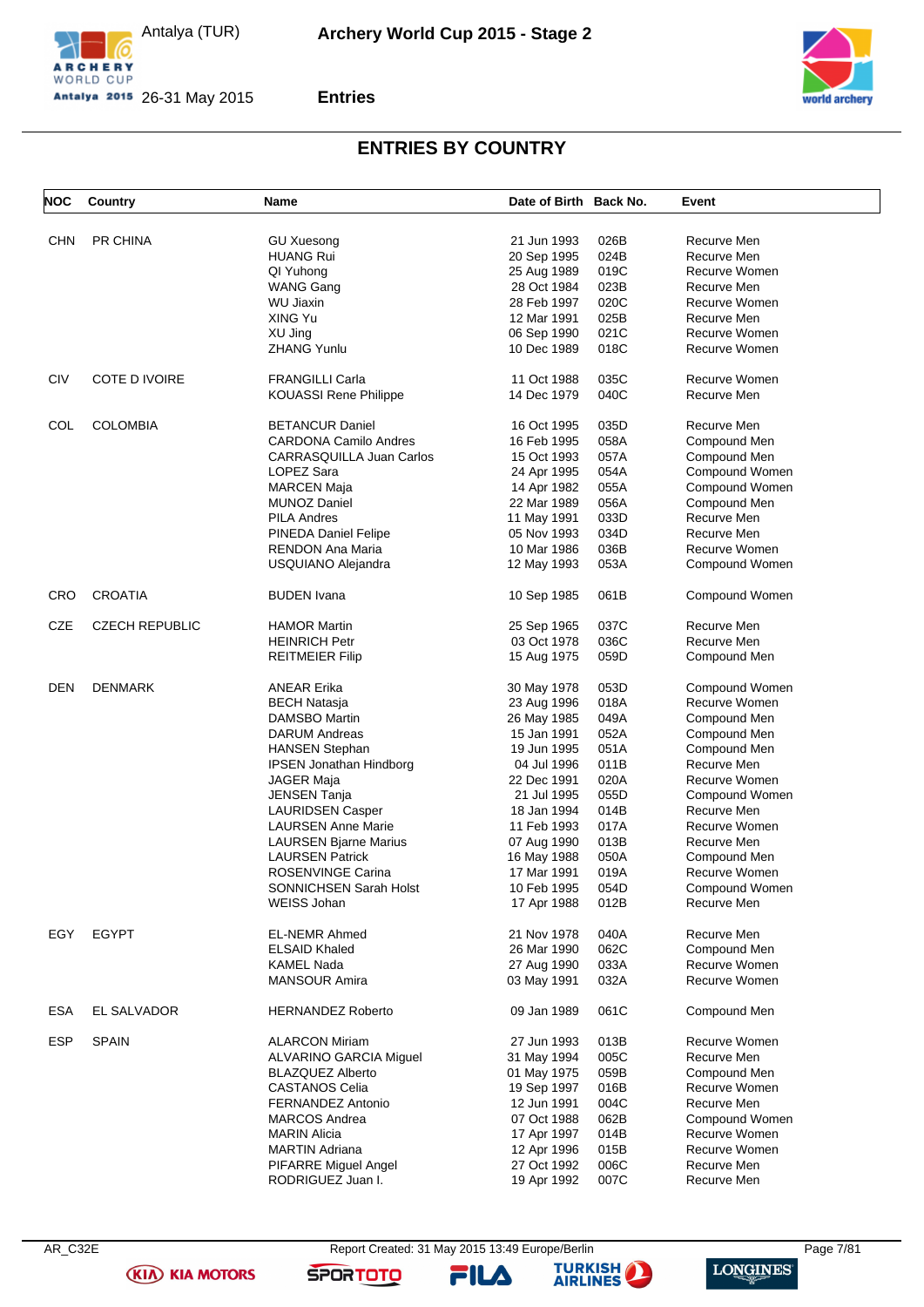## ENTRIES BY COUNTRY

| NOC | Country | Name | Date of Birth | Back No. | Event |
|---|---|---|---|---|---|
| CHN | PR CHINA | GU Xuesong | 21 Jun 1993 | 026B | Recurve Men |
| | | HUANG Rui | 20 Sep 1995 | 024B | Recurve Men |
| | | QI Yuhong | 25 Aug 1989 | 019C | Recurve Women |
| | | WANG Gang | 28 Oct 1984 | 023B | Recurve Men |
| | | WU Jiaxin | 28 Feb 1997 | 020C | Recurve Women |
| | | XING Yu | 12 Mar 1991 | 025B | Recurve Men |
| | | XU Jing | 06 Sep 1990 | 021C | Recurve Women |
| | | ZHANG Yunlu | 10 Dec 1989 | 018C | Recurve Women |
| CIV | COTE D IVOIRE | FRANGILLI Carla | 11 Oct 1988 | 035C | Recurve Women |
| | | KOUASSI Rene Philippe | 14 Dec 1979 | 040C | Recurve Men |
| COL | COLOMBIA | BETANCUR Daniel | 16 Oct 1995 | 035D | Recurve Men |
| | | CARDONA Camilo Andres | 16 Feb 1995 | 058A | Compound Men |
| | | CARRASQUILLA Juan Carlos | 15 Oct 1993 | 057A | Compound Men |
| | | LOPEZ Sara | 24 Apr 1995 | 054A | Compound Women |
| | | MARCEN Maja | 14 Apr 1982 | 055A | Compound Women |
| | | MUNOZ Daniel | 22 Mar 1989 | 056A | Compound Men |
| | | PILA Andres | 11 May 1991 | 033D | Recurve Men |
| | | PINEDA Daniel Felipe | 05 Nov 1993 | 034D | Recurve Men |
| | | RENDON Ana Maria | 10 Mar 1986 | 036B | Recurve Women |
| | | USQUIANO Alejandra | 12 May 1993 | 053A | Compound Women |
| CRO | CROATIA | BUDEN Ivana | 10 Sep 1985 | 061B | Compound Women |
| CZE | CZECH REPUBLIC | HAMOR Martin | 25 Sep 1965 | 037C | Recurve Men |
| | | HEINRICH Petr | 03 Oct 1978 | 036C | Recurve Men |
| | | REITMEIER Filip | 15 Aug 1975 | 059D | Compound Men |
| DEN | DENMARK | ANEAR Erika | 30 May 1978 | 053D | Compound Women |
| | | BECH Natasja | 23 Aug 1996 | 018A | Recurve Women |
| | | DAMSBO Martin | 26 May 1985 | 049A | Compound Men |
| | | DARUM Andreas | 15 Jan 1991 | 052A | Compound Men |
| | | HANSEN Stephan | 19 Jun 1995 | 051A | Compound Men |
| | | IPSEN Jonathan Hindborg | 04 Jul 1996 | 011B | Recurve Men |
| | | JAGER Maja | 22 Dec 1991 | 020A | Recurve Women |
| | | JENSEN Tanja | 21 Jul 1995 | 055D | Compound Women |
| | | LAURIDSEN Casper | 18 Jan 1994 | 014B | Recurve Men |
| | | LAURSEN Anne Marie | 11 Feb 1993 | 017A | Recurve Women |
| | | LAURSEN Bjarne Marius | 07 Aug 1990 | 013B | Recurve Men |
| | | LAURSEN Patrick | 16 May 1988 | 050A | Compound Men |
| | | ROSENVINGE Carina | 17 Mar 1991 | 019A | Recurve Women |
| | | SONNICHSEN Sarah Holst | 10 Feb 1995 | 054D | Compound Women |
| | | WEISS Johan | 17 Apr 1988 | 012B | Recurve Men |
| EGY | EGYPT | EL-NEMR Ahmed | 21 Nov 1978 | 040A | Recurve Men |
| | | ELSAID Khaled | 26 Mar 1990 | 062C | Compound Men |
| | | KAMEL Nada | 27 Aug 1990 | 033A | Recurve Women |
| | | MANSOUR Amira | 03 May 1991 | 032A | Recurve Women |
| ESA | EL SALVADOR | HERNANDEZ Roberto | 09 Jan 1989 | 061C | Compound Men |
| ESP | SPAIN | ALARCON Miriam | 27 Jun 1993 | 013B | Recurve Women |
| | | ALVARINO GARCIA Miguel | 31 May 1994 | 005C | Recurve Men |
| | | BLAZQUEZ Alberto | 01 May 1975 | 059B | Compound Men |
| | | CASTANOS Celia | 19 Sep 1997 | 016B | Recurve Women |
| | | FERNANDEZ Antonio | 12 Jun 1991 | 004C | Recurve Men |
| | | MARCOS Andrea | 07 Oct 1988 | 062B | Compound Women |
| | | MARIN Alicia | 17 Apr 1997 | 014B | Recurve Women |
| | | MARTIN Adriana | 12 Apr 1996 | 015B | Recurve Women |
| | | PIFARRE Miguel Angel | 27 Oct 1992 | 006C | Recurve Men |
| | | RODRIGUEZ Juan I. | 19 Apr 1992 | 007C | Recurve Men |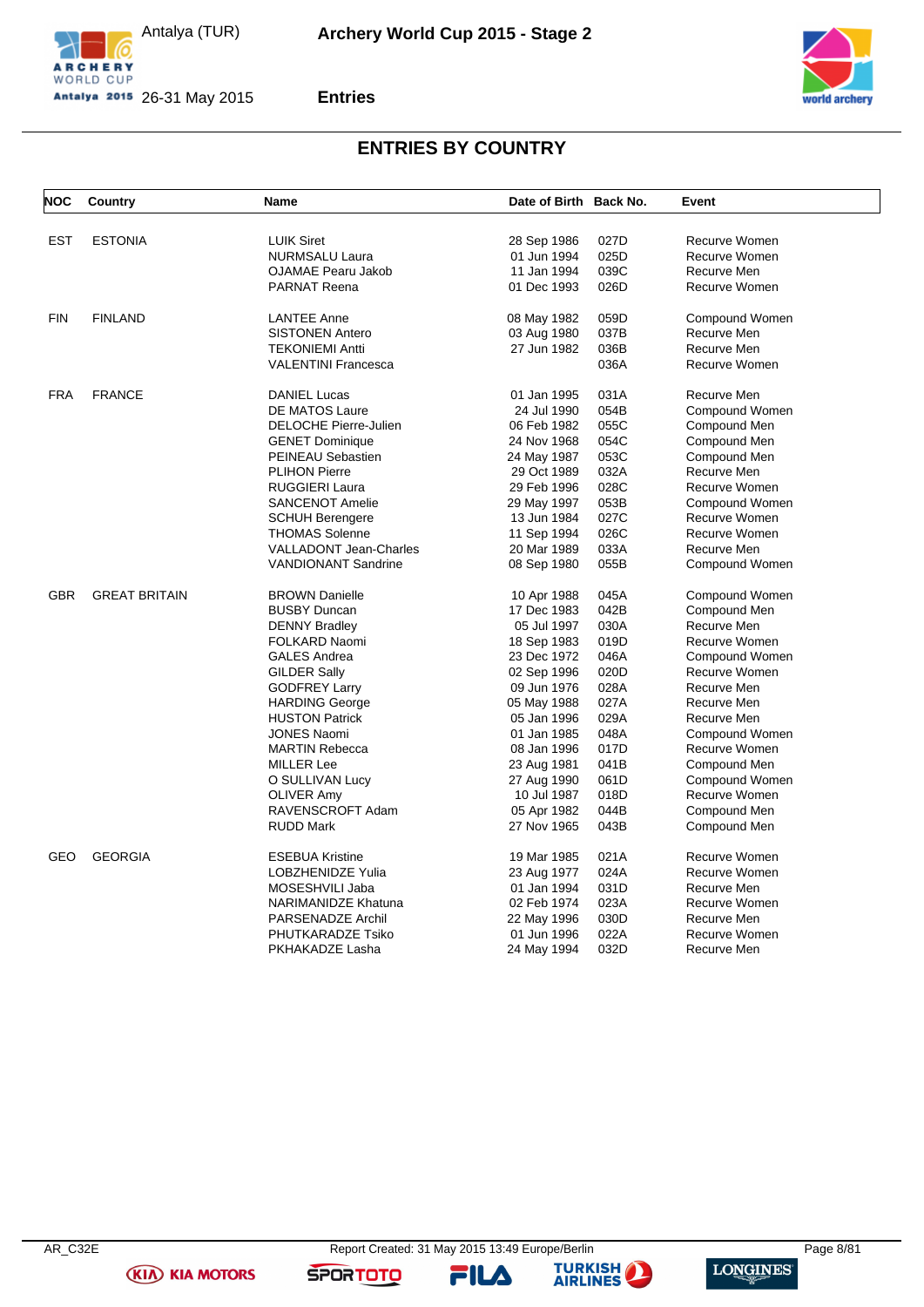# ENTRIES BY COUNTRY

| NOC | Country | Name | Date of Birth | Back No. | Event |
|---|---|---|---|---|---|
| EST | ESTONIA | LUIK Siret | 28 Sep 1986 | 027D | Recurve Women |
| | | NURMSALU Laura | 01 Jun 1994 | 025D | Recurve Women |
| | | OJAMAE Pearu Jakob | 11 Jan 1994 | 039C | Recurve Men |
| | | PARNAT Reena | 01 Dec 1993 | 026D | Recurve Women |
| FIN | FINLAND | LANTEE Anne | 08 May 1982 | 059D | Compound Women |
| | | SISTONEN Antero | 03 Aug 1980 | 037B | Recurve Men |
| | | TEKONIEMI Antti | 27 Jun 1982 | 036B | Recurve Men |
| | | VALENTINI Francesca | | 036A | Recurve Women |
| FRA | FRANCE | DANIEL Lucas | 01 Jan 1995 | 031A | Recurve Men |
| | | DE MATOS Laure | 24 Jul 1990 | 054B | Compound Women |
| | | DELOCHE Pierre-Julien | 06 Feb 1982 | 055C | Compound Men |
| | | GENET Dominique | 24 Nov 1968 | 054C | Compound Men |
| | | PEINEAU Sebastien | 24 May 1987 | 053C | Compound Men |
| | | PLIHON Pierre | 29 Oct 1989 | 032A | Recurve Men |
| | | RUGGIERI Laura | 29 Feb 1996 | 028C | Recurve Women |
| | | SANCENOT Amelie | 29 May 1997 | 053B | Compound Women |
| | | SCHUH Berengere | 13 Jun 1984 | 027C | Recurve Women |
| | | THOMAS Solenne | 11 Sep 1994 | 026C | Recurve Women |
| | | VALLADONT Jean-Charles | 20 Mar 1989 | 033A | Recurve Men |
| | | VANDIONANT Sandrine | 08 Sep 1980 | 055B | Compound Women |
| GBR | GREAT BRITAIN | BROWN Danielle | 10 Apr 1988 | 045A | Compound Women |
| | | BUSBY Duncan | 17 Dec 1983 | 042B | Compound Men |
| | | DENNY Bradley | 05 Jul 1997 | 030A | Recurve Men |
| | | FOLKARD Naomi | 18 Sep 1983 | 019D | Recurve Women |
| | | GALES Andrea | 23 Dec 1972 | 046A | Compound Women |
| | | GILDER Sally | 02 Sep 1996 | 020D | Recurve Women |
| | | GODFREY Larry | 09 Jun 1976 | 028A | Recurve Men |
| | | HARDING George | 05 May 1988 | 027A | Recurve Men |
| | | HUSTON Patrick | 05 Jan 1996 | 029A | Recurve Men |
| | | JONES Naomi | 01 Jan 1985 | 048A | Compound Women |
| | | MARTIN Rebecca | 08 Jan 1996 | 017D | Recurve Women |
| | | MILLER Lee | 23 Aug 1981 | 041B | Compound Men |
| | | O SULLIVAN Lucy | 27 Aug 1990 | 061D | Compound Women |
| | | OLIVER Amy | 10 Jul 1987 | 018D | Recurve Women |
| | | RAVENSCROFT Adam | 05 Apr 1982 | 044B | Compound Men |
| | | RUDD Mark | 27 Nov 1965 | 043B | Compound Men |
| GEO | GEORGIA | ESEBUA Kristine | 19 Mar 1985 | 021A | Recurve Women |
| | | LOBZHENIDZE Yulia | 23 Aug 1977 | 024A | Recurve Women |
| | | MOSESHVILI Jaba | 01 Jan 1994 | 031D | Recurve Men |
| | | NARIMANIDZE Khatuna | 02 Feb 1974 | 023A | Recurve Women |
| | | PARSENADZE Archil | 22 May 1996 | 030D | Recurve Men |
| | | PHUTKARADZE Tsiko | 01 Jun 1996 | 022A | Recurve Women |
| | | PKHAKADZE Lasha | 24 May 1994 | 032D | Recurve Men |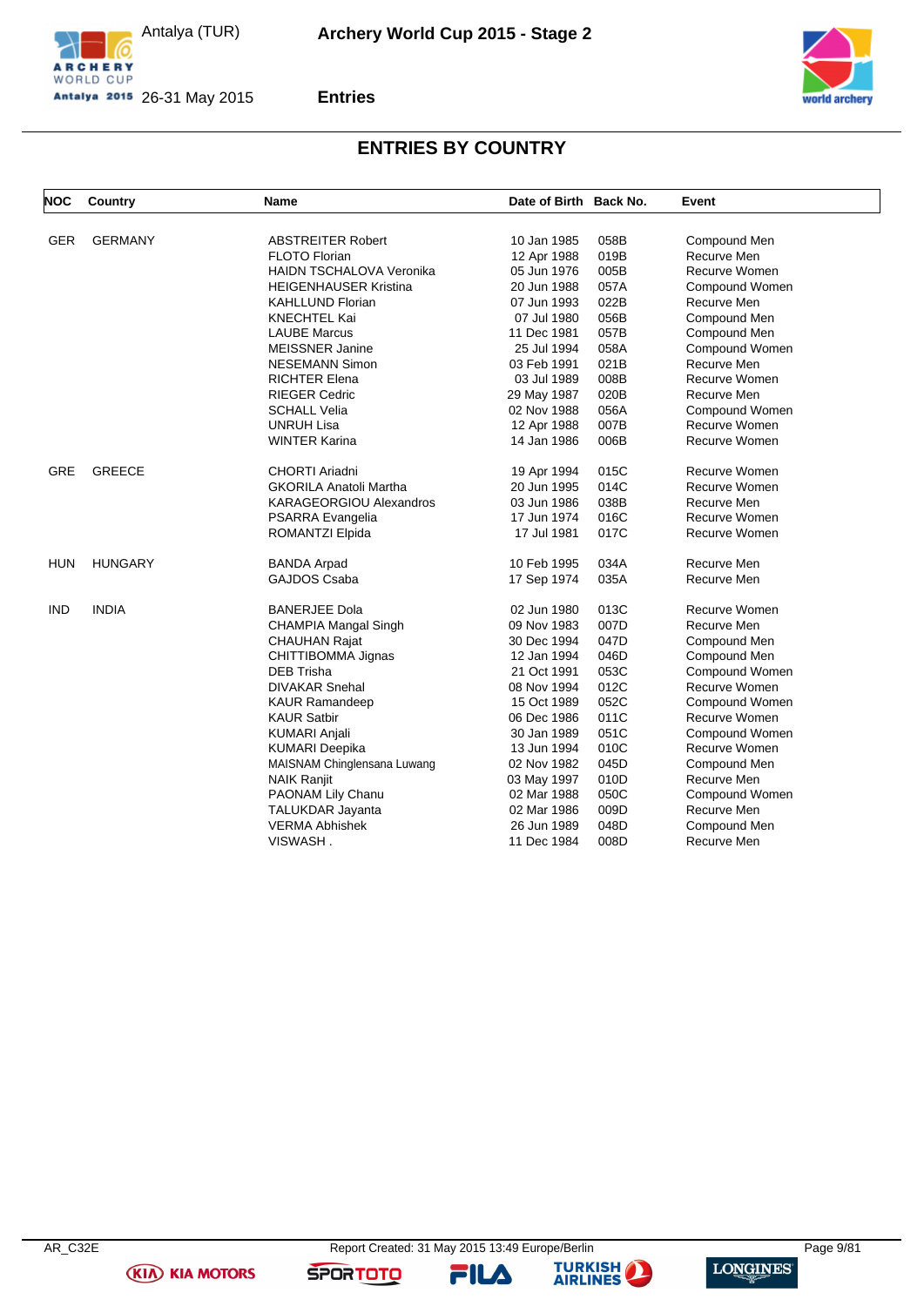## ENTRIES BY COUNTRY

| NOC | Country | Name | Date of Birth | Back No. | Event |
|---|---|---|---|---|---|
| GER | GERMANY | ABSTREITER Robert | 10 Jan 1985 | 058B | Compound Men |
| | | FLOTO Florian | 12 Apr 1988 | 019B | Recurve Men |
| | | HAIDN TSCHALOVA Veronika | 05 Jun 1976 | 005B | Recurve Women |
| | | HEIGENHAUSER Kristina | 20 Jun 1988 | 057A | Compound Women |
| | | KAHLLUND Florian | 07 Jun 1993 | 022B | Recurve Men |
| | | KNECHTEL Kai | 07 Jul 1980 | 056B | Compound Men |
| | | LAUBE Marcus | 11 Dec 1981 | 057B | Compound Men |
| | | MEISSNER Janine | 25 Jul 1994 | 058A | Compound Women |
| | | NESEMANN Simon | 03 Feb 1991 | 021B | Recurve Men |
| | | RICHTER Elena | 03 Jul 1989 | 008B | Recurve Women |
| | | RIEGER Cedric | 29 May 1987 | 020B | Recurve Men |
| | | SCHALL Velia | 02 Nov 1988 | 056A | Compound Women |
| | | UNRUH Lisa | 12 Apr 1988 | 007B | Recurve Women |
| | | WINTER Karina | 14 Jan 1986 | 006B | Recurve Women |
| GRE | GREECE | CHORTI Ariadni | 19 Apr 1994 | 015C | Recurve Women |
| | | GKORILA Anatoli Martha | 20 Jun 1995 | 014C | Recurve Women |
| | | KARAGEORGIOU Alexandros | 03 Jun 1986 | 038B | Recurve Men |
| | | PSARRA Evangelia | 17 Jun 1974 | 016C | Recurve Women |
| | | ROMANTZI Elpida | 17 Jul 1981 | 017C | Recurve Women |
| HUN | HUNGARY | BANDA Arpad | 10 Feb 1995 | 034A | Recurve Men |
| | | GAJDOS Csaba | 17 Sep 1974 | 035A | Recurve Men |
| IND | INDIA | BANERJEE Dola | 02 Jun 1980 | 013C | Recurve Women |
| | | CHAMPIA Mangal Singh | 09 Nov 1983 | 007D | Recurve Men |
| | | CHAUHAN Rajat | 30 Dec 1994 | 047D | Compound Men |
| | | CHITTIBOMMA Jignas | 12 Jan 1994 | 046D | Compound Men |
| | | DEB Trisha | 21 Oct 1991 | 053C | Compound Women |
| | | DIVAKAR Snehal | 08 Nov 1994 | 012C | Recurve Women |
| | | KAUR Ramandeep | 15 Oct 1989 | 052C | Compound Women |
| | | KAUR Satbir | 06 Dec 1986 | 011C | Recurve Women |
| | | KUMARI Anjali | 30 Jan 1989 | 051C | Compound Women |
| | | KUMARI Deepika | 13 Jun 1994 | 010C | Recurve Women |
| | | MAISNAM Chinglensana Luwang | 02 Nov 1982 | 045D | Compound Men |
| | | NAIK Ranjit | 03 May 1997 | 010D | Recurve Men |
| | | PAONAM Lily Chanu | 02 Mar 1988 | 050C | Compound Women |
| | | TALUKDAR Jayanta | 02 Mar 1986 | 009D | Recurve Men |
| | | VERMA Abhishek | 26 Jun 1989 | 048D | Compound Men |
| | | VISWASH . | 11 Dec 1984 | 008D | Recurve Men |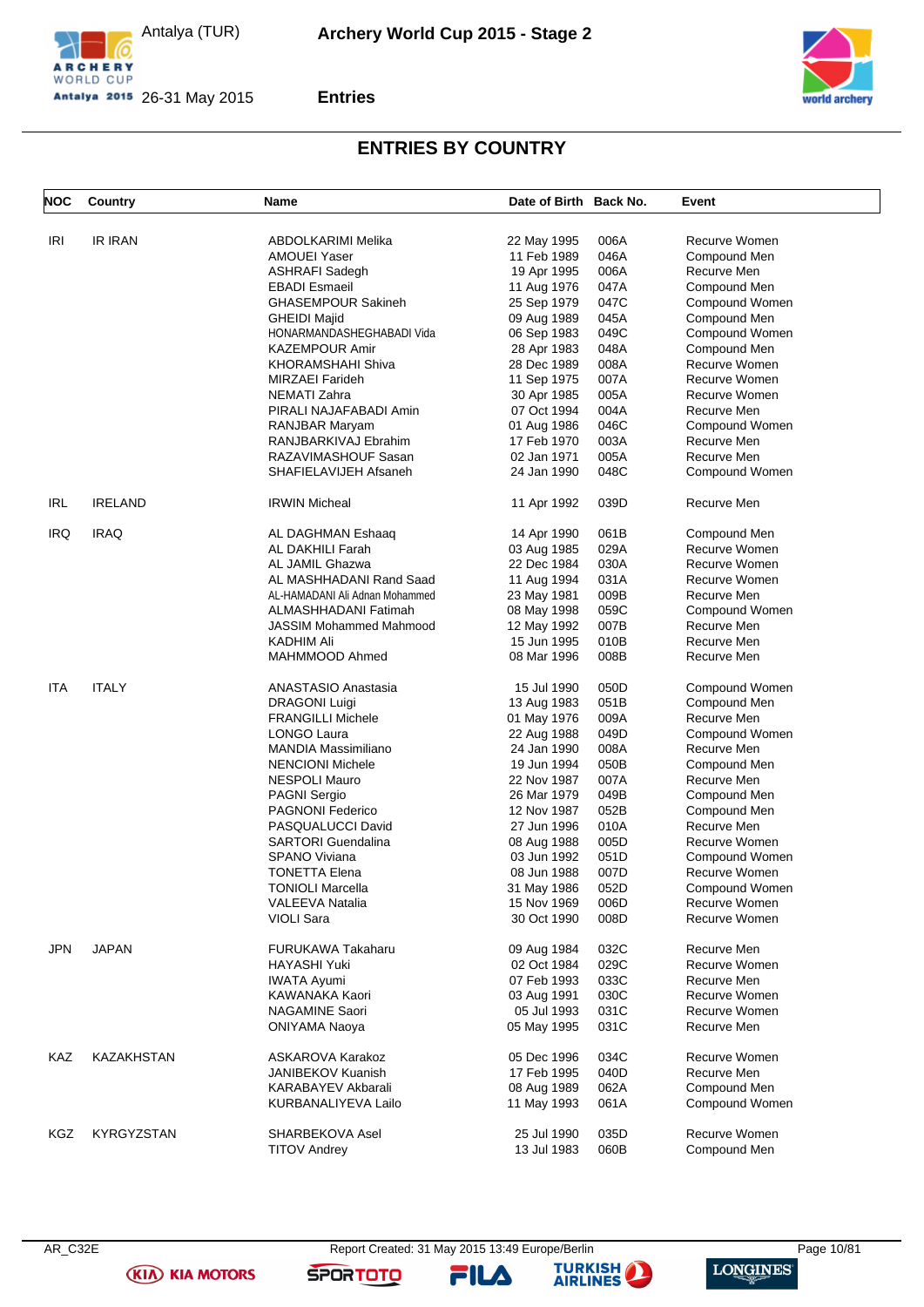## ENTRIES BY COUNTRY

| NOC | Country | Name | Date of Birth | Back No. | Event |
|---|---|---|---|---|---|
| IRI | IR IRAN | ABDOLKARIMI Melika | 22 May 1995 | 006A | Recurve Women |
| | | AMOUEI Yaser | 11 Feb 1989 | 046A | Compound Men |
| | | ASHRAFI Sadegh | 19 Apr 1995 | 006A | Recurve Men |
| | | EBADI Esmaeil | 11 Aug 1976 | 047A | Compound Men |
| | | GHASEMPOUR Sakineh | 25 Sep 1979 | 047C | Compound Women |
| | | GHEIDI Majid | 09 Aug 1989 | 045A | Compound Men |
| | | HONARMANDASHEGHABADI Vida | 06 Sep 1983 | 049C | Compound Women |
| | | KAZEMPOUR Amir | 28 Apr 1983 | 048A | Compound Men |
| | | KHORAMSHAHI Shiva | 28 Dec 1989 | 008A | Recurve Women |
| | | MIRZAEI Farideh | 11 Sep 1975 | 007A | Recurve Women |
| | | NEMATI Zahra | 30 Apr 1985 | 005A | Recurve Women |
| | | PIRALI NAJAFABADI Amin | 07 Oct 1994 | 004A | Recurve Men |
| | | RANJBAR Maryam | 01 Aug 1986 | 046C | Compound Women |
| | | RANJBARKIVAJ Ebrahim | 17 Feb 1970 | 003A | Recurve Men |
| | | RAZAVIMASHOUF Sasan | 02 Jan 1971 | 005A | Recurve Men |
| | | SHAFIELAVIJEH Afsaneh | 24 Jan 1990 | 048C | Compound Women |
| IRL | IRELAND | IRWIN Micheal | 11 Apr 1992 | 039D | Recurve Men |
| IRQ | IRAQ | AL DAGHMAN Eshaaq | 14 Apr 1990 | 061B | Compound Men |
| | | AL DAKHILI Farah | 03 Aug 1985 | 029A | Recurve Women |
| | | AL JAMIL Ghazwa | 22 Dec 1984 | 030A | Recurve Women |
| | | AL MASHHADANI Rand Saad | 11 Aug 1994 | 031A | Recurve Women |
| | | AL-HAMADANI Ali Adnan Mohammed | 23 May 1981 | 009B | Recurve Men |
| | | ALMASHHADANI Fatimah | 08 May 1998 | 059C | Compound Women |
| | | JASSIM Mohammed Mahmood | 12 May 1992 | 007B | Recurve Men |
| | | KADHIM Ali | 15 Jun 1995 | 010B | Recurve Men |
| | | MAHMMOOD Ahmed | 08 Mar 1996 | 008B | Recurve Men |
| ITA | ITALY | ANASTASIO Anastasia | 15 Jul 1990 | 050D | Compound Women |
| | | DRAGONI Luigi | 13 Aug 1983 | 051B | Compound Men |
| | | FRANGILLI Michele | 01 May 1976 | 009A | Recurve Men |
| | | LONGO Laura | 22 Aug 1988 | 049D | Compound Women |
| | | MANDIA Massimiliano | 24 Jan 1990 | 008A | Recurve Men |
| | | NENCIONI Michele | 19 Jun 1994 | 050B | Compound Men |
| | | NESPOLI Mauro | 22 Nov 1987 | 007A | Recurve Men |
| | | PAGNI Sergio | 26 Mar 1979 | 049B | Compound Men |
| | | PAGNONI Federico | 12 Nov 1987 | 052B | Compound Men |
| | | PASQUALUCCI David | 27 Jun 1996 | 010A | Recurve Men |
| | | SARTORI Guendalina | 08 Aug 1988 | 005D | Recurve Women |
| | | SPANO Viviana | 03 Jun 1992 | 051D | Compound Women |
| | | TONETTA Elena | 08 Jun 1988 | 007D | Recurve Women |
| | | TONIOLI Marcella | 31 May 1986 | 052D | Compound Women |
| | | VALEEVA Natalia | 15 Nov 1969 | 006D | Recurve Women |
| | | VIOLI Sara | 30 Oct 1990 | 008D | Recurve Women |
| JPN | JAPAN | FURUKAWA Takaharu | 09 Aug 1984 | 032C | Recurve Men |
| | | HAYASHI Yuki | 02 Oct 1984 | 029C | Recurve Women |
| | | IWATA Ayumi | 07 Feb 1993 | 033C | Recurve Men |
| | | KAWANAKA Kaori | 03 Aug 1991 | 030C | Recurve Women |
| | | NAGAMINE Saori | 05 Jul 1993 | 031C | Recurve Women |
| | | ONIYAMA Naoya | 05 May 1995 | 031C | Recurve Men |
| KAZ | KAZAKHSTAN | ASKAROVA Karakoz | 05 Dec 1996 | 034C | Recurve Women |
| | | JANIBEKOV Kuanish | 17 Feb 1995 | 040D | Recurve Men |
| | | KARABAYEV Akbarali | 08 Aug 1989 | 062A | Compound Men |
| | | KURBANALIYEVA Lailo | 11 May 1993 | 061A | Compound Women |
| KGZ | KYRGYZSTAN | SHARBEKOVA Asel | 25 Jul 1990 | 035D | Recurve Women |
| | | TITOV Andrey | 13 Jul 1983 | 060B | Compound Men |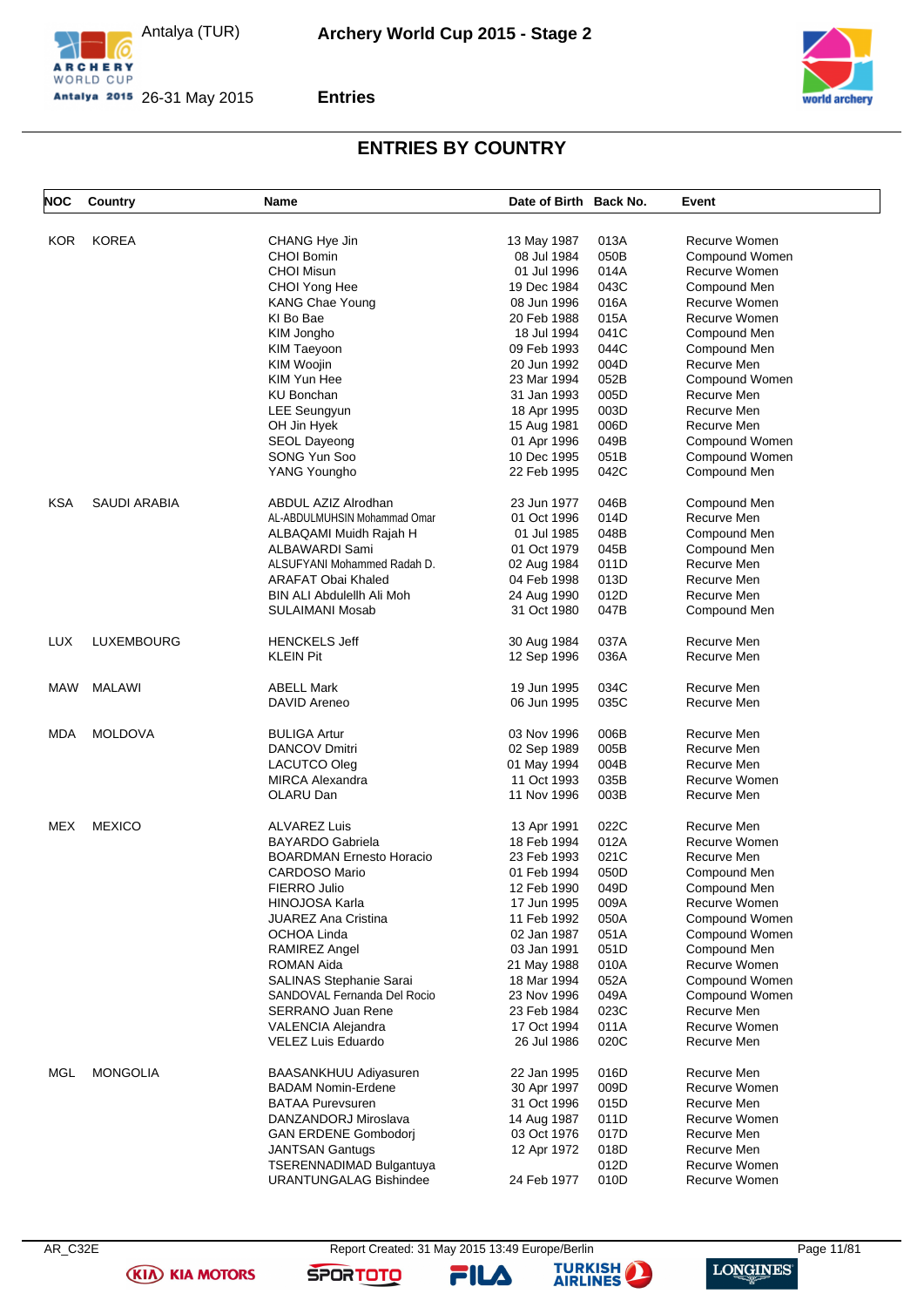## ENTRIES BY COUNTRY

| NOC | Country | Name | Date of Birth | Back No. | Event |
|---|---|---|---|---|---|
| KOR | KOREA | CHANG Hye Jin | 13 May 1987 | 013A | Recurve Women |
| | | CHOI Bomin | 08 Jul 1984 | 050B | Compound Women |
| | | CHOI Misun | 01 Jul 1996 | 014A | Recurve Women |
| | | CHOI Yong Hee | 19 Dec 1984 | 043C | Compound Men |
| | | KANG Chae Young | 08 Jun 1996 | 016A | Recurve Women |
| | | KI Bo Bae | 20 Feb 1988 | 015A | Recurve Women |
| | | KIM Jongho | 18 Jul 1994 | 041C | Compound Men |
| | | KIM Taeyoon | 09 Feb 1993 | 044C | Compound Men |
| | | KIM Woojin | 20 Jun 1992 | 004D | Recurve Men |
| | | KIM Yun Hee | 23 Mar 1994 | 052B | Compound Women |
| | | KU Bonchan | 31 Jan 1993 | 005D | Recurve Men |
| | | LEE Seungyun | 18 Apr 1995 | 003D | Recurve Men |
| | | OH Jin Hyek | 15 Aug 1981 | 006D | Recurve Men |
| | | SEOL Dayeong | 01 Apr 1996 | 049B | Compound Women |
| | | SONG Yun Soo | 10 Dec 1995 | 051B | Compound Women |
| | | YANG Youngho | 22 Feb 1995 | 042C | Compound Men |
| KSA | SAUDI ARABIA | ABDUL AZIZ Alrodhan | 23 Jun 1977 | 046B | Compound Men |
| | | AL-ABDULMUHSIN Mohammad Omar | 01 Oct 1996 | 014D | Recurve Men |
| | | ALBAQAMI Muidh Rajah H | 01 Jul 1985 | 048B | Compound Men |
| | | ALBAWARDI Sami | 01 Oct 1979 | 045B | Compound Men |
| | | ALSUFYANI Mohammed Radah D. | 02 Aug 1984 | 011D | Recurve Men |
| | | ARAFAT Obai Khaled | 04 Feb 1998 | 013D | Recurve Men |
| | | BIN ALI Abdulellh Ali Moh | 24 Aug 1990 | 012D | Recurve Men |
| | | SULAIMANI Mosab | 31 Oct 1980 | 047B | Compound Men |
| LUX | LUXEMBOURG | HENCKELS Jeff | 30 Aug 1984 | 037A | Recurve Men |
| | | KLEIN Pit | 12 Sep 1996 | 036A | Recurve Men |
| MAW | MALAWI | ABELL Mark | 19 Jun 1995 | 034C | Recurve Men |
| | | DAVID Areneo | 06 Jun 1995 | 035C | Recurve Men |
| MDA | MOLDOVA | BULIGA Artur | 03 Nov 1996 | 006B | Recurve Men |
| | | DANCOV Dmitri | 02 Sep 1989 | 005B | Recurve Men |
| | | LACUTCO Oleg | 01 May 1994 | 004B | Recurve Men |
| | | MIRCA Alexandra | 11 Oct 1993 | 035B | Recurve Women |
| | | OLARU Dan | 11 Nov 1996 | 003B | Recurve Men |
| MEX | MEXICO | ALVAREZ Luis | 13 Apr 1991 | 022C | Recurve Men |
| | | BAYARDO Gabriela | 18 Feb 1994 | 012A | Recurve Women |
| | | BOARDMAN Ernesto Horacio | 23 Feb 1993 | 021C | Recurve Men |
| | | CARDOSO Mario | 01 Feb 1994 | 050D | Compound Men |
| | | FIERRO Julio | 12 Feb 1990 | 049D | Compound Men |
| | | HINOJOSA Karla | 17 Jun 1995 | 009A | Recurve Women |
| | | JUAREZ Ana Cristina | 11 Feb 1992 | 050A | Compound Women |
| | | OCHOA Linda | 02 Jan 1987 | 051A | Compound Women |
| | | RAMIREZ Angel | 03 Jan 1991 | 051D | Compound Men |
| | | ROMAN Aida | 21 May 1988 | 010A | Recurve Women |
| | | SALINAS Stephanie Sarai | 18 Mar 1994 | 052A | Compound Women |
| | | SANDOVAL Fernanda Del Rocio | 23 Nov 1996 | 049A | Compound Women |
| | | SERRANO Juan Rene | 23 Feb 1984 | 023C | Recurve Men |
| | | VALENCIA Alejandra | 17 Oct 1994 | 011A | Recurve Women |
| | | VELEZ Luis Eduardo | 26 Jul 1986 | 020C | Recurve Men |
| MGL | MONGOLIA | BAASANKHUU Adiyasuren | 22 Jan 1995 | 016D | Recurve Men |
| | | BADAM Nomin-Erdene | 30 Apr 1997 | 009D | Recurve Women |
| | | BATAA Purevsuren | 31 Oct 1996 | 015D | Recurve Men |
| | | DANZANDORJ Miroslava | 14 Aug 1987 | 011D | Recurve Women |
| | | GAN ERDENE Gombodorj | 03 Oct 1976 | 017D | Recurve Men |
| | | JANTSAN Gantugs | 12 Apr 1972 | 018D | Recurve Men |
| | | TSERENNADIMAD Bulgantuya | | 012D | Recurve Women |
| | | URANTUNGALAG Bishindee | 24 Feb 1977 | 010D | Recurve Women |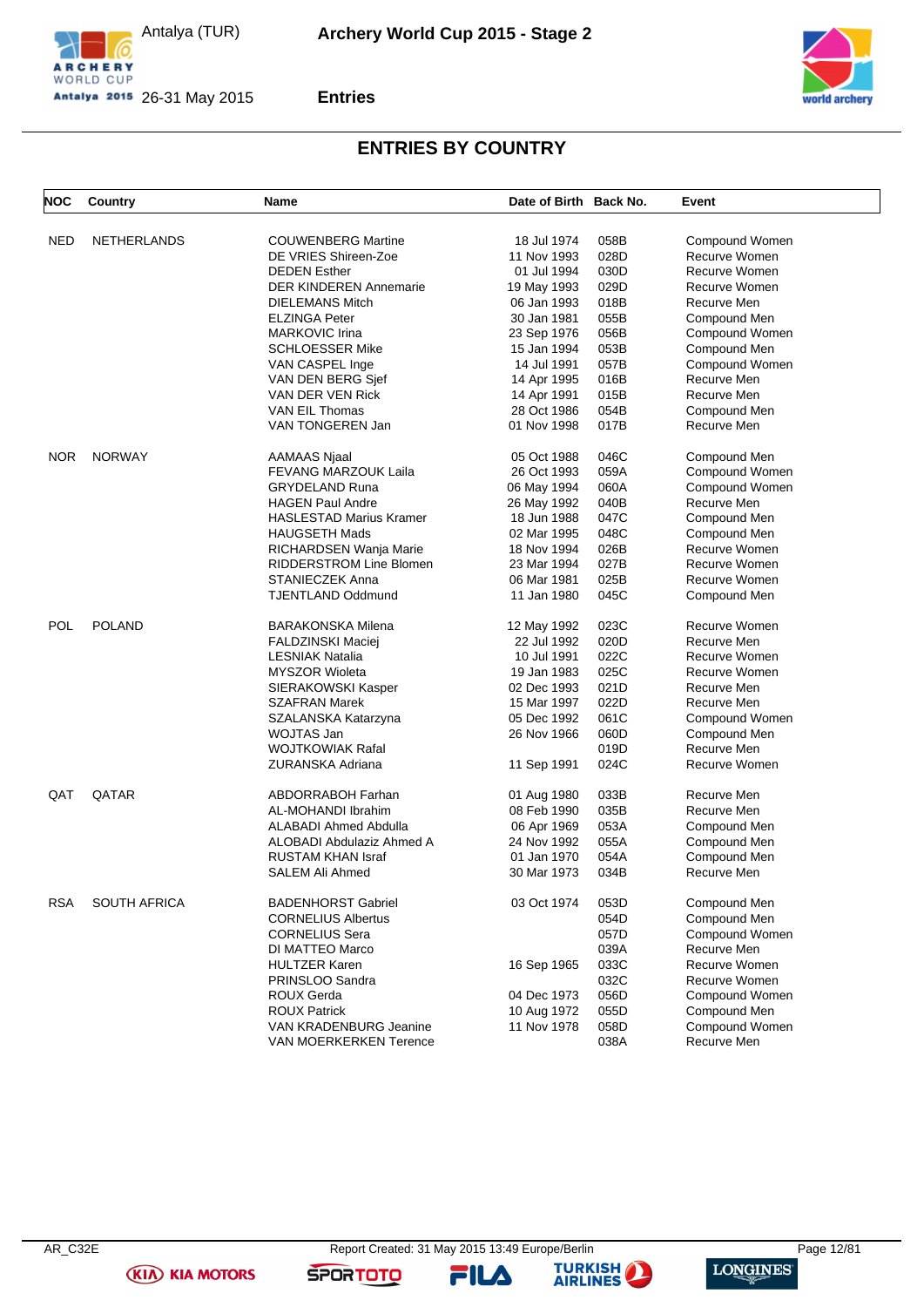# Archery World Cup 2015 - Stage 2

Antalya (TUR)
26-31 May 2015

## Entries

## ENTRIES BY COUNTRY

| NOC | Country | Name | Date of Birth | Back No. | Event |
|---|---|---|---|---|---|
| NED | NETHERLANDS | COUWENBERG Martine | 18 Jul 1974 | 058B | Compound Women |
| | | DE VRIES Shireen-Zoe | 11 Nov 1993 | 028D | Recurve Women |
| | | DEDEN Esther | 01 Jul 1994 | 030D | Recurve Women |
| | | DER KINDEREN Annemarie | 19 May 1993 | 029D | Recurve Women |
| | | DIELEMANS Mitch | 06 Jan 1993 | 018B | Recurve Men |
| | | ELZINGA Peter | 30 Jan 1981 | 055B | Compound Men |
| | | MARKOVIC Irina | 23 Sep 1976 | 056B | Compound Women |
| | | SCHLOESSER Mike | 15 Jan 1994 | 053B | Compound Men |
| | | VAN CASPEL Inge | 14 Jul 1991 | 057B | Compound Women |
| | | VAN DEN BERG Sjef | 14 Apr 1995 | 016B | Recurve Men |
| | | VAN DER VEN Rick | 14 Apr 1991 | 015B | Recurve Men |
| | | VAN EIL Thomas | 28 Oct 1986 | 054B | Compound Men |
| | | VAN TONGEREN Jan | 01 Nov 1998 | 017B | Recurve Men |
| NOR | NORWAY | AAMAAS Njaal | 05 Oct 1988 | 046C | Compound Men |
| | | FEVANG MARZOUK Laila | 26 Oct 1993 | 059A | Compound Women |
| | | GRYDELAND Runa | 06 May 1994 | 060A | Compound Women |
| | | HAGEN Paul Andre | 26 May 1992 | 040B | Recurve Men |
| | | HASLESTAD Marius Kramer | 18 Jun 1988 | 047C | Compound Men |
| | | HAUGSETH Mads | 02 Mar 1995 | 048C | Compound Men |
| | | RICHARDSEN Wanja Marie | 18 Nov 1994 | 026B | Recurve Women |
| | | RIDDERSTROM Line Blomen | 23 Mar 1994 | 027B | Recurve Women |
| | | STANIECZEK Anna | 06 Mar 1981 | 025B | Recurve Women |
| | | TJENTLAND Oddmund | 11 Jan 1980 | 045C | Compound Men |
| POL | POLAND | BARAKONSKA Milena | 12 May 1992 | 023C | Recurve Women |
| | | FALDZINSKI Maciej | 22 Jul 1992 | 020D | Recurve Men |
| | | LESNIAK Natalia | 10 Jul 1991 | 022C | Recurve Women |
| | | MYSZOR Wioleta | 19 Jan 1983 | 025C | Recurve Women |
| | | SIERAKOWSKI Kasper | 02 Dec 1993 | 021D | Recurve Men |
| | | SZAFRAN Marek | 15 Mar 1997 | 022D | Recurve Men |
| | | SZALANSKA Katarzyna | 05 Dec 1992 | 061C | Compound Women |
| | | WOJTAS Jan | 26 Nov 1966 | 060D | Compound Men |
| | | WOJTKOWIAK Rafal | | 019D | Recurve Men |
| | | ZURANSKA Adriana | 11 Sep 1991 | 024C | Recurve Women |
| QAT | QATAR | ABDORRABOH Farhan | 01 Aug 1980 | 033B | Recurve Men |
| | | AL-MOHANDI Ibrahim | 08 Feb 1990 | 035B | Recurve Men |
| | | ALABADI Ahmed Abdulla | 06 Apr 1969 | 053A | Compound Men |
| | | ALOBADI Abdulaziz Ahmed A | 24 Nov 1992 | 055A | Compound Men |
| | | RUSTAM KHAN Israf | 01 Jan 1970 | 054A | Compound Men |
| | | SALEM Ali Ahmed | 30 Mar 1973 | 034B | Recurve Men |
| RSA | SOUTH AFRICA | BADENHORST Gabriel | 03 Oct 1974 | 053D | Compound Men |
| | | CORNELIUS Albertus | | 054D | Compound Men |
| | | CORNELIUS Sera | | 057D | Compound Women |
| | | DI MATTEO Marco | | 039A | Recurve Men |
| | | HULTZER Karen | 16 Sep 1965 | 033C | Recurve Women |
| | | PRINSLOO Sandra | | 032C | Recurve Women |
| | | ROUX Gerda | 04 Dec 1973 | 056D | Compound Women |
| | | ROUX Patrick | 10 Aug 1972 | 055D | Compound Men |
| | | VAN KRADENBURG Jeanine | 11 Nov 1978 | 058D | Compound Women |
| | | VAN MOERKERKEN Terence | | 038A | Recurve Men |

AR_C32E
Report Created: 31 May 2015 13:49 Europe/Berlin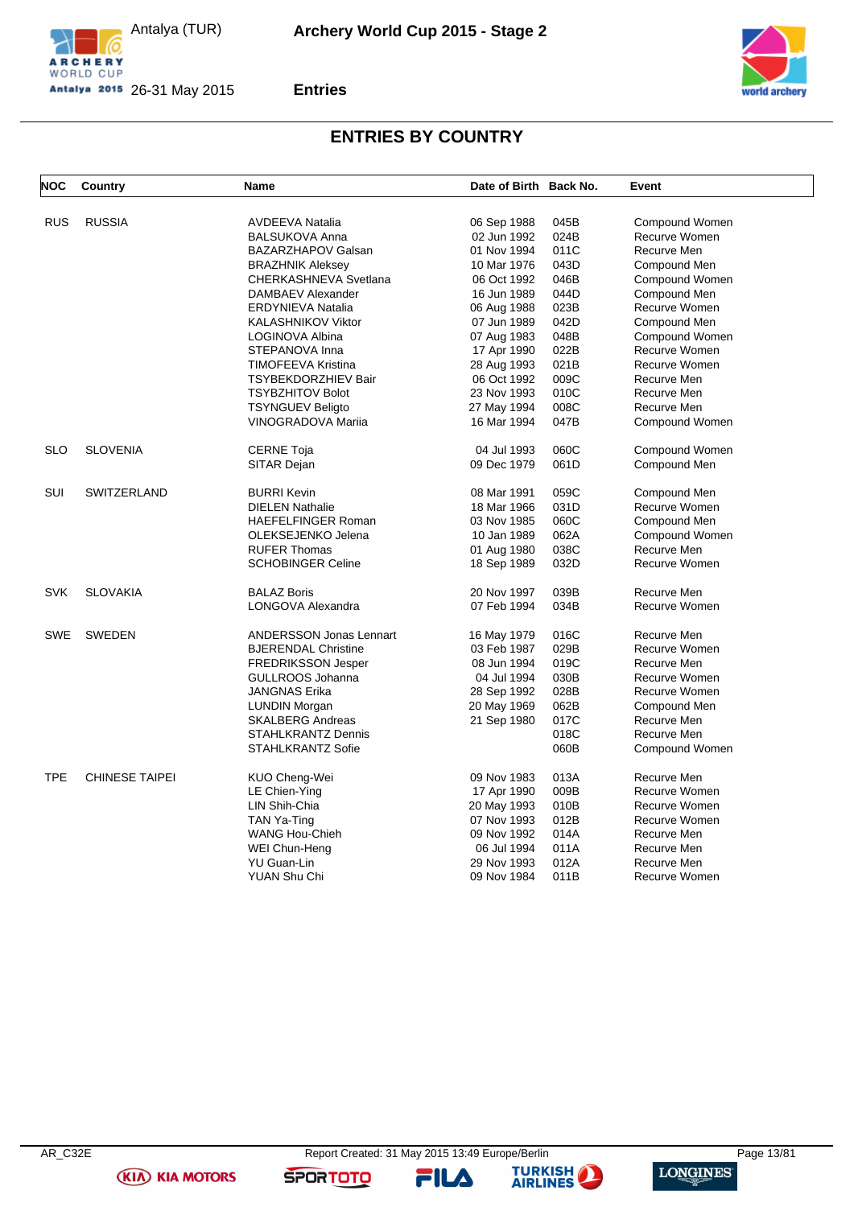## ENTRIES BY COUNTRY

| NOC | Country | Name | Date of Birth | Back No. | Event |
|---|---|---|---|---|---|
| RUS | RUSSIA | AVDEEVA Natalia | 06 Sep 1988 | 045B | Compound Women |
| | | BALSUKOVA Anna | 02 Jun 1992 | 024B | Recurve Women |
| | | BAZARZHAPOV Galsan | 01 Nov 1994 | 011C | Recurve Men |
| | | BRAZHNIK Aleksey | 10 Mar 1976 | 043D | Compound Men |
| | | CHERKASHNEVA Svetlana | 06 Oct 1992 | 046B | Compound Women |
| | | DAMBAEV Alexander | 16 Jun 1989 | 044D | Compound Men |
| | | ERDYNIEVA Natalia | 06 Aug 1988 | 023B | Recurve Women |
| | | KALASHNIKOV Viktor | 07 Jun 1989 | 042D | Compound Men |
| | | LOGINOVA Albina | 07 Aug 1983 | 048B | Compound Women |
| | | STEPANOVA Inna | 17 Apr 1990 | 022B | Recurve Women |
| | | TIMOFEEVA Kristina | 28 Aug 1993 | 021B | Recurve Women |
| | | TSYBEKDORZHIEV Bair | 06 Oct 1992 | 009C | Recurve Men |
| | | TSYBZHITOV Bolot | 23 Nov 1993 | 010C | Recurve Men |
| | | TSYNGUEV Beligto | 27 May 1994 | 008C | Recurve Men |
| | | VINOGRADOVA Mariia | 16 Mar 1994 | 047B | Compound Women |
| SLO | SLOVENIA | CERNE Toja | 04 Jul 1993 | 060C | Compound Women |
| | | SITAR Dejan | 09 Dec 1979 | 061D | Compound Men |
| SUI | SWITZERLAND | BURRI Kevin | 08 Mar 1991 | 059C | Compound Men |
| | | DIELEN Nathalie | 18 Mar 1966 | 031D | Recurve Women |
| | | HAEFELFINGER Roman | 03 Nov 1985 | 060C | Compound Men |
| | | OLEKSEJENKO Jelena | 10 Jan 1989 | 062A | Compound Women |
| | | RUFER Thomas | 01 Aug 1980 | 038C | Recurve Men |
| | | SCHOBINGER Celine | 18 Sep 1989 | 032D | Recurve Women |
| SVK | SLOVAKIA | BALAZ Boris | 20 Nov 1997 | 039B | Recurve Men |
| | | LONGOVA Alexandra | 07 Feb 1994 | 034B | Recurve Women |
| SWE | SWEDEN | ANDERSSON Jonas Lennart | 16 May 1979 | 016C | Recurve Men |
| | | BJERENDAL Christine | 03 Feb 1987 | 029B | Recurve Women |
| | | FREDRIKSSON Jesper | 08 Jun 1994 | 019C | Recurve Men |
| | | GULLROOS Johanna | 04 Jul 1994 | 030B | Recurve Women |
| | | JANGNAS Erika | 28 Sep 1992 | 028B | Recurve Women |
| | | LUNDIN Morgan | 20 May 1969 | 062B | Compound Men |
| | | SKALBERG Andreas | 21 Sep 1980 | 017C | Recurve Men |
| | | STAHLKRANTZ Dennis | | 018C | Recurve Men |
| | | STAHLKRANTZ Sofie | | 060B | Compound Women |
| TPE | CHINESE TAIPEI | KUO Cheng-Wei | 09 Nov 1983 | 013A | Recurve Men |
| | | LE Chien-Ying | 17 Apr 1990 | 009B | Recurve Women |
| | | LIN Shih-Chia | 20 May 1993 | 010B | Recurve Women |
| | | TAN Ya-Ting | 07 Nov 1993 | 012B | Recurve Women |
| | | WANG Hou-Chieh | 09 Nov 1992 | 014A | Recurve Men |
| | | WEI Chun-Heng | 06 Jul 1994 | 011A | Recurve Men |
| | | YU Guan-Lin | 29 Nov 1993 | 012A | Recurve Men |
| | | YUAN Shu Chi | 09 Nov 1984 | 011B | Recurve Women |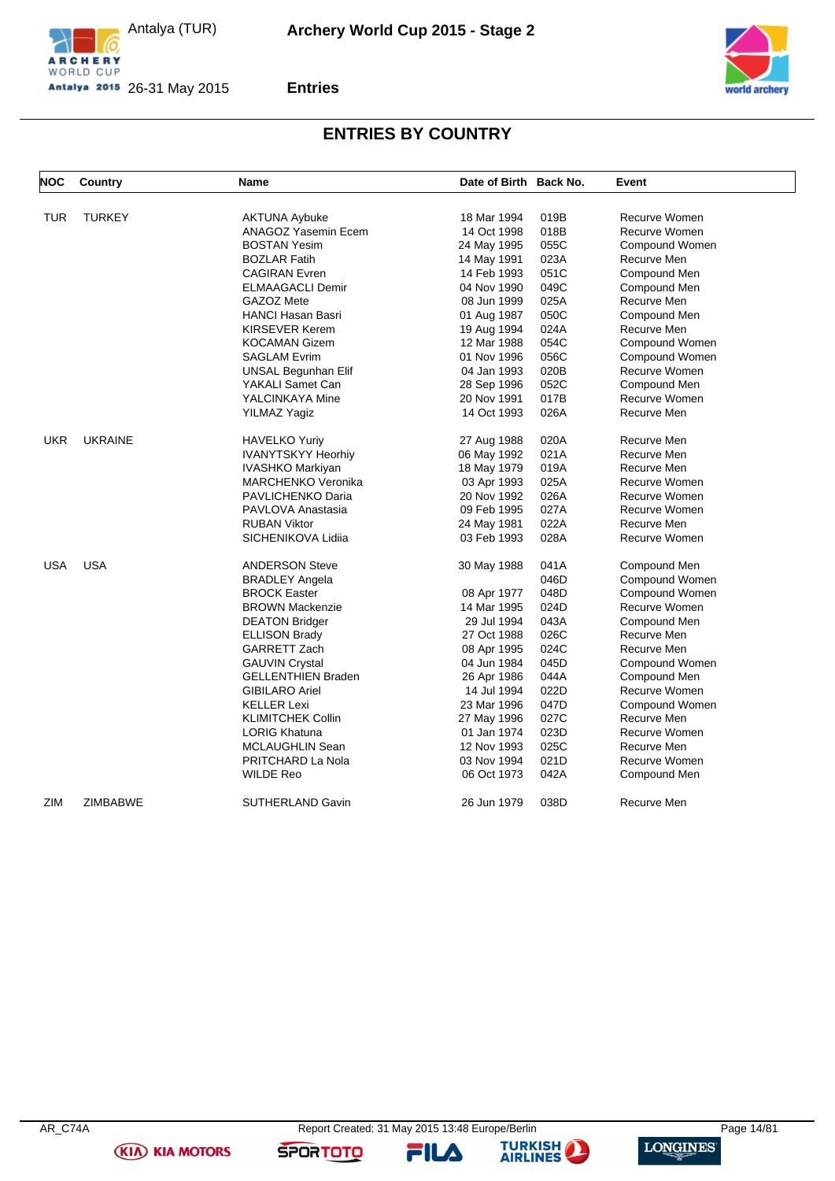# Archery World Cup 2015 - Stage 2

Antalya (TUR)
26-31 May 2015

## Entries

## ENTRIES BY COUNTRY

| NOC | Country | Name | Date of Birth | Back No. | Event |
|---|---|---|---|---|---|
| TUR | TURKEY | AKTUNA Aybuke | 18 Mar 1994 | 019B | Recurve Women |
| | | ANAGOZ Yasemin Ecem | 14 Oct 1998 | 018B | Recurve Women |
| | | BOSTAN Yesim | 24 May 1995 | 055C | Compound Women |
| | | BOZLAR Fatih | 14 May 1991 | 023A | Recurve Men |
| | | CAGIRAN Evren | 14 Feb 1993 | 051C | Compound Men |
| | | ELMAAGACLI Demir | 04 Nov 1990 | 049C | Compound Men |
| | | GAZOZ Mete | 08 Jun 1999 | 025A | Recurve Men |
| | | HANCI Hasan Basri | 01 Aug 1987 | 050C | Compound Men |
| | | KIRSEVER Kerem | 19 Aug 1994 | 024A | Recurve Men |
| | | KOCAMAN Gizem | 12 Mar 1988 | 054C | Compound Women |
| | | SAGLAM Evrim | 01 Nov 1996 | 056C | Compound Women |
| | | UNSAL Begunhan Elif | 04 Jan 1993 | 020B | Recurve Women |
| | | YAKALI Samet Can | 28 Sep 1996 | 052C | Compound Men |
| | | YALCINKAYA Mine | 20 Nov 1991 | 017B | Recurve Women |
| | | YILMAZ Yagiz | 14 Oct 1993 | 026A | Recurve Men |
| UKR | UKRAINE | HAVELKO Yuriy | 27 Aug 1988 | 020A | Recurve Men |
| | | IVANYTSKYY Heorhiy | 06 May 1992 | 021A | Recurve Men |
| | | IVASHKO Markiyan | 18 May 1979 | 019A | Recurve Men |
| | | MARCHENKO Veronika | 03 Apr 1993 | 025A | Recurve Women |
| | | PAVLICHENKO Daria | 20 Nov 1992 | 026A | Recurve Women |
| | | PAVLOVA Anastasia | 09 Feb 1995 | 027A | Recurve Women |
| | | RUBAN Viktor | 24 May 1981 | 022A | Recurve Men |
| | | SICHENIKOVA Lidiia | 03 Feb 1993 | 028A | Recurve Women |
| USA | USA | ANDERSON Steve | 30 May 1988 | 041A | Compound Men |
| | | BRADLEY Angela | | 046D | Compound Women |
| | | BROCK Easter | 08 Apr 1977 | 048D | Compound Women |
| | | BROWN Mackenzie | 14 Mar 1995 | 024D | Recurve Women |
| | | DEATON Bridger | 29 Jul 1994 | 043A | Compound Men |
| | | ELLISON Brady | 27 Oct 1988 | 026C | Recurve Men |
| | | GARRETT Zach | 08 Apr 1995 | 024C | Recurve Men |
| | | GAUVIN Crystal | 04 Jun 1984 | 045D | Compound Women |
| | | GELLENTHIEN Braden | 26 Apr 1986 | 044A | Compound Men |
| | | GIBILARO Ariel | 14 Jul 1994 | 022D | Recurve Women |
| | | KELLER Lexi | 23 Mar 1996 | 047D | Compound Women |
| | | KLIMITCHEK Collin | 27 May 1996 | 027C | Recurve Men |
| | | LORIG Khatuna | 01 Jan 1974 | 023D | Recurve Women |
| | | MCLAUGHLIN Sean | 12 Nov 1993 | 025C | Recurve Men |
| | | PRITCHARD La Nola | 03 Nov 1994 | 021D | Recurve Women |
| | | WILDE Reo | 06 Oct 1973 | 042A | Compound Men |
| ZIM | ZIMBABWE | SUTHERLAND Gavin | 26 Jun 1979 | 038D | Recurve Men |

AR_C74A

Report Created: 31 May 2015 13:48 Europe/Berlin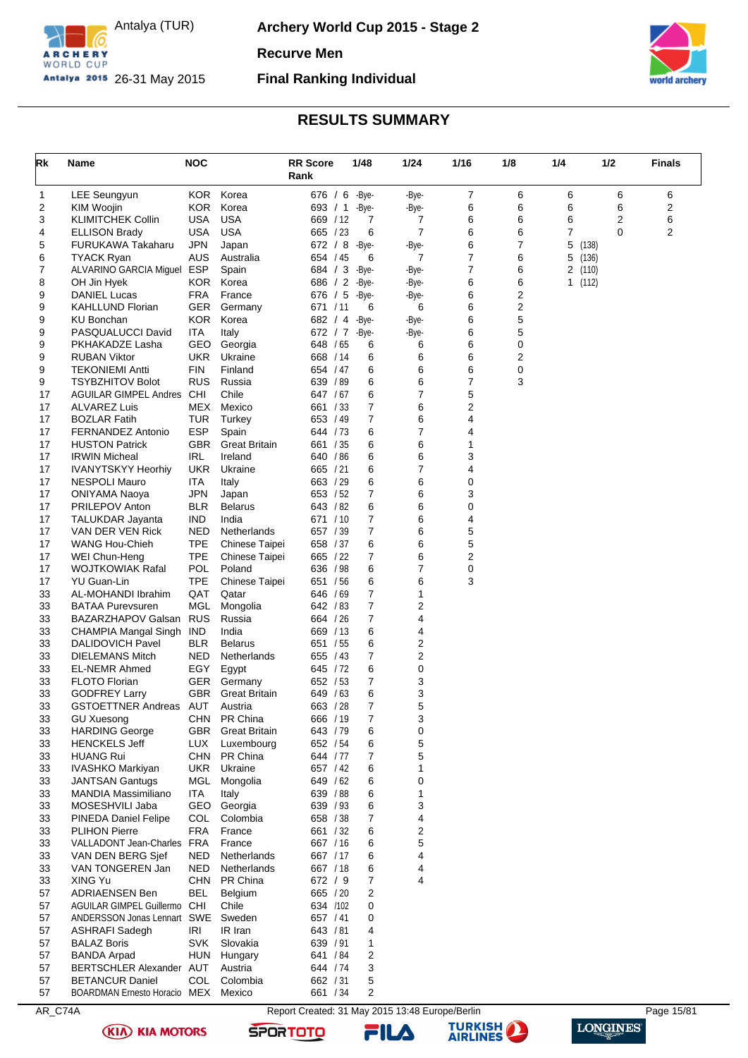Antalya (TUR)
26-31 May 2015

# Archery World Cup 2015 - Stage 2

## Recurve Men

## Final Ranking Individual

## RESULTS SUMMARY

| Rk | Name | NOC | | RR Score Rank | 1/48 | 1/24 | 1/16 | 1/8 | 1/4 | 1/2 | Finals |
|---|---|---|---|---|---|---|---|---|---|---|---|
| 1 | LEE Seungyun | KOR | Korea | 676 / 6 | -Bye- | -Bye- | 7 | 6 | 6 | 6 | 6 |
| 2 | KIM Woojin | KOR | Korea | 693 / 1 | -Bye- | -Bye- | 6 | 6 | 6 | 6 | 2 |
| 3 | KLIMITCHEK Collin | USA | USA | 669 / 12 | 7 | 7 | 6 | 6 | 6 | 2 | 6 |
| 4 | ELLISON Brady | USA | USA | 665 / 23 | 6 | 7 | 6 | 6 | 7 | 0 | 2 |
| 5 | FURUKAWA Takaharu | JPN | Japan | 672 / 8 | -Bye- | -Bye- | 6 | 7 | 5 (138) | | |
| 6 | TYACK Ryan | AUS | Australia | 654 / 45 | 6 | 7 | 7 | 6 | 5 (136) | | |
| 7 | ALVARINO GARCIA Miguel | ESP | Spain | 684 / 3 | -Bye- | -Bye- | 7 | 6 | 2 (110) | | |
| 8 | OH Jin Hyek | KOR | Korea | 686 / 2 | -Bye- | -Bye- | 6 | 6 | 1 (112) | | |
| 9 | DANIEL Lucas | FRA | France | 676 / 5 | -Bye- | -Bye- | 6 | 2 | | | |
| 9 | KAHLLUND Florian | GER | Germany | 671 / 11 | 6 | 6 | 6 | 2 | | | |
| 9 | KU Bonchan | KOR | Korea | 682 / 4 | -Bye- | -Bye- | 6 | 5 | | | |
| 9 | PASQUALUCCI David | ITA | Italy | 672 / 7 | -Bye- | -Bye- | 6 | 5 | | | |
| 9 | PKHAKADZE Lasha | GEO | Georgia | 648 / 65 | 6 | 6 | 6 | 0 | | | |
| 9 | RUBAN Viktor | UKR | Ukraine | 668 / 14 | 6 | 6 | 6 | 2 | | | |
| 9 | TEKONIEMI Antti | FIN | Finland | 654 / 47 | 6 | 6 | 6 | 0 | | | |
| 9 | TSYBZHITOV Bolot | RUS | Russia | 639 / 89 | 6 | 6 | 7 | 3 | | | |
| 17 | AGUILAR GIMPEL Andres | CHI | Chile | 647 / 67 | 6 | 7 | 5 | | | | |
| 17 | ALVAREZ Luis | MEX | Mexico | 661 / 33 | 7 | 6 | 2 | | | | |
| 17 | BOZLAR Fatih | TUR | Turkey | 653 / 49 | 7 | 6 | 4 | | | | |
| 17 | FERNANDEZ Antonio | ESP | Spain | 644 / 73 | 6 | 7 | 4 | | | | |
| 17 | HUSTON Patrick | GBR | Great Britain | 661 / 35 | 6 | 6 | 1 | | | | |
| 17 | IRWIN Micheal | IRL | Ireland | 640 / 86 | 6 | 6 | 3 | | | | |
| 17 | IVANYTSKYY Heorhiy | UKR | Ukraine | 665 / 21 | 6 | 7 | 4 | | | | |
| 17 | NESPOLI Mauro | ITA | Italy | 663 / 29 | 6 | 6 | 0 | | | | |
| 17 | ONIYAMA Naoya | JPN | Japan | 653 / 52 | 7 | 6 | 3 | | | | |
| 17 | PRILEPOV Anton | BLR | Belarus | 643 / 82 | 6 | 6 | 0 | | | | |
| 17 | TALUKDAR Jayanta | IND | India | 671 / 10 | 7 | 6 | 4 | | | | |
| 17 | VAN DER VEN Rick | NED | Netherlands | 657 / 39 | 7 | 6 | 5 | | | | |
| 17 | WANG Hou-Chieh | TPE | Chinese Taipei | 658 / 37 | 6 | 6 | 5 | | | | |
| 17 | WEI Chun-Heng | TPE | Chinese Taipei | 665 / 22 | 7 | 6 | 2 | | | | |
| 17 | WOJTKOWIAK Rafal | POL | Poland | 636 / 98 | 6 | 7 | 0 | | | | |
| 17 | YU Guan-Lin | TPE | Chinese Taipei | 651 / 56 | 6 | 6 | 3 | | | | |
| 33 | AL-MOHANDI Ibrahim | QAT | Qatar | 646 / 69 | 7 | 1 | | | | | |
| 33 | BATAA Purevsuren | MGL | Mongolia | 642 / 83 | 7 | 2 | | | | | |
| 33 | BAZARZHAPOV Galsan | RUS | Russia | 664 / 26 | 7 | 4 | | | | | |
| 33 | CHAMPIA Mangal Singh | IND | India | 669 / 13 | 6 | 4 | | | | | |
| 33 | DALIDOVICH Pavel | BLR | Belarus | 651 / 55 | 6 | 2 | | | | | |
| 33 | DIELEMANS Mitch | NED | Netherlands | 655 / 43 | 7 | 2 | | | | | |
| 33 | EL-NEMR Ahmed | EGY | Egypt | 645 / 72 | 6 | 0 | | | | | |
| 33 | FLOTO Florian | GER | Germany | 652 / 53 | 7 | 3 | | | | | |
| 33 | GODFREY Larry | GBR | Great Britain | 649 / 63 | 6 | 3 | | | | | |
| 33 | GSTOETTNER Andreas | AUT | Austria | 663 / 28 | 7 | 5 | | | | | |
| 33 | GU Xuesong | CHN | PR China | 666 / 19 | 7 | 3 | | | | | |
| 33 | HARDING George | GBR | Great Britain | 643 / 79 | 6 | 0 | | | | | |
| 33 | HENCKELS Jeff | LUX | Luxembourg | 652 / 54 | 6 | 5 | | | | | |
| 33 | HUANG Rui | CHN | PR China | 644 / 77 | 7 | 5 | | | | | |
| 33 | IVASHKO Markiyan | UKR | Ukraine | 657 / 42 | 6 | 1 | | | | | |
| 33 | JANTSAN Gantugs | MGL | Mongolia | 649 / 62 | 6 | 0 | | | | | |
| 33 | MANDIA Massimiliano | ITA | Italy | 639 / 88 | 6 | 1 | | | | | |
| 33 | MOSESHVILI Jaba | GEO | Georgia | 639 / 93 | 6 | 3 | | | | | |
| 33 | PINEDA Daniel Felipe | COL | Colombia | 658 / 38 | 7 | 4 | | | | | |
| 33 | PLIHON Pierre | FRA | France | 661 / 32 | 6 | 2 | | | | | |
| 33 | VALLADONT Jean-Charles | FRA | France | 667 / 16 | 6 | 5 | | | | | |
| 33 | VAN DEN BERG Sjef | NED | Netherlands | 667 / 17 | 6 | 4 | | | | | |
| 33 | VAN TONGEREN Jan | NED | Netherlands | 667 / 18 | 6 | 4 | | | | | |
| 33 | XING Yu | CHN | PR China | 672 / 9 | 7 | 4 | | | | | |
| 57 | ADRIAENSEN Ben | BEL | Belgium | 665 / 20 | 2 | | | | | | |
| 57 | AGUILAR GIMPEL Guillermo | CHI | Chile | 634 /102 | 0 | | | | | | |
| 57 | ANDERSSON Jonas Lennart | SWE | Sweden | 657 / 41 | 0 | | | | | | |
| 57 | ASHRAFI Sadegh | IRI | IR Iran | 643 / 81 | 4 | | | | | | |
| 57 | BALAZ Boris | SVK | Slovakia | 639 / 91 | 1 | | | | | | |
| 57 | BANDA Arpad | HUN | Hungary | 641 / 84 | 2 | | | | | | |
| 57 | BERTSCHLER Alexander | AUT | Austria | 644 / 74 | 3 | | | | | | |
| 57 | BETANCUR Daniel | COL | Colombia | 662 / 31 | 5 | | | | | | |
| 57 | BOARDMAN Ernesto Horacio | MEX | Mexico | 661 / 34 | 2 | | | | | | |

AR_C74A Report Created: 31 May 2015 13:48 Europe/Berlin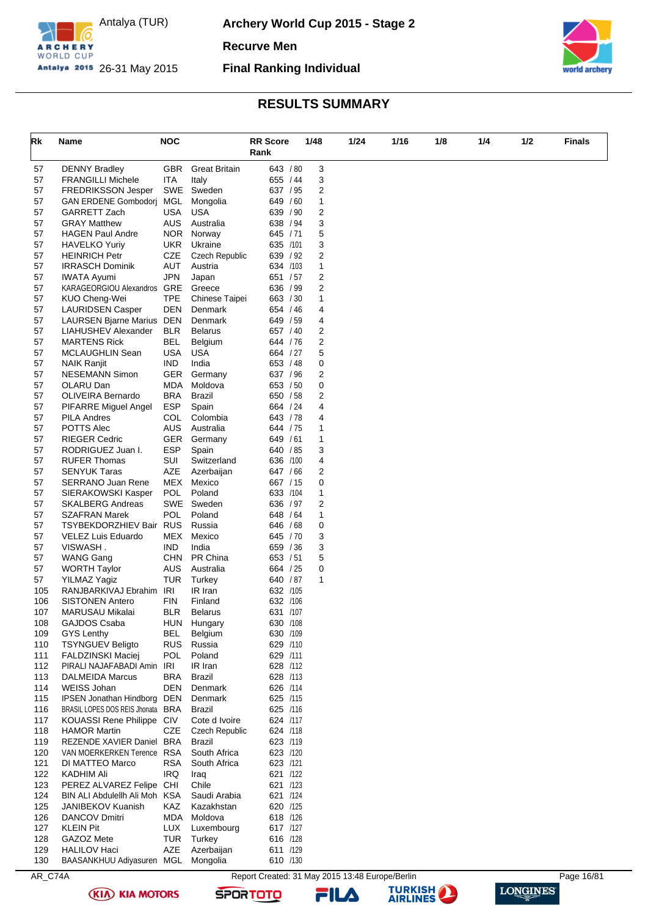Antalya (TUR)
26-31 May 2015

# Archery World Cup 2015 - Stage 2

**Recurve Men**

**Final Ranking Individual**

## RESULTS SUMMARY

| Rk | Name | NOC | | RR Score Rank | 1/48 | 1/24 | 1/16 | 1/8 | 1/4 | 1/2 | Finals |
|---|---|---|---|---|---|---|---|---|---|---|---|
| 57 | DENNY Bradley | GBR | Great Britain | 643 / 80 | 3 | | | | | | |
| 57 | FRANGILLI Michele | ITA | Italy | 655 / 44 | 3 | | | | | | |
| 57 | FREDRIKSSON Jesper | SWE | Sweden | 637 / 95 | 2 | | | | | | |
| 57 | GAN ERDENE Gombodorj | MGL | Mongolia | 649 / 60 | 1 | | | | | | |
| 57 | GARRETT Zach | USA | USA | 639 / 90 | 2 | | | | | | |
| 57 | GRAY Matthew | AUS | Australia | 638 / 94 | 3 | | | | | | |
| 57 | HAGEN Paul Andre | NOR | Norway | 645 / 71 | 5 | | | | | | |
| 57 | HAVELKO Yuriy | UKR | Ukraine | 635 /101 | 3 | | | | | | |
| 57 | HEINRICH Petr | CZE | Czech Republic | 639 / 92 | 2 | | | | | | |
| 57 | IRRASCH Dominik | AUT | Austria | 634 /103 | 1 | | | | | | |
| 57 | IWATA Ayumi | JPN | Japan | 651 / 57 | 2 | | | | | | |
| 57 | KARAGEORGIOU Alexandros | GRE | Greece | 636 / 99 | 2 | | | | | | |
| 57 | KUO Cheng-Wei | TPE | Chinese Taipei | 663 / 30 | 1 | | | | | | |
| 57 | LAURIDSEN Casper | DEN | Denmark | 654 / 46 | 4 | | | | | | |
| 57 | LAURSEN Bjarne Marius | DEN | Denmark | 649 / 59 | 4 | | | | | | |
| 57 | LIAHUSHEV Alexander | BLR | Belarus | 657 / 40 | 2 | | | | | | |
| 57 | MARTENS Rick | BEL | Belgium | 644 / 76 | 2 | | | | | | |
| 57 | MCLAUGHLIN Sean | USA | USA | 664 / 27 | 5 | | | | | | |
| 57 | NAIK Ranjit | IND | India | 653 / 48 | 0 | | | | | | |
| 57 | NESEMANN Simon | GER | Germany | 637 / 96 | 2 | | | | | | |
| 57 | OLARU Dan | MDA | Moldova | 653 / 50 | 0 | | | | | | |
| 57 | OLIVEIRA Bernardo | BRA | Brazil | 650 / 58 | 2 | | | | | | |
| 57 | PIFARRE Miguel Angel | ESP | Spain | 664 / 24 | 4 | | | | | | |
| 57 | PILA Andres | COL | Colombia | 643 / 78 | 4 | | | | | | |
| 57 | POTTS Alec | AUS | Australia | 644 / 75 | 1 | | | | | | |
| 57 | RIEGER Cedric | GER | Germany | 649 / 61 | 1 | | | | | | |
| 57 | RODRIGUEZ Juan I. | ESP | Spain | 640 / 85 | 3 | | | | | | |
| 57 | RUFER Thomas | SUI | Switzerland | 636 /100 | 4 | | | | | | |
| 57 | SENYUK Taras | AZE | Azerbaijan | 647 / 66 | 2 | | | | | | |
| 57 | SERRANO Juan Rene | MEX | Mexico | 667 / 15 | 0 | | | | | | |
| 57 | SIERAKOWSKI Kasper | POL | Poland | 633 /104 | 1 | | | | | | |
| 57 | SKALBERG Andreas | SWE | Sweden | 636 / 97 | 2 | | | | | | |
| 57 | SZAFRAN Marek | POL | Poland | 648 / 64 | 1 | | | | | | |
| 57 | TSYBEKDORZHIEV Bair | RUS | Russia | 646 / 68 | 0 | | | | | | |
| 57 | VELEZ Luis Eduardo | MEX | Mexico | 645 / 70 | 3 | | | | | | |
| 57 | VISWASH . | IND | India | 659 / 36 | 3 | | | | | | |
| 57 | WANG Gang | CHN | PR China | 653 / 51 | 5 | | | | | | |
| 57 | WORTH Taylor | AUS | Australia | 664 / 25 | 0 | | | | | | |
| 57 | YILMAZ Yagiz | TUR | Turkey | 640 / 87 | 1 | | | | | | |
| 105 | RANJBARKIVAJ Ebrahim | IRI | IR Iran | 632 /105 | | | | | | | |
| 106 | SISTONEN Antero | FIN | Finland | 632 /106 | | | | | | | |
| 107 | MARUSAU Mikalai | BLR | Belarus | 631 /107 | | | | | | | |
| 108 | GAJDOS Csaba | HUN | Hungary | 630 /108 | | | | | | | |
| 109 | GYS Lenthy | BEL | Belgium | 630 /109 | | | | | | | |
| 110 | TSYNGUEV Beligto | RUS | Russia | 629 /110 | | | | | | | |
| 111 | FALDZINSKI Maciej | POL | Poland | 629 /111 | | | | | | | |
| 112 | PIRALI NAJAFABADI Amin | IRI | IR Iran | 628 /112 | | | | | | | |
| 113 | DALMEIDA Marcus | BRA | Brazil | 628 /113 | | | | | | | |
| 114 | WEISS Johan | DEN | Denmark | 626 /114 | | | | | | | |
| 115 | IPSEN Jonathan Hindborg | DEN | Denmark | 625 /115 | | | | | | | |
| 116 | BRASIL LOPES DOS REIS Jhonata | BRA | Brazil | 625 /116 | | | | | | | |
| 117 | KOUASSI Rene Philippe | CIV | Cote d Ivoire | 624 /117 | | | | | | | |
| 118 | HAMOR Martin | CZE | Czech Republic | 624 /118 | | | | | | | |
| 119 | REZENDE XAVIER Daniel | BRA | Brazil | 623 /119 | | | | | | | |
| 120 | VAN MOERKERKEN Terence | RSA | South Africa | 623 /120 | | | | | | | |
| 121 | DI MATTEO Marco | RSA | South Africa | 623 /121 | | | | | | | |
| 122 | KADHIM Ali | IRQ | Iraq | 621 /122 | | | | | | | |
| 123 | PEREZ ALVAREZ Felipe | CHI | Chile | 621 /123 | | | | | | | |
| 124 | BIN ALI Abdulellh Ali Moh | KSA | Saudi Arabia | 621 /124 | | | | | | | |
| 125 | JANIBEKOV Kuanish | KAZ | Kazakhstan | 620 /125 | | | | | | | |
| 126 | DANCOV Dmitri | MDA | Moldova | 618 /126 | | | | | | | |
| 127 | KLEIN Pit | LUX | Luxembourg | 617 /127 | | | | | | | |
| 128 | GAZOZ Mete | TUR | Turkey | 616 /128 | | | | | | | |
| 129 | HALILOV Haci | AZE | Azerbaijan | 611 /129 | | | | | | | |
| 130 | BAASANKHUU Adiyasuren | MGL | Mongolia | 610 /130 | | | | | | | |

AR_C74A Report Created: 31 May 2015 13:48 Europe/Berlin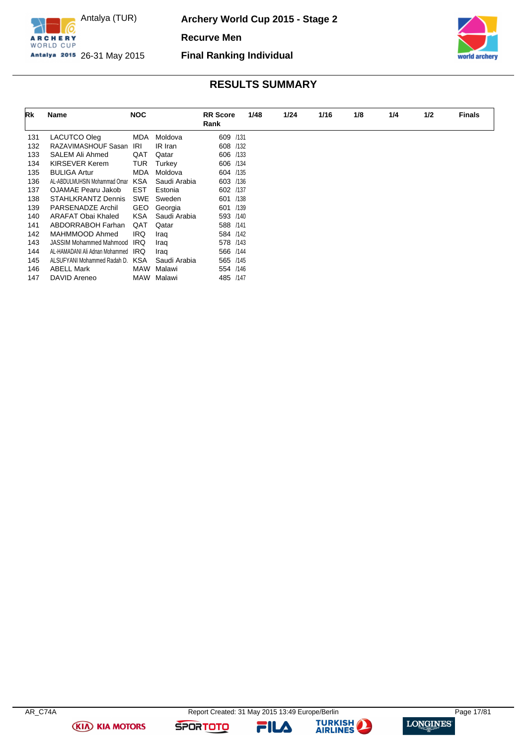Antalya (TUR)

26-31 May 2015

# Archery World Cup 2015 - Stage 2

## Recurve Men

## Final Ranking Individual

### RESULTS SUMMARY

| Rk | Name | NOC | | RR Score | RR Rank | 1/48 | 1/24 | 1/16 | 1/8 | 1/4 | 1/2 | Finals |
|---|---|---|---|---|---|---|---|---|---|---|---|---|
| 131 | LACUTCO Oleg | MDA | Moldova | 609 | /131 | | | | | | | |
| 132 | RAZAVIMASHOUF Sasan | IRI | IR Iran | 608 | /132 | | | | | | | |
| 133 | SALEM Ali Ahmed | QAT | Qatar | 606 | /133 | | | | | | | |
| 134 | KIRSEVER Kerem | TUR | Turkey | 606 | /134 | | | | | | | |
| 135 | BULIGA Artur | MDA | Moldova | 604 | /135 | | | | | | | |
| 136 | AL-ABDULMUHSIN Mohammad Omar | KSA | Saudi Arabia | 603 | /136 | | | | | | | |
| 137 | OJAMAE Pearu Jakob | EST | Estonia | 602 | /137 | | | | | | | |
| 138 | STAHLKRANTZ Dennis | SWE | Sweden | 601 | /138 | | | | | | | |
| 139 | PARSENADZE Archil | GEO | Georgia | 601 | /139 | | | | | | | |
| 140 | ARAFAT Obai Khaled | KSA | Saudi Arabia | 593 | /140 | | | | | | | |
| 141 | ABDORRABOH Farhan | QAT | Qatar | 588 | /141 | | | | | | | |
| 142 | MAHMMOOD Ahmed | IRQ | Iraq | 584 | /142 | | | | | | | |
| 143 | JASSIM Mohammed Mahmood | IRQ | Iraq | 578 | /143 | | | | | | | |
| 144 | AL-HAMADANI Ali Adnan Mohammed | IRQ | Iraq | 566 | /144 | | | | | | | |
| 145 | ALSUFYANI Mohammed Radah D. | KSA | Saudi Arabia | 565 | /145 | | | | | | | |
| 146 | ABELL Mark | MAW | Malawi | 554 | /146 | | | | | | | |
| 147 | DAVID Areneo | MAW | Malawi | 485 | /147 | | | | | | | |

AR_C74A Report Created: 31 May 2015 13:49 Europe/Berlin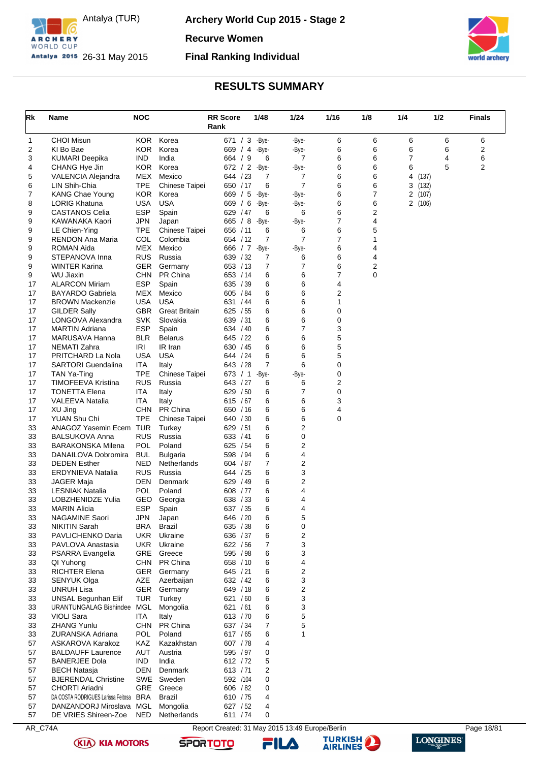# Archery World Cup 2015 - Stage 2

Antalya (TUR)
26-31 May 2015

## Recurve Women

## Final Ranking Individual

## RESULTS SUMMARY

| Rk | Name | NOC | | RR Score Rank | 1/48 | 1/24 | 1/16 | 1/8 | 1/4 | 1/2 | Finals |
|---|---|---|---|---|---|---|---|---|---|---|---|
| 1 | CHOI Misun | KOR | Korea | 671 / 3 | -Bye- | -Bye- | 6 | 6 | 6 | 6 | 6 |
| 2 | KI Bo Bae | KOR | Korea | 669 / 4 | -Bye- | -Bye- | 6 | 6 | 6 | 6 | 2 |
| 3 | KUMARI Deepika | IND | India | 664 / 9 | 6 | 7 | 6 | 6 | 7 | 4 | 6 |
| 4 | CHANG Hye Jin | KOR | Korea | 672 / 2 | -Bye- | -Bye- | 6 | 6 | 6 | 5 | 2 |
| 5 | VALENCIA Alejandra | MEX | Mexico | 644 / 23 | 7 | 7 | 6 | 6 | 4 (137) | | |
| 6 | LIN Shih-Chia | TPE | Chinese Taipei | 650 / 17 | 6 | 7 | 6 | 6 | 3 (132) | | |
| 7 | KANG Chae Young | KOR | Korea | 669 / 5 | -Bye- | -Bye- | 6 | 7 | 2 (107) | | |
| 8 | LORIG Khatuna | USA | USA | 669 / 6 | -Bye- | -Bye- | 6 | 6 | 2 (106) | | |
| 9 | CASTANOS Celia | ESP | Spain | 629 / 47 | 6 | 6 | 6 | 2 | | | |
| 9 | KAWANAKA Kaori | JPN | Japan | 665 / 8 | -Bye- | -Bye- | 7 | 4 | | | |
| 9 | LE Chien-Ying | TPE | Chinese Taipei | 656 / 11 | 6 | 6 | 6 | 5 | | | |
| 9 | RENDON Ana Maria | COL | Colombia | 654 / 12 | 7 | 7 | 7 | 1 | | | |
| 9 | ROMAN Aida | MEX | Mexico | 666 / 7 | -Bye- | -Bye- | 6 | 4 | | | |
| 9 | STEPANOVA Inna | RUS | Russia | 639 / 32 | 7 | 6 | 6 | 4 | | | |
| 9 | WINTER Karina | GER | Germany | 653 / 13 | 7 | 7 | 6 | 2 | | | |
| 9 | WU Jiaxin | CHN | PR China | 653 / 14 | 6 | 6 | 7 | 0 | | | |
| 17 | ALARCON Miriam | ESP | Spain | 635 / 39 | 6 | 6 | 4 | | | | |
| 17 | BAYARDO Gabriela | MEX | Mexico | 605 / 84 | 6 | 6 | 2 | | | | |
| 17 | BROWN Mackenzie | USA | USA | 631 / 44 | 6 | 6 | 1 | | | | |
| 17 | GILDER Sally | GBR | Great Britain | 625 / 55 | 6 | 6 | 0 | | | | |
| 17 | LONGOVA Alexandra | SVK | Slovakia | 639 / 31 | 6 | 6 | 0 | | | | |
| 17 | MARTIN Adriana | ESP | Spain | 634 / 40 | 6 | 7 | 3 | | | | |
| 17 | MARUSAVA Hanna | BLR | Belarus | 645 / 22 | 6 | 6 | 5 | | | | |
| 17 | NEMATI Zahra | IRI | IR Iran | 630 / 45 | 6 | 6 | 5 | | | | |
| 17 | PRITCHARD La Nola | USA | USA | 644 / 24 | 6 | 6 | 5 | | | | |
| 17 | SARTORI Guendalina | ITA | Italy | 643 / 28 | 7 | 6 | 0 | | | | |
| 17 | TAN Ya-Ting | TPE | Chinese Taipei | 673 / 1 | -Bye- | -Bye- | 0 | | | | |
| 17 | TIMOFEEVA Kristina | RUS | Russia | 643 / 27 | 6 | 6 | 2 | | | | |
| 17 | TONETTA Elena | ITA | Italy | 629 / 50 | 6 | 7 | 0 | | | | |
| 17 | VALEEVA Natalia | ITA | Italy | 615 / 67 | 6 | 6 | 3 | | | | |
| 17 | XU Jing | CHN | PR China | 650 / 16 | 6 | 6 | 4 | | | | |
| 17 | YUAN Shu Chi | TPE | Chinese Taipei | 640 / 30 | 6 | 6 | 0 | | | | |
| 33 | ANAGOZ Yasemin Ecem | TUR | Turkey | 629 / 51 | 6 | 2 | | | | | |
| 33 | BALSUKOVA Anna | RUS | Russia | 633 / 41 | 6 | 0 | | | | | |
| 33 | BARAKONSKA Milena | POL | Poland | 625 / 54 | 6 | 2 | | | | | |
| 33 | DANAILOVA Dobromira | BUL | Bulgaria | 598 / 94 | 6 | 4 | | | | | |
| 33 | DEDEN Esther | NED | Netherlands | 604 / 87 | 7 | 2 | | | | | |
| 33 | ERDYNIEVA Natalia | RUS | Russia | 644 / 25 | 6 | 3 | | | | | |
| 33 | JAGER Maja | DEN | Denmark | 629 / 49 | 6 | 2 | | | | | |
| 33 | LESNIAK Natalia | POL | Poland | 608 / 77 | 6 | 4 | | | | | |
| 33 | LOBZHENIDZE Yulia | GEO | Georgia | 638 / 33 | 6 | 4 | | | | | |
| 33 | MARIN Alicia | ESP | Spain | 637 / 35 | 6 | 4 | | | | | |
| 33 | NAGAMINE Saori | JPN | Japan | 646 / 20 | 6 | 5 | | | | | |
| 33 | NIKITIN Sarah | BRA | Brazil | 635 / 38 | 6 | 0 | | | | | |
| 33 | PAVLICHENKO Daria | UKR | Ukraine | 636 / 37 | 6 | 2 | | | | | |
| 33 | PAVLOVA Anastasia | UKR | Ukraine | 622 / 56 | 7 | 3 | | | | | |
| 33 | PSARRA Evangelia | GRE | Greece | 595 / 98 | 6 | 3 | | | | | |
| 33 | QI Yuhong | CHN | PR China | 658 / 10 | 6 | 4 | | | | | |
| 33 | RICHTER Elena | GER | Germany | 645 / 21 | 6 | 2 | | | | | |
| 33 | SENYUK Olga | AZE | Azerbaijan | 632 / 42 | 6 | 3 | | | | | |
| 33 | UNRUH Lisa | GER | Germany | 649 / 18 | 6 | 2 | | | | | |
| 33 | UNSAL Begunhan Elif | TUR | Turkey | 621 / 60 | 6 | 3 | | | | | |
| 33 | URANTUNGALAG Bishindee | MGL | Mongolia | 621 / 61 | 6 | 3 | | | | | |
| 33 | VIOLI Sara | ITA | Italy | 613 / 70 | 6 | 5 | | | | | |
| 33 | ZHANG Yunlu | CHN | PR China | 637 / 34 | 7 | 5 | | | | | |
| 33 | ZURANSKA Adriana | POL | Poland | 617 / 65 | 6 | 1 | | | | | |
| 57 | ASKAROVA Karakoz | KAZ | Kazakhstan | 607 / 78 | 4 | | | | | | |
| 57 | BALDAUFF Laurence | AUT | Austria | 595 / 97 | 0 | | | | | | |
| 57 | BANERJEE Dola | IND | India | 612 / 72 | 5 | | | | | | |
| 57 | BECH Natasja | DEN | Denmark | 613 / 71 | 2 | | | | | | |
| 57 | BJERENDAL Christine | SWE | Sweden | 592 / 104 | 0 | | | | | | |
| 57 | CHORTI Ariadni | GRE | Greece | 606 / 82 | 0 | | | | | | |
| 57 | DA COSTA RODRIGUES Larissa Feitosa | BRA | Brazil | 610 / 75 | 4 | | | | | | |
| 57 | DANZANDORJ Miroslava | MGL | Mongolia | 627 / 52 | 4 | | | | | | |
| 57 | DE VRIES Shireen-Zoe | NED | Netherlands | 611 / 74 | 0 | | | | | | |

AR_C74A Report Created: 31 May 2015 13:49 Europe/Berlin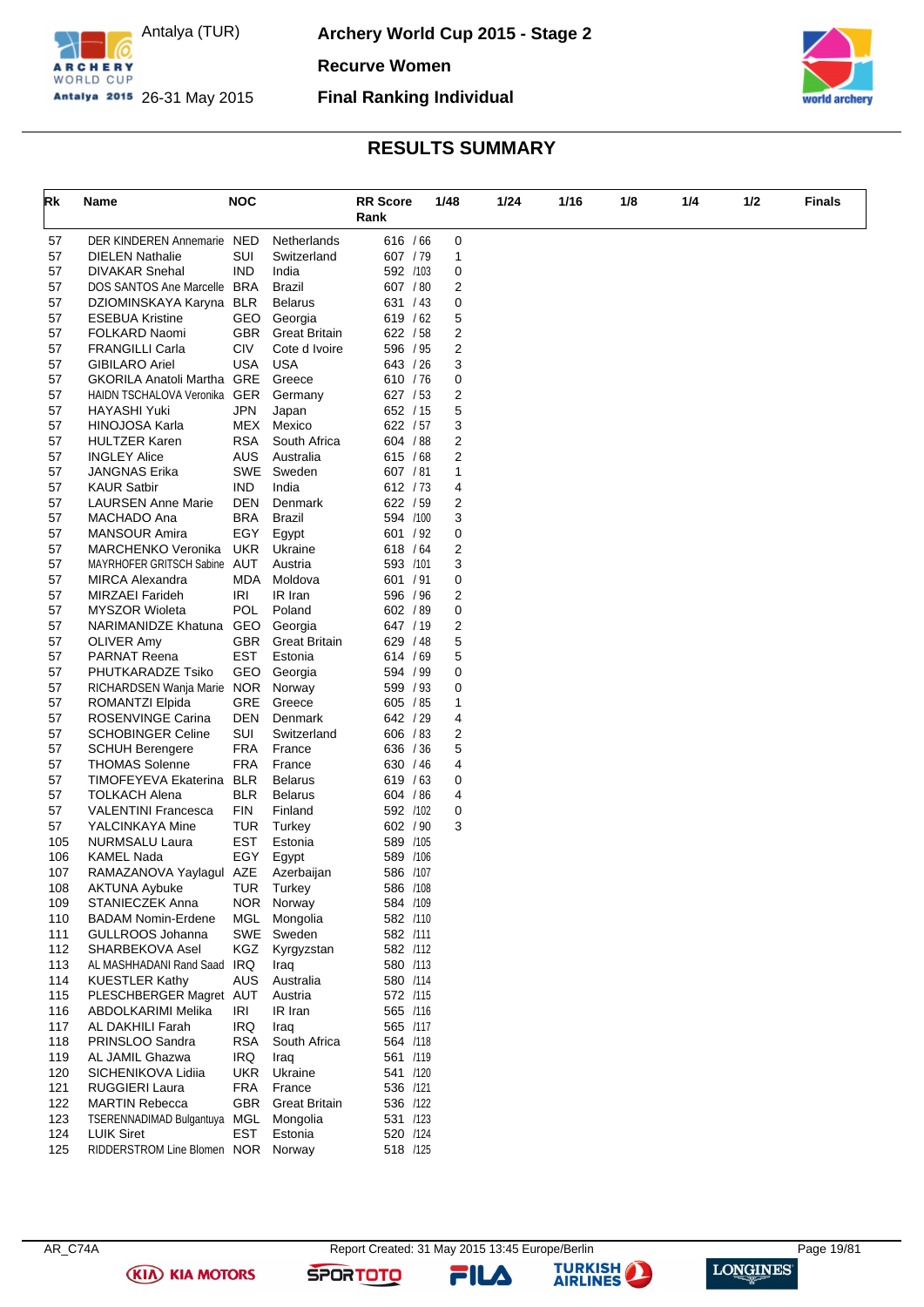Archery World Cup 2015 - Stage 2

Recurve Women

Final Ranking Individual

Antalya (TUR)

26-31 May 2015

## RESULTS SUMMARY

| Rk | Name | NOC | | RR Score Rank | 1/48 | 1/24 | 1/16 | 1/8 | 1/4 | 1/2 | Finals |
|---|---|---|---|---|---|---|---|---|---|---|---|
| 57 | DER KINDEREN Annemarie | NED | Netherlands | 616 / 66 | 0 | | | | | | |
| 57 | DIELEN Nathalie | SUI | Switzerland | 607 / 79 | 1 | | | | | | |
| 57 | DIVAKAR Snehal | IND | India | 592 /103 | 0 | | | | | | |
| 57 | DOS SANTOS Ane Marcelle | BRA | Brazil | 607 / 80 | 2 | | | | | | |
| 57 | DZIOMINSKAYA Karyna | BLR | Belarus | 631 / 43 | 0 | | | | | | |
| 57 | ESEBUA Kristine | GEO | Georgia | 619 / 62 | 5 | | | | | | |
| 57 | FOLKARD Naomi | GBR | Great Britain | 622 / 58 | 2 | | | | | | |
| 57 | FRANGILLI Carla | CIV | Cote d Ivoire | 596 / 95 | 2 | | | | | | |
| 57 | GIBILARO Ariel | USA | USA | 643 / 26 | 3 | | | | | | |
| 57 | GKORILA Anatoli Martha | GRE | Greece | 610 / 76 | 0 | | | | | | |
| 57 | HAIDN TSCHALOVA Veronika | GER | Germany | 627 / 53 | 2 | | | | | | |
| 57 | HAYASHI Yuki | JPN | Japan | 652 / 15 | 5 | | | | | | |
| 57 | HINOJOSA Karla | MEX | Mexico | 622 / 57 | 3 | | | | | | |
| 57 | HULTZER Karen | RSA | South Africa | 604 / 88 | 2 | | | | | | |
| 57 | INGLEY Alice | AUS | Australia | 615 / 68 | 2 | | | | | | |
| 57 | JANGNAS Erika | SWE | Sweden | 607 / 81 | 1 | | | | | | |
| 57 | KAUR Satbir | IND | India | 612 / 73 | 4 | | | | | | |
| 57 | LAURSEN Anne Marie | DEN | Denmark | 622 / 59 | 2 | | | | | | |
| 57 | MACHADO Ana | BRA | Brazil | 594 /100 | 3 | | | | | | |
| 57 | MANSOUR Amira | EGY | Egypt | 601 / 92 | 0 | | | | | | |
| 57 | MARCHENKO Veronika | UKR | Ukraine | 618 / 64 | 2 | | | | | | |
| 57 | MAYRHOFER GRITSCH Sabine | AUT | Austria | 593 /101 | 3 | | | | | | |
| 57 | MIRCA Alexandra | MDA | Moldova | 601 / 91 | 0 | | | | | | |
| 57 | MIRZAEI Farideh | IRI | IR Iran | 596 / 96 | 2 | | | | | | |
| 57 | MYSZOR Wioleta | POL | Poland | 602 / 89 | 0 | | | | | | |
| 57 | NARIMANIDZE Khatuna | GEO | Georgia | 647 / 19 | 2 | | | | | | |
| 57 | OLIVER Amy | GBR | Great Britain | 629 / 48 | 5 | | | | | | |
| 57 | PARNAT Reena | EST | Estonia | 614 / 69 | 5 | | | | | | |
| 57 | PHUTKARADZE Tsiko | GEO | Georgia | 594 / 99 | 0 | | | | | | |
| 57 | RICHARDSEN Wanja Marie | NOR | Norway | 599 / 93 | 0 | | | | | | |
| 57 | ROMANTZI Elpida | GRE | Greece | 605 / 85 | 1 | | | | | | |
| 57 | ROSENVINGE Carina | DEN | Denmark | 642 / 29 | 4 | | | | | | |
| 57 | SCHOBINGER Celine | SUI | Switzerland | 606 / 83 | 2 | | | | | | |
| 57 | SCHUH Berengere | FRA | France | 636 / 36 | 5 | | | | | | |
| 57 | THOMAS Solenne | FRA | France | 630 / 46 | 4 | | | | | | |
| 57 | TIMOFEYEVA Ekaterina | BLR | Belarus | 619 / 63 | 0 | | | | | | |
| 57 | TOLKACH Alena | BLR | Belarus | 604 / 86 | 4 | | | | | | |
| 57 | VALENTINI Francesca | FIN | Finland | 592 /102 | 0 | | | | | | |
| 57 | YALCINKAYA Mine | TUR | Turkey | 602 / 90 | 3 | | | | | | |
| 105 | NURMSALU Laura | EST | Estonia | 589 /105 | | | | | | | |
| 106 | KAMEL Nada | EGY | Egypt | 589 /106 | | | | | | | |
| 107 | RAMAZANOVA Yaylagul | AZE | Azerbaijan | 586 /107 | | | | | | | |
| 108 | AKTUNA Aybuke | TUR | Turkey | 586 /108 | | | | | | | |
| 109 | STANIECZEK Anna | NOR | Norway | 584 /109 | | | | | | | |
| 110 | BADAM Nomin-Erdene | MGL | Mongolia | 582 /110 | | | | | | | |
| 111 | GULLROOS Johanna | SWE | Sweden | 582 /111 | | | | | | | |
| 112 | SHARBEKOVA Asel | KGZ | Kyrgyzstan | 582 /112 | | | | | | | |
| 113 | AL MASHHADANI Rand Saad | IRQ | Iraq | 580 /113 | | | | | | | |
| 114 | KUESTLER Kathy | AUS | Australia | 580 /114 | | | | | | | |
| 115 | PLESCHBERGER Magret | AUT | Austria | 572 /115 | | | | | | | |
| 116 | ABDOLKARIMI Melika | IRI | IR Iran | 565 /116 | | | | | | | |
| 117 | AL DAKHILI Farah | IRQ | Iraq | 565 /117 | | | | | | | |
| 118 | PRINSLOO Sandra | RSA | South Africa | 564 /118 | | | | | | | |
| 119 | AL JAMIL Ghazwa | IRQ | Iraq | 561 /119 | | | | | | | |
| 120 | SICHENIKOVA Lidiia | UKR | Ukraine | 541 /120 | | | | | | | |
| 121 | RUGGIERI Laura | FRA | France | 536 /121 | | | | | | | |
| 122 | MARTIN Rebecca | GBR | Great Britain | 536 /122 | | | | | | | |
| 123 | TSERENNADIMAD Bulgantuya | MGL | Mongolia | 531 /123 | | | | | | | |
| 124 | LUIK Siret | EST | Estonia | 520 /124 | | | | | | | |
| 125 | RIDDERSTROM Line Blomen | NOR | Norway | 518 /125 | | | | | | | |

AR_C74A Report Created: 31 May 2015 13:45 Europe/Berlin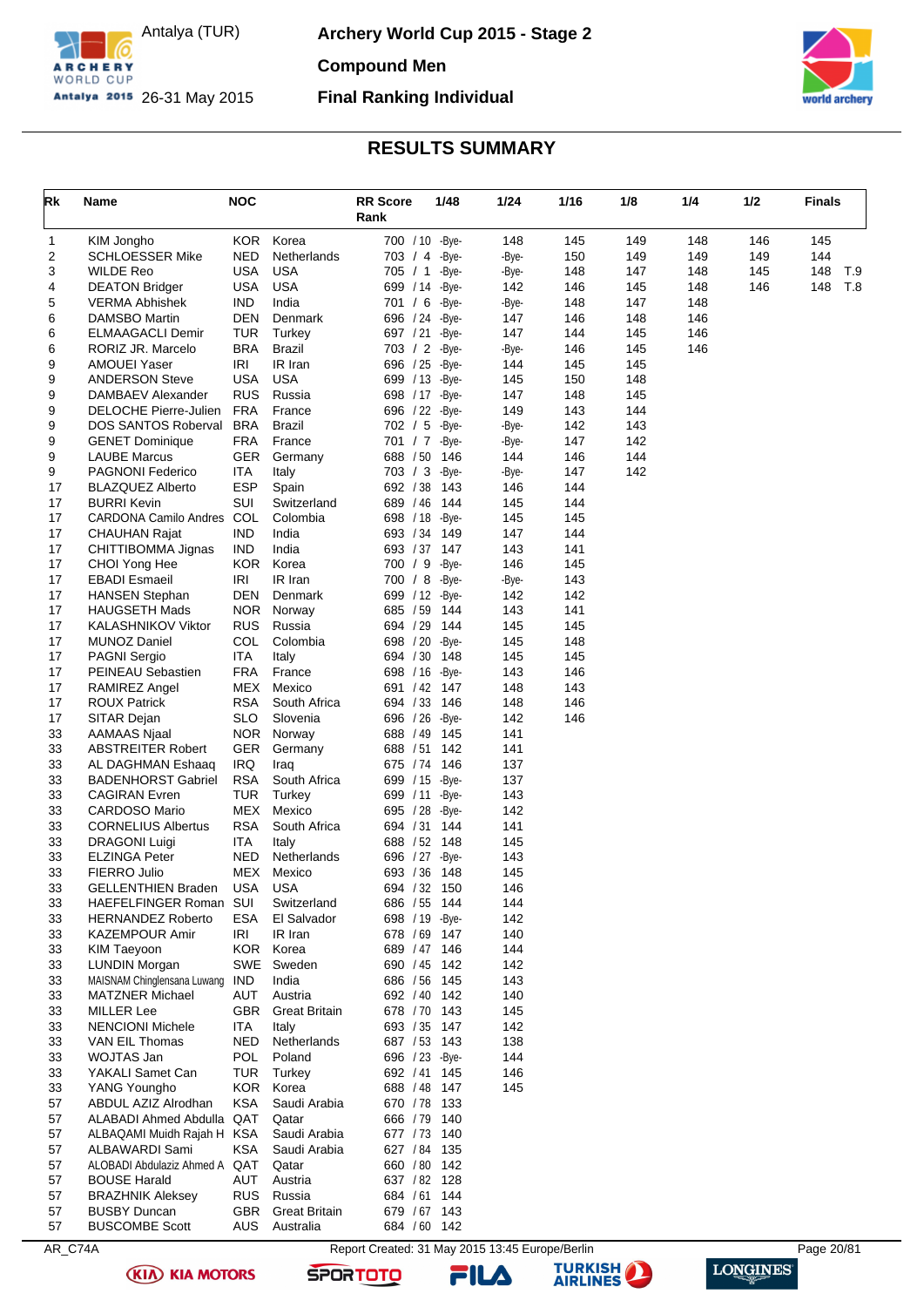# Archery World Cup 2015 - Stage 2

Antalya (TUR) 26-31 May 2015

## Compound Men

## Final Ranking Individual

### RESULTS SUMMARY

| Rk | Name | NOC | | RR Score Rank | 1/48 | 1/24 | 1/16 | 1/8 | 1/4 | 1/2 | Finals |
|---|---|---|---|---|---|---|---|---|---|---|---|
| 1 | KIM Jongho | KOR | Korea | 700 / 10 | -Bye- | 148 | 145 | 149 | 148 | 146 | 145 |
| 2 | SCHLOESSER Mike | NED | Netherlands | 703 / 4 | -Bye- | -Bye- | 150 | 149 | 149 | 149 | 144 |
| 3 | WILDE Reo | USA | USA | 705 / 1 | -Bye- | -Bye- | 148 | 147 | 148 | 145 | 148 T.9 |
| 4 | DEATON Bridger | USA | USA | 699 / 14 | -Bye- | 142 | 146 | 145 | 148 | 146 | 148 T.8 |
| 5 | VERMA Abhishek | IND | India | 701 / 6 | -Bye- | -Bye- | 148 | 147 | 148 | | |
| 6 | DAMSBO Martin | DEN | Denmark | 696 / 24 | -Bye- | 147 | 146 | 148 | 146 | | |
| 6 | ELMAAGACLI Demir | TUR | Turkey | 697 / 21 | -Bye- | 147 | 144 | 145 | 146 | | |
| 6 | RORIZ JR. Marcelo | BRA | Brazil | 703 / 2 | -Bye- | -Bye- | 146 | 145 | 146 | | |
| 9 | AMOUEI Yaser | IRI | IR Iran | 696 / 25 | -Bye- | 144 | 145 | 145 | | | |
| 9 | ANDERSON Steve | USA | USA | 699 / 13 | -Bye- | 145 | 150 | 148 | | | |
| 9 | DAMBAEV Alexander | RUS | Russia | 698 / 17 | -Bye- | 147 | 148 | 145 | | | |
| 9 | DELOCHE Pierre-Julien | FRA | France | 696 / 22 | -Bye- | 149 | 143 | 144 | | | |
| 9 | DOS SANTOS Roberval | BRA | Brazil | 702 / 5 | -Bye- | -Bye- | 142 | 143 | | | |
| 9 | GENET Dominique | FRA | France | 701 / 7 | -Bye- | -Bye- | 147 | 142 | | | |
| 9 | LAUBE Marcus | GER | Germany | 688 / 50 | 146 | 144 | 146 | 144 | | | |
| 9 | PAGNONI Federico | ITA | Italy | 703 / 3 | -Bye- | -Bye- | 147 | 142 | | | |
| 17 | BLAZQUEZ Alberto | ESP | Spain | 692 / 38 | 143 | 146 | 144 | | | | |
| 17 | BURRI Kevin | SUI | Switzerland | 689 / 46 | 144 | 145 | 144 | | | | |
| 17 | CARDONA Camilo Andres | COL | Colombia | 698 / 18 | -Bye- | 145 | 145 | | | | |
| 17 | CHAUHAN Rajat | IND | India | 693 / 34 | 149 | 147 | 144 | | | | |
| 17 | CHITTIBOMMA Jignas | IND | India | 693 / 37 | 147 | 143 | 141 | | | | |
| 17 | CHOI Yong Hee | KOR | Korea | 700 / 9 | -Bye- | 146 | 145 | | | | |
| 17 | EBADI Esmaeil | IRI | IR Iran | 700 / 8 | -Bye- | -Bye- | 143 | | | | |
| 17 | HANSEN Stephan | DEN | Denmark | 699 / 12 | -Bye- | 142 | 142 | | | | |
| 17 | HAUGSETH Mads | NOR | Norway | 685 / 59 | 144 | 143 | 141 | | | | |
| 17 | KALASHNIKOV Viktor | RUS | Russia | 694 / 29 | 144 | 145 | 145 | | | | |
| 17 | MUNOZ Daniel | COL | Colombia | 698 / 20 | -Bye- | 145 | 148 | | | | |
| 17 | PAGNI Sergio | ITA | Italy | 694 / 30 | 148 | 145 | 145 | | | | |
| 17 | PEINEAU Sebastien | FRA | France | 698 / 16 | -Bye- | 143 | 146 | | | | |
| 17 | RAMIREZ Angel | MEX | Mexico | 691 / 42 | 147 | 148 | 143 | | | | |
| 17 | ROUX Patrick | RSA | South Africa | 694 / 33 | 146 | 148 | 146 | | | | |
| 17 | SITAR Dejan | SLO | Slovenia | 696 / 26 | -Bye- | 142 | 146 | | | | |
| 33 | AAMAAS Njaal | NOR | Norway | 688 / 49 | 145 | 141 | | | | | |
| 33 | ABSTREITER Robert | GER | Germany | 688 / 51 | 142 | 141 | | | | | |
| 33 | AL DAGHMAN Eshaaq | IRQ | Iraq | 675 / 74 | 146 | 137 | | | | | |
| 33 | BADENHORST Gabriel | RSA | South Africa | 699 / 15 | -Bye- | 137 | | | | | |
| 33 | CAGIRAN Evren | TUR | Turkey | 699 / 11 | -Bye- | 143 | | | | | |
| 33 | CARDOSO Mario | MEX | Mexico | 695 / 28 | -Bye- | 142 | | | | | |
| 33 | CORNELIUS Albertus | RSA | South Africa | 694 / 31 | 144 | 141 | | | | | |
| 33 | DRAGONI Luigi | ITA | Italy | 688 / 52 | 148 | 145 | | | | | |
| 33 | ELZINGA Peter | NED | Netherlands | 696 / 27 | -Bye- | 143 | | | | | |
| 33 | FIERRO Julio | MEX | Mexico | 693 / 36 | 148 | 145 | | | | | |
| 33 | GELLENTHIEN Braden | USA | USA | 694 / 32 | 150 | 146 | | | | | |
| 33 | HAEFELFINGER Roman | SUI | Switzerland | 686 / 55 | 144 | 144 | | | | | |
| 33 | HERNANDEZ Roberto | ESA | El Salvador | 698 / 19 | -Bye- | 142 | | | | | |
| 33 | KAZEMPOUR Amir | IRI | IR Iran | 678 / 69 | 147 | 140 | | | | | |
| 33 | KIM Taeyoon | KOR | Korea | 689 / 47 | 146 | 144 | | | | | |
| 33 | LUNDIN Morgan | SWE | Sweden | 690 / 45 | 142 | 142 | | | | | |
| 33 | MAISNAM Chinglensana Luwang | IND | India | 686 / 56 | 145 | 143 | | | | | |
| 33 | MATZNER Michael | AUT | Austria | 692 / 40 | 142 | 140 | | | | | |
| 33 | MILLER Lee | GBR | Great Britain | 678 / 70 | 143 | 145 | | | | | |
| 33 | NENCIONI Michele | ITA | Italy | 693 / 35 | 147 | 142 | | | | | |
| 33 | VAN EIL Thomas | NED | Netherlands | 687 / 53 | 143 | 138 | | | | | |
| 33 | WOJTAS Jan | POL | Poland | 696 / 23 | -Bye- | 144 | | | | | |
| 33 | YAKALI Samet Can | TUR | Turkey | 692 / 41 | 145 | 146 | | | | | |
| 33 | YANG Youngho | KOR | Korea | 688 / 48 | 147 | 145 | | | | | |
| 57 | ABDUL AZIZ Alrodhan | KSA | Saudi Arabia | 670 / 78 | 133 | | | | | | |
| 57 | ALABADI Ahmed Abdulla | QAT | Qatar | 666 / 79 | 140 | | | | | | |
| 57 | ALBAQAMI Muidh Rajah H | KSA | Saudi Arabia | 677 / 73 | 140 | | | | | | |
| 57 | ALBAWARDI Sami | KSA | Saudi Arabia | 627 / 84 | 135 | | | | | | |
| 57 | ALOBADI Abdulaziz Ahmed A | QAT | Qatar | 660 / 80 | 142 | | | | | | |
| 57 | BOUSE Harald | AUT | Austria | 637 / 82 | 128 | | | | | | |
| 57 | BRAZHNIK Aleksey | RUS | Russia | 684 / 61 | 144 | | | | | | |
| 57 | BUSBY Duncan | GBR | Great Britain | 679 / 67 | 143 | | | | | | |
| 57 | BUSCOMBE Scott | AUS | Australia | 684 / 60 | 142 | | | | | | |

AR_C74A Report Created: 31 May 2015 13:45 Europe/Berlin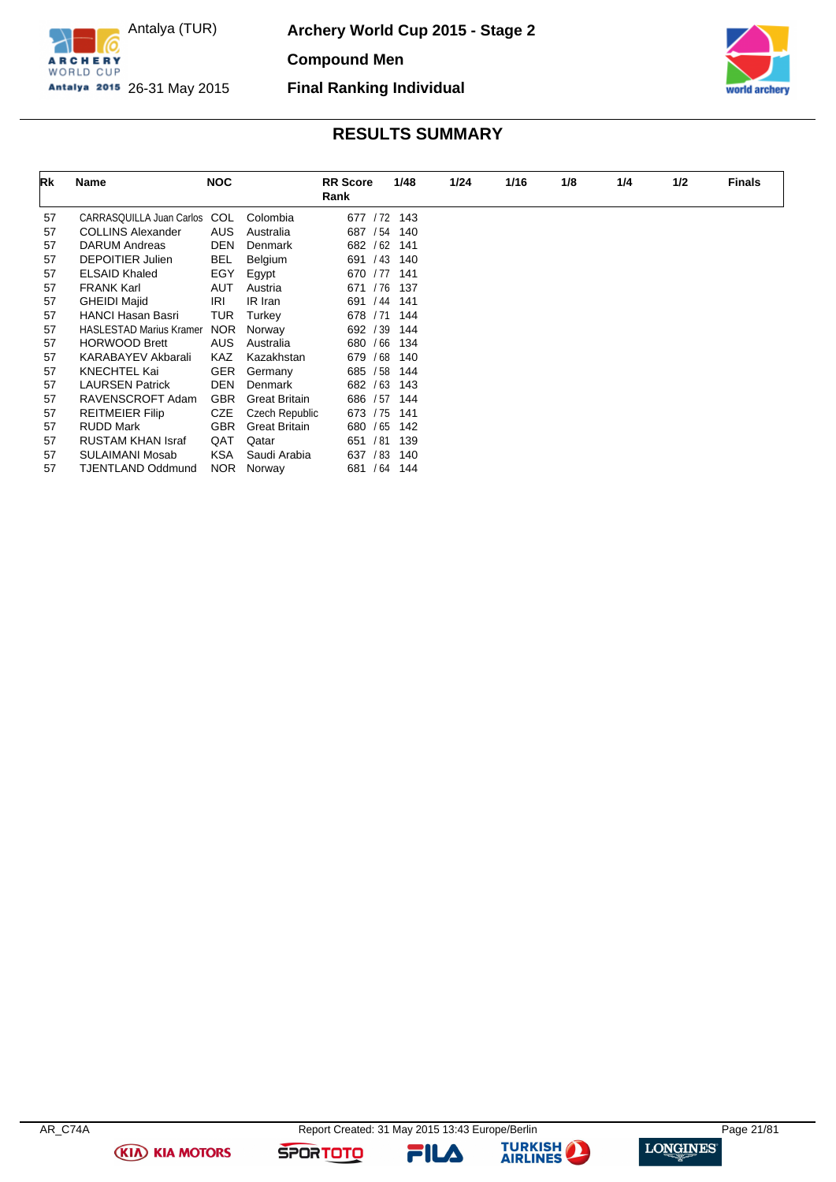# Archery World Cup 2015 - Stage 2

Antalya (TUR)
26-31 May 2015

## Compound Men

## Final Ranking Individual

## RESULTS SUMMARY

| Rk | Name | NOC | | RR Score Rank | 1/48 | 1/24 | 1/16 | 1/8 | 1/4 | 1/2 | Finals |
|---|---|---|---|---|---|---|---|---|---|---|---|
| 57 | CARRASQUILLA Juan Carlos | COL | Colombia | 677 / 72 | 143 | | | | | | |
| 57 | COLLINS Alexander | AUS | Australia | 687 / 54 | 140 | | | | | | |
| 57 | DARUM Andreas | DEN | Denmark | 682 / 62 | 141 | | | | | | |
| 57 | DEPOITIER Julien | BEL | Belgium | 691 / 43 | 140 | | | | | | |
| 57 | ELSAID Khaled | EGY | Egypt | 670 / 77 | 141 | | | | | | |
| 57 | FRANK Karl | AUT | Austria | 671 / 76 | 137 | | | | | | |
| 57 | GHEIDI Majid | IRI | IR Iran | 691 / 44 | 141 | | | | | | |
| 57 | HANCI Hasan Basri | TUR | Turkey | 678 / 71 | 144 | | | | | | |
| 57 | HASLESTAD Marius Kramer | NOR | Norway | 692 / 39 | 144 | | | | | | |
| 57 | HORWOOD Brett | AUS | Australia | 680 / 66 | 134 | | | | | | |
| 57 | KARABAYEV Akbarali | KAZ | Kazakhstan | 679 / 68 | 140 | | | | | | |
| 57 | KNECHTEL Kai | GER | Germany | 685 / 58 | 144 | | | | | | |
| 57 | LAURSEN Patrick | DEN | Denmark | 682 / 63 | 143 | | | | | | |
| 57 | RAVENSCROFT Adam | GBR | Great Britain | 686 / 57 | 144 | | | | | | |
| 57 | REITMEIER Filip | CZE | Czech Republic | 673 / 75 | 141 | | | | | | |
| 57 | RUDD Mark | GBR | Great Britain | 680 / 65 | 142 | | | | | | |
| 57 | RUSTAM KHAN Israf | QAT | Qatar | 651 / 81 | 139 | | | | | | |
| 57 | SULAIMANI Mosab | KSA | Saudi Arabia | 637 / 83 | 140 | | | | | | |
| 57 | TJENTLAND Oddmund | NOR | Norway | 681 / 64 | 144 | | | | | | |

AR_C74A    Report Created: 31 May 2015 13:43 Europe/Berlin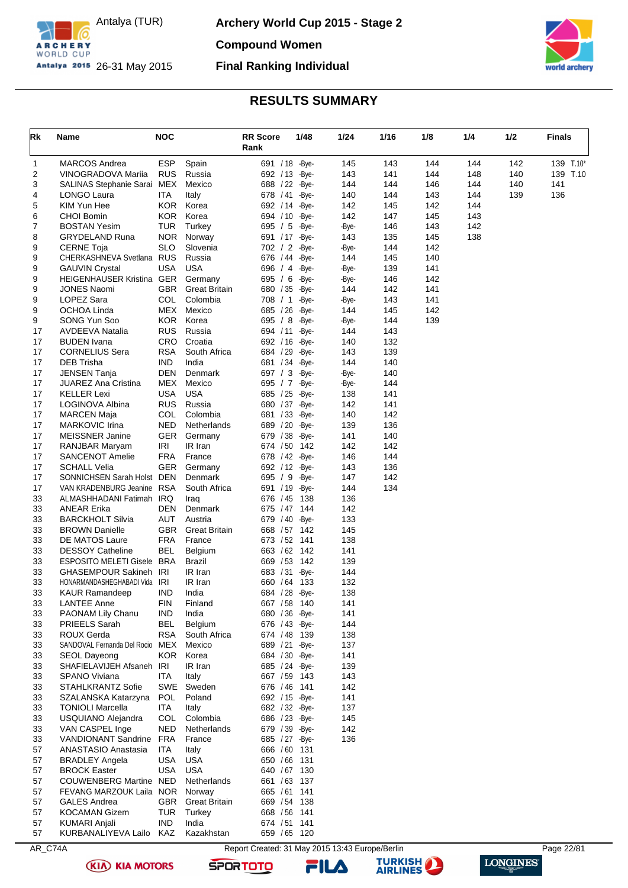# Archery World Cup 2015 - Stage 2

Antalya (TUR) 26-31 May 2015

## Compound Women

## Final Ranking Individual

## RESULTS SUMMARY

| Rk | Name | NOC | | RR Score Rank | 1/48 | 1/24 | 1/16 | 1/8 | 1/4 | 1/2 | Finals |
|---|---|---|---|---|---|---|---|---|---|---|---|
| 1 | MARCOS Andrea | ESP | Spain | 691 / 18 | -Bye- | 145 | 143 | 144 | 144 | 142 | 139 T.10* |
| 2 | VINOGRADOVA Mariia | RUS | Russia | 692 / 13 | -Bye- | 143 | 141 | 144 | 148 | 140 | 139 T.10 |
| 3 | SALINAS Stephanie Sarai | MEX | Mexico | 688 / 22 | -Bye- | 144 | 144 | 146 | 144 | 140 | 141 |
| 4 | LONGO Laura | ITA | Italy | 678 / 41 | -Bye- | 140 | 144 | 143 | 144 | 139 | 136 |
| 5 | KIM Yun Hee | KOR | Korea | 692 / 14 | -Bye- | 142 | 145 | 142 | 144 | | |
| 6 | CHOI Bomin | KOR | Korea | 694 / 10 | -Bye- | 142 | 147 | 145 | 143 | | |
| 7 | BOSTAN Yesim | TUR | Turkey | 695 / 5 | -Bye- | -Bye- | 146 | 143 | 142 | | |
| 8 | GRYDELAND Runa | NOR | Norway | 691 / 17 | -Bye- | 143 | 135 | 145 | 138 | | |
| 9 | CERNE Toja | SLO | Slovenia | 702 / 2 | -Bye- | -Bye- | 144 | 142 | | | |
| 9 | CHERKASHNEVA Svetlana | RUS | Russia | 676 / 44 | -Bye- | 144 | 145 | 140 | | | |
| 9 | GAUVIN Crystal | USA | USA | 696 / 4 | -Bye- | -Bye- | 139 | 141 | | | |
| 9 | HEIGENHAUSER Kristina | GER | Germany | 695 / 6 | -Bye- | -Bye- | 146 | 142 | | | |
| 9 | JONES Naomi | GBR | Great Britain | 680 / 35 | -Bye- | 144 | 142 | 141 | | | |
| 9 | LOPEZ Sara | COL | Colombia | 708 / 1 | -Bye- | -Bye- | 143 | 141 | | | |
| 9 | OCHOA Linda | MEX | Mexico | 685 / 26 | -Bye- | 144 | 145 | 142 | | | |
| 9 | SONG Yun Soo | KOR | Korea | 695 / 8 | -Bye- | -Bye- | 144 | 139 | | | |
| 17 | AVDEEVA Natalia | RUS | Russia | 694 / 11 | -Bye- | 144 | 143 | | | | |
| 17 | BUDEN Ivana | CRO | Croatia | 692 / 16 | -Bye- | 140 | 132 | | | | |
| 17 | CORNELIUS Sera | RSA | South Africa | 684 / 29 | -Bye- | 143 | 139 | | | | |
| 17 | DEB Trisha | IND | India | 681 / 34 | -Bye- | 144 | 140 | | | | |
| 17 | JENSEN Tanja | DEN | Denmark | 697 / 3 | -Bye- | -Bye- | 140 | | | | |
| 17 | JUAREZ Ana Cristina | MEX | Mexico | 695 / 7 | -Bye- | -Bye- | 144 | | | | |
| 17 | KELLER Lexi | USA | USA | 685 / 25 | -Bye- | 138 | 141 | | | | |
| 17 | LOGINOVA Albina | RUS | Russia | 680 / 37 | -Bye- | 142 | 141 | | | | |
| 17 | MARCEN Maja | COL | Colombia | 681 / 33 | -Bye- | 140 | 142 | | | | |
| 17 | MARKOVIC Irina | NED | Netherlands | 689 / 20 | -Bye- | 139 | 136 | | | | |
| 17 | MEISSNER Janine | GER | Germany | 679 / 38 | -Bye- | 141 | 140 | | | | |
| 17 | RANJBAR Maryam | IRI | IR Iran | 674 / 50 | 142 | 142 | 142 | | | | |
| 17 | SANCENOT Amelie | FRA | France | 678 / 42 | -Bye- | 146 | 144 | | | | |
| 17 | SCHALL Velia | GER | Germany | 692 / 12 | -Bye- | 143 | 136 | | | | |
| 17 | SONNICHSEN Sarah Holst | DEN | Denmark | 695 / 9 | -Bye- | 147 | 142 | | | | |
| 17 | VAN KRADENBURG Jeanine | RSA | South Africa | 691 / 19 | -Bye- | 144 | 134 | | | | |
| 33 | ALMASHHADANI Fatimah | IRQ | Iraq | 676 / 45 | 138 | 136 | | | | | |
| 33 | ANEAR Erika | DEN | Denmark | 675 / 47 | 144 | 142 | | | | | |
| 33 | BARCKHOLT Silvia | AUT | Austria | 679 / 40 | -Bye- | 133 | | | | | |
| 33 | BROWN Danielle | GBR | Great Britain | 668 / 57 | 142 | 145 | | | | | |
| 33 | DE MATOS Laure | FRA | France | 673 / 52 | 141 | 138 | | | | | |
| 33 | DESSOY Catheline | BEL | Belgium | 663 / 62 | 142 | 141 | | | | | |
| 33 | ESPOSITO MELETI Gisele | BRA | Brazil | 669 / 53 | 142 | 139 | | | | | |
| 33 | GHASEMPOUR Sakineh | IRI | IR Iran | 683 / 31 | -Bye- | 144 | | | | | |
| 33 | HONARMANDASHEGHABADI Vida | IRI | IR Iran | 660 / 64 | 133 | 132 | | | | | |
| 33 | KAUR Ramandeep | IND | India | 684 / 28 | -Bye- | 138 | | | | | |
| 33 | LANTEE Anne | FIN | Finland | 667 / 58 | 140 | 141 | | | | | |
| 33 | PAONAM Lily Chanu | IND | India | 680 / 36 | -Bye- | 141 | | | | | |
| 33 | PRIEELS Sarah | BEL | Belgium | 676 / 43 | -Bye- | 144 | | | | | |
| 33 | ROUX Gerda | RSA | South Africa | 674 / 48 | 139 | 138 | | | | | |
| 33 | SANDOVAL Fernanda Del Rocio | MEX | Mexico | 689 / 21 | -Bye- | 137 | | | | | |
| 33 | SEOL Dayeong | KOR | Korea | 684 / 30 | -Bye- | 141 | | | | | |
| 33 | SHAFIELAVIJEH Afsaneh | IRI | IR Iran | 685 / 24 | -Bye- | 139 | | | | | |
| 33 | SPANO Viviana | ITA | Italy | 667 / 59 | 143 | 143 | | | | | |
| 33 | STAHLKRANTZ Sofie | SWE | Sweden | 676 / 46 | 141 | 142 | | | | | |
| 33 | SZALANSKA Katarzyna | POL | Poland | 692 / 15 | -Bye- | 141 | | | | | |
| 33 | TONIOLI Marcella | ITA | Italy | 682 / 32 | -Bye- | 137 | | | | | |
| 33 | USQUIANO Alejandra | COL | Colombia | 686 / 23 | -Bye- | 145 | | | | | |
| 33 | VAN CASPEL Inge | NED | Netherlands | 679 / 39 | -Bye- | 142 | | | | | |
| 33 | VANDIONANT Sandrine | FRA | France | 685 / 27 | -Bye- | 136 | | | | | |
| 57 | ANASTASIO Anastasia | ITA | Italy | 666 / 60 | 131 | | | | | | |
| 57 | BRADLEY Angela | USA | USA | 650 / 66 | 131 | | | | | | |
| 57 | BROCK Easter | USA | USA | 640 / 67 | 130 | | | | | | |
| 57 | COUWENBERG Martine | NED | Netherlands | 661 / 63 | 137 | | | | | | |
| 57 | FEVANG MARZOUK Laila | NOR | Norway | 665 / 61 | 141 | | | | | | |
| 57 | GALES Andrea | GBR | Great Britain | 669 / 54 | 138 | | | | | | |
| 57 | KOCAMAN Gizem | TUR | Turkey | 668 / 56 | 141 | | | | | | |
| 57 | KUMARI Anjali | IND | India | 674 / 51 | 141 | | | | | | |
| 57 | KURBANALIYEVA Lailo | KAZ | Kazakhstan | 659 / 65 | 120 | | | | | | |

AR_C74A Report Created: 31 May 2015 13:43 Europe/Berlin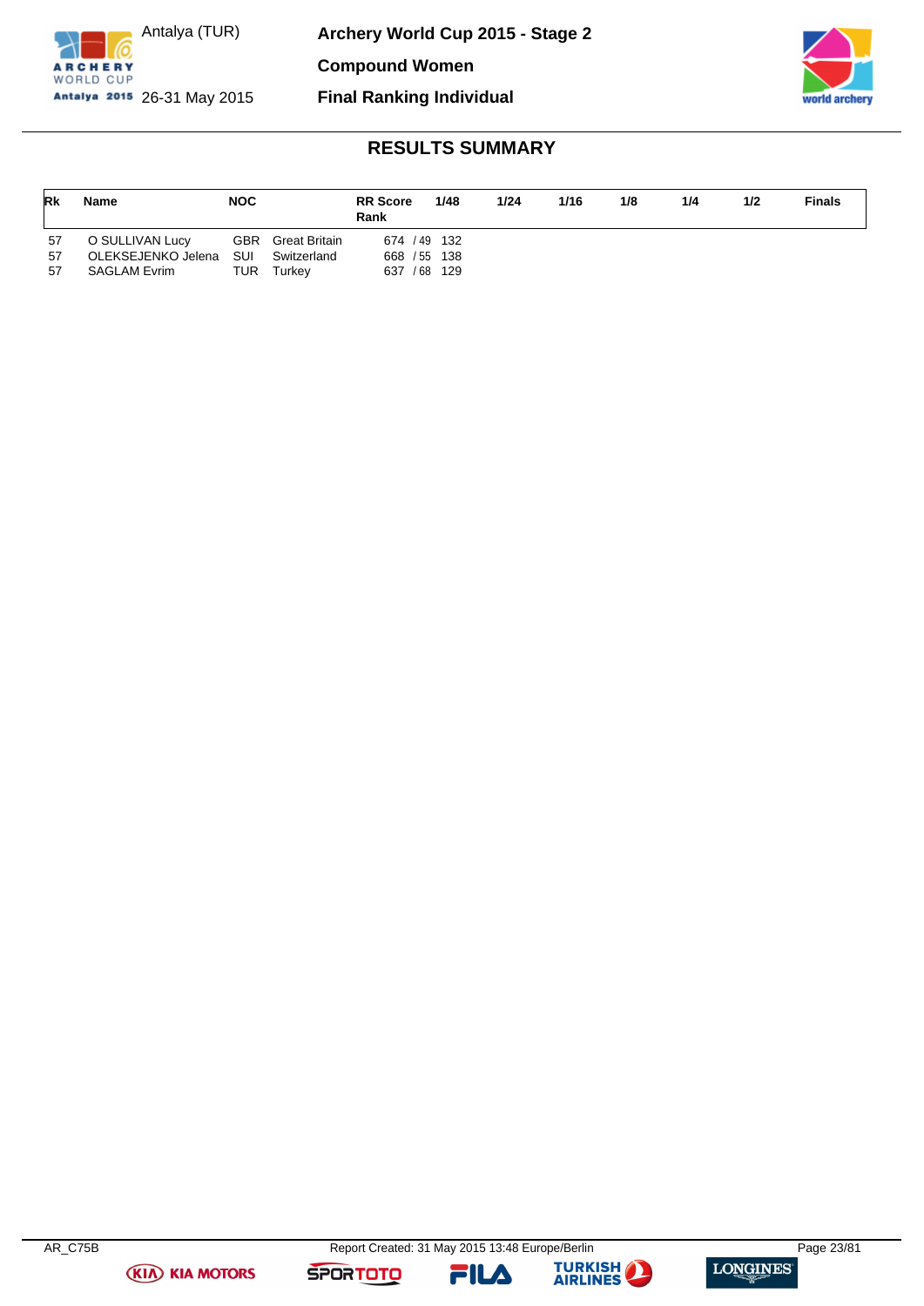Antalya (TUR)

26-31 May 2015

# Archery World Cup 2015 - Stage 2

**Compound Women**

**Final Ranking Individual**

## RESULTS SUMMARY

| Rk | Name | NOC | | RR Score Rank | 1/48 | 1/24 | 1/16 | 1/8 | 1/4 | 1/2 | Finals |
|---|---|---|---|---|---|---|---|---|---|---|---|
| 57 | O SULLIVAN Lucy | GBR | Great Britain | 674 / 49 | 132 | | | | | | |
| 57 | OLEKSEJENKO Jelena | SUI | Switzerland | 668 / 55 | 138 | | | | | | |
| 57 | SAGLAM Evrim | TUR | Turkey | 637 / 68 | 129 | | | | | | |

AR_C75B

Report Created: 31 May 2015 13:48 Europe/Berlin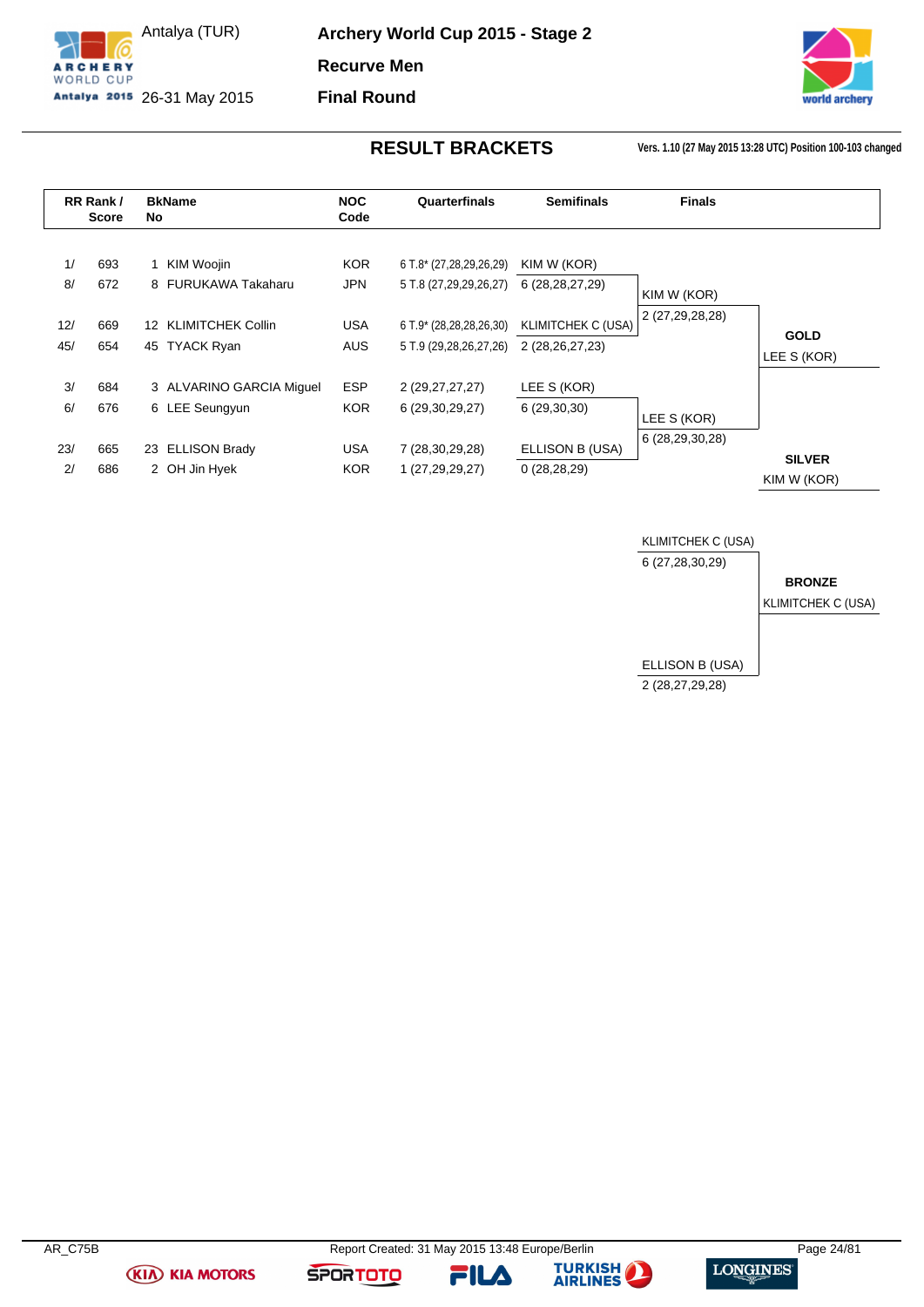Antalya (TUR)

26-31 May 2015

# Archery World Cup 2015 - Stage 2

## Recurve Men

## Final Round

### RESULT BRACKETS

Vers. 1.10 (27 May 2015 13:28 UTC) Position 100-103 changed

| RR Rank / | Score | BkNo | Name | NOC Code | Quarterfinals | Semifinals | Finals | |
|---|---|---|---|---|---|---|---|---|
| 1/ | 693 | 1 | KIM Woojin | KOR | 6 T.8* (27,28,29,26,29) | KIM W (KOR) | | |
| 8/ | 672 | 8 | FURUKAWA Takaharu | JPN | 5 T.8 (27,29,29,26,27) | 6 (28,28,27,29) | KIM W (KOR) | |
| | | | | | | | 2 (27,29,28,28) | |
| 12/ | 669 | 12 | KLIMITCHEK Collin | USA | 6 T.9* (28,28,28,26,30) | KLIMITCHEK C (USA) | | **GOLD** |
| 45/ | 654 | 45 | TYACK Ryan | AUS | 5 T.9 (29,28,26,27,26) | 2 (28,26,27,23) | | LEE S (KOR) |
| 3/ | 684 | 3 | ALVARINO GARCIA Miguel | ESP | 2 (29,27,27,27) | LEE S (KOR) | | |
| 6/ | 676 | 6 | LEE Seungyun | KOR | 6 (29,30,29,27) | 6 (29,30,30) | LEE S (KOR) | |
| | | | | | | | 6 (28,29,30,28) | |
| 23/ | 665 | 23 | ELLISON Brady | USA | 7 (28,30,29,28) | ELLISON B (USA) | | **SILVER** |
| 2/ | 686 | 2 | OH Jin Hyek | KOR | 1 (27,29,29,27) | 0 (28,28,29) | | KIM W (KOR) |

| Bronze Final | |
|---|---|
| KLIMITCHEK C (USA) | |
| 6 (27,28,30,29) | **BRONZE** |
| | KLIMITCHEK C (USA) |
| ELLISON B (USA) | |
| 2 (28,27,29,28) | |

AR_C75B Report Created: 31 May 2015 13:48 Europe/Berlin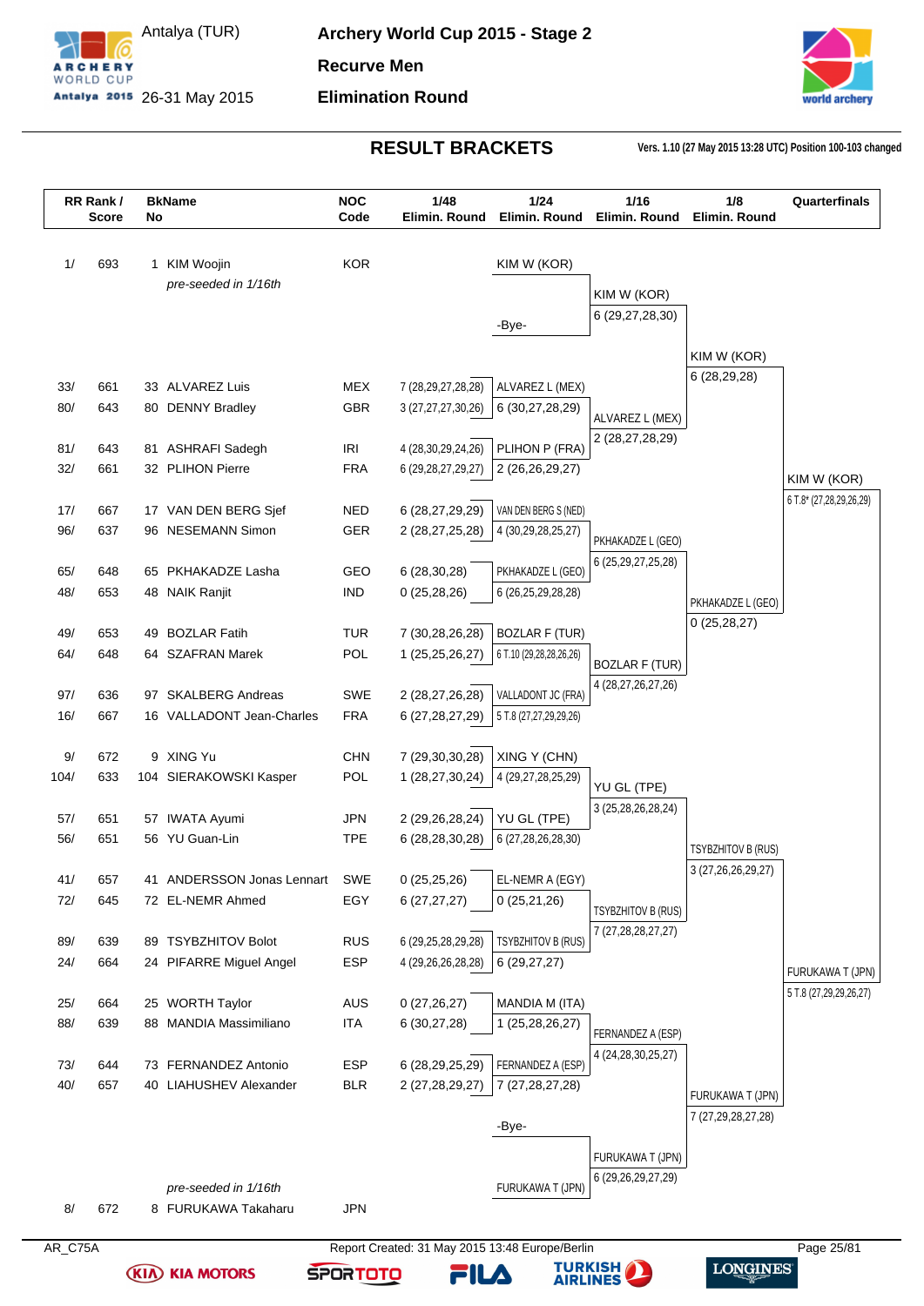# Archery World Cup 2015 - Stage 2

Antalya (TUR) 26-31 May 2015

## Recurve Men

## Elimination Round

### RESULT BRACKETS

Vers. 1.10 (27 May 2015 13:28 UTC) Position 100-103 changed

| RR Rank / Score | | BkName No | | NOC Code | 1/48 Elimin. Round | 1/24 Elimin. Round | 1/16 Elimin. Round | 1/8 Elimin. Round | Quarterfinals |
|---|---|---|---|---|---|---|---|---|---|
| 1/ | 693 | 1 | KIM Woojin *pre-seeded in 1/16th* | KOR | | KIM W (KOR) | | | |
| | | | | | | -Bye- | KIM W (KOR) 6 (29,27,28,30) | | |
| | | | | | | | | KIM W (KOR) 6 (28,29,28) | |
| 33/ | 661 | 33 | ALVAREZ Luis | MEX | 7 (28,29,27,28,28) | ALVAREZ L (MEX) | | | |
| 80/ | 643 | 80 | DENNY Bradley | GBR | 3 (27,27,27,30,26) | 6 (30,27,28,29) | ALVAREZ L (MEX) 2 (28,27,28,29) | | |
| 81/ | 643 | 81 | ASHRAFI Sadegh | IRI | 4 (28,30,29,24,26) | PLIHON P (FRA) | | | |
| 32/ | 661 | 32 | PLIHON Pierre | FRA | 6 (29,28,27,29,27) | 2 (26,26,29,27) | | | KIM W (KOR) 6 T.8* (27,28,29,26,29) |
| 17/ | 667 | 17 | VAN DEN BERG Sjef | NED | 6 (28,27,29,29) | VAN DEN BERG S (NED) | | | |
| 96/ | 637 | 96 | NESEMANN Simon | GER | 2 (28,27,25,28) | 4 (30,29,28,25,27) | PKHAKADZE L (GEO) 6 (25,29,27,25,28) | | |
| 65/ | 648 | 65 | PKHAKADZE Lasha | GEO | 6 (28,30,28) | PKHAKADZE L (GEO) | | | |
| 48/ | 653 | 48 | NAIK Ranjit | IND | 0 (25,28,26) | 6 (26,25,29,28,28) | | PKHAKADZE L (GEO) 0 (25,28,27) | |
| 49/ | 653 | 49 | BOZLAR Fatih | TUR | 7 (30,28,26,28) | BOZLAR F (TUR) | | | |
| 64/ | 648 | 64 | SZAFRAN Marek | POL | 1 (25,25,26,27) | 6 T.10 (29,28,28,26,26) | BOZLAR F (TUR) 4 (28,27,26,27,26) | | |
| 97/ | 636 | 97 | SKALBERG Andreas | SWE | 2 (28,27,26,28) | VALLADONT JC (FRA) | | | |
| 16/ | 667 | 16 | VALLADONT Jean-Charles | FRA | 6 (27,28,27,29) | 5 T.8 (27,27,29,29,26) | | | |
| 9/ | 672 | 9 | XING Yu | CHN | 7 (29,30,30,28) | XING Y (CHN) | | | |
| 104/ | 633 | 104 | SIERAKOWSKI Kasper | POL | 1 (28,27,30,24) | 4 (29,27,28,25,29) | YU GL (TPE) 3 (25,28,26,28,24) | | |
| 57/ | 651 | 57 | IWATA Ayumi | JPN | 2 (29,26,28,24) | YU GL (TPE) | | | |
| 56/ | 651 | 56 | YU Guan-Lin | TPE | 6 (28,28,30,28) | 6 (27,28,26,28,30) | | TSYBZHITOV B (RUS) 3 (27,26,26,29,27) | |
| 41/ | 657 | 41 | ANDERSSON Jonas Lennart | SWE | 0 (25,25,26) | EL-NEMR A (EGY) | | | |
| 72/ | 645 | 72 | EL-NEMR Ahmed | EGY | 6 (27,27,27) | 0 (25,21,26) | TSYBZHITOV B (RUS) 7 (27,28,28,27,27) | | |
| 89/ | 639 | 89 | TSYBZHITOV Bolot | RUS | 6 (29,25,28,29,28) | TSYBZHITOV B (RUS) | | | |
| 24/ | 664 | 24 | PIFARRE Miguel Angel | ESP | 4 (29,26,26,28,28) | 6 (29,27,27) | | | FURUKAWA T (JPN) 5 T.8 (27,29,29,26,27) |
| 25/ | 664 | 25 | WORTH Taylor | AUS | 0 (27,26,27) | MANDIA M (ITA) | | | |
| 88/ | 639 | 88 | MANDIA Massimiliano | ITA | 6 (30,27,28) | 1 (25,28,26,27) | FERNANDEZ A (ESP) 4 (24,28,30,25,27) | | |
| 73/ | 644 | 73 | FERNANDEZ Antonio | ESP | 6 (28,29,25,29) | FERNANDEZ A (ESP) | | | |
| 40/ | 657 | 40 | LIAHUSHEV Alexander | BLR | 2 (27,28,29,27) | 7 (27,28,27,28) | | FURUKAWA T (JPN) 7 (27,29,28,27,28) | |
| | | | | | | -Bye- | | | |
| | | | | | | | FURUKAWA T (JPN) 6 (29,26,29,27,29) | | |
| 8/ | 672 | 8 | FURUKAWA Takaharu *pre-seeded in 1/16th* | JPN | | FURUKAWA T (JPN) | | | |

AR_C75A Report Created: 31 May 2015 13:48 Europe/Berlin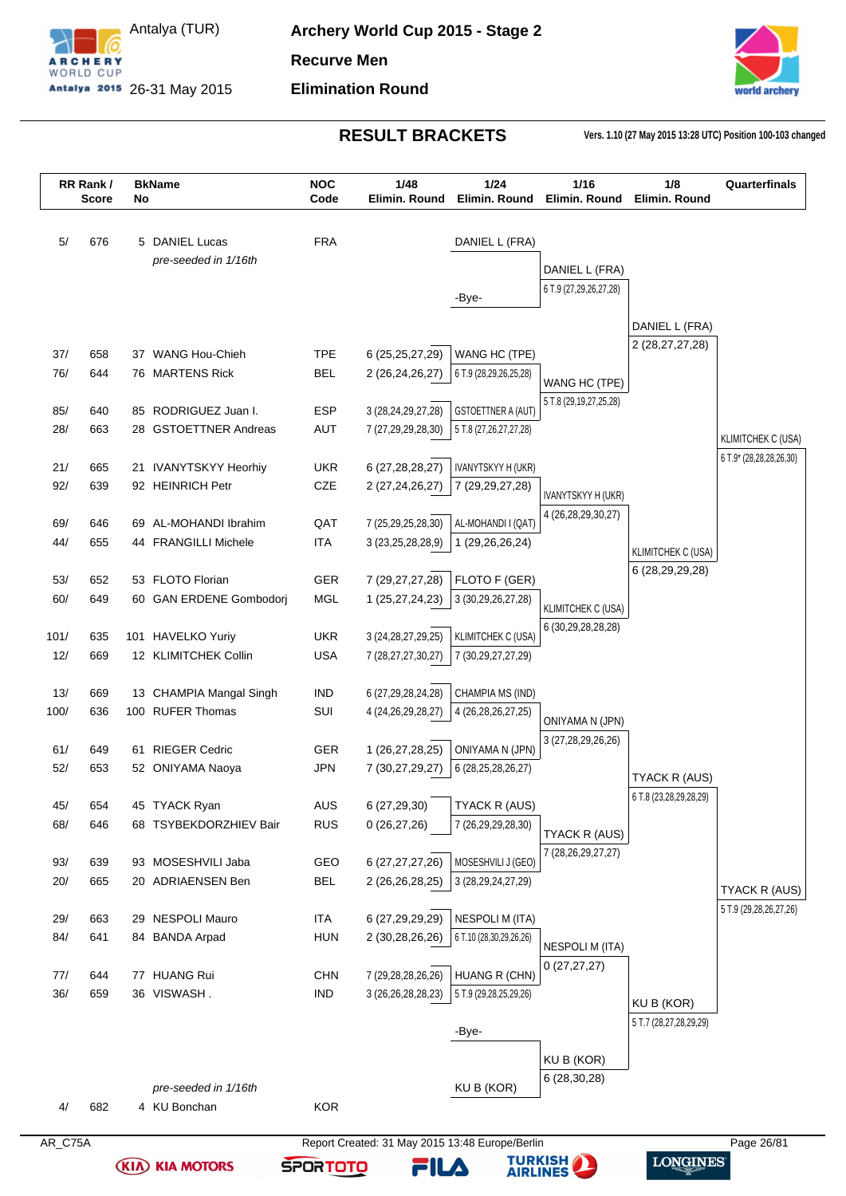# Archery World Cup 2015 - Stage 2

Antalya (TUR)
26-31 May 2015

**Recurve Men**

**Elimination Round**

## RESULT BRACKETS

Vers. 1.10 (27 May 2015 13:28 UTC) Position 100-103 changed

| RR Rank / Score | | BkName No | | NOC Code | 1/48 Elimin. Round | 1/24 Elimin. Round | 1/16 Elimin. Round | 1/8 Elimin. Round | Quarterfinals |
|---|---|---|---|---|---|---|---|---|---|
| 5/ | 676 | 5 | DANIEL Lucas | FRA | | DANIEL L (FRA) | | | |
| | | | *pre-seeded in 1/16th* | | | | DANIEL L (FRA) | | |
| | | | | | | | 6 T.9 (27,29,26,27,28) | | |
| | | | | | | -Bye- | | | |
| | | | | | | | | DANIEL L (FRA) | |
| | | | | | | | | 2 (28,27,27,28) | |
| 37/ | 658 | 37 | WANG Hou-Chieh | TPE | 6 (25,25,27,29) | WANG HC (TPE) | | | |
| 76/ | 644 | 76 | MARTENS Rick | BEL | 2 (26,24,26,27) | 6 T.9 (28,29,26,25,28) | | | |
| | | | | | | | WANG HC (TPE) | | |
| | | | | | | | 5 T.8 (29,19,27,25,28) | | |
| 85/ | 640 | 85 | RODRIGUEZ Juan I. | ESP | 3 (28,24,29,27,28) | GSTOETTNER A (AUT) | | | |
| 28/ | 663 | 28 | GSTOETTNER Andreas | AUT | 7 (27,29,29,28,30) | 5 T.8 (27,26,27,27,28) | | | |
| | | | | | | | | | KLIMITCHEK C (USA) |
| | | | | | | | | | 6 T.9* (28,28,28,26,30) |
| 21/ | 665 | 21 | IVANYTSKYY Heorhiy | UKR | 6 (27,28,28,27) | IVANYTSKYY H (UKR) | | | |
| 92/ | 639 | 92 | HEINRICH Petr | CZE | 2 (27,24,26,27) | 7 (29,29,27,28) | | | |
| | | | | | | | IVANYTSKYY H (UKR) | | |
| | | | | | | | 4 (26,28,29,30,27) | | |
| 69/ | 646 | 69 | AL-MOHANDI Ibrahim | QAT | 7 (25,29,25,28,30) | AL-MOHANDI I (QAT) | | | |
| 44/ | 655 | 44 | FRANGILLI Michele | ITA | 3 (23,25,28,28,9) | 1 (29,26,26,24) | | | |
| | | | | | | | | KLIMITCHEK C (USA) | |
| | | | | | | | | 6 (28,29,29,28) | |
| 53/ | 652 | 53 | FLOTO Florian | GER | 7 (29,27,27,28) | FLOTO F (GER) | | | |
| 60/ | 649 | 60 | GAN ERDENE Gombodorj | MGL | 1 (25,27,24,23) | 3 (30,29,26,27,28) | | | |
| | | | | | | | KLIMITCHEK C (USA) | | |
| | | | | | | | 6 (30,29,28,28,28) | | |
| 101/ | 635 | 101 | HAVELKO Yuriy | UKR | 3 (24,28,27,29,25) | KLIMITCHEK C (USA) | | | |
| 12/ | 669 | 12 | KLIMITCHEK Collin | USA | 7 (28,27,27,30,27) | 7 (30,29,27,27,29) | | | |
| 13/ | 669 | 13 | CHAMPIA Mangal Singh | IND | 6 (27,29,28,24,28) | CHAMPIA MS (IND) | | | |
| 100/ | 636 | 100 | RUFER Thomas | SUI | 4 (24,26,29,28,27) | 4 (26,28,26,27,25) | | | |
| | | | | | | | ONIYAMA N (JPN) | | |
| | | | | | | | 3 (27,28,29,26,26) | | |
| 61/ | 649 | 61 | RIEGER Cedric | GER | 1 (26,27,28,25) | ONIYAMA N (JPN) | | | |
| 52/ | 653 | 52 | ONIYAMA Naoya | JPN | 7 (30,27,29,27) | 6 (28,25,28,26,27) | | | |
| | | | | | | | | TYACK R (AUS) | |
| | | | | | | | | 6 T.8 (23,28,29,28,29) | |
| 45/ | 654 | 45 | TYACK Ryan | AUS | 6 (27,29,30) | TYACK R (AUS) | | | |
| 68/ | 646 | 68 | TSYBEKDORZHIEV Bair | RUS | 0 (26,27,26) | 7 (26,29,29,28,30) | | | |
| | | | | | | | TYACK R (AUS) | | |
| | | | | | | | 7 (28,26,29,27,27) | | |
| 93/ | 639 | 93 | MOSESHVILI Jaba | GEO | 6 (27,27,27,26) | MOSESHVILI J (GEO) | | | |
| 20/ | 665 | 20 | ADRIAENSEN Ben | BEL | 2 (26,26,28,25) | 3 (28,29,24,27,29) | | | |
| | | | | | | | | | TYACK R (AUS) |
| | | | | | | | | | 5 T.9 (29,28,26,27,26) |
| 29/ | 663 | 29 | NESPOLI Mauro | ITA | 6 (27,29,29,29) | NESPOLI M (ITA) | | | |
| 84/ | 641 | 84 | BANDA Arpad | HUN | 2 (30,28,26,26) | 6 T.10 (28,30,29,26,26) | | | |
| | | | | | | | NESPOLI M (ITA) | | |
| | | | | | | | 0 (27,27,27) | | |
| 77/ | 644 | 77 | HUANG Rui | CHN | 7 (29,28,28,26,26) | HUANG R (CHN) | | | |
| 36/ | 659 | 36 | VISWASH . | IND | 3 (26,26,28,28,23) | 5 T.9 (29,28,25,29,26) | | | |
| | | | | | | | | KU B (KOR) | |
| | | | | | | | | 5 T.7 (28,27,28,29,29) | |
| | | | | | | -Bye- | | | |
| | | | | | | | KU B (KOR) | | |
| | | | | | | | 6 (28,30,28) | | |
| | | | *pre-seeded in 1/16th* | | | KU B (KOR) | | | |
| 4/ | 682 | 4 | KU Bonchan | KOR | | | | | |

AR_C75A — Report Created: 31 May 2015 13:48 Europe/Berlin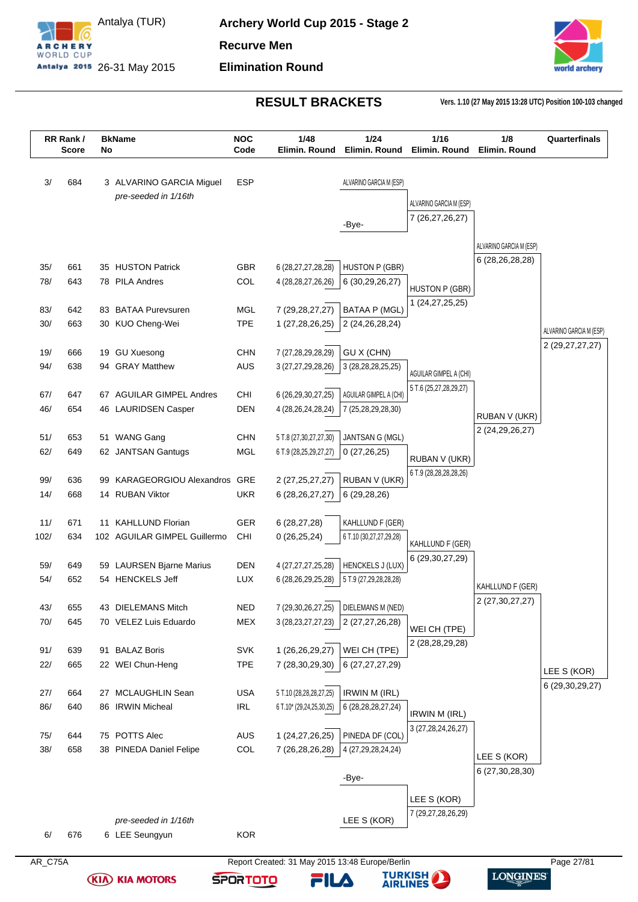# Archery World Cup 2015 - Stage 2

Antalya (TUR) 26-31 May 2015

## Recurve Men

## Elimination Round

## RESULT BRACKETS

Vers. 1.10 (27 May 2015 13:28 UTC) Position 100-103 changed

| RR Rank / Score | | BkName No | | NOC Code | 1/48 Elimin. Round | 1/24 Elimin. Round | 1/16 Elimin. Round | 1/8 Elimin. Round | Quarterfinals |
|---|---|---|---|---|---|---|---|---|---|
| 3/ | 684 | 3 | ALVARINO GARCIA Miguel *pre-seeded in 1/16th* | ESP | | ALVARINO GARCIA M (ESP) | ALVARINO GARCIA M (ESP) 7 (26,27,26,27) | ALVARINO GARCIA M (ESP) 6 (28,26,28,28) | ALVARINO GARCIA M (ESP) 2 (29,27,27,27) |
| | | | | | | -Bye- | | | |
| 35/ | 661 | 35 | HUSTON Patrick | GBR | 6 (28,27,27,28,28) | HUSTON P (GBR) 6 (30,29,26,27) | HUSTON P (GBR) 1 (24,27,25,25) | | |
| 78/ | 643 | 78 | PILA Andres | COL | 4 (28,28,27,26,26) | | | | |
| 83/ | 642 | 83 | BATAA Purevsuren | MGL | 7 (29,28,27,27) | BATAA P (MGL) 2 (24,26,28,24) | | | |
| 30/ | 663 | 30 | KUO Cheng-Wei | TPE | 1 (27,28,26,25) | | | | |
| 19/ | 666 | 19 | GU Xuesong | CHN | 7 (27,28,29,28,29) | GU X (CHN) 3 (28,28,28,25,25) | AGUILAR GIMPEL A (CHI) 5 T.6 (25,27,28,29,27) | RUBAN V (UKR) 2 (24,29,26,27) | |
| 94/ | 638 | 94 | GRAY Matthew | AUS | 3 (27,27,29,28,26) | | | | |
| 67/ | 647 | 67 | AGUILAR GIMPEL Andres | CHI | 6 (26,29,30,27,25) | AGUILAR GIMPEL A (CHI) 7 (25,28,29,28,30) | | | |
| 46/ | 654 | 46 | LAURIDSEN Casper | DEN | 4 (28,26,24,28,24) | | | | |
| 51/ | 653 | 51 | WANG Gang | CHN | 5 T.8 (27,30,27,27,30) | JANTSAN G (MGL) 0 (27,26,25) | RUBAN V (UKR) 6 T.9 (28,28,28,28,26) | | |
| 62/ | 649 | 62 | JANTSAN Gantugs | MGL | 6 T.9 (28,25,29,27,27) | | | | |
| 99/ | 636 | 99 | KARAGEORGIOU Alexandros | GRE | 2 (27,25,27,27) | RUBAN V (UKR) 6 (29,28,26) | | | |
| 14/ | 668 | 14 | RUBAN Viktor | UKR | 6 (28,26,27,27) | | | | |
| 11/ | 671 | 11 | KAHLLUND Florian | GER | 6 (28,27,28) | KAHLLUND F (GER) 6 T.10 (30,27,27,29,28) | KAHLLUND F (GER) 6 (29,30,27,29) | KAHLLUND F (GER) 2 (27,30,27,27) | LEE S (KOR) 6 (29,30,29,27) |
| 102/ | 634 | 102 | AGUILAR GIMPEL Guillermo | CHI | 0 (26,25,24) | | | | |
| 59/ | 649 | 59 | LAURSEN Bjarne Marius | DEN | 4 (27,27,27,25,28) | HENCKELS J (LUX) 5 T.9 (27,29,28,28,28) | | | |
| 54/ | 652 | 54 | HENCKELS Jeff | LUX | 6 (28,26,29,25,28) | | | | |
| 43/ | 655 | 43 | DIELEMANS Mitch | NED | 7 (29,30,26,27,25) | DIELEMANS M (NED) 2 (27,27,26,28) | WEI CH (TPE) 2 (28,28,29,28) | | |
| 70/ | 645 | 70 | VELEZ Luis Eduardo | MEX | 3 (28,23,27,27,23) | | | | |
| 91/ | 639 | 91 | BALAZ Boris | SVK | 1 (26,26,29,27) | WEI CH (TPE) 6 (27,27,27,29) | | | |
| 22/ | 665 | 22 | WEI Chun-Heng | TPE | 7 (28,30,29,30) | | | | |
| 27/ | 664 | 27 | MCLAUGHLIN Sean | USA | 5 T.10 (28,28,28,27,25) | IRWIN M (IRL) 6 (28,28,28,27,24) | IRWIN M (IRL) 3 (27,28,24,26,27) | LEE S (KOR) 6 (27,30,28,30) | |
| 86/ | 640 | 86 | IRWIN Micheal | IRL | 6 T.10* (29,24,25,30,25) | | | | |
| 75/ | 644 | 75 | POTTS Alec | AUS | 1 (24,27,26,25) | PINEDA DF (COL) 4 (27,29,28,24,24) | | | |
| 38/ | 658 | 38 | PINEDA Daniel Felipe | COL | 7 (26,28,26,28) | | | | |
| | | | | | | -Bye- | LEE S (KOR) 7 (29,27,28,26,29) | | |
| 6/ | 676 | 6 | LEE Seungyun *pre-seeded in 1/16th* | KOR | | LEE S (KOR) | | | |

AR_C75A

Report Created: 31 May 2015 13:48 Europe/Berlin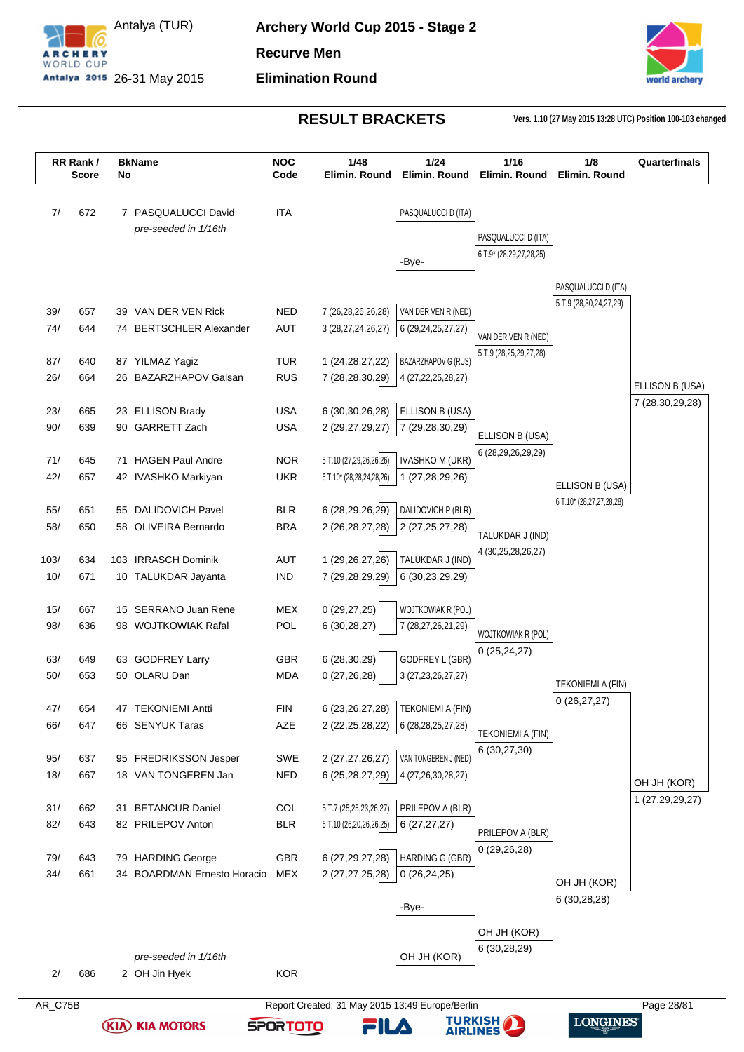# Archery World Cup 2015 - Stage 2

Antalya (TUR)
26-31 May 2015

**Recurve Men**

**Elimination Round**

## RESULT BRACKETS

Vers. 1.10 (27 May 2015 13:28 UTC) Position 100-103 changed

| RR Rank / Score | | BkName No | | NOC Code | 1/48 Elimin. Round | 1/24 Elimin. Round | 1/16 Elimin. Round | 1/8 Elimin. Round | Quarterfinals |
|---|---|---|---|---|---|---|---|---|---|
| 7/ | 672 | 7 | PASQUALUCCI David *pre-seeded in 1/16th* | ITA | | PASQUALUCCI D (ITA) | PASQUALUCCI D (ITA) 6 T.9* (28,29,27,28,25) | PASQUALUCCI D (ITA) 5 T.9 (28,30,24,27,29) | |
| | | | | | | -Bye- | | | |
| 39/ | 657 | 39 | VAN DER VEN Rick | NED | 7 (26,28,26,26,28) | VAN DER VEN R (NED) 6 (29,24,25,27,27) | VAN DER VEN R (NED) 5 T.9 (28,25,29,27,28) | | |
| 74/ | 644 | 74 | BERTSCHLER Alexander | AUT | 3 (28,27,24,26,27) | | | | |
| 87/ | 640 | 87 | YILMAZ Yagiz | TUR | 1 (24,28,27,22) | BAZARZHAPOV G (RUS) 4 (27,22,25,28,27) | | | |
| 26/ | 664 | 26 | BAZARZHAPOV Galsan | RUS | 7 (28,28,30,29) | | | | ELLISON B (USA) 7 (28,30,29,28) |
| 23/ | 665 | 23 | ELLISON Brady | USA | 6 (30,30,26,28) | ELLISON B (USA) 7 (29,28,30,29) | ELLISON B (USA) 6 (28,29,26,29,29) | ELLISON B (USA) 6 T.10* (28,27,27,28,28) | |
| 90/ | 639 | 90 | GARRETT Zach | USA | 2 (29,27,29,27) | | | | |
| 71/ | 645 | 71 | HAGEN Paul Andre | NOR | 5 T.10 (27,29,26,26,26) | IVASHKO M (UKR) 1 (27,28,29,26) | | | |
| 42/ | 657 | 42 | IVASHKO Markiyan | UKR | 6 T.10* (28,28,24,28,26) | | | | |
| 55/ | 651 | 55 | DALIDOVICH Pavel | BLR | 6 (28,29,26,29) | DALIDOVICH P (BLR) 2 (27,25,27,28) | TALUKDAR J (IND) 4 (30,25,28,26,27) | | |
| 58/ | 650 | 58 | OLIVEIRA Bernardo | BRA | 2 (26,28,27,28) | | | | |
| 103/ | 634 | 103 | IRRASCH Dominik | AUT | 1 (29,26,27,26) | TALUKDAR J (IND) 6 (30,23,29,29) | | | |
| 10/ | 671 | 10 | TALUKDAR Jayanta | IND | 7 (29,28,29,29) | | | | |
| 15/ | 667 | 15 | SERRANO Juan Rene | MEX | 0 (29,27,25) | WOJTKOWIAK R (POL) 7 (28,27,26,21,29) | WOJTKOWIAK R (POL) 0 (25,24,27) | TEKONIEMI A (FIN) 0 (26,27,27) | |
| 98/ | 636 | 98 | WOJTKOWIAK Rafal | POL | 6 (30,28,27) | | | | |
| 63/ | 649 | 63 | GODFREY Larry | GBR | 6 (28,30,29) | GODFREY L (GBR) 3 (27,23,26,27,27) | | | |
| 50/ | 653 | 50 | OLARU Dan | MDA | 0 (27,26,28) | | | | |
| 47/ | 654 | 47 | TEKONIEMI Antti | FIN | 6 (23,26,27,28) | TEKONIEMI A (FIN) 6 (28,28,25,27,28) | TEKONIEMI A (FIN) 6 (30,27,30) | | |
| 66/ | 647 | 66 | SENYUK Taras | AZE | 2 (22,25,28,22) | | | | |
| 95/ | 637 | 95 | FREDRIKSSON Jesper | SWE | 2 (27,27,26,27) | VAN TONGEREN J (NED) 4 (27,26,30,28,27) | | | OH JH (KOR) 1 (27,29,29,27) |
| 18/ | 667 | 18 | VAN TONGEREN Jan | NED | 6 (25,28,27,29) | | | | |
| 31/ | 662 | 31 | BETANCUR Daniel | COL | 5 T.7 (25,25,23,26,27) | PRILEPOV A (BLR) 6 (27,27,27) | PRILEPOV A (BLR) 0 (29,26,28) | OH JH (KOR) 6 (30,28,28) | |
| 82/ | 643 | 82 | PRILEPOV Anton | BLR | 6 T.10 (26,20,26,26,25) | | | | |
| 79/ | 643 | 79 | HARDING George | GBR | 6 (27,29,27,28) | HARDING G (GBR) 0 (26,24,25) | | | |
| 34/ | 661 | 34 | BOARDMAN Ernesto Horacio | MEX | 2 (27,27,25,28) | | | | |
| | | | | | | -Bye- | OH JH (KOR) 6 (30,28,29) | | |
| 2/ | 686 | 2 | OH Jin Hyek *pre-seeded in 1/16th* | KOR | | OH JH (KOR) | | | |

AR_C75B — Report Created: 31 May 2015 13:49 Europe/Berlin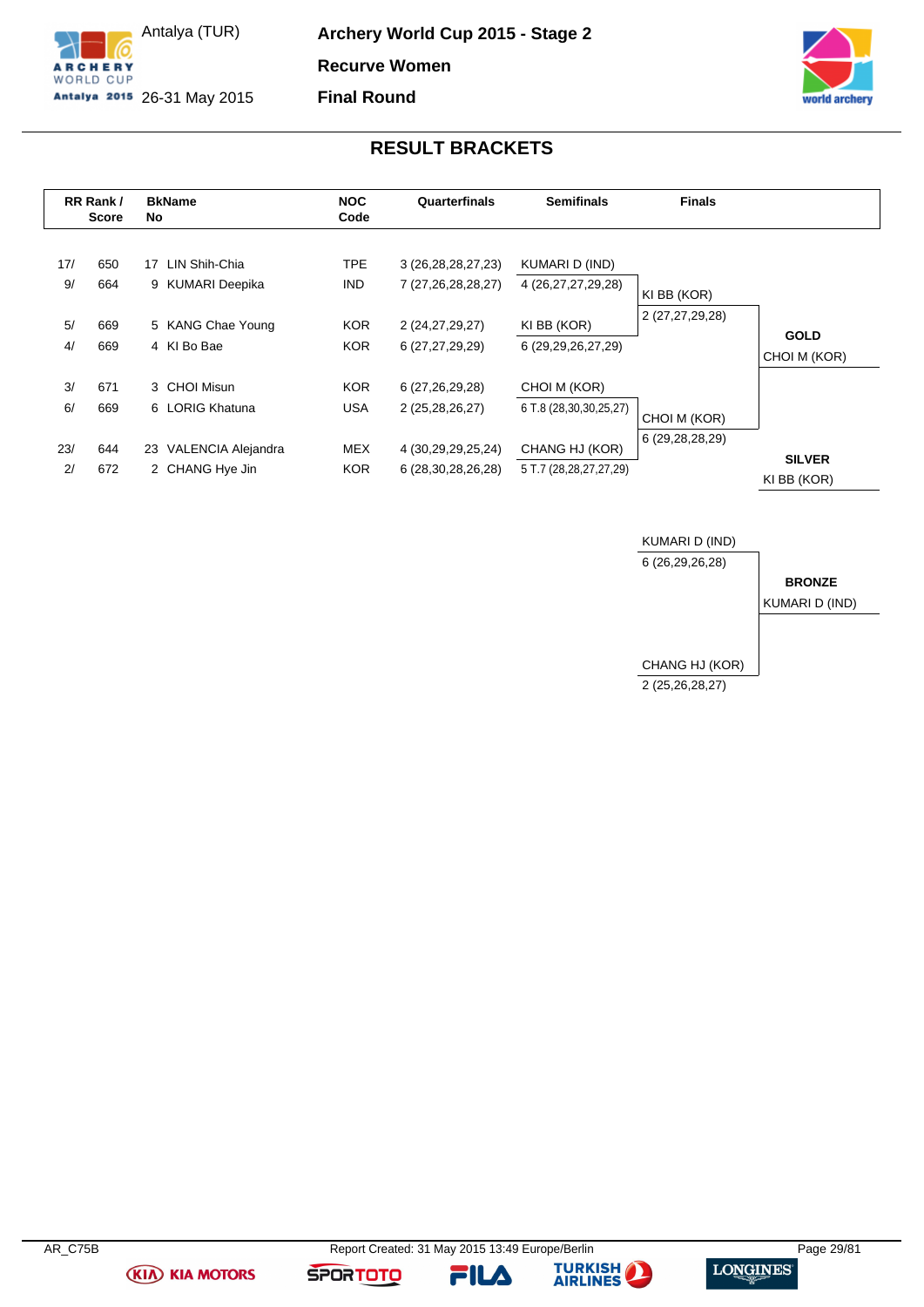Antalya (TUR)

26-31 May 2015

# Archery World Cup 2015 - Stage 2

## Recurve Women

## Final Round

### RESULT BRACKETS

| RR Rank / | Score | BkNo | Name | NOC Code | Quarterfinals | Semifinals | Finals | |
|---|---|---|---|---|---|---|---|---|
| 17/ | 650 | 17 | LIN Shih-Chia | TPE | 3 (26,28,28,27,23) | KUMARI D (IND) | | |
| 9/ | 664 | 9 | KUMARI Deepika | IND | 7 (27,26,28,28,27) | 4 (26,27,27,29,28) | KI BB (KOR) | |
| | | | | | | | 2 (27,27,29,28) | |
| 5/ | 669 | 5 | KANG Chae Young | KOR | 2 (24,27,29,27) | KI BB (KOR) | | **GOLD** |
| 4/ | 669 | 4 | KI Bo Bae | KOR | 6 (27,27,29,29) | 6 (29,29,26,27,29) | | CHOI M (KOR) |
| 3/ | 671 | 3 | CHOI Misun | KOR | 6 (27,26,29,28) | CHOI M (KOR) | | |
| 6/ | 669 | 6 | LORIG Khatuna | USA | 2 (25,28,26,27) | 6 T.8 (28,30,30,25,27) | CHOI M (KOR) | |
| | | | | | | | 6 (29,28,28,29) | |
| 23/ | 644 | 23 | VALENCIA Alejandra | MEX | 4 (30,29,29,25,24) | CHANG HJ (KOR) | | **SILVER** |
| 2/ | 672 | 2 | CHANG Hye Jin | KOR | 6 (28,30,28,26,28) | 5 T.7 (28,28,27,27,29) | | KI BB (KOR) |

| Bronze Match | |
|---|---|
| KUMARI D (IND) | |
| 6 (26,29,26,28) | **BRONZE** |
| | KUMARI D (IND) |
| CHANG HJ (KOR) | |
| 2 (25,26,28,27) | |

AR_C75B Report Created: 31 May 2015 13:49 Europe/Berlin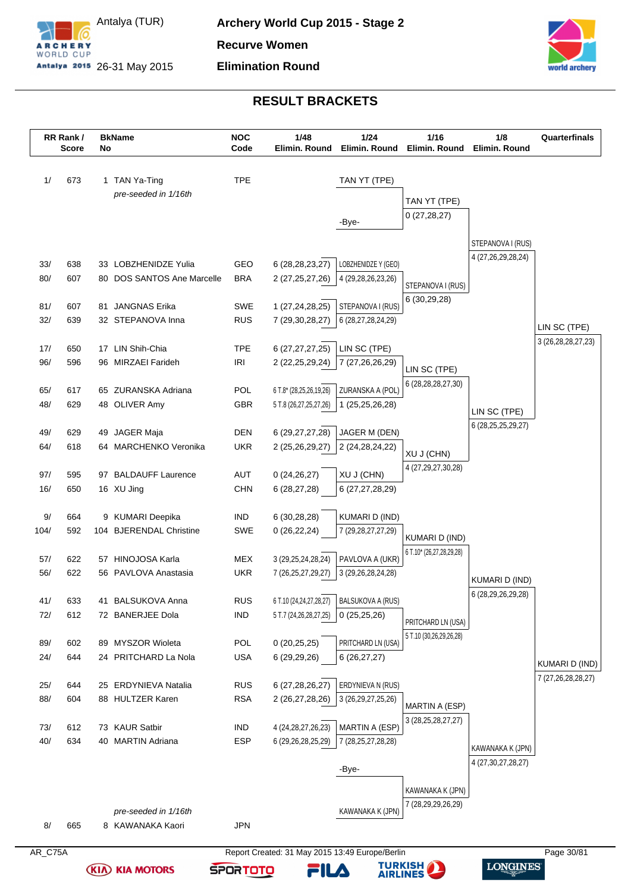# Archery World Cup 2015 - Stage 2

Antalya (TUR) 26-31 May 2015

**Recurve Women**

**Elimination Round**

## RESULT BRACKETS

| RR Rank / Score | | BkName No | | NOC Code | 1/48 Elimin. Round | 1/24 Elimin. Round | 1/16 Elimin. Round | 1/8 Elimin. Round | Quarterfinals |
|---|---|---|---|---|---|---|---|---|---|
| 1/ | 673 | 1 | TAN Ya-Ting *pre-seeded in 1/16th* | TPE | | TAN YT (TPE) -Bye- | TAN YT (TPE) 0 (27,28,27) | | |
| 33/ | 638 | 33 | LOBZHENIDZE Yulia | GEO | 6 (28,28,23,27) | LOBZHENIDZE Y (GEO) 4 (29,28,26,23,26) | STEPANOVA I (RUS) 6 (30,29,28) | STEPANOVA I (RUS) 4 (27,26,29,28,24) | |
| 80/ | 607 | 80 | DOS SANTOS Ane Marcelle | BRA | 2 (27,25,27,26) | | | | |
| 81/ | 607 | 81 | JANGNAS Erika | SWE | 1 (27,24,28,25) | STEPANOVA I (RUS) 6 (28,27,28,24,29) | | | |
| 32/ | 639 | 32 | STEPANOVA Inna | RUS | 7 (29,30,28,27) | | | | LIN SC (TPE) 3 (26,28,28,27,23) |
| 17/ | 650 | 17 | LIN Shih-Chia | TPE | 6 (27,27,27,25) | LIN SC (TPE) 7 (27,26,26,29) | LIN SC (TPE) 6 (28,28,28,27,30) | LIN SC (TPE) 6 (28,25,25,29,27) | |
| 96/ | 596 | 96 | MIRZAEI Farideh | IRI | 2 (22,25,29,24) | | | | |
| 65/ | 617 | 65 | ZURANSKA Adriana | POL | 6 T.8* (28,25,26,19,26) | ZURANSKA A (POL) 1 (25,25,26,28) | | | |
| 48/ | 629 | 48 | OLIVER Amy | GBR | 5 T.8 (26,27,25,27,26) | | | | |
| 49/ | 629 | 49 | JAGER Maja | DEN | 6 (29,27,27,28) | JAGER M (DEN) 2 (24,28,24,22) | XU J (CHN) 4 (27,29,27,30,28) | | |
| 64/ | 618 | 64 | MARCHENKO Veronika | UKR | 2 (25,26,29,27) | | | | |
| 97/ | 595 | 97 | BALDAUFF Laurence | AUT | 0 (24,26,27) | XU J (CHN) 6 (27,27,28,29) | | | |
| 16/ | 650 | 16 | XU Jing | CHN | 6 (28,27,28) | | | | |
| 9/ | 664 | 9 | KUMARI Deepika | IND | 6 (30,28,28) | KUMARI D (IND) 7 (29,28,27,27,29) | KUMARI D (IND) 6 T.10* (26,27,28,29,28) | KUMARI D (IND) 6 (28,29,26,29,28) | |
| 104/ | 592 | 104 | BJERENDAL Christine | SWE | 0 (26,22,24) | | | | |
| 57/ | 622 | 57 | HINOJOSA Karla | MEX | 3 (29,25,24,28,24) | PAVLOVA A (UKR) 3 (29,26,28,24,28) | | | |
| 56/ | 622 | 56 | PAVLOVA Anastasia | UKR | 7 (26,25,27,29,27) | | | | |
| 41/ | 633 | 41 | BALSUKOVA Anna | RUS | 6 T.10 (24,24,27,28,27) | BALSUKOVA A (RUS) 0 (25,25,26) | PRITCHARD LN (USA) 5 T.10 (30,26,29,26,28) | | |
| 72/ | 612 | 72 | BANERJEE Dola | IND | 5 T.7 (24,26,28,27,25) | | | | |
| 89/ | 602 | 89 | MYSZOR Wioleta | POL | 0 (20,25,25) | PRITCHARD LN (USA) 6 (26,27,27) | | | |
| 24/ | 644 | 24 | PRITCHARD La Nola | USA | 6 (29,29,26) | | | | KUMARI D (IND) 7 (27,26,28,28,27) |
| 25/ | 644 | 25 | ERDYNIEVA Natalia | RUS | 6 (27,28,26,27) | ERDYNIEVA N (RUS) 3 (26,29,27,25,26) | MARTIN A (ESP) 3 (28,25,28,27,27) | KAWANAKA K (JPN) 4 (27,30,27,28,27) | |
| 88/ | 604 | 88 | HULTZER Karen | RSA | 2 (26,27,28,26) | | | | |
| 73/ | 612 | 73 | KAUR Satbir | IND | 4 (24,28,27,26,23) | MARTIN A (ESP) 7 (28,25,27,28,28) | | | |
| 40/ | 634 | 40 | MARTIN Adriana | ESP | 6 (29,26,28,25,29) | | | | |
| 8/ | 665 | 8 | KAWANAKA Kaori *pre-seeded in 1/16th* | JPN | | -Bye- KAWANAKA K (JPN) | KAWANAKA K (JPN) 7 (28,29,29,26,29) | | |

AR_C75A — Report Created: 31 May 2015 13:49 Europe/Berlin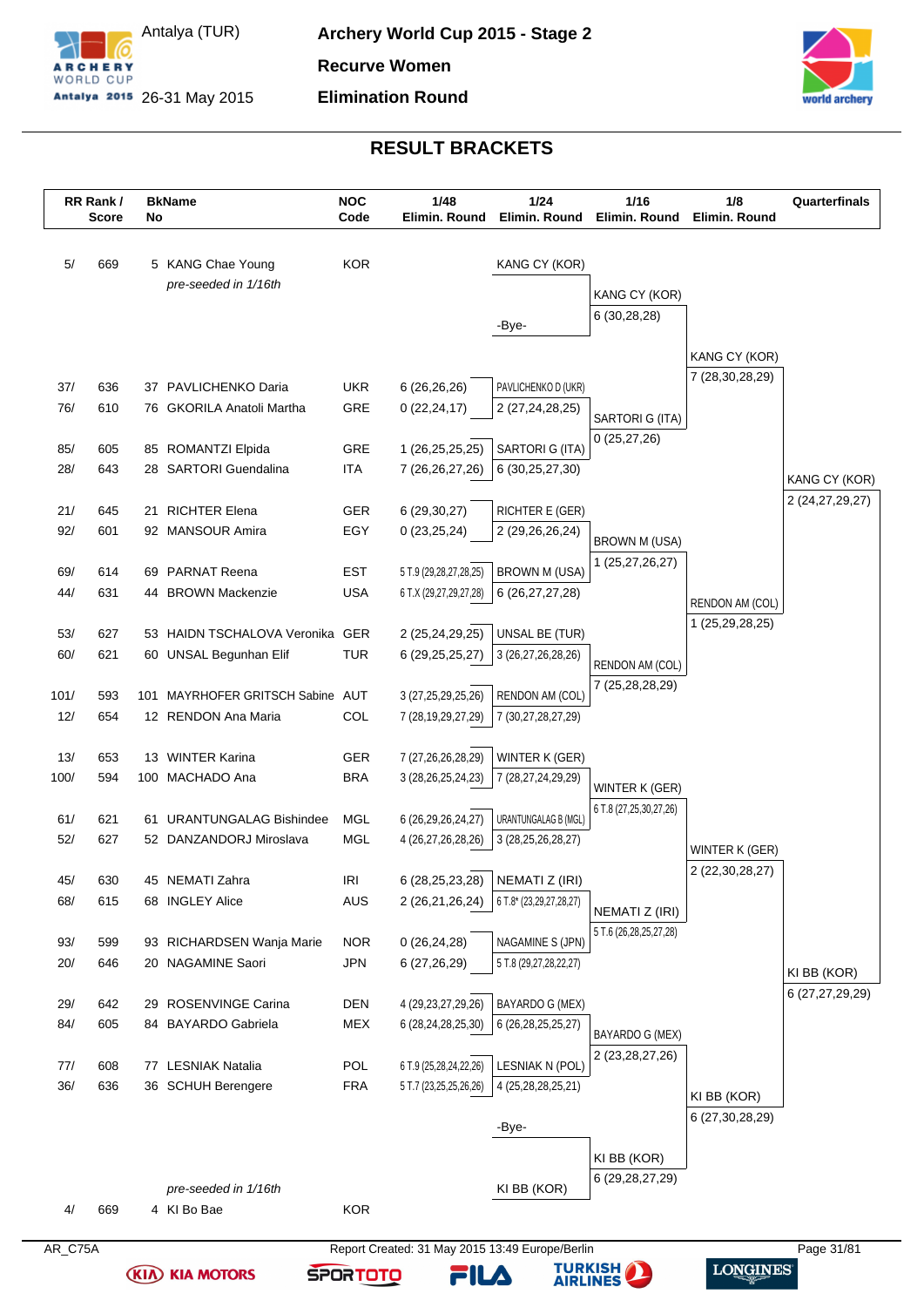# Archery World Cup 2015 - Stage 2

Antalya (TUR)
26-31 May 2015

**Recurve Women**

**Elimination Round**

## RESULT BRACKETS

| RR Rank / Score | | BkName No | | NOC Code | 1/48 Elimin. Round | 1/24 Elimin. Round | 1/16 Elimin. Round | 1/8 Elimin. Round | Quarterfinals |
|---|---|---|---|---|---|---|---|---|---|
| 5/ | 669 | 5 | KANG Chae Young *pre-seeded in 1/16th* | KOR | | KANG CY (KOR) | KANG CY (KOR) 6 (30,28,28) | KANG CY (KOR) 7 (28,30,28,29) | KANG CY (KOR) 2 (24,27,29,27) |
| | | | | | | -Bye- | | | |
| 37/ | 636 | 37 | PAVLICHENKO Daria | UKR | 6 (26,26,26) | PAVLICHENKO D (UKR) 2 (27,24,28,25) | | | |
| 76/ | 610 | 76 | GKORILA Anatoli Martha | GRE | 0 (22,24,17) | | SARTORI G (ITA) 0 (25,27,26) | | |
| 85/ | 605 | 85 | ROMANTZI Elpida | GRE | 1 (26,25,25,25) | SARTORI G (ITA) 6 (30,25,27,30) | | | |
| 28/ | 643 | 28 | SARTORI Guendalina | ITA | 7 (26,26,27,26) | | | | |
| 21/ | 645 | 21 | RICHTER Elena | GER | 6 (29,30,27) | RICHTER E (GER) 2 (29,26,26,24) | | | |
| 92/ | 601 | 92 | MANSOUR Amira | EGY | 0 (23,25,24) | | BROWN M (USA) 1 (25,27,26,27) | | |
| 69/ | 614 | 69 | PARNAT Reena | EST | 5 T.9 (29,28,27,28,25) | BROWN M (USA) 6 (26,27,27,28) | | | |
| 44/ | 631 | 44 | BROWN Mackenzie | USA | 6 T.X (29,27,29,27,28) | | | RENDON AM (COL) 1 (25,29,28,25) | |
| 53/ | 627 | 53 | HAIDN TSCHALOVA Veronika | GER | 2 (25,24,29,25) | UNSAL BE (TUR) 3 (26,27,26,28,26) | | | |
| 60/ | 621 | 60 | UNSAL Begunhan Elif | TUR | 6 (29,25,25,27) | | RENDON AM (COL) 7 (25,28,28,29) | | |
| 101/ | 593 | 101 | MAYRHOFER GRITSCH Sabine | AUT | 3 (27,25,29,25,26) | RENDON AM (COL) 7 (30,27,28,27,29) | | | |
| 12/ | 654 | 12 | RENDON Ana Maria | COL | 7 (28,19,29,27,29) | | | | |
| 13/ | 653 | 13 | WINTER Karina | GER | 7 (27,26,26,28,29) | WINTER K (GER) 7 (28,27,24,29,29) | | | |
| 100/ | 594 | 100 | MACHADO Ana | BRA | 3 (28,26,25,24,23) | | WINTER K (GER) 6 T.8 (27,25,30,27,26) | | |
| 61/ | 621 | 61 | URANTUNGALAG Bishindee | MGL | 6 (26,29,26,24,27) | URANTUNGALAG B (MGL) 3 (28,25,26,28,27) | | | |
| 52/ | 627 | 52 | DANZANDORJ Miroslava | MGL | 4 (26,27,26,28,26) | | | WINTER K (GER) 2 (22,30,28,27) | |
| 45/ | 630 | 45 | NEMATI Zahra | IRI | 6 (28,25,23,28) | NEMATI Z (IRI) 6 T.8* (23,29,27,28,27) | | | |
| 68/ | 615 | 68 | INGLEY Alice | AUS | 2 (26,21,26,24) | | NEMATI Z (IRI) 5 T.6 (26,28,25,27,28) | | |
| 93/ | 599 | 93 | RICHARDSEN Wanja Marie | NOR | 0 (26,24,28) | NAGAMINE S (JPN) 5 T.8 (29,27,28,22,27) | | | |
| 20/ | 646 | 20 | NAGAMINE Saori | JPN | 6 (27,26,29) | | | | KI BB (KOR) 6 (27,27,29,29) |
| 29/ | 642 | 29 | ROSENVINGE Carina | DEN | 4 (29,23,27,29,26) | BAYARDO G (MEX) 6 (26,28,25,25,27) | | | |
| 84/ | 605 | 84 | BAYARDO Gabriela | MEX | 6 (28,24,28,25,30) | | BAYARDO G (MEX) 2 (23,28,27,26) | | |
| 77/ | 608 | 77 | LESNIAK Natalia | POL | 6 T.9 (25,28,24,22,26) | LESNIAK N (POL) 4 (25,28,28,25,21) | | | |
| 36/ | 636 | 36 | SCHUH Berengere | FRA | 5 T.7 (23,25,25,26,26) | | | KI BB (KOR) 6 (27,30,28,29) | |
| | | | | | | -Bye- | | | |
| 4/ | 669 | 4 | KI Bo Bae *pre-seeded in 1/16th* | KOR | | KI BB (KOR) | KI BB (KOR) 6 (29,28,27,29) | | |

AR_C75A — Report Created: 31 May 2015 13:49 Europe/Berlin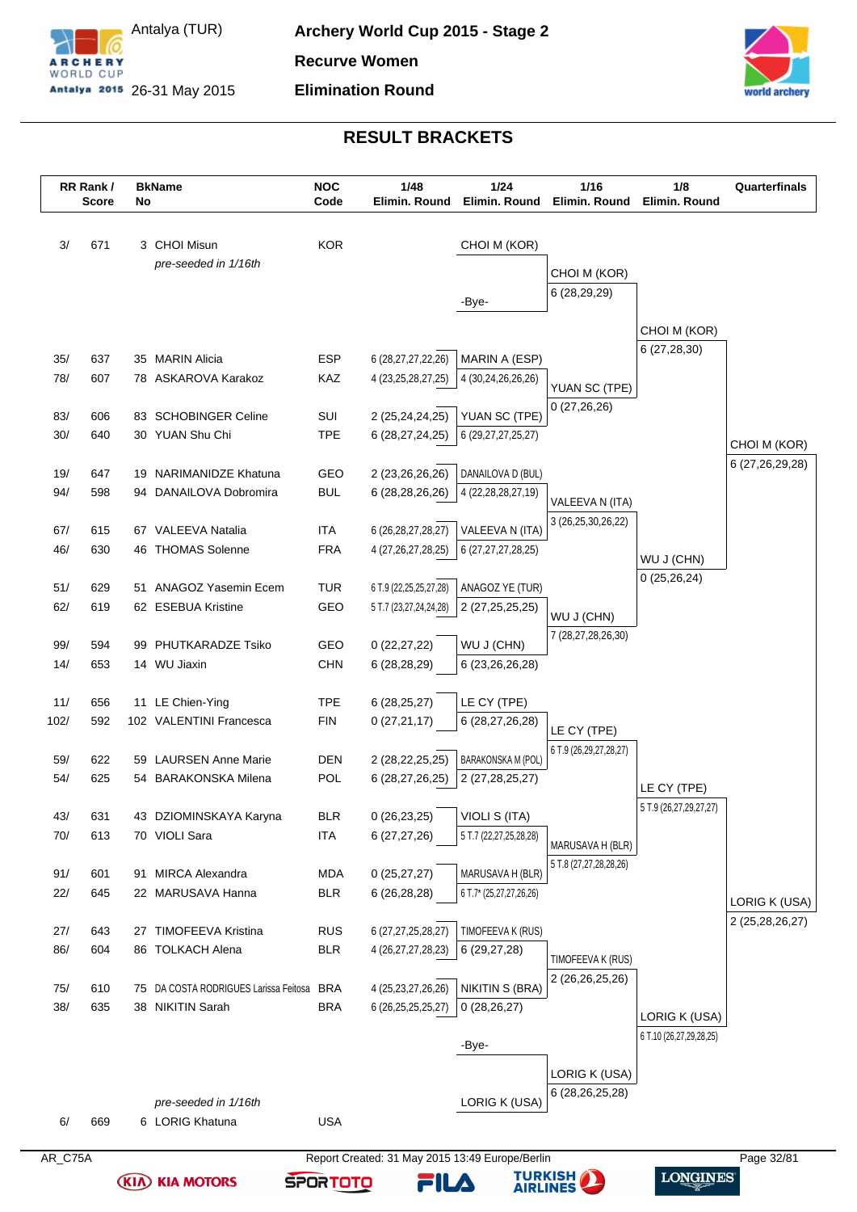# Archery World Cup 2015 - Stage 2

Antalya (TUR)
26-31 May 2015

**Recurve Women**

**Elimination Round**

## RESULT BRACKETS

| RR Rank / Score | BkName No | NOC Code | 1/48 Elimin. Round | 1/24 Elimin. Round | 1/16 Elimin. Round | 1/8 Elimin. Round | Quarterfinals |
|---|---|---|---|---|---|---|---|
| 3/ 671 | 3 CHOI Misun *pre-seeded in 1/16th* | KOR | | CHOI M (KOR) | CHOI M (KOR) 6 (28,29,29) | CHOI M (KOR) 6 (27,28,30) | CHOI M (KOR) 6 (27,26,29,28) |
| | | | | -Bye- | | | |
| 35/ 637 | 35 MARIN Alicia | ESP | 6 (28,27,27,22,26) | MARIN A (ESP) 4 (30,24,26,26,26) | YUAN SC (TPE) 0 (27,26,26) | | |
| 78/ 607 | 78 ASKAROVA Karakoz | KAZ | 4 (23,25,28,27,25) | | | | |
| 83/ 606 | 83 SCHOBINGER Celine | SUI | 2 (25,24,24,25) | YUAN SC (TPE) 6 (29,27,27,25,27) | | | |
| 30/ 640 | 30 YUAN Shu Chi | TPE | 6 (28,27,24,25) | | | | |
| 19/ 647 | 19 NARIMANIDZE Khatuna | GEO | 2 (23,26,26,26) | DANAILOVA D (BUL) 4 (22,28,28,27,19) | VALEEVA N (ITA) 3 (26,25,30,26,22) | WU J (CHN) 0 (25,26,24) | |
| 94/ 598 | 94 DANAILOVA Dobromira | BUL | 6 (28,28,26,26) | | | | |
| 67/ 615 | 67 VALEEVA Natalia | ITA | 6 (26,28,27,28,27) | VALEEVA N (ITA) 6 (27,27,27,28,25) | | | |
| 46/ 630 | 46 THOMAS Solenne | FRA | 4 (27,26,27,28,25) | | | | |
| 51/ 629 | 51 ANAGOZ Yasemin Ecem | TUR | 6 T.9 (22,25,25,27,28) | ANAGOZ YE (TUR) 2 (27,25,25,25) | WU J (CHN) 7 (28,27,28,26,30) | | |
| 62/ 619 | 62 ESEBUA Kristine | GEO | 5 T.7 (23,27,24,24,28) | | | | |
| 99/ 594 | 99 PHUTKARADZE Tsiko | GEO | 0 (22,27,22) | WU J (CHN) 6 (23,26,26,28) | | | |
| 14/ 653 | 14 WU Jiaxin | CHN | 6 (28,28,29) | | | | |
| 11/ 656 | 11 LE Chien-Ying | TPE | 6 (28,25,27) | LE CY (TPE) 6 (28,27,26,28) | LE CY (TPE) 6 T.9 (26,29,27,28,27) | LE CY (TPE) 5 T.9 (26,27,29,27,27) | LORIG K (USA) 2 (25,28,26,27) |
| 102/ 592 | 102 VALENTINI Francesca | FIN | 0 (27,21,17) | | | | |
| 59/ 622 | 59 LAURSEN Anne Marie | DEN | 2 (28,22,25,25) | BARAKONSKA M (POL) 2 (27,28,25,27) | | | |
| 54/ 625 | 54 BARAKONSKA Milena | POL | 6 (28,27,26,25) | | | | |
| 43/ 631 | 43 DZIOMINSKAYA Karyna | BLR | 0 (26,23,25) | VIOLI S (ITA) 5 T.7 (22,27,25,28,28) | MARUSAVA H (BLR) 5 T.8 (27,27,28,28,26) | | |
| 70/ 613 | 70 VIOLI Sara | ITA | 6 (27,27,26) | | | | |
| 91/ 601 | 91 MIRCA Alexandra | MDA | 0 (25,27,27) | MARUSAVA H (BLR) 6 T.7* (25,27,27,26,26) | | | |
| 22/ 645 | 22 MARUSAVA Hanna | BLR | 6 (26,28,28) | | | | |
| 27/ 643 | 27 TIMOFEEVA Kristina | RUS | 6 (27,27,25,28,27) | TIMOFEEVA K (RUS) 6 (29,27,28) | TIMOFEEVA K (RUS) 2 (26,26,25,26) | LORIG K (USA) 6 T.10 (26,27,29,28,25) | |
| 86/ 604 | 86 TOLKACH Alena | BLR | 4 (26,27,27,28,23) | | | | |
| 75/ 610 | 75 DA COSTA RODRIGUES Larissa Feitosa | BRA | 4 (25,23,27,26,26) | NIKITIN S (BRA) 0 (28,26,27) | | | |
| 38/ 635 | 38 NIKITIN Sarah | BRA | 6 (26,25,25,25,27) | | | | |
| | | | | -Bye- | LORIG K (USA) 6 (28,26,25,28) | | |
| 6/ 669 | 6 LORIG Khatuna *pre-seeded in 1/16th* | USA | | LORIG K (USA) | | | |

AR_C75A Report Created: 31 May 2015 13:49 Europe/Berlin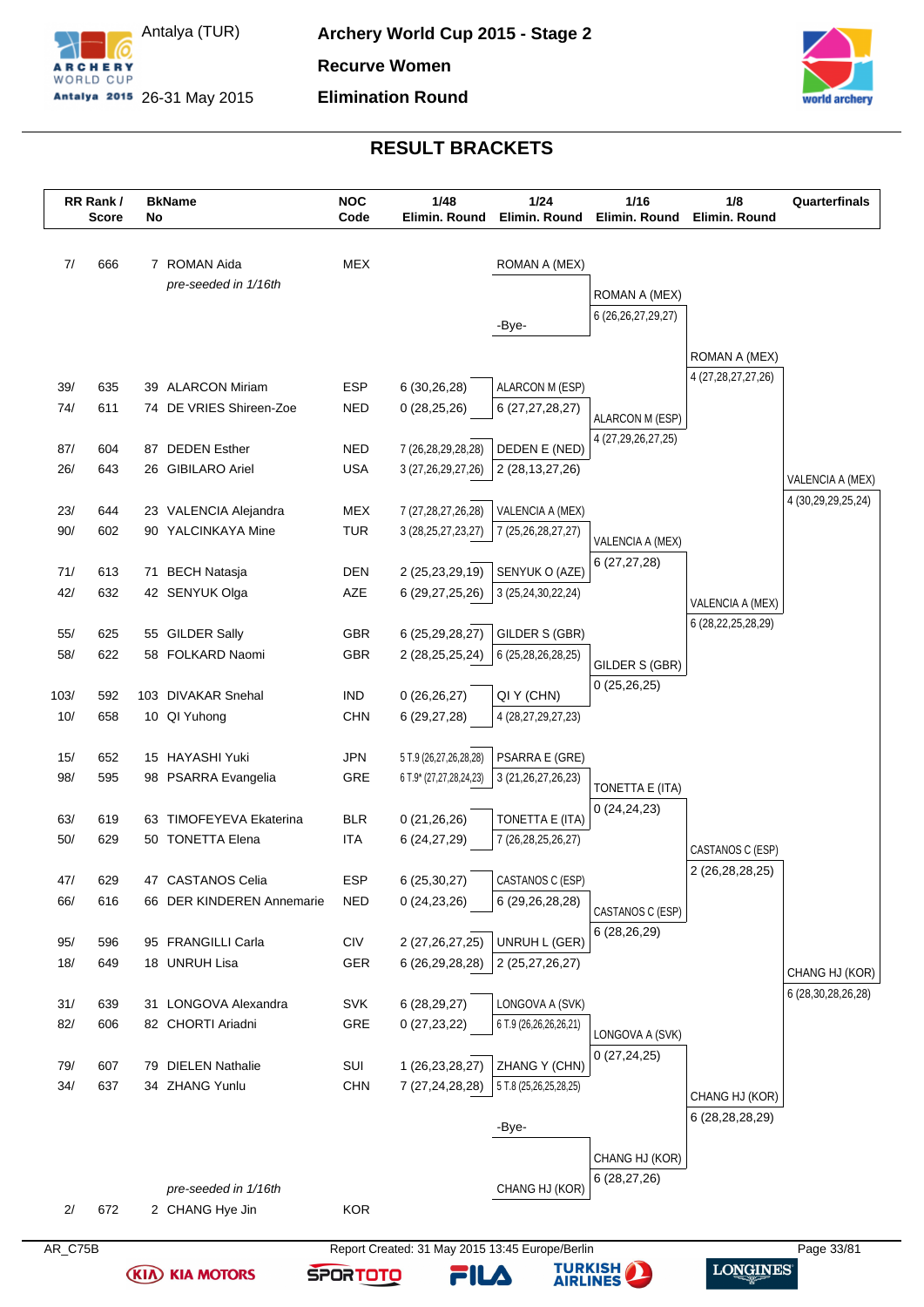# Archery World Cup 2015 - Stage 2

Antalya (TUR) 26-31 May 2015

**Recurve Women**

**Elimination Round**

## RESULT BRACKETS

| RR Rank / Score | BkName No | NOC Code | 1/48 Elimin. Round | 1/24 Elimin. Round | 1/16 Elimin. Round | 1/8 Elimin. Round | Quarterfinals |
|---|---|---|---|---|---|---|---|
| 7/ 666 | 7 ROMAN Aida *pre-seeded in 1/16th* | MEX | | ROMAN A (MEX) | ROMAN A (MEX) 6 (26,26,27,29,27) | ROMAN A (MEX) 4 (27,28,27,27,26) | VALENCIA A (MEX) 4 (30,29,29,25,24) |
| | | | | -Bye- | | | |
| 39/ 635 | 39 ALARCON Miriam | ESP | 6 (30,26,28) | ALARCON M (ESP) | ALARCON M (ESP) 4 (27,29,26,27,25) | | |
| 74/ 611 | 74 DE VRIES Shireen-Zoe | NED | 0 (28,25,26) | 6 (27,27,28,27) | | | |
| 87/ 604 | 87 DEDEN Esther | NED | 7 (26,28,29,28,28) | DEDEN E (NED) | | | |
| 26/ 643 | 26 GIBILARO Ariel | USA | 3 (27,26,29,27,26) | 2 (28,13,27,26) | | | |
| 23/ 644 | 23 VALENCIA Alejandra | MEX | 7 (27,28,27,26,28) | VALENCIA A (MEX) | VALENCIA A (MEX) 6 (27,27,28) | VALENCIA A (MEX) 6 (28,22,25,28,29) | |
| 90/ 602 | 90 YALCINKAYA Mine | TUR | 3 (28,25,27,23,27) | 7 (25,26,28,27,27) | | | |
| 71/ 613 | 71 BECH Natasja | DEN | 2 (25,23,29,19) | SENYUK O (AZE) | | | |
| 42/ 632 | 42 SENYUK Olga | AZE | 6 (29,27,25,26) | 3 (25,24,30,22,24) | | | |
| 55/ 625 | 55 GILDER Sally | GBR | 6 (25,29,28,27) | GILDER S (GBR) | GILDER S (GBR) 0 (25,26,25) | | |
| 58/ 622 | 58 FOLKARD Naomi | GBR | 2 (28,25,25,24) | 6 (25,28,26,28,25) | | | |
| 103/ 592 | 103 DIVAKAR Snehal | IND | 0 (26,26,27) | QI Y (CHN) | | | |
| 10/ 658 | 10 QI Yuhong | CHN | 6 (29,27,28) | 4 (28,27,29,27,23) | | | |
| 15/ 652 | 15 HAYASHI Yuki | JPN | 5 T.9 (26,27,26,28,28) | PSARRA E (GRE) | TONETTA E (ITA) 0 (24,24,23) | CASTANOS C (ESP) 2 (26,28,28,25) | CHANG HJ (KOR) 6 (28,30,28,26,28) |
| 98/ 595 | 98 PSARRA Evangelia | GRE | 6 T.9* (27,27,28,24,23) | 3 (21,26,27,26,23) | | | |
| 63/ 619 | 63 TIMOFEYEVA Ekaterina | BLR | 0 (21,26,26) | TONETTA E (ITA) | | | |
| 50/ 629 | 50 TONETTA Elena | ITA | 6 (24,27,29) | 7 (26,28,25,26,27) | | | |
| 47/ 629 | 47 CASTANOS Celia | ESP | 6 (25,30,27) | CASTANOS C (ESP) | CASTANOS C (ESP) 6 (28,26,29) | | |
| 66/ 616 | 66 DER KINDEREN Annemarie | NED | 0 (24,23,26) | 6 (29,26,28,28) | | | |
| 95/ 596 | 95 FRANGILLI Carla | CIV | 2 (27,26,27,25) | UNRUH L (GER) | | | |
| 18/ 649 | 18 UNRUH Lisa | GER | 6 (26,29,28,28) | 2 (25,27,26,27) | | | |
| 31/ 639 | 31 LONGOVA Alexandra | SVK | 6 (28,29,27) | LONGOVA A (SVK) | LONGOVA A (SVK) 0 (27,24,25) | CHANG HJ (KOR) 6 (28,28,28,29) | |
| 82/ 606 | 82 CHORTI Ariadni | GRE | 0 (27,23,22) | 6 T.9 (26,26,26,26,21) | | | |
| 79/ 607 | 79 DIELEN Nathalie | SUI | 1 (26,23,28,27) | ZHANG Y (CHN) | | | |
| 34/ 637 | 34 ZHANG Yunlu | CHN | 7 (27,24,28,28) | 5 T.8 (25,26,25,28,25) | | | |
| | | | | -Bye- | CHANG HJ (KOR) 6 (28,27,26) | | |
| 2/ 672 | 2 CHANG Hye Jin *pre-seeded in 1/16th* | KOR | | CHANG HJ (KOR) | | | |

AR_C75B

Report Created: 31 May 2015 13:45 Europe/Berlin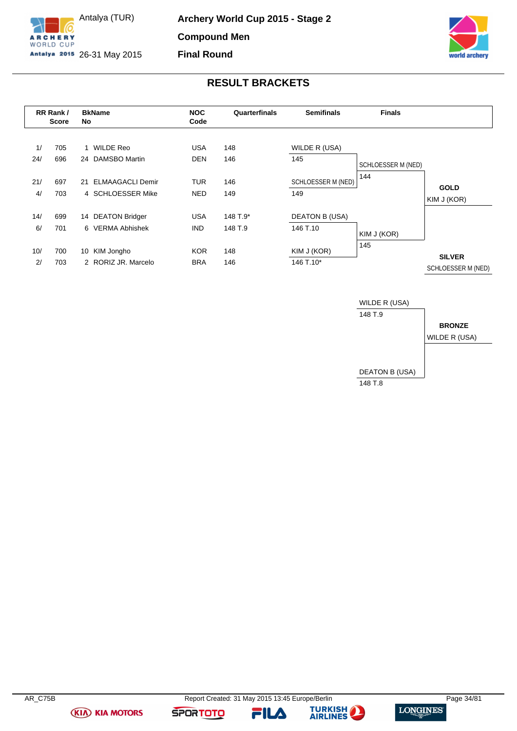# Archery World Cup 2015 - Stage 2

Antalya (TUR)
26-31 May 2015

## Compound Men

## Final Round

### RESULT BRACKETS

| RR Rank / Score | | BkName No | | NOC Code | Quarterfinals | Semifinals | Finals | |
|---|---|---|---|---|---|---|---|---|
| 1/ | 705 | 1 | WILDE Reo | USA | 148 | WILDE R (USA) | | |
| 24/ | 696 | 24 | DAMSBO Martin | DEN | 146 | 145 | SCHLOESSER M (NED) | |
| 21/ | 697 | 21 | ELMAAGACLI Demir | TUR | 146 | SCHLOESSER M (NED) | 144 | **GOLD** |
| 4/ | 703 | 4 | SCHLOESSER Mike | NED | 149 | 149 | | KIM J (KOR) |
| 14/ | 699 | 14 | DEATON Bridger | USA | 148 T.9* | DEATON B (USA) | | |
| 6/ | 701 | 6 | VERMA Abhishek | IND | 148 T.9 | 146 T.10 | KIM J (KOR) | |
| 10/ | 700 | 10 | KIM Jongho | KOR | 148 | KIM J (KOR) | 145 | **SILVER** |
| 2/ | 703 | 2 | RORIZ JR. Marcelo | BRA | 146 | 146 T.10* | | SCHLOESSER M (NED) |

**Bronze Medal Match**

| Finals | |
|---|---|
| WILDE R (USA) | |
| 148 T.9 | **BRONZE** |
| | WILDE R (USA) |
| DEATON B (USA) | |
| 148 T.8 | |

AR_C75B — Report Created: 31 May 2015 13:45 Europe/Berlin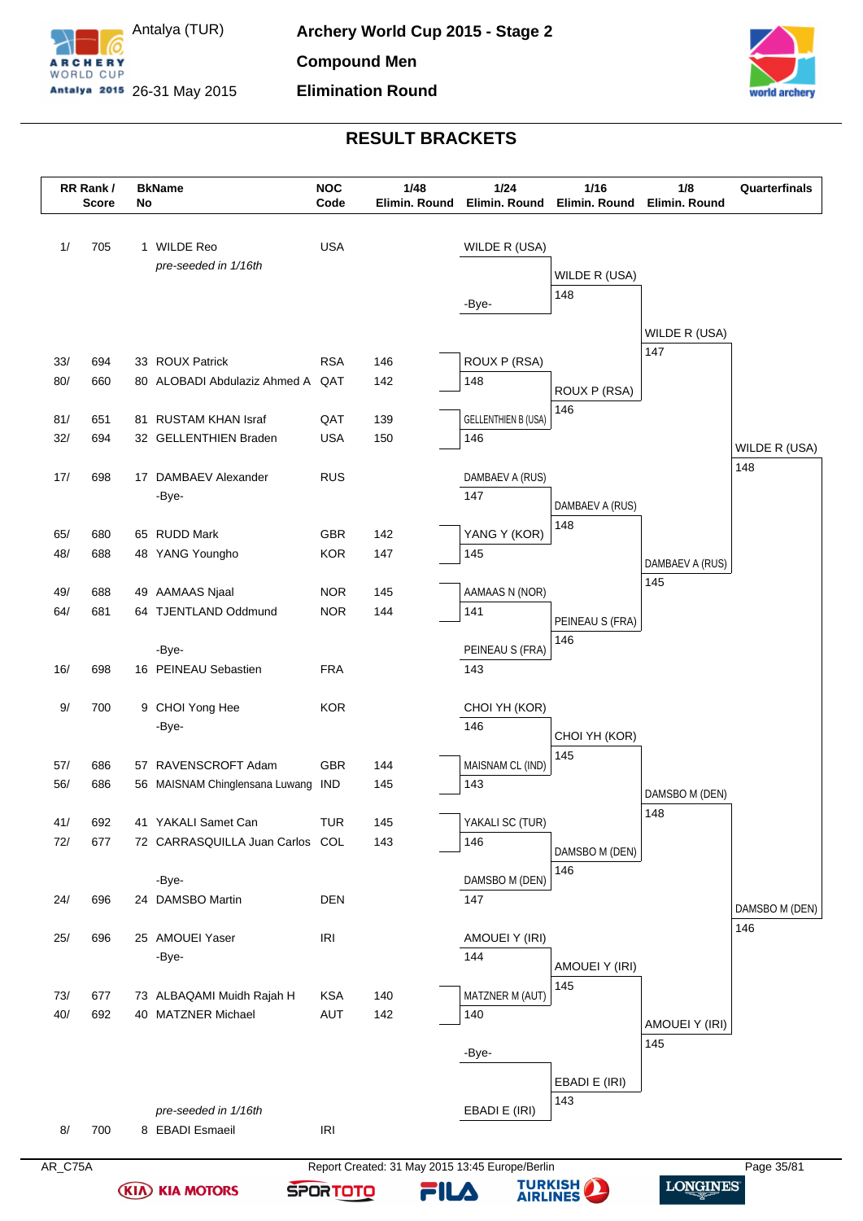# Archery World Cup 2015 - Stage 2

Antalya (TUR)
26-31 May 2015

**Compound Men**

**Elimination Round**

## RESULT BRACKETS

| RR Rank / Score | | BkName No | | NOC Code | 1/48 Elimin. Round |
|---|---|---|---|---|---|
| 1/ | 705 | 1 | WILDE Reo *pre-seeded in 1/16th* | USA | |
| 33/ | 694 | 33 | ROUX Patrick | RSA | 146 |
| 80/ | 660 | 80 | ALOBADI Abdulaziz Ahmed A | QAT | 142 |
| 81/ | 651 | 81 | RUSTAM KHAN Israf | QAT | 139 |
| 32/ | 694 | 32 | GELLENTHIEN Braden | USA | 150 |
| 17/ | 698 | 17 | DAMBAEV Alexander | RUS | |
| | | | -Bye- | | |
| 65/ | 680 | 65 | RUDD Mark | GBR | 142 |
| 48/ | 688 | 48 | YANG Youngho | KOR | 147 |
| 49/ | 688 | 49 | AAMAAS Njaal | NOR | 145 |
| 64/ | 681 | 64 | TJENTLAND Oddmund | NOR | 144 |
| | | | -Bye- | | |
| 16/ | 698 | 16 | PEINEAU Sebastien | FRA | |
| 9/ | 700 | 9 | CHOI Yong Hee | KOR | |
| | | | -Bye- | | |
| 57/ | 686 | 57 | RAVENSCROFT Adam | GBR | 144 |
| 56/ | 686 | 56 | MAISNAM Chinglensana Luwang | IND | 145 |
| 41/ | 692 | 41 | YAKALI Samet Can | TUR | 145 |
| 72/ | 677 | 72 | CARRASQUILLA Juan Carlos | COL | 143 |
| | | | -Bye- | | |
| 24/ | 696 | 24 | DAMSBO Martin | DEN | |
| 25/ | 696 | 25 | AMOUEI Yaser | IRI | |
| | | | -Bye- | | |
| 73/ | 677 | 73 | ALBAQAMI Muidh Rajah H | KSA | 140 |
| 40/ | 692 | 40 | MATZNER Michael | AUT | 142 |
| 8/ | 700 | 8 | EBADI Esmaeil *pre-seeded in 1/16th* | IRI | |

### 1/24 Elimin. Round

| Match | Winner / Score | Opponent / Score |
|---|---|---|
| 1 | WILDE R (USA) | -Bye- |
| 2 | ROUX P (RSA) 148 | |
| 3 | GELLENTHIEN B (USA) 146 | |
| 4 | DAMBAEV A (RUS) 147 | |
| 5 | YANG Y (KOR) 145 | |
| 6 | AAMAAS N (NOR) 141 | |
| 7 | PEINEAU S (FRA) 143 | |
| 8 | CHOI YH (KOR) 146 | |
| 9 | MAISNAM CL (IND) 143 | |
| 10 | YAKALI SC (TUR) 146 | |
| 11 | DAMSBO M (DEN) 147 | |
| 12 | AMOUEI Y (IRI) 144 | |
| 13 | MATZNER M (AUT) 140 | |
| 14 | -Bye- | EBADI E (IRI) |

### 1/16 Elimin. Round

| Archer | Score |
|---|---|
| WILDE R (USA) | 148 |
| ROUX P (RSA) | 146 |
| DAMBAEV A (RUS) | 148 |
| PEINEAU S (FRA) | 146 |
| CHOI YH (KOR) | 145 |
| DAMSBO M (DEN) | 146 |
| AMOUEI Y (IRI) | 145 |
| EBADI E (IRI) | 143 |

### 1/8 Elimin. Round

| Archer | Score |
|---|---|
| WILDE R (USA) | 147 |
| DAMBAEV A (RUS) | 145 |
| DAMSBO M (DEN) | 148 |
| AMOUEI Y (IRI) | 145 |

### Quarterfinals

| Archer | Score |
|---|---|
| WILDE R (USA) | 148 |
| DAMSBO M (DEN) | 146 |

AR_C75A — Report Created: 31 May 2015 13:45 Europe/Berlin

KIA MOTORS · SPORTOTO · FILA · TURKISH AIRLINES · LONGINES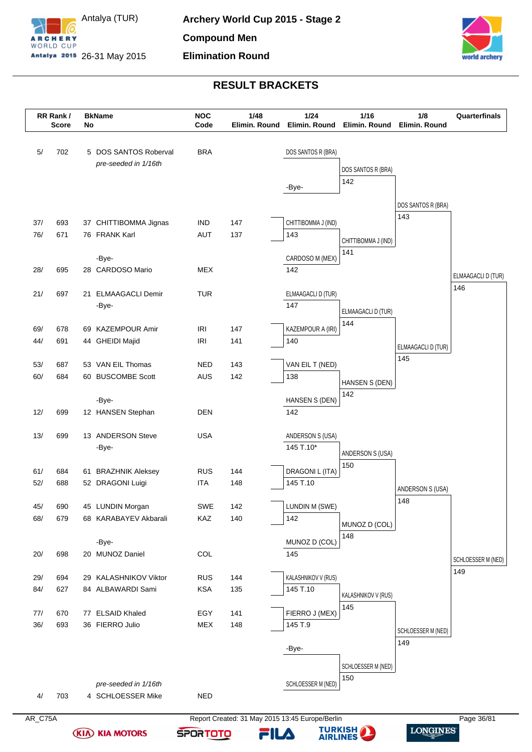# Archery World Cup 2015 - Stage 2

Antalya (TUR)
26-31 May 2015

**Compound Men**

**Elimination Round**

## RESULT BRACKETS

| RR Rank / Score | | BkName No | | NOC Code | 1/48 Elimin. Round | 1/24 Elimin. Round | 1/16 Elimin. Round | 1/8 Elimin. Round | Quarterfinals |
|---|---|---|---|---|---|---|---|---|---|
| 5/ | 702 | 5 | DOS SANTOS Roberval *pre-seeded in 1/16th* | BRA | | DOS SANTOS R (BRA) / -Bye- | DOS SANTOS R (BRA) 142 | DOS SANTOS R (BRA) 143 | ELMAAGACLI D (TUR) 146 |
| 37/ | 693 | 37 | CHITTIBOMMA Jignas | IND | 147 | CHITTIBOMMA J (IND) 143 | CHITTIBOMMA J (IND) 141 | | |
| 76/ | 671 | 76 | FRANK Karl | AUT | 137 | | | | |
| | | | -Bye- | | | CARDOSO M (MEX) 142 | | | |
| 28/ | 695 | 28 | CARDOSO Mario | MEX | | | | | |
| 21/ | 697 | 21 | ELMAAGACLI Demir | TUR | | ELMAAGACLI D (TUR) 147 | ELMAAGACLI D (TUR) 144 | ELMAAGACLI D (TUR) 145 | |
| | | | -Bye- | | | | | | |
| 69/ | 678 | 69 | KAZEMPOUR Amir | IRI | 147 | KAZEMPOUR A (IRI) 140 | | | |
| 44/ | 691 | 44 | GHEIDI Majid | IRI | 141 | | | | |
| 53/ | 687 | 53 | VAN EIL Thomas | NED | 143 | VAN EIL T (NED) 138 | HANSEN S (DEN) 142 | | |
| 60/ | 684 | 60 | BUSCOMBE Scott | AUS | 142 | | | | |
| | | | -Bye- | | | HANSEN S (DEN) 142 | | | |
| 12/ | 699 | 12 | HANSEN Stephan | DEN | | | | | |
| 13/ | 699 | 13 | ANDERSON Steve | USA | | ANDERSON S (USA) 145 T.10* | ANDERSON S (USA) 150 | ANDERSON S (USA) 148 | SCHLOESSER M (NED) 149 |
| | | | -Bye- | | | | | | |
| 61/ | 684 | 61 | BRAZHNIK Aleksey | RUS | 144 | DRAGONI L (ITA) 145 T.10 | | | |
| 52/ | 688 | 52 | DRAGONI Luigi | ITA | 148 | | | | |
| 45/ | 690 | 45 | LUNDIN Morgan | SWE | 142 | LUNDIN M (SWE) 142 | MUNOZ D (COL) 148 | | |
| 68/ | 679 | 68 | KARABAYEV Akbarali | KAZ | 140 | | | | |
| | | | -Bye- | | | MUNOZ D (COL) 145 | | | |
| 20/ | 698 | 20 | MUNOZ Daniel | COL | | | | | |
| 29/ | 694 | 29 | KALASHNIKOV Viktor | RUS | 144 | KALASHNIKOV V (RUS) 145 T.10 | KALASHNIKOV V (RUS) 145 | SCHLOESSER M (NED) 149 | |
| 84/ | 627 | 84 | ALBAWARDI Sami | KSA | 135 | | | | |
| 77/ | 670 | 77 | ELSAID Khaled | EGY | 141 | FIERRO J (MEX) 145 T.9 | | | |
| 36/ | 693 | 36 | FIERRO Julio | MEX | 148 | | | | |
| | | | | | | -Bye- | SCHLOESSER M (NED) 150 | | |
| 4/ | 703 | 4 | SCHLOESSER Mike *pre-seeded in 1/16th* | NED | | SCHLOESSER M (NED) | | | |

AR_C75A — Report Created: 31 May 2015 13:45 Europe/Berlin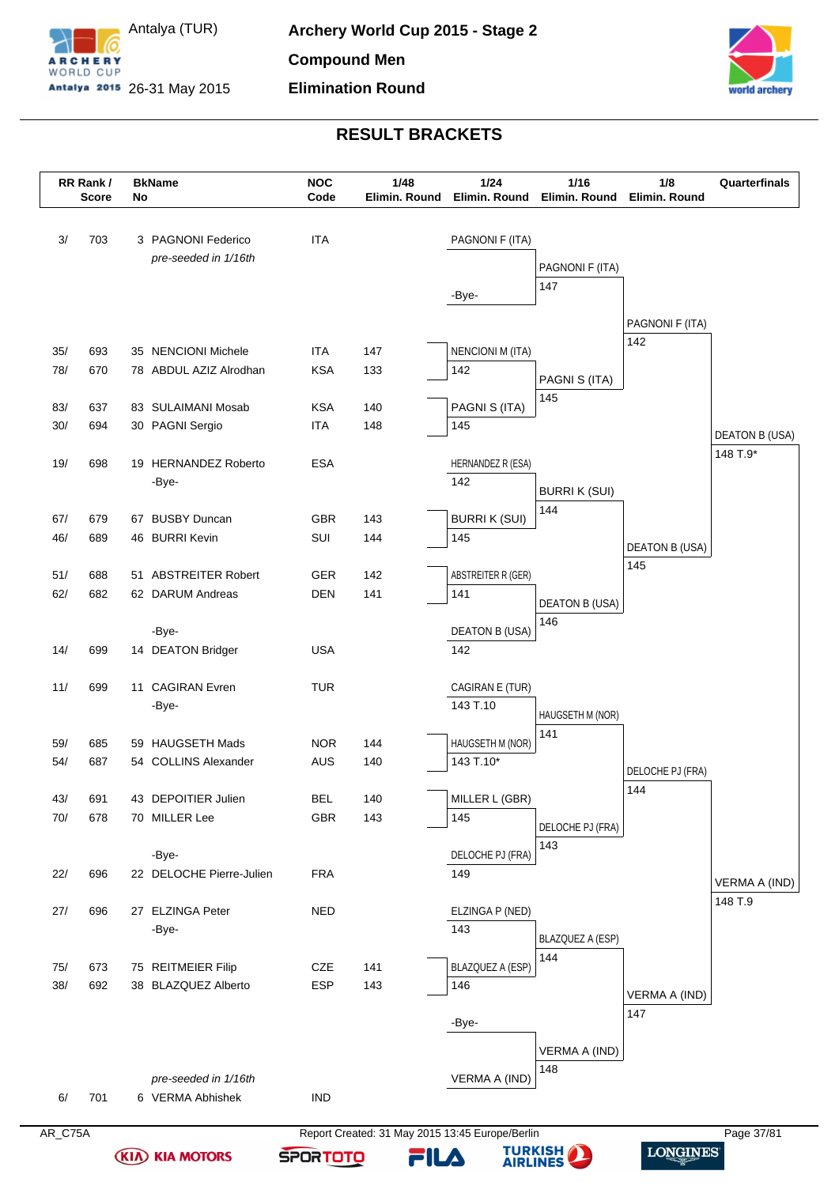# Archery World Cup 2015 - Stage 2

Antalya (TUR)
26-31 May 2015

**Compound Men**

**Elimination Round**

## RESULT BRACKETS

| RR Rank / Score | | BkName No | NOC Code | 1/48 Elimin. Round | 1/24 Elimin. Round | 1/16 Elimin. Round | 1/8 Elimin. Round | Quarterfinals |
|---|---|---|---|---|---|---|---|---|
| 3/ | 703 | 3 PAGNONI Federico *pre-seeded in 1/16th* | ITA | | PAGNONI F (ITA) | PAGNONI F (ITA) 147 | PAGNONI F (ITA) 142 | DEATON B (USA) 148 T.9* |
| | | | | | -Bye- | | | |
| 35/ | 693 | 35 NENCIONI Michele | ITA | 147 | NENCIONI M (ITA) 142 | PAGNI S (ITA) 145 | | |
| 78/ | 670 | 78 ABDUL AZIZ Alrodhan | KSA | 133 | | | | |
| 83/ | 637 | 83 SULAIMANI Mosab | KSA | 140 | PAGNI S (ITA) 145 | | | |
| 30/ | 694 | 30 PAGNI Sergio | ITA | 148 | | | | |
| 19/ | 698 | 19 HERNANDEZ Roberto | ESA | | HERNANDEZ R (ESA) 142 | BURRI K (SUI) 144 | DEATON B (USA) 145 | |
| | | -Bye- | | | | | | |
| 67/ | 679 | 67 BUSBY Duncan | GBR | 143 | BURRI K (SUI) 145 | | | |
| 46/ | 689 | 46 BURRI Kevin | SUI | 144 | | | | |
| 51/ | 688 | 51 ABSTREITER Robert | GER | 142 | ABSTREITER R (GER) 141 | DEATON B (USA) 146 | | |
| 62/ | 682 | 62 DARUM Andreas | DEN | 141 | | | | |
| | | -Bye- | | | DEATON B (USA) 142 | | | |
| 14/ | 699 | 14 DEATON Bridger | USA | | | | | |
| 11/ | 699 | 11 CAGIRAN Evren | TUR | | CAGIRAN E (TUR) 143 T.10 | HAUGSETH M (NOR) 141 | DELOCHE PJ (FRA) 144 | VERMA A (IND) 148 T.9 |
| | | -Bye- | | | | | | |
| 59/ | 685 | 59 HAUGSETH Mads | NOR | 144 | HAUGSETH M (NOR) 143 T.10* | | | |
| 54/ | 687 | 54 COLLINS Alexander | AUS | 140 | | | | |
| 43/ | 691 | 43 DEPOITIER Julien | BEL | 140 | MILLER L (GBR) 145 | DELOCHE PJ (FRA) 143 | | |
| 70/ | 678 | 70 MILLER Lee | GBR | 143 | | | | |
| | | -Bye- | | | DELOCHE PJ (FRA) 149 | | | |
| 22/ | 696 | 22 DELOCHE Pierre-Julien | FRA | | | | | |
| 27/ | 696 | 27 ELZINGA Peter | NED | | ELZINGA P (NED) 143 | BLAZQUEZ A (ESP) 144 | VERMA A (IND) 147 | |
| | | -Bye- | | | | | | |
| 75/ | 673 | 75 REITMEIER Filip | CZE | 141 | BLAZQUEZ A (ESP) 146 | | | |
| 38/ | 692 | 38 BLAZQUEZ Alberto | ESP | 143 | | | | |
| | | | | | -Bye- | VERMA A (IND) 148 | | |
| 6/ | 701 | 6 VERMA Abhishek *pre-seeded in 1/16th* | IND | | VERMA A (IND) | | | |

AR_C75A

Report Created: 31 May 2015 13:45 Europe/Berlin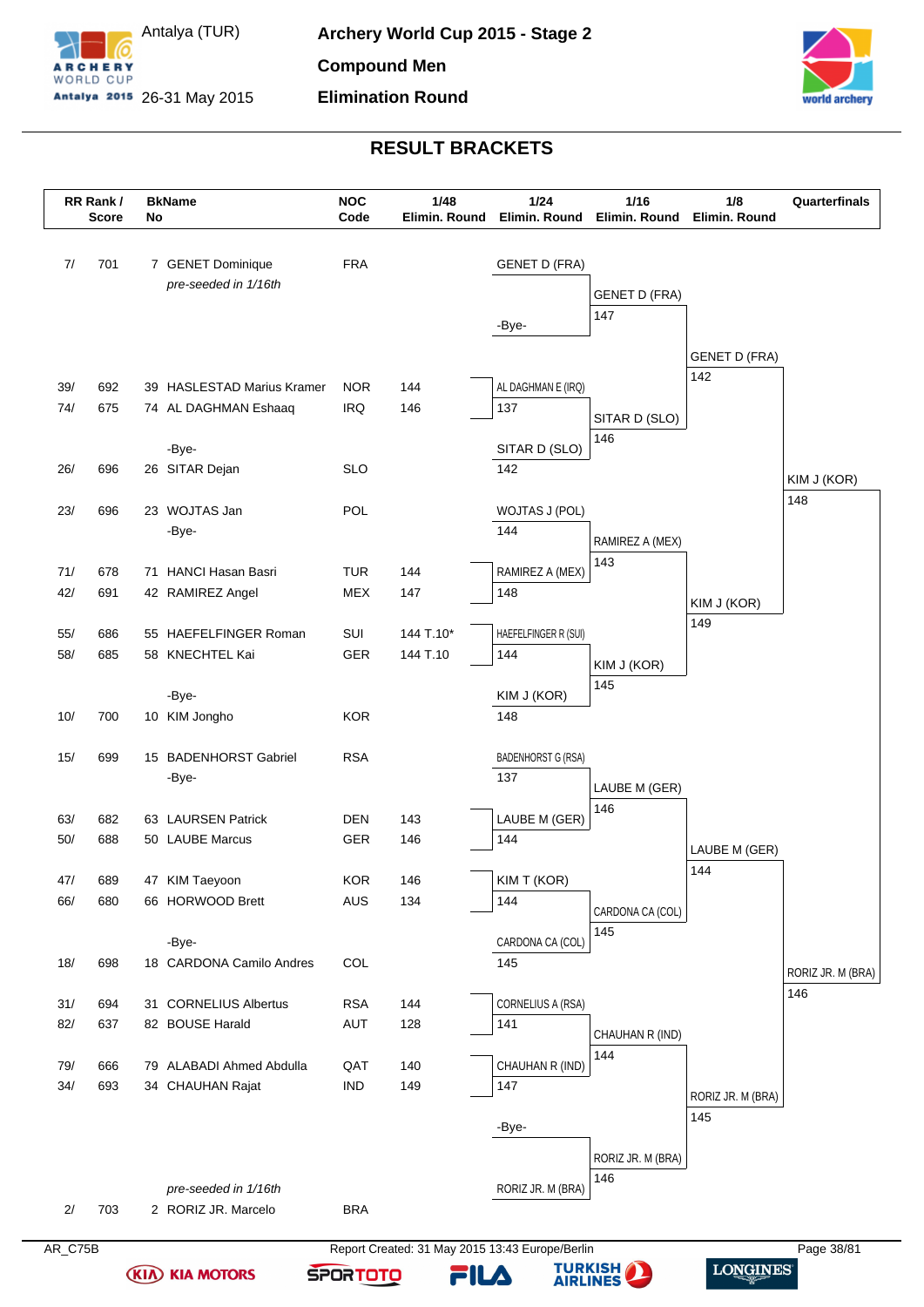# Archery World Cup 2015 - Stage 2

Antalya (TUR)
26-31 May 2015

**Compound Men**

**Elimination Round**

## RESULT BRACKETS

| RR Rank / Score | | BkName No | | NOC Code | 1/48 Elimin. Round | 1/24 Elimin. Round | 1/16 Elimin. Round | 1/8 Elimin. Round | Quarterfinals |
|---|---|---|---|---|---|---|---|---|---|
| 7/ | 701 | 7 | GENET Dominique *pre-seeded in 1/16th* | FRA | | GENET D (FRA) -Bye- | GENET D (FRA) 147 | GENET D (FRA) 142 | KIM J (KOR) 148 |
| 39/ | 692 | 39 | HASLESTAD Marius Kramer | NOR | 144 | AL DAGHMAN E (IRQ) 137 | SITAR D (SLO) 146 | | |
| 74/ | 675 | 74 | AL DAGHMAN Eshaaq | IRQ | 146 | | | | |
| | | | -Bye- | | | SITAR D (SLO) 142 | | | |
| 26/ | 696 | 26 | SITAR Dejan | SLO | | | | | |
| 23/ | 696 | 23 | WOJTAS Jan -Bye- | POL | | WOJTAS J (POL) 144 | RAMIREZ A (MEX) 143 | KIM J (KOR) 149 | |
| 71/ | 678 | 71 | HANCI Hasan Basri | TUR | 144 | RAMIREZ A (MEX) 148 | | | |
| 42/ | 691 | 42 | RAMIREZ Angel | MEX | 147 | | | | |
| 55/ | 686 | 55 | HAEFELFINGER Roman | SUI | 144 T.10* | HAEFELFINGER R (SUI) 144 | KIM J (KOR) 145 | | |
| 58/ | 685 | 58 | KNECHTEL Kai | GER | 144 T.10 | | | | |
| | | | -Bye- | | | KIM J (KOR) 148 | | | |
| 10/ | 700 | 10 | KIM Jongho | KOR | | | | | |
| 15/ | 699 | 15 | BADENHORST Gabriel -Bye- | RSA | | BADENHORST G (RSA) 137 | LAUBE M (GER) 146 | LAUBE M (GER) 144 | RORIZ JR. M (BRA) 146 |
| 63/ | 682 | 63 | LAURSEN Patrick | DEN | 143 | LAUBE M (GER) 144 | | | |
| 50/ | 688 | 50 | LAUBE Marcus | GER | 146 | | | | |
| 47/ | 689 | 47 | KIM Taeyoon | KOR | 146 | KIM T (KOR) 144 | CARDONA CA (COL) 145 | | |
| 66/ | 680 | 66 | HORWOOD Brett | AUS | 134 | | | | |
| | | | -Bye- | | | CARDONA CA (COL) 145 | | | |
| 18/ | 698 | 18 | CARDONA Camilo Andres | COL | | | | | |
| 31/ | 694 | 31 | CORNELIUS Albertus | RSA | 144 | CORNELIUS A (RSA) 141 | CHAUHAN R (IND) 144 | RORIZ JR. M (BRA) 145 | |
| 82/ | 637 | 82 | BOUSE Harald | AUT | 128 | | | | |
| 79/ | 666 | 79 | ALABADI Ahmed Abdulla | QAT | 140 | CHAUHAN R (IND) 147 | | | |
| 34/ | 693 | 34 | CHAUHAN Rajat | IND | 149 | | | | |
| | | | -Bye- | | | -Bye- | RORIZ JR. M (BRA) 146 | | |
| 2/ | 703 | 2 | RORIZ JR. Marcelo *pre-seeded in 1/16th* | BRA | | RORIZ JR. M (BRA) | | | |

AR_C75B

Report Created: 31 May 2015 13:43 Europe/Berlin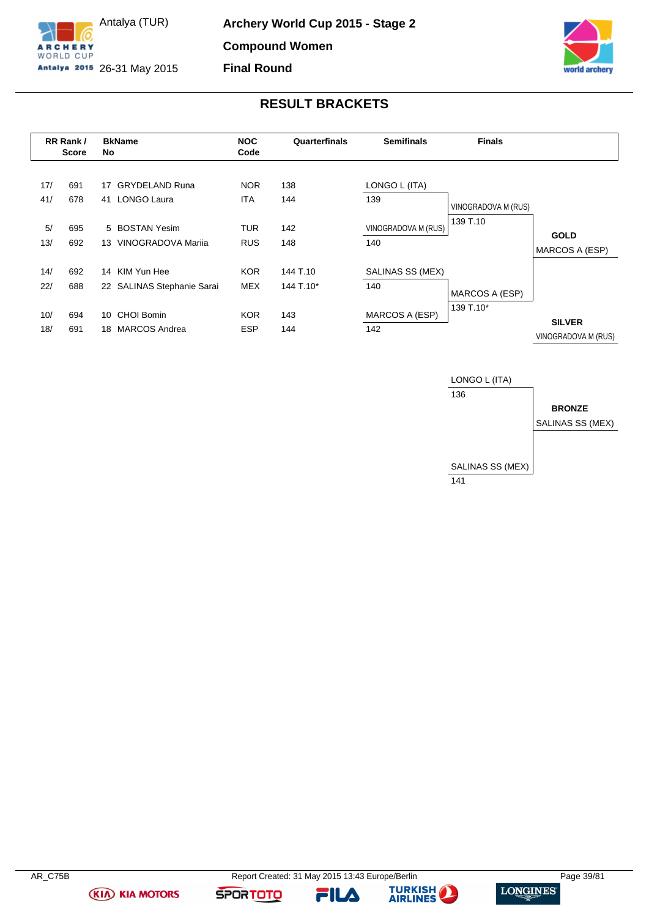# Archery World Cup 2015 - Stage 2

Antalya (TUR)
26-31 May 2015

**Compound Women**

**Final Round**

## RESULT BRACKETS

| RR Rank / Score | | BkName No | | NOC Code | Quarterfinals | Semifinals | Finals | |
|---|---|---|---|---|---|---|---|---|
| 17/ | 691 | 17 | GRYDELAND Runa | NOR | 138 | LONGO L (ITA) | | |
| 41/ | 678 | 41 | LONGO Laura | ITA | 144 | 139 | VINOGRADOVA M (RUS) | |
| 5/ | 695 | 5 | BOSTAN Yesim | TUR | 142 | VINOGRADOVA M (RUS) | 139 T.10 | **GOLD** |
| 13/ | 692 | 13 | VINOGRADOVA Mariia | RUS | 148 | 140 | | MARCOS A (ESP) |
| 14/ | 692 | 14 | KIM Yun Hee | KOR | 144 T.10 | SALINAS SS (MEX) | | |
| 22/ | 688 | 22 | SALINAS Stephanie Sarai | MEX | 144 T.10* | 140 | MARCOS A (ESP) | |
| 10/ | 694 | 10 | CHOI Bomin | KOR | 143 | MARCOS A (ESP) | 139 T.10* | **SILVER** |
| 18/ | 691 | 18 | MARCOS Andrea | ESP | 144 | 142 | | VINOGRADOVA M (RUS) |

**Bronze Match**

| Finals | |
|---|---|
| LONGO L (ITA) | |
| 136 | **BRONZE** |
| | SALINAS SS (MEX) |
| SALINAS SS (MEX) | |
| 141 | |

AR_C75B

Report Created: 31 May 2015 13:43 Europe/Berlin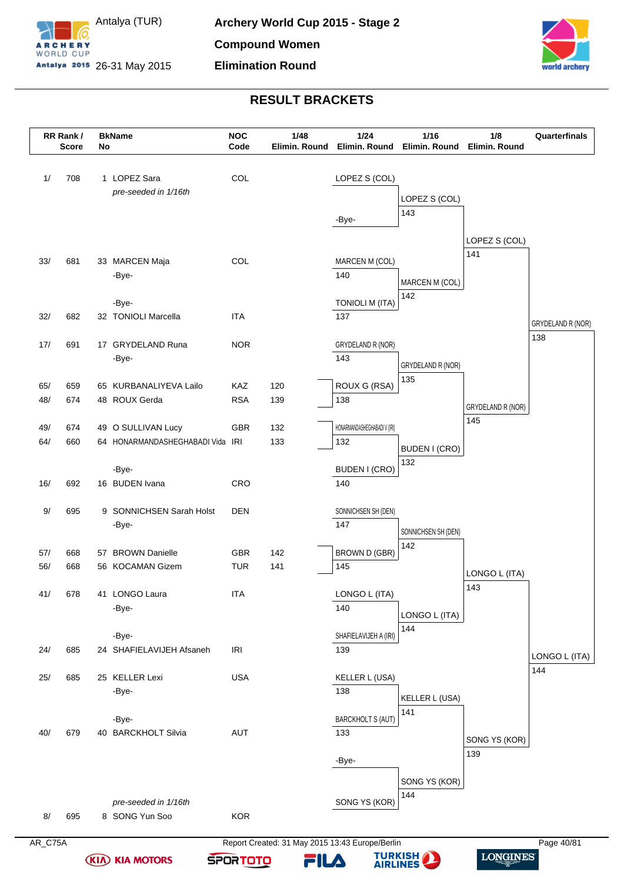Antalya (TUR)

26-31 May 2015

**Archery World Cup 2015 - Stage 2**

**Compound Women**

**Elimination Round**

## RESULT BRACKETS

| RR Rank / Score | | BkName No | | NOC Code | 1/48 Elimin. Round | 1/24 Elimin. Round | 1/16 Elimin. Round | 1/8 Elimin. Round | Quarterfinals |
|---|---|---|---|---|---|---|---|---|---|
| 1/ | 708 | 1 | LOPEZ Sara *pre-seeded in 1/16th* | COL | | LOPEZ S (COL) / -Bye- | LOPEZ S (COL) 143 | LOPEZ S (COL) 141 | |
| 33/ | 681 | 33 | MARCEN Maja | COL | | MARCEN M (COL) 140 | MARCEN M (COL) 142 | | |
| | | | -Bye- | | | | | | |
| | | | -Bye- | | | | | | |
| 32/ | 682 | 32 | TONIOLI Marcella | ITA | | TONIOLI M (ITA) 137 | | | GRYDELAND R (NOR) 138 |
| 17/ | 691 | 17 | GRYDELAND Runa | NOR | | GRYDELAND R (NOR) 143 | GRYDELAND R (NOR) 135 | | |
| | | | -Bye- | | | | | | |
| 65/ | 659 | 65 | KURBANALIYEVA Lailo | KAZ | 120 | | | | |
| 48/ | 674 | 48 | ROUX Gerda | RSA | 139 | ROUX G (RSA) 138 | | GRYDELAND R (NOR) 145 | |
| 49/ | 674 | 49 | O SULLIVAN Lucy | GBR | 132 | | | | |
| 64/ | 660 | 64 | HONARMANDASHEGHABADI Vida | IRI | 133 | HONARMANDASHEGHABADI V (IRI) 132 | BUDEN I (CRO) 132 | | |
| | | | -Bye- | | | | | | |
| 16/ | 692 | 16 | BUDEN Ivana | CRO | | BUDEN I (CRO) 140 | | | |
| 9/ | 695 | 9 | SONNICHSEN Sarah Holst | DEN | | SONNICHSEN SH (DEN) 147 | SONNICHSEN SH (DEN) 142 | | |
| | | | -Bye- | | | | | | |
| 57/ | 668 | 57 | BROWN Danielle | GBR | 142 | BROWN D (GBR) 145 | | LONGO L (ITA) 143 | |
| 56/ | 668 | 56 | KOCAMAN Gizem | TUR | 141 | | | | |
| 41/ | 678 | 41 | LONGO Laura | ITA | | LONGO L (ITA) 140 | LONGO L (ITA) 144 | | |
| | | | -Bye- | | | | | | |
| | | | -Bye- | | | | | | |
| 24/ | 685 | 24 | SHAFIELAVIJEH Afsaneh | IRI | | SHAFIELAVIJEH A (IRI) 139 | | | LONGO L (ITA) 144 |
| 25/ | 685 | 25 | KELLER Lexi | USA | | KELLER L (USA) 138 | KELLER L (USA) 141 | | |
| | | | -Bye- | | | | | | |
| | | | -Bye- | | | | | | |
| 40/ | 679 | 40 | BARCKHOLT Silvia | AUT | | BARCKHOLT S (AUT) 133 | | SONG YS (KOR) 139 | |
| 8/ | 695 | 8 | SONG Yun Soo *pre-seeded in 1/16th* | KOR | | -Bye- / SONG YS (KOR) | SONG YS (KOR) 144 | | |

AR_C75A

Report Created: 31 May 2015 13:43 Europe/Berlin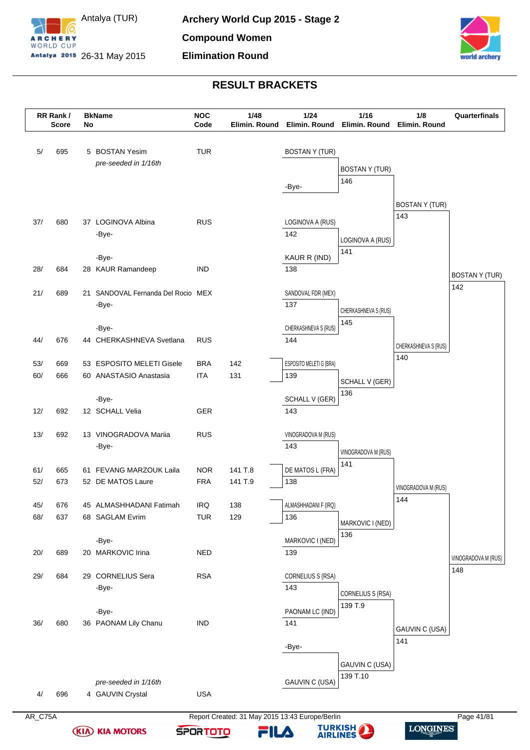# Archery World Cup 2015 - Stage 2

Antalya (TUR) 26-31 May 2015

## Compound Women

## Elimination Round

## RESULT BRACKETS

| RR Rank / Score | | BkName No | | NOC Code | 1/48 Elimin. Round | 1/24 Elimin. Round | 1/16 Elimin. Round | 1/8 Elimin. Round | Quarterfinals |
|---|---|---|---|---|---|---|---|---|---|
| 5/ | 695 | 5 | BOSTAN Yesim *pre-seeded in 1/16th* | TUR | | BOSTAN Y (TUR) | | | |
| | | | | | | -Bye- | BOSTAN Y (TUR) 146 | | |
| | | | | | | | | BOSTAN Y (TUR) 143 | |
| 37/ | 680 | 37 | LOGINOVA Albina | RUS | | LOGINOVA A (RUS) 142 | | | |
| | | | -Bye- | | | | LOGINOVA A (RUS) 141 | | |
| | | | -Bye- | | | | | | |
| 28/ | 684 | 28 | KAUR Ramandeep | IND | | KAUR R (IND) 138 | | | |
| | | | | | | | | | BOSTAN Y (TUR) 142 |
| 21/ | 689 | 21 | SANDOVAL Fernanda Del Rocio | MEX | | SANDOVAL FDR (MEX) 137 | | | |
| | | | -Bye- | | | | CHERKASHNEVA S (RUS) 145 | | |
| | | | -Bye- | | | | | | |
| 44/ | 676 | 44 | CHERKASHNEVA Svetlana | RUS | | CHERKASHNEVA S (RUS) 144 | | | |
| | | | | | | | | CHERKASHNEVA S (RUS) 140 | |
| 53/ | 669 | 53 | ESPOSITO MELETI Gisele | BRA | 142 | ESPOSITO MELETI G (BRA) 139 | | | |
| 60/ | 666 | 60 | ANASTASIO Anastasia | ITA | 131 | | | | |
| | | | | | | | SCHALL V (GER) 136 | | |
| | | | -Bye- | | | | | | |
| 12/ | 692 | 12 | SCHALL Velia | GER | | SCHALL V (GER) 143 | | | |
| 13/ | 692 | 13 | VINOGRADOVA Mariia | RUS | | VINOGRADOVA M (RUS) 143 | | | |
| | | | -Bye- | | | | VINOGRADOVA M (RUS) 141 | | |
| 61/ | 665 | 61 | FEVANG MARZOUK Laila | NOR | 141 T.8 | DE MATOS L (FRA) 138 | | | |
| 52/ | 673 | 52 | DE MATOS Laure | FRA | 141 T.9 | | | | |
| | | | | | | | | VINOGRADOVA M (RUS) 144 | |
| 45/ | 676 | 45 | ALMASHHADANI Fatimah | IRQ | 138 | ALMASHHADANI F (IRQ) 136 | | | |
| 68/ | 637 | 68 | SAGLAM Evrim | TUR | 129 | | | | |
| | | | | | | | MARKOVIC I (NED) 136 | | |
| | | | -Bye- | | | | | | |
| 20/ | 689 | 20 | MARKOVIC Irina | NED | | MARKOVIC I (NED) 139 | | | |
| | | | | | | | | | VINOGRADOVA M (RUS) 148 |
| 29/ | 684 | 29 | CORNELIUS Sera | RSA | | CORNELIUS S (RSA) 143 | | | |
| | | | -Bye- | | | | CORNELIUS S (RSA) 139 T.9 | | |
| | | | -Bye- | | | | | | |
| 36/ | 680 | 36 | PAONAM Lily Chanu | IND | | PAONAM LC (IND) 141 | | | |
| | | | | | | | | GAUVIN C (USA) 141 | |
| | | | | | | -Bye- | | | |
| | | | | | | | GAUVIN C (USA) 139 T.10 | | |
| 4/ | 696 | 4 | GAUVIN Crystal *pre-seeded in 1/16th* | USA | | GAUVIN C (USA) | | | |

AR_C75A

Report Created: 31 May 2015 13:43 Europe/Berlin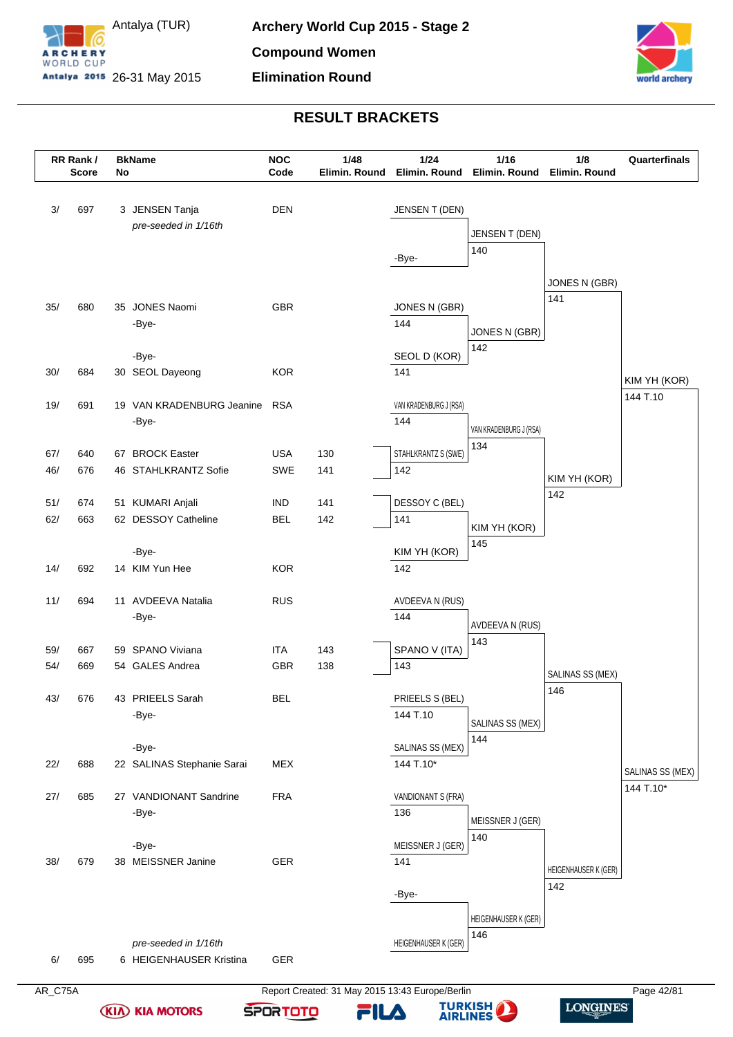Antalya (TUR)

26-31 May 2015

**Archery World Cup 2015 - Stage 2**

**Compound Women**

**Elimination Round**

## RESULT BRACKETS

| RR Rank / Score | | BkName No | | NOC Code | 1/48 Elimin. Round |
|---|---|---|---|---|---|
| 3/ | 697 | 3 | JENSEN Tanja *pre-seeded in 1/16th* | DEN | |
| 35/ | 680 | 35 | JONES Naomi | GBR | |
| | | | -Bye- | | |
| | | | -Bye- | | |
| 30/ | 684 | 30 | SEOL Dayeong | KOR | |
| 19/ | 691 | 19 | VAN KRADENBURG Jeanine | RSA | |
| | | | -Bye- | | |
| 67/ | 640 | 67 | BROCK Easter | USA | 130 |
| 46/ | 676 | 46 | STAHLKRANTZ Sofie | SWE | 141 |
| 51/ | 674 | 51 | KUMARI Anjali | IND | 141 |
| 62/ | 663 | 62 | DESSOY Catheline | BEL | 142 |
| | | | -Bye- | | |
| 14/ | 692 | 14 | KIM Yun Hee | KOR | |
| 11/ | 694 | 11 | AVDEEVA Natalia | RUS | |
| | | | -Bye- | | |
| 59/ | 667 | 59 | SPANO Viviana | ITA | 143 |
| 54/ | 669 | 54 | GALES Andrea | GBR | 138 |
| 43/ | 676 | 43 | PRIEELS Sarah | BEL | |
| | | | -Bye- | | |
| | | | -Bye- | | |
| 22/ | 688 | 22 | SALINAS Stephanie Sarai | MEX | |
| 27/ | 685 | 27 | VANDIONANT Sandrine | FRA | |
| | | | -Bye- | | |
| | | | -Bye- | | |
| 38/ | 679 | 38 | MEISSNER Janine | GER | |
| 6/ | 695 | 6 | HEIGENHAUSER Kristina *pre-seeded in 1/16th* | GER | |

**1/24 Elimin. Round**

| Match | Winner | Score | Opponent | Score |
|---|---|---|---|---|
| 1 | JENSEN T (DEN) | | -Bye- | |
| 2 | JONES N (GBR) | 144 | SEOL D (KOR) | 141 |
| 3 | VAN KRADENBURG J (RSA) | 144 | STAHLKRANTZ S (SWE) | 142 |
| 4 | DESSOY C (BEL) | 141 | KIM YH (KOR) | 142 |
| 5 | AVDEEVA N (RUS) | 144 | SPANO V (ITA) | 143 |
| 6 | PRIEELS S (BEL) | 144 T.10 | SALINAS SS (MEX) | 144 T.10* |
| 7 | VANDIONANT S (FRA) | 136 | MEISSNER J (GER) | 141 |
| 8 | -Bye- | | HEIGENHAUSER K (GER) | |

**1/16 Elimin. Round**

| Athlete | Score |
|---|---|
| JENSEN T (DEN) | 140 |
| JONES N (GBR) | 142 |
| VAN KRADENBURG J (RSA) | 134 |
| KIM YH (KOR) | 145 |
| AVDEEVA N (RUS) | 143 |
| SALINAS SS (MEX) | 144 |
| MEISSNER J (GER) | 140 |
| HEIGENHAUSER K (GER) | 146 |

**1/8 Elimin. Round**

| Athlete | Score |
|---|---|
| JONES N (GBR) | 141 |
| KIM YH (KOR) | 142 |
| SALINAS SS (MEX) | 146 |
| HEIGENHAUSER K (GER) | 142 |

**Quarterfinals**

| Athlete | Score |
|---|---|
| KIM YH (KOR) | 144 T.10 |
| SALINAS SS (MEX) | 144 T.10* |

AR_C75A

Report Created: 31 May 2015 13:43 Europe/Berlin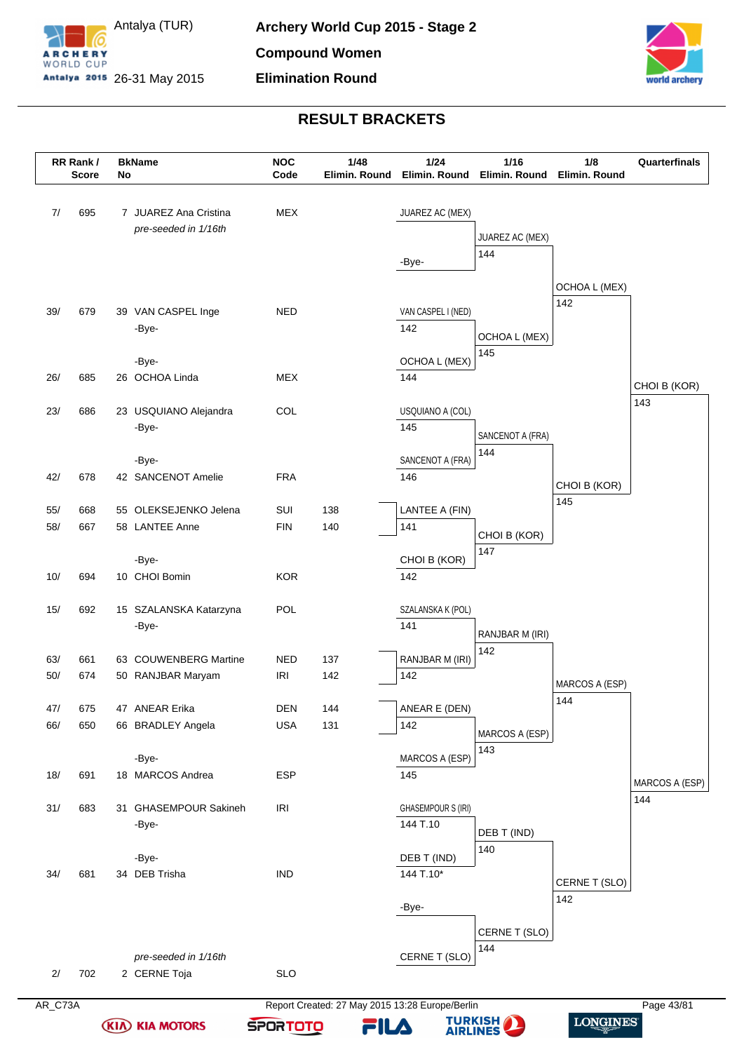# Archery World Cup 2015 - Stage 2

Antalya (TUR)
26-31 May 2015

**Compound Women**

**Elimination Round**

## RESULT BRACKETS

| RR Rank / Score | | BkName No | | NOC Code | 1/48 Elimin. Round | 1/24 Elimin. Round | 1/16 Elimin. Round | 1/8 Elimin. Round | Quarterfinals |
|---|---|---|---|---|---|---|---|---|---|
| 7/ | 695 | 7 | JUAREZ Ana Cristina | MEX | | JUAREZ AC (MEX) | JUAREZ AC (MEX) 144 | OCHOA L (MEX) 142 | CHOI B (KOR) 143 |
| | | | *pre-seeded in 1/16th* | | | -Bye- | | | |
| 39/ | 679 | 39 | VAN CASPEL Inge | NED | | VAN CASPEL I (NED) 142 | OCHOA L (MEX) 145 | | |
| | | | -Bye- | | | | | | |
| | | | -Bye- | | | | | | |
| 26/ | 685 | 26 | OCHOA Linda | MEX | | OCHOA L (MEX) 144 | | | |
| 23/ | 686 | 23 | USQUIANO Alejandra | COL | | USQUIANO A (COL) 145 | SANCENOT A (FRA) 144 | CHOI B (KOR) 145 | |
| | | | -Bye- | | | | | | |
| | | | -Bye- | | | | | | |
| 42/ | 678 | 42 | SANCENOT Amelie | FRA | | SANCENOT A (FRA) 146 | | | |
| 55/ | 668 | 55 | OLEKSEJENKO Jelena | SUI | 138 | LANTEE A (FIN) 141 | CHOI B (KOR) 147 | | |
| 58/ | 667 | 58 | LANTEE Anne | FIN | 140 | | | | |
| | | | -Bye- | | | | | | |
| 10/ | 694 | 10 | CHOI Bomin | KOR | | CHOI B (KOR) 142 | | | |
| 15/ | 692 | 15 | SZALANSKA Katarzyna | POL | | SZALANSKA K (POL) 141 | RANJBAR M (IRI) 142 | MARCOS A (ESP) 144 | MARCOS A (ESP) 144 |
| | | | -Bye- | | | | | | |
| 63/ | 661 | 63 | COUWENBERG Martine | NED | 137 | RANJBAR M (IRI) 142 | | | |
| 50/ | 674 | 50 | RANJBAR Maryam | IRI | 142 | | | | |
| 47/ | 675 | 47 | ANEAR Erika | DEN | 144 | ANEAR E (DEN) 142 | MARCOS A (ESP) 143 | | |
| 66/ | 650 | 66 | BRADLEY Angela | USA | 131 | | | | |
| | | | -Bye- | | | | | | |
| 18/ | 691 | 18 | MARCOS Andrea | ESP | | MARCOS A (ESP) 145 | | | |
| 31/ | 683 | 31 | GHASEMPOUR Sakineh | IRI | | GHASEMPOUR S (IRI) 144 T.10 | DEB T (IND) 140 | CERNE T (SLO) 142 | |
| | | | -Bye- | | | | | | |
| | | | -Bye- | | | | | | |
| 34/ | 681 | 34 | DEB Trisha | IND | | DEB T (IND) 144 T.10* | | | |
| | | | | | | -Bye- | CERNE T (SLO) 144 | | |
| | | | *pre-seeded in 1/16th* | | | | | | |
| 2/ | 702 | 2 | CERNE Toja | SLO | | CERNE T (SLO) | | | |

AR_C73A Report Created: 27 May 2015 13:28 Europe/Berlin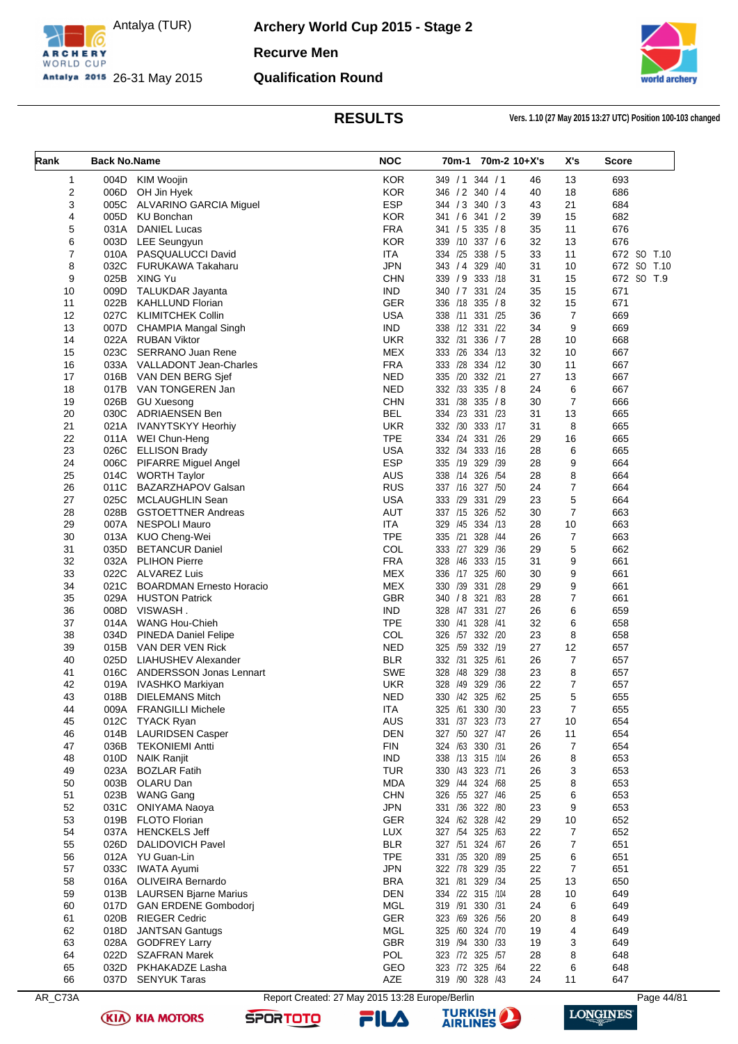# Archery World Cup 2015 - Stage 2

Antalya (TUR) 26-31 May 2015

## Recurve Men

## Qualification Round

## RESULTS

Vers. 1.10 (27 May 2015 13:27 UTC) Position 100-103 changed

| Rank | Back No. | Name | NOC | 70m-1 | 70m-2 | 10+X's | X's | Score |
|---|---|---|---|---|---|---|---|---|
| 1 | 004D | KIM Woojin | KOR | 349 / 1 | 344 / 1 | 46 | 13 | 693 |
| 2 | 006D | OH Jin Hyek | KOR | 346 / 2 | 340 / 4 | 40 | 18 | 686 |
| 3 | 005C | ALVARINO GARCIA Miguel | ESP | 344 / 3 | 340 / 3 | 43 | 21 | 684 |
| 4 | 005D | KU Bonchan | KOR | 341 / 6 | 341 / 2 | 39 | 15 | 682 |
| 5 | 031A | DANIEL Lucas | FRA | 341 / 5 | 335 / 8 | 35 | 11 | 676 |
| 6 | 003D | LEE Seungyun | KOR | 339 /10 | 337 / 6 | 32 | 13 | 676 |
| 7 | 010A | PASQUALUCCI David | ITA | 334 /25 | 338 / 5 | 33 | 11 | 672 SO T.10 |
| 8 | 032C | FURUKAWA Takaharu | JPN | 343 / 4 | 329 /40 | 31 | 10 | 672 SO T.10 |
| 9 | 025B | XING Yu | CHN | 339 / 9 | 333 /18 | 31 | 15 | 672 SO T.9 |
| 10 | 009D | TALUKDAR Jayanta | IND | 340 / 7 | 331 /24 | 35 | 15 | 671 |
| 11 | 022B | KAHLLUND Florian | GER | 336 /18 | 335 / 8 | 32 | 15 | 671 |
| 12 | 027C | KLIMITCHEK Collin | USA | 338 /11 | 331 /25 | 36 | 7 | 669 |
| 13 | 007D | CHAMPIA Mangal Singh | IND | 338 /12 | 331 /22 | 34 | 9 | 669 |
| 14 | 022A | RUBAN Viktor | UKR | 332 /31 | 336 / 7 | 28 | 10 | 668 |
| 15 | 023C | SERRANO Juan Rene | MEX | 333 /26 | 334 /13 | 32 | 10 | 667 |
| 16 | 033A | VALLADONT Jean-Charles | FRA | 333 /28 | 334 /12 | 30 | 11 | 667 |
| 17 | 016B | VAN DEN BERG Sjef | NED | 335 /20 | 332 /21 | 27 | 13 | 667 |
| 18 | 017B | VAN TONGEREN Jan | NED | 332 /33 | 335 / 8 | 24 | 6 | 667 |
| 19 | 026B | GU Xuesong | CHN | 331 /38 | 335 / 8 | 30 | 7 | 666 |
| 20 | 030C | ADRIAENSEN Ben | BEL | 334 /23 | 331 /23 | 31 | 13 | 665 |
| 21 | 021A | IVANYTSKYY Heorhiy | UKR | 332 /30 | 333 /17 | 31 | 8 | 665 |
| 22 | 011A | WEI Chun-Heng | TPE | 334 /24 | 331 /26 | 29 | 16 | 665 |
| 23 | 026C | ELLISON Brady | USA | 332 /34 | 333 /16 | 28 | 6 | 665 |
| 24 | 006C | PIFARRE Miguel Angel | ESP | 335 /19 | 329 /39 | 28 | 9 | 664 |
| 25 | 014C | WORTH Taylor | AUS | 338 /14 | 326 /54 | 28 | 8 | 664 |
| 26 | 011C | BAZARZHAPOV Galsan | RUS | 337 /16 | 327 /50 | 24 | 7 | 664 |
| 27 | 025C | MCLAUGHLIN Sean | USA | 333 /29 | 331 /29 | 23 | 5 | 664 |
| 28 | 028B | GSTOETTNER Andreas | AUT | 337 /15 | 326 /52 | 30 | 7 | 663 |
| 29 | 007A | NESPOLI Mauro | ITA | 329 /45 | 334 /13 | 28 | 10 | 663 |
| 30 | 013A | KUO Cheng-Wei | TPE | 335 /21 | 328 /44 | 26 | 7 | 663 |
| 31 | 035D | BETANCUR Daniel | COL | 333 /27 | 329 /36 | 29 | 5 | 662 |
| 32 | 032A | PLIHON Pierre | FRA | 328 /46 | 333 /15 | 31 | 9 | 661 |
| 33 | 022C | ALVAREZ Luis | MEX | 336 /17 | 325 /60 | 30 | 9 | 661 |
| 34 | 021C | BOARDMAN Ernesto Horacio | MEX | 330 /39 | 331 /28 | 29 | 9 | 661 |
| 35 | 029A | HUSTON Patrick | GBR | 340 / 8 | 321 /83 | 28 | 7 | 661 |
| 36 | 008D | VISWASH . | IND | 328 /47 | 331 /27 | 26 | 6 | 659 |
| 37 | 014A | WANG Hou-Chieh | TPE | 330 /41 | 328 /41 | 32 | 6 | 658 |
| 38 | 034D | PINEDA Daniel Felipe | COL | 326 /57 | 332 /20 | 23 | 8 | 658 |
| 39 | 015B | VAN DER VEN Rick | NED | 325 /59 | 332 /19 | 27 | 12 | 657 |
| 40 | 025D | LIAHUSHEV Alexander | BLR | 332 /31 | 325 /61 | 26 | 7 | 657 |
| 41 | 016C | ANDERSSON Jonas Lennart | SWE | 328 /48 | 329 /38 | 23 | 8 | 657 |
| 42 | 019A | IVASHKO Markiyan | UKR | 328 /49 | 329 /36 | 22 | 7 | 657 |
| 43 | 018B | DIELEMANS Mitch | NED | 330 /42 | 325 /62 | 25 | 5 | 655 |
| 44 | 009A | FRANGILLI Michele | ITA | 325 /61 | 330 /30 | 23 | 7 | 655 |
| 45 | 012C | TYACK Ryan | AUS | 331 /37 | 323 /73 | 27 | 10 | 654 |
| 46 | 014B | LAURIDSEN Casper | DEN | 327 /50 | 327 /47 | 26 | 11 | 654 |
| 47 | 036B | TEKONIEMI Antti | FIN | 324 /63 | 330 /31 | 26 | 7 | 654 |
| 48 | 010D | NAIK Ranjit | IND | 338 /13 | 315 /104 | 26 | 8 | 653 |
| 49 | 023A | BOZLAR Fatih | TUR | 330 /43 | 323 /71 | 26 | 3 | 653 |
| 50 | 003B | OLARU Dan | MDA | 329 /44 | 324 /68 | 25 | 8 | 653 |
| 51 | 023B | WANG Gang | CHN | 326 /55 | 327 /46 | 25 | 6 | 653 |
| 52 | 031C | ONIYAMA Naoya | JPN | 331 /36 | 322 /80 | 23 | 9 | 653 |
| 53 | 019B | FLOTO Florian | GER | 324 /62 | 328 /42 | 29 | 10 | 652 |
| 54 | 037A | HENCKELS Jeff | LUX | 327 /54 | 325 /63 | 22 | 7 | 652 |
| 55 | 026D | DALIDOVICH Pavel | BLR | 327 /51 | 324 /67 | 26 | 7 | 651 |
| 56 | 012A | YU Guan-Lin | TPE | 331 /35 | 320 /89 | 25 | 6 | 651 |
| 57 | 033C | IWATA Ayumi | JPN | 322 /78 | 329 /35 | 22 | 7 | 651 |
| 58 | 016A | OLIVEIRA Bernardo | BRA | 321 /81 | 329 /34 | 25 | 13 | 650 |
| 59 | 013B | LAURSEN Bjarne Marius | DEN | 334 /22 | 315 /104 | 28 | 10 | 649 |
| 60 | 017D | GAN ERDENE Gombodorj | MGL | 319 /91 | 330 /31 | 24 | 6 | 649 |
| 61 | 020B | RIEGER Cedric | GER | 323 /69 | 326 /56 | 20 | 8 | 649 |
| 62 | 018D | JANTSAN Gantugs | MGL | 325 /60 | 324 /70 | 19 | 4 | 649 |
| 63 | 028A | GODFREY Larry | GBR | 319 /94 | 330 /33 | 19 | 3 | 649 |
| 64 | 022D | SZAFRAN Marek | POL | 323 /72 | 325 /57 | 28 | 8 | 648 |
| 65 | 032D | PKHAKADZE Lasha | GEO | 323 /72 | 325 /64 | 22 | 6 | 648 |
| 66 | 037D | SENYUK Taras | AZE | 319 /90 | 328 /43 | 24 | 11 | 647 |

AR_C73A Report Created: 27 May 2015 13:28 Europe/Berlin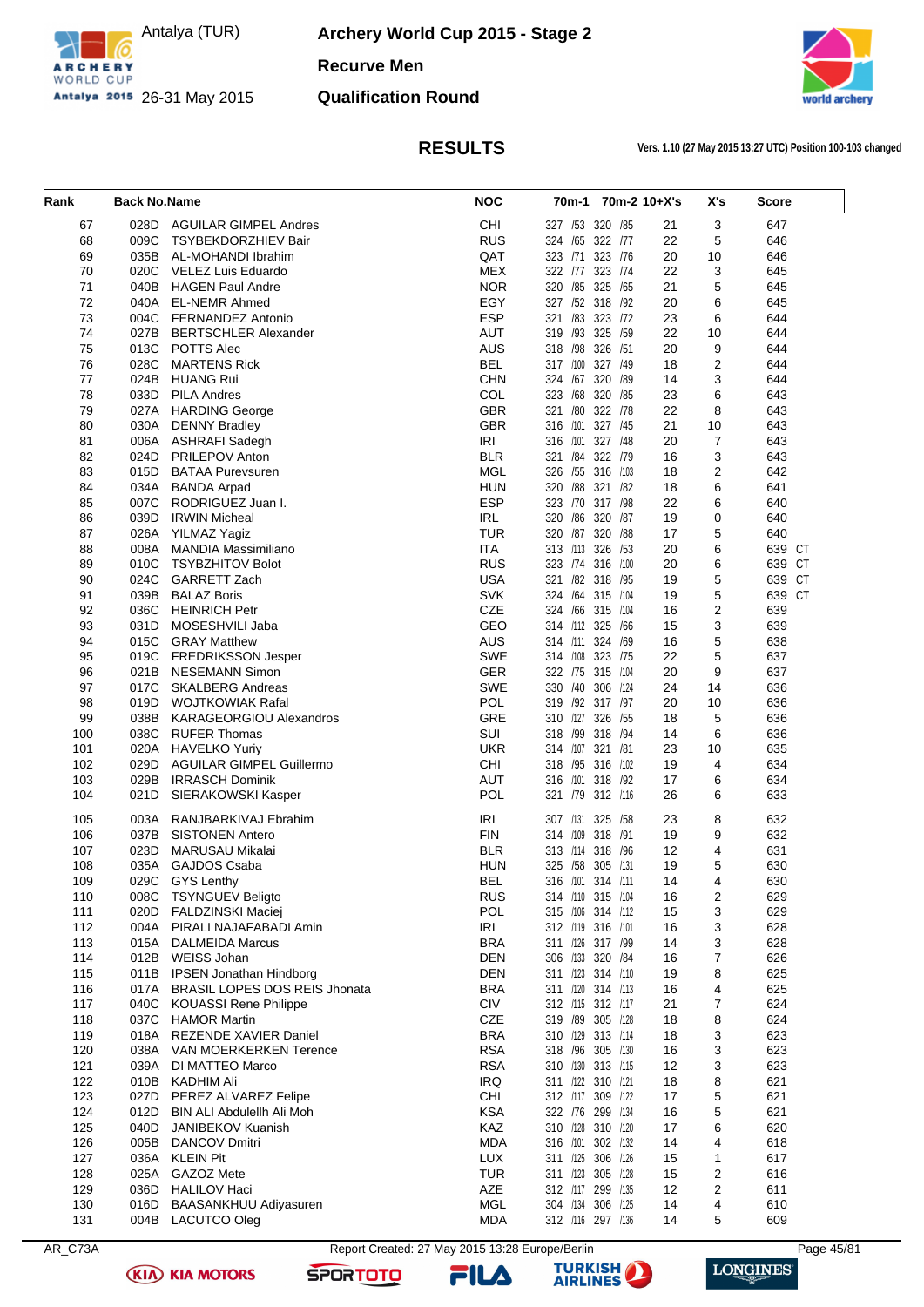# Archery World Cup 2015 - Stage 2

Antalya (TUR)
26-31 May 2015

**Recurve Men**

**Qualification Round**

## RESULTS

Vers. 1.10 (27 May 2015 13:27 UTC) Position 100-103 changed

| Rank | Back No. | Name | NOC | 70m-1 | 70m-2 | 10+X's | X's | Score |
|---|---|---|---|---|---|---|---|---|
| 67 | 028D | AGUILAR GIMPEL Andres | CHI | 327 /53 | 320 /85 | 21 | 3 | 647 |
| 68 | 009C | TSYBEKDORZHIEV Bair | RUS | 324 /65 | 322 /77 | 22 | 5 | 646 |
| 69 | 035B | AL-MOHANDI Ibrahim | QAT | 323 /71 | 323 /76 | 20 | 10 | 646 |
| 70 | 020C | VELEZ Luis Eduardo | MEX | 322 /77 | 323 /74 | 22 | 3 | 645 |
| 71 | 040B | HAGEN Paul Andre | NOR | 320 /85 | 325 /65 | 21 | 5 | 645 |
| 72 | 040A | EL-NEMR Ahmed | EGY | 327 /52 | 318 /92 | 20 | 6 | 645 |
| 73 | 004C | FERNANDEZ Antonio | ESP | 321 /83 | 323 /72 | 23 | 6 | 644 |
| 74 | 027B | BERTSCHLER Alexander | AUT | 319 /93 | 325 /59 | 22 | 10 | 644 |
| 75 | 013C | POTTS Alec | AUS | 318 /98 | 326 /51 | 20 | 9 | 644 |
| 76 | 028C | MARTENS Rick | BEL | 317 /100 | 327 /49 | 18 | 2 | 644 |
| 77 | 024B | HUANG Rui | CHN | 324 /67 | 320 /89 | 14 | 3 | 644 |
| 78 | 033D | PILA Andres | COL | 323 /68 | 320 /85 | 23 | 6 | 643 |
| 79 | 027A | HARDING George | GBR | 321 /80 | 322 /78 | 22 | 8 | 643 |
| 80 | 030A | DENNY Bradley | GBR | 316 /101 | 327 /45 | 21 | 10 | 643 |
| 81 | 006A | ASHRAFI Sadegh | IRI | 316 /101 | 327 /48 | 20 | 7 | 643 |
| 82 | 024D | PRILEPOV Anton | BLR | 321 /84 | 322 /79 | 16 | 3 | 643 |
| 83 | 015D | BATAA Purevsuren | MGL | 326 /55 | 316 /103 | 18 | 2 | 642 |
| 84 | 034A | BANDA Arpad | HUN | 320 /88 | 321 /82 | 18 | 6 | 641 |
| 85 | 007C | RODRIGUEZ Juan I. | ESP | 323 /70 | 317 /98 | 22 | 6 | 640 |
| 86 | 039D | IRWIN Micheal | IRL | 320 /86 | 320 /87 | 19 | 0 | 640 |
| 87 | 026A | YILMAZ Yagiz | TUR | 320 /87 | 320 /88 | 17 | 5 | 640 |
| 88 | 008A | MANDIA Massimiliano | ITA | 313 /113 | 326 /53 | 20 | 6 | 639 CT |
| 89 | 010C | TSYBZHITOV Bolot | RUS | 323 /74 | 316 /100 | 20 | 6 | 639 CT |
| 90 | 024C | GARRETT Zach | USA | 321 /82 | 318 /95 | 19 | 5 | 639 CT |
| 91 | 039B | BALAZ Boris | SVK | 324 /64 | 315 /104 | 19 | 5 | 639 CT |
| 92 | 036C | HEINRICH Petr | CZE | 324 /66 | 315 /104 | 16 | 2 | 639 |
| 93 | 031D | MOSESHVILI Jaba | GEO | 314 /112 | 325 /66 | 15 | 3 | 639 |
| 94 | 015C | GRAY Matthew | AUS | 314 /111 | 324 /69 | 16 | 5 | 638 |
| 95 | 019C | FREDRIKSSON Jesper | SWE | 314 /108 | 323 /75 | 22 | 5 | 637 |
| 96 | 021B | NESEMANN Simon | GER | 322 /75 | 315 /104 | 20 | 9 | 637 |
| 97 | 017C | SKALBERG Andreas | SWE | 330 /40 | 306 /124 | 24 | 14 | 636 |
| 98 | 019D | WOJTKOWIAK Rafal | POL | 319 /92 | 317 /97 | 20 | 10 | 636 |
| 99 | 038B | KARAGEORGIOU Alexandros | GRE | 310 /127 | 326 /55 | 18 | 5 | 636 |
| 100 | 038C | RUFER Thomas | SUI | 318 /99 | 318 /94 | 14 | 6 | 636 |
| 101 | 020A | HAVELKO Yuriy | UKR | 314 /107 | 321 /81 | 23 | 10 | 635 |
| 102 | 029D | AGUILAR GIMPEL Guillermo | CHI | 318 /95 | 316 /102 | 19 | 4 | 634 |
| 103 | 029B | IRRASCH Dominik | AUT | 316 /101 | 318 /92 | 17 | 6 | 634 |
| 104 | 021D | SIERAKOWSKI Kasper | POL | 321 /79 | 312 /116 | 26 | 6 | 633 |
| 105 | 003A | RANJBARKIVAJ Ebrahim | IRI | 307 /131 | 325 /58 | 23 | 8 | 632 |
| 106 | 037B | SISTONEN Antero | FIN | 314 /109 | 318 /91 | 19 | 9 | 632 |
| 107 | 023D | MARUSAU Mikalai | BLR | 313 /114 | 318 /96 | 12 | 4 | 631 |
| 108 | 035A | GAJDOS Csaba | HUN | 325 /58 | 305 /131 | 19 | 5 | 630 |
| 109 | 029C | GYS Lenthy | BEL | 316 /101 | 314 /111 | 14 | 4 | 630 |
| 110 | 008C | TSYNGUEV Beligto | RUS | 314 /110 | 315 /104 | 16 | 2 | 629 |
| 111 | 020D | FALDZINSKI Maciej | POL | 315 /106 | 314 /112 | 15 | 3 | 629 |
| 112 | 004A | PIRALI NAJAFABADI Amin | IRI | 312 /119 | 316 /101 | 16 | 3 | 628 |
| 113 | 015A | DALMEIDA Marcus | BRA | 311 /126 | 317 /99 | 14 | 3 | 628 |
| 114 | 012B | WEISS Johan | DEN | 306 /133 | 320 /84 | 16 | 7 | 626 |
| 115 | 011B | IPSEN Jonathan Hindborg | DEN | 311 /123 | 314 /110 | 19 | 8 | 625 |
| 116 | 017A | BRASIL LOPES DOS REIS Jhonata | BRA | 311 /120 | 314 /113 | 16 | 4 | 625 |
| 117 | 040C | KOUASSI Rene Philippe | CIV | 312 /115 | 312 /117 | 21 | 7 | 624 |
| 118 | 037C | HAMOR Martin | CZE | 319 /89 | 305 /128 | 18 | 8 | 624 |
| 119 | 018A | REZENDE XAVIER Daniel | BRA | 310 /129 | 313 /114 | 18 | 3 | 623 |
| 120 | 038A | VAN MOERKERKEN Terence | RSA | 318 /96 | 305 /130 | 16 | 3 | 623 |
| 121 | 039A | DI MATTEO Marco | RSA | 310 /130 | 313 /115 | 12 | 3 | 623 |
| 122 | 010B | KADHIM Ali | IRQ | 311 /122 | 310 /121 | 18 | 8 | 621 |
| 123 | 027D | PEREZ ALVAREZ Felipe | CHI | 312 /117 | 309 /122 | 17 | 5 | 621 |
| 124 | 012D | BIN ALI Abdulellh Ali Moh | KSA | 322 /76 | 299 /134 | 16 | 5 | 621 |
| 125 | 040D | JANIBEKOV Kuanish | KAZ | 310 /128 | 310 /120 | 17 | 6 | 620 |
| 126 | 005B | DANCOV Dmitri | MDA | 316 /101 | 302 /132 | 14 | 4 | 618 |
| 127 | 036A | KLEIN Pit | LUX | 311 /125 | 306 /126 | 15 | 1 | 617 |
| 128 | 025A | GAZOZ Mete | TUR | 311 /123 | 305 /128 | 15 | 2 | 616 |
| 129 | 036D | HALILOV Haci | AZE | 312 /117 | 299 /135 | 12 | 2 | 611 |
| 130 | 016D | BAASANKHUU Adiyasuren | MGL | 304 /134 | 306 /125 | 14 | 4 | 610 |
| 131 | 004B | LACUTCO Oleg | MDA | 312 /116 | 297 /136 | 14 | 5 | 609 |

AR_C73A — Report Created: 27 May 2015 13:28 Europe/Berlin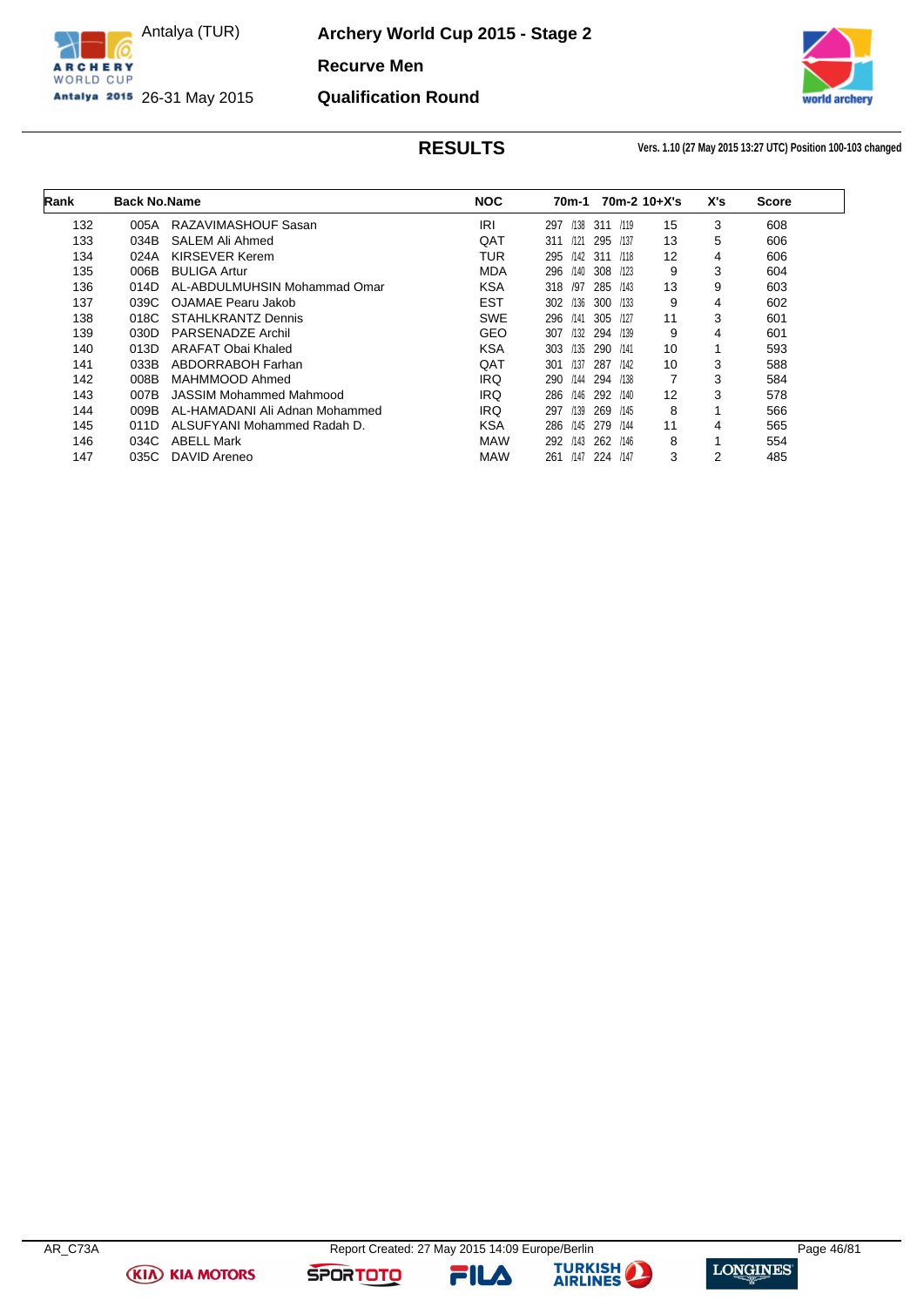# Archery World Cup 2015 - Stage 2

## Recurve Men

## Qualification Round

Antalya (TUR)
26-31 May 2015

### RESULTS

Vers. 1.10 (27 May 2015 13:27 UTC) Position 100-103 changed

| Rank | Back No. | Name | NOC | 70m-1 | | 70m-2 | | 10+X's | X's | Score |
|---|---|---|---|---|---|---|---|---|---|---|
| 132 | 005A | RAZAVIMASHOUF Sasan | IRI | 297 | /138 | 311 | /119 | 15 | 3 | 608 |
| 133 | 034B | SALEM Ali Ahmed | QAT | 311 | /121 | 295 | /137 | 13 | 5 | 606 |
| 134 | 024A | KIRSEVER Kerem | TUR | 295 | /142 | 311 | /118 | 12 | 4 | 606 |
| 135 | 006B | BULIGA Artur | MDA | 296 | /140 | 308 | /123 | 9 | 3 | 604 |
| 136 | 014D | AL-ABDULMUHSIN Mohammad Omar | KSA | 318 | /97 | 285 | /143 | 13 | 9 | 603 |
| 137 | 039C | OJAMAE Pearu Jakob | EST | 302 | /136 | 300 | /133 | 9 | 4 | 602 |
| 138 | 018C | STAHLKRANTZ Dennis | SWE | 296 | /141 | 305 | /127 | 11 | 3 | 601 |
| 139 | 030D | PARSENADZE Archil | GEO | 307 | /132 | 294 | /139 | 9 | 4 | 601 |
| 140 | 013D | ARAFAT Obai Khaled | KSA | 303 | /135 | 290 | /141 | 10 | 1 | 593 |
| 141 | 033B | ABDORRABOH Farhan | QAT | 301 | /137 | 287 | /142 | 10 | 3 | 588 |
| 142 | 008B | MAHMMOOD Ahmed | IRQ | 290 | /144 | 294 | /138 | 7 | 3 | 584 |
| 143 | 007B | JASSIM Mohammed Mahmood | IRQ | 286 | /146 | 292 | /140 | 12 | 3 | 578 |
| 144 | 009B | AL-HAMADANI Ali Adnan Mohammed | IRQ | 297 | /139 | 269 | /145 | 8 | 1 | 566 |
| 145 | 011D | ALSUFYANI Mohammed Radah D. | KSA | 286 | /145 | 279 | /144 | 11 | 4 | 565 |
| 146 | 034C | ABELL Mark | MAW | 292 | /143 | 262 | /146 | 8 | 1 | 554 |
| 147 | 035C | DAVID Areneo | MAW | 261 | /147 | 224 | /147 | 3 | 2 | 485 |

AR_C73A Report Created: 27 May 2015 14:09 Europe/Berlin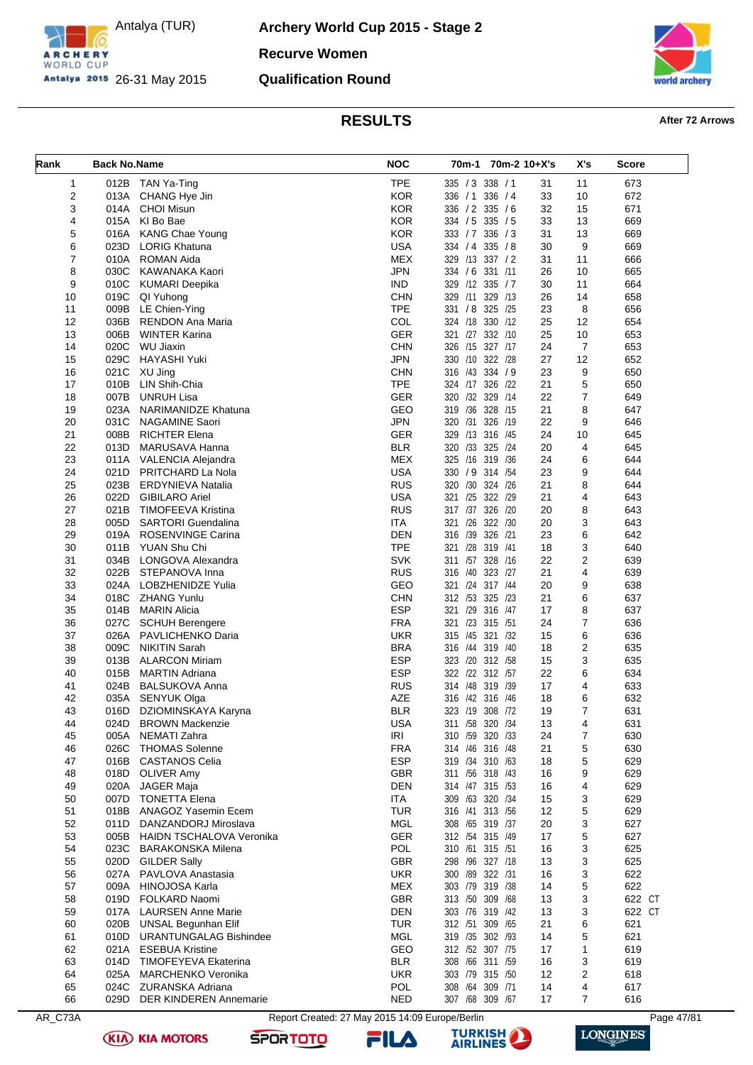# Archery World Cup 2015 - Stage 2

Antalya (TUR)
26-31 May 2015

**Recurve Women**

**Qualification Round**

## RESULTS

**After 72 Arrows**

| Rank | Back No. | Name | NOC | 70m-1 | 70m-2 | 10+X's | X's | Score |
|---|---|---|---|---|---|---|---|---|
| 1 | 012B | TAN Ya-Ting | TPE | 335 / 3 | 338 / 1 | 31 | 11 | 673 |
| 2 | 013A | CHANG Hye Jin | KOR | 336 / 1 | 336 / 4 | 33 | 10 | 672 |
| 3 | 014A | CHOI Misun | KOR | 336 / 2 | 335 / 6 | 32 | 15 | 671 |
| 4 | 015A | KI Bo Bae | KOR | 334 / 5 | 335 / 5 | 33 | 13 | 669 |
| 5 | 016A | KANG Chae Young | KOR | 333 / 7 | 336 / 3 | 31 | 13 | 669 |
| 6 | 023D | LORIG Khatuna | USA | 334 / 4 | 335 / 8 | 30 | 9 | 669 |
| 7 | 010A | ROMAN Aida | MEX | 329 /13 | 337 / 2 | 31 | 11 | 666 |
| 8 | 030C | KAWANAKA Kaori | JPN | 334 / 6 | 331 /11 | 26 | 10 | 665 |
| 9 | 010C | KUMARI Deepika | IND | 329 /12 | 335 / 7 | 30 | 11 | 664 |
| 10 | 019C | QI Yuhong | CHN | 329 /11 | 329 /13 | 26 | 14 | 658 |
| 11 | 009B | LE Chien-Ying | TPE | 331 / 8 | 325 /25 | 23 | 8 | 656 |
| 12 | 036B | RENDON Ana Maria | COL | 324 /18 | 330 /12 | 25 | 12 | 654 |
| 13 | 006B | WINTER Karina | GER | 321 /27 | 332 /10 | 25 | 10 | 653 |
| 14 | 020C | WU Jiaxin | CHN | 326 /15 | 327 /17 | 24 | 7 | 653 |
| 15 | 029C | HAYASHI Yuki | JPN | 330 /10 | 322 /28 | 27 | 12 | 652 |
| 16 | 021C | XU Jing | CHN | 316 /43 | 334 / 9 | 23 | 9 | 650 |
| 17 | 010B | LIN Shih-Chia | TPE | 324 /17 | 326 /22 | 21 | 5 | 650 |
| 18 | 007B | UNRUH Lisa | GER | 320 /32 | 329 /14 | 22 | 7 | 649 |
| 19 | 023A | NARIMANIDZE Khatuna | GEO | 319 /36 | 328 /15 | 21 | 8 | 647 |
| 20 | 031C | NAGAMINE Saori | JPN | 320 /31 | 326 /19 | 22 | 9 | 646 |
| 21 | 008B | RICHTER Elena | GER | 329 /13 | 316 /45 | 24 | 10 | 645 |
| 22 | 013D | MARUSAVA Hanna | BLR | 320 /33 | 325 /24 | 20 | 4 | 645 |
| 23 | 011A | VALENCIA Alejandra | MEX | 325 /16 | 319 /36 | 24 | 6 | 644 |
| 24 | 021D | PRITCHARD La Nola | USA | 330 / 9 | 314 /54 | 23 | 9 | 644 |
| 25 | 023B | ERDYNIEVA Natalia | RUS | 320 /30 | 324 /26 | 21 | 8 | 644 |
| 26 | 022D | GIBILARO Ariel | USA | 321 /25 | 322 /29 | 21 | 4 | 643 |
| 27 | 021B | TIMOFEEVA Kristina | RUS | 317 /37 | 326 /20 | 20 | 8 | 643 |
| 28 | 005D | SARTORI Guendalina | ITA | 321 /26 | 322 /30 | 20 | 3 | 643 |
| 29 | 019A | ROSENVINGE Carina | DEN | 316 /39 | 326 /21 | 23 | 6 | 642 |
| 30 | 011B | YUAN Shu Chi | TPE | 321 /28 | 319 /41 | 18 | 3 | 640 |
| 31 | 034B | LONGOVA Alexandra | SVK | 311 /57 | 328 /16 | 22 | 2 | 639 |
| 32 | 022B | STEPANOVA Inna | RUS | 316 /40 | 323 /27 | 21 | 4 | 639 |
| 33 | 024A | LOBZHENIDZE Yulia | GEO | 321 /24 | 317 /44 | 20 | 9 | 638 |
| 34 | 018C | ZHANG Yunlu | CHN | 312 /53 | 325 /23 | 21 | 6 | 637 |
| 35 | 014B | MARIN Alicia | ESP | 321 /29 | 316 /47 | 17 | 8 | 637 |
| 36 | 027C | SCHUH Berengere | FRA | 321 /23 | 315 /51 | 24 | 7 | 636 |
| 37 | 026A | PAVLICHENKO Daria | UKR | 315 /45 | 321 /32 | 15 | 6 | 636 |
| 38 | 009C | NIKITIN Sarah | BRA | 316 /44 | 319 /40 | 18 | 2 | 635 |
| 39 | 013B | ALARCON Miriam | ESP | 323 /20 | 312 /58 | 15 | 3 | 635 |
| 40 | 015B | MARTIN Adriana | ESP | 322 /22 | 312 /57 | 22 | 6 | 634 |
| 41 | 024B | BALSUKOVA Anna | RUS | 314 /48 | 319 /39 | 17 | 4 | 633 |
| 42 | 035A | SENYUK Olga | AZE | 316 /42 | 316 /46 | 18 | 6 | 632 |
| 43 | 016D | DZIOMINSKAYA Karyna | BLR | 323 /19 | 308 /72 | 19 | 7 | 631 |
| 44 | 024D | BROWN Mackenzie | USA | 311 /58 | 320 /34 | 13 | 4 | 631 |
| 45 | 005A | NEMATI Zahra | IRI | 310 /59 | 320 /33 | 24 | 7 | 630 |
| 46 | 026C | THOMAS Solenne | FRA | 314 /46 | 316 /48 | 21 | 5 | 630 |
| 47 | 016B | CASTANOS Celia | ESP | 319 /34 | 310 /63 | 18 | 5 | 629 |
| 48 | 018D | OLIVER Amy | GBR | 311 /56 | 318 /43 | 16 | 9 | 629 |
| 49 | 020A | JAGER Maja | DEN | 314 /47 | 315 /53 | 16 | 4 | 629 |
| 50 | 007D | TONETTA Elena | ITA | 309 /63 | 320 /34 | 15 | 3 | 629 |
| 51 | 018B | ANAGOZ Yasemin Ecem | TUR | 316 /41 | 313 /56 | 12 | 5 | 629 |
| 52 | 011D | DANZANDORJ Miroslava | MGL | 308 /65 | 319 /37 | 20 | 3 | 627 |
| 53 | 005B | HAIDN TSCHALOVA Veronika | GER | 312 /54 | 315 /49 | 17 | 5 | 627 |
| 54 | 023C | BARAKONSKA Milena | POL | 310 /61 | 315 /51 | 16 | 3 | 625 |
| 55 | 020D | GILDER Sally | GBR | 298 /96 | 327 /18 | 13 | 3 | 625 |
| 56 | 027A | PAVLOVA Anastasia | UKR | 300 /89 | 322 /31 | 16 | 3 | 622 |
| 57 | 009A | HINOJOSA Karla | MEX | 303 /79 | 319 /38 | 14 | 5 | 622 |
| 58 | 019D | FOLKARD Naomi | GBR | 313 /50 | 309 /68 | 13 | 3 | 622 CT |
| 59 | 017A | LAURSEN Anne Marie | DEN | 303 /76 | 319 /42 | 13 | 3 | 622 CT |
| 60 | 020B | UNSAL Begunhan Elif | TUR | 312 /51 | 309 /65 | 21 | 6 | 621 |
| 61 | 010D | URANTUNGALAG Bishindee | MGL | 319 /35 | 302 /93 | 14 | 5 | 621 |
| 62 | 021A | ESEBUA Kristine | GEO | 312 /52 | 307 /75 | 17 | 1 | 619 |
| 63 | 014D | TIMOFEYEVA Ekaterina | BLR | 308 /66 | 311 /59 | 16 | 3 | 619 |
| 64 | 025A | MARCHENKO Veronika | UKR | 303 /79 | 315 /50 | 12 | 2 | 618 |
| 65 | 024C | ZURANSKA Adriana | POL | 308 /64 | 309 /71 | 14 | 4 | 617 |
| 66 | 029D | DER KINDEREN Annemarie | NED | 307 /68 | 309 /67 | 17 | 7 | 616 |

AR_C73A — Report Created: 27 May 2015 14:09 Europe/Berlin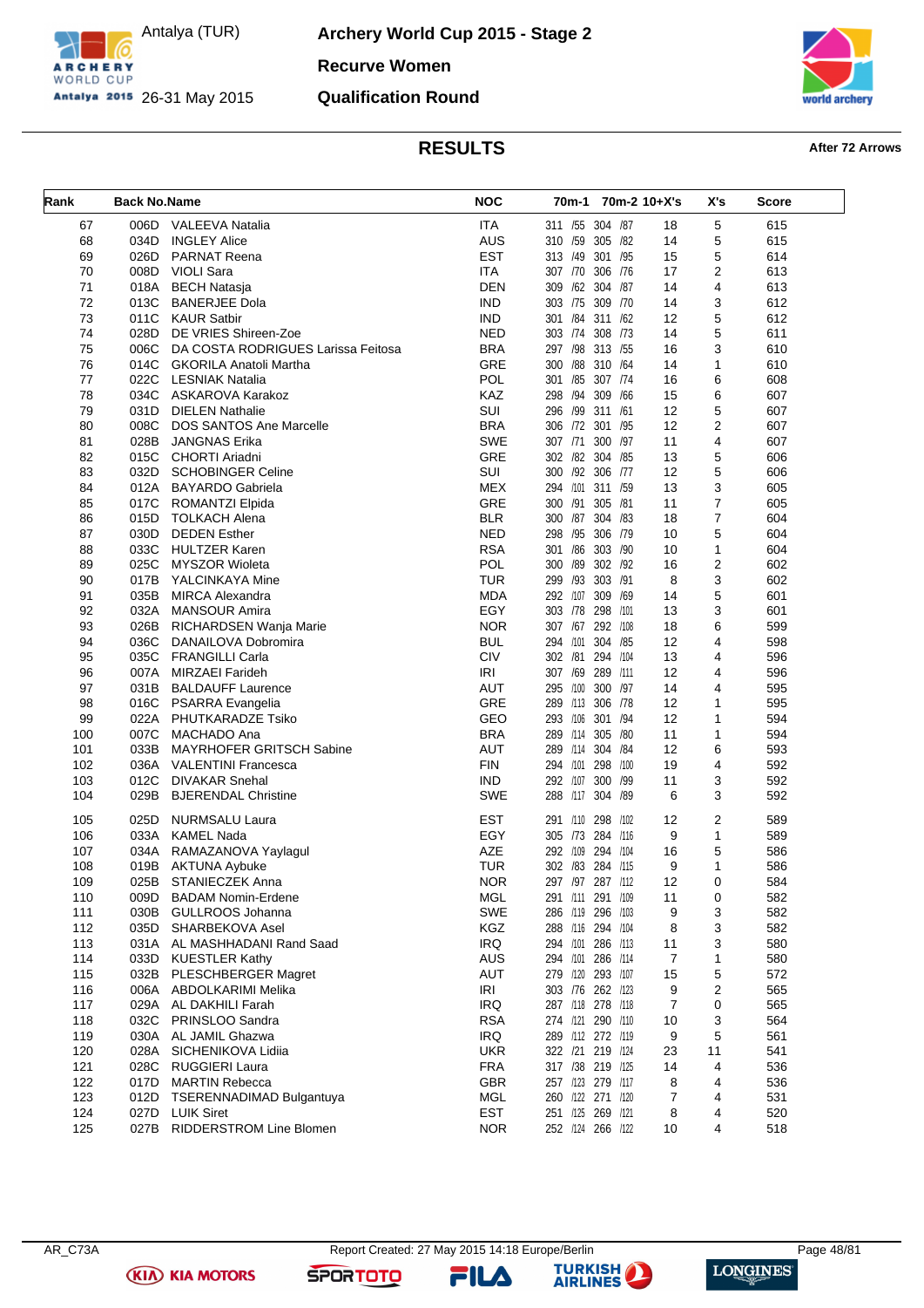Antalya (TUR)

26-31 May 2015

# Archery World Cup 2015 - Stage 2

## Recurve Women

## Qualification Round

## RESULTS

**After 72 Arrows**

| Rank | Back No. | Name | NOC | 70m-1 | 70m-2 | 10+X's | X's | Score |
|---|---|---|---|---|---|---|---|---|
| 67 | 006D | VALEEVA Natalia | ITA | 311 /55 | 304 /87 | 18 | 5 | 615 |
| 68 | 034D | INGLEY Alice | AUS | 310 /59 | 305 /82 | 14 | 5 | 615 |
| 69 | 026D | PARNAT Reena | EST | 313 /49 | 301 /95 | 15 | 5 | 614 |
| 70 | 008D | VIOLI Sara | ITA | 307 /70 | 306 /76 | 17 | 2 | 613 |
| 71 | 018A | BECH Natasja | DEN | 309 /62 | 304 /87 | 14 | 4 | 613 |
| 72 | 013C | BANERJEE Dola | IND | 303 /75 | 309 /70 | 14 | 3 | 612 |
| 73 | 011C | KAUR Satbir | IND | 301 /84 | 311 /62 | 12 | 5 | 612 |
| 74 | 028D | DE VRIES Shireen-Zoe | NED | 303 /74 | 308 /73 | 14 | 5 | 611 |
| 75 | 006C | DA COSTA RODRIGUES Larissa Feitosa | BRA | 297 /98 | 313 /55 | 16 | 3 | 610 |
| 76 | 014C | GKORILA Anatoli Martha | GRE | 300 /88 | 310 /64 | 14 | 1 | 610 |
| 77 | 022C | LESNIAK Natalia | POL | 301 /85 | 307 /74 | 16 | 6 | 608 |
| 78 | 034C | ASKAROVA Karakoz | KAZ | 298 /94 | 309 /66 | 15 | 6 | 607 |
| 79 | 031D | DIELEN Nathalie | SUI | 296 /99 | 311 /61 | 12 | 5 | 607 |
| 80 | 008C | DOS SANTOS Ane Marcelle | BRA | 306 /72 | 301 /95 | 12 | 2 | 607 |
| 81 | 028B | JANGNAS Erika | SWE | 307 /71 | 300 /97 | 11 | 4 | 607 |
| 82 | 015C | CHORTI Ariadni | GRE | 302 /82 | 304 /85 | 13 | 5 | 606 |
| 83 | 032D | SCHOBINGER Celine | SUI | 300 /92 | 306 /77 | 12 | 5 | 606 |
| 84 | 012A | BAYARDO Gabriela | MEX | 294 /101 | 311 /59 | 13 | 3 | 605 |
| 85 | 017C | ROMANTZI Elpida | GRE | 300 /91 | 305 /81 | 11 | 7 | 605 |
| 86 | 015D | TOLKACH Alena | BLR | 300 /87 | 304 /83 | 18 | 7 | 604 |
| 87 | 030D | DEDEN Esther | NED | 298 /95 | 306 /79 | 10 | 5 | 604 |
| 88 | 033C | HULTZER Karen | RSA | 301 /86 | 303 /90 | 10 | 1 | 604 |
| 89 | 025C | MYSZOR Wioleta | POL | 300 /89 | 302 /92 | 16 | 2 | 602 |
| 90 | 017B | YALCINKAYA Mine | TUR | 299 /93 | 303 /91 | 8 | 3 | 602 |
| 91 | 035B | MIRCA Alexandra | MDA | 292 /107 | 309 /69 | 14 | 5 | 601 |
| 92 | 032A | MANSOUR Amira | EGY | 303 /78 | 298 /101 | 13 | 3 | 601 |
| 93 | 026B | RICHARDSEN Wanja Marie | NOR | 307 /67 | 292 /108 | 18 | 6 | 599 |
| 94 | 036C | DANAILOVA Dobromira | BUL | 294 /101 | 304 /85 | 12 | 4 | 598 |
| 95 | 035C | FRANGILLI Carla | CIV | 302 /81 | 294 /104 | 13 | 4 | 596 |
| 96 | 007A | MIRZAEI Farideh | IRI | 307 /69 | 289 /111 | 12 | 4 | 596 |
| 97 | 031B | BALDAUFF Laurence | AUT | 295 /100 | 300 /97 | 14 | 4 | 595 |
| 98 | 016C | PSARRA Evangelia | GRE | 289 /113 | 306 /78 | 12 | 1 | 595 |
| 99 | 022A | PHUTKARADZE Tsiko | GEO | 293 /106 | 301 /94 | 12 | 1 | 594 |
| 100 | 007C | MACHADO Ana | BRA | 289 /114 | 305 /80 | 11 | 1 | 594 |
| 101 | 033B | MAYRHOFER GRITSCH Sabine | AUT | 289 /114 | 304 /84 | 12 | 6 | 593 |
| 102 | 036A | VALENTINI Francesca | FIN | 294 /101 | 298 /100 | 19 | 4 | 592 |
| 103 | 012C | DIVAKAR Snehal | IND | 292 /107 | 300 /99 | 11 | 3 | 592 |
| 104 | 029B | BJERENDAL Christine | SWE | 288 /117 | 304 /89 | 6 | 3 | 592 |
| 105 | 025D | NURMSALU Laura | EST | 291 /110 | 298 /102 | 12 | 2 | 589 |
| 106 | 033A | KAMEL Nada | EGY | 305 /73 | 284 /116 | 9 | 1 | 589 |
| 107 | 034A | RAMAZANOVA Yaylagul | AZE | 292 /109 | 294 /104 | 16 | 5 | 586 |
| 108 | 019B | AKTUNA Aybuke | TUR | 302 /83 | 284 /115 | 9 | 1 | 586 |
| 109 | 025B | STANIECZEK Anna | NOR | 297 /97 | 287 /112 | 12 | 0 | 584 |
| 110 | 009D | BADAM Nomin-Erdene | MGL | 291 /111 | 291 /109 | 11 | 0 | 582 |
| 111 | 030B | GULLROOS Johanna | SWE | 286 /119 | 296 /103 | 9 | 3 | 582 |
| 112 | 035D | SHARBEKOVA Asel | KGZ | 288 /116 | 294 /104 | 8 | 3 | 582 |
| 113 | 031A | AL MASHHADANI Rand Saad | IRQ | 294 /101 | 286 /113 | 11 | 3 | 580 |
| 114 | 033D | KUESTLER Kathy | AUS | 294 /101 | 286 /114 | 7 | 1 | 580 |
| 115 | 032B | PLESCHBERGER Magret | AUT | 279 /120 | 293 /107 | 15 | 5 | 572 |
| 116 | 006A | ABDOLKARIMI Melika | IRI | 303 /76 | 262 /123 | 9 | 2 | 565 |
| 117 | 029A | AL DAKHILI Farah | IRQ | 287 /118 | 278 /118 | 7 | 0 | 565 |
| 118 | 032C | PRINSLOO Sandra | RSA | 274 /121 | 290 /110 | 10 | 3 | 564 |
| 119 | 030A | AL JAMIL Ghazwa | IRQ | 289 /112 | 272 /119 | 9 | 5 | 561 |
| 120 | 028A | SICHENIKOVA Lidiia | UKR | 322 /21 | 219 /124 | 23 | 11 | 541 |
| 121 | 028C | RUGGIERI Laura | FRA | 317 /38 | 219 /125 | 14 | 4 | 536 |
| 122 | 017D | MARTIN Rebecca | GBR | 257 /123 | 279 /117 | 8 | 4 | 536 |
| 123 | 012D | TSERENNADIMAD Bulgantuya | MGL | 260 /122 | 271 /120 | 7 | 4 | 531 |
| 124 | 027D | LUIK Siret | EST | 251 /125 | 269 /121 | 8 | 4 | 520 |
| 125 | 027B | RIDDERSTROM Line Blomen | NOR | 252 /124 | 266 /122 | 10 | 4 | 518 |

AR_C73A Report Created: 27 May 2015 14:18 Europe/Berlin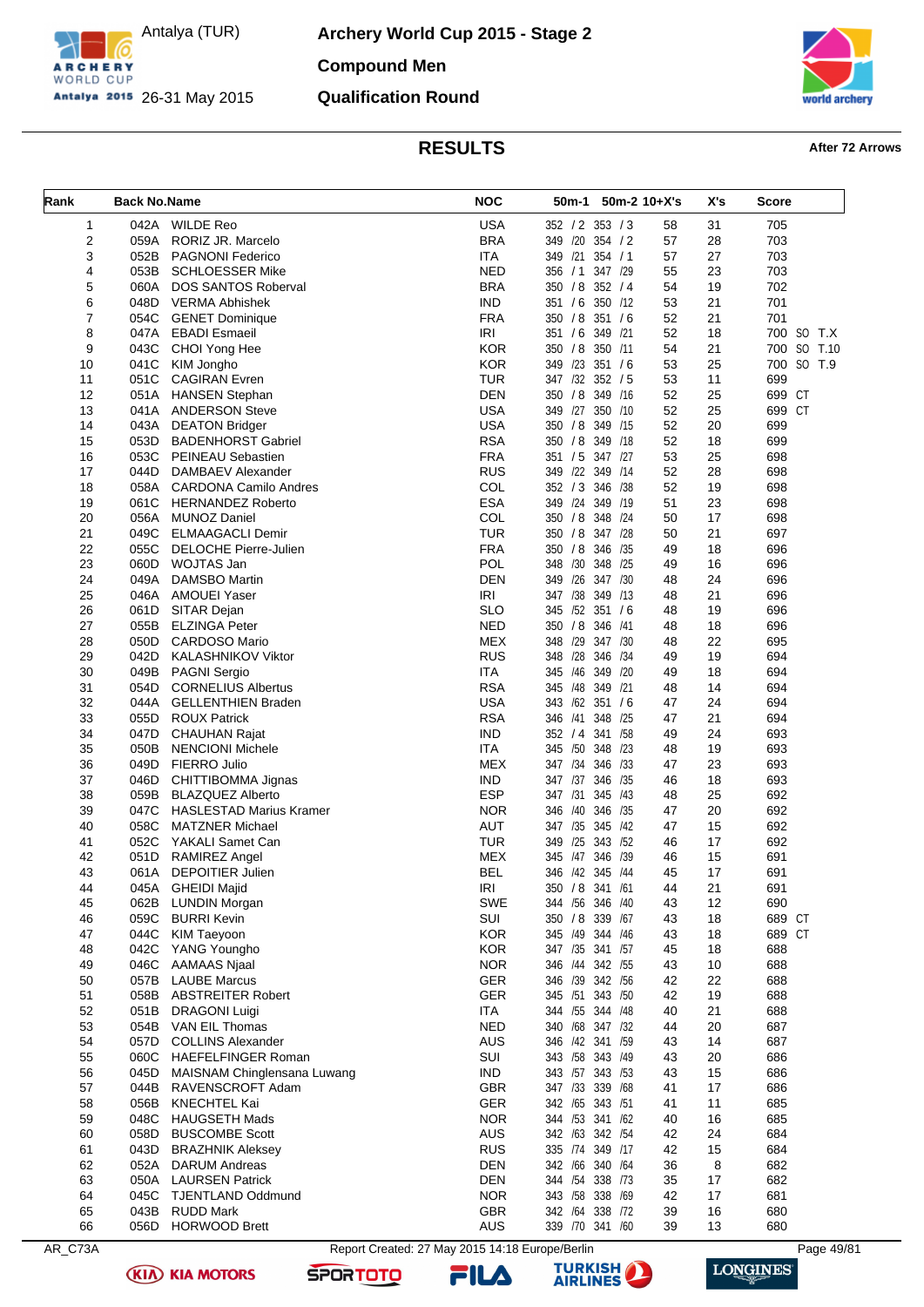# Archery World Cup 2015 - Stage 2

Antalya (TUR)
26-31 May 2015

## Compound Men

## Qualification Round

## RESULTS

**After 72 Arrows**

| Rank | Back No. | Name | NOC | 50m-1 | 50m-2 | 10+X's | X's | Score |
|---|---|---|---|---|---|---|---|---|
| 1 | 042A | WILDE Reo | USA | 352 / 2 | 353 / 3 | 58 | 31 | 705 |
| 2 | 059A | RORIZ JR. Marcelo | BRA | 349 /20 | 354 / 2 | 57 | 28 | 703 |
| 3 | 052B | PAGNONI Federico | ITA | 349 /21 | 354 / 1 | 57 | 27 | 703 |
| 4 | 053B | SCHLOESSER Mike | NED | 356 / 1 | 347 /29 | 55 | 23 | 703 |
| 5 | 060A | DOS SANTOS Roberval | BRA | 350 / 8 | 352 / 4 | 54 | 19 | 702 |
| 6 | 048D | VERMA Abhishek | IND | 351 / 6 | 350 /12 | 53 | 21 | 701 |
| 7 | 054C | GENET Dominique | FRA | 350 / 8 | 351 / 6 | 52 | 21 | 701 |
| 8 | 047A | EBADI Esmaeil | IRI | 351 / 6 | 349 /21 | 52 | 18 | 700 SO T.X |
| 9 | 043C | CHOI Yong Hee | KOR | 350 / 8 | 350 /11 | 54 | 21 | 700 SO T.10 |
| 10 | 041C | KIM Jongho | KOR | 349 /23 | 351 / 6 | 53 | 25 | 700 SO T.9 |
| 11 | 051C | CAGIRAN Evren | TUR | 347 /32 | 352 / 5 | 53 | 11 | 699 |
| 12 | 051A | HANSEN Stephan | DEN | 350 / 8 | 349 /16 | 52 | 25 | 699 CT |
| 13 | 041A | ANDERSON Steve | USA | 349 /27 | 350 /10 | 52 | 25 | 699 CT |
| 14 | 043A | DEATON Bridger | USA | 350 / 8 | 349 /15 | 52 | 20 | 699 |
| 15 | 053D | BADENHORST Gabriel | RSA | 350 / 8 | 349 /18 | 52 | 18 | 699 |
| 16 | 053C | PEINEAU Sebastien | FRA | 351 / 5 | 347 /27 | 53 | 25 | 698 |
| 17 | 044D | DAMBAEV Alexander | RUS | 349 /22 | 349 /14 | 52 | 28 | 698 |
| 18 | 058A | CARDONA Camilo Andres | COL | 352 / 3 | 346 /38 | 52 | 19 | 698 |
| 19 | 061C | HERNANDEZ Roberto | ESA | 349 /24 | 349 /19 | 51 | 23 | 698 |
| 20 | 056A | MUNOZ Daniel | COL | 350 / 8 | 348 /24 | 50 | 17 | 698 |
| 21 | 049C | ELMAAGACLI Demir | TUR | 350 / 8 | 347 /28 | 50 | 21 | 697 |
| 22 | 055C | DELOCHE Pierre-Julien | FRA | 350 / 8 | 346 /35 | 49 | 18 | 696 |
| 23 | 060D | WOJTAS Jan | POL | 348 /30 | 348 /25 | 49 | 16 | 696 |
| 24 | 049A | DAMSBO Martin | DEN | 349 /26 | 347 /30 | 48 | 24 | 696 |
| 25 | 046A | AMOUEI Yaser | IRI | 347 /38 | 349 /13 | 48 | 21 | 696 |
| 26 | 061D | SITAR Dejan | SLO | 345 /52 | 351 / 6 | 48 | 19 | 696 |
| 27 | 055B | ELZINGA Peter | NED | 350 / 8 | 346 /41 | 48 | 18 | 696 |
| 28 | 050D | CARDOSO Mario | MEX | 348 /29 | 347 /30 | 48 | 22 | 695 |
| 29 | 042D | KALASHNIKOV Viktor | RUS | 348 /28 | 346 /34 | 49 | 19 | 694 |
| 30 | 049B | PAGNI Sergio | ITA | 345 /46 | 349 /20 | 49 | 18 | 694 |
| 31 | 054D | CORNELIUS Albertus | RSA | 345 /48 | 349 /21 | 48 | 14 | 694 |
| 32 | 044A | GELLENTHIEN Braden | USA | 343 /62 | 351 / 6 | 47 | 24 | 694 |
| 33 | 055D | ROUX Patrick | RSA | 346 /41 | 348 /25 | 47 | 21 | 694 |
| 34 | 047D | CHAUHAN Rajat | IND | 352 / 4 | 341 /58 | 49 | 24 | 693 |
| 35 | 050B | NENCIONI Michele | ITA | 345 /50 | 348 /23 | 48 | 19 | 693 |
| 36 | 049D | FIERRO Julio | MEX | 347 /34 | 346 /33 | 47 | 23 | 693 |
| 37 | 046D | CHITTIBOMMA Jignas | IND | 347 /37 | 346 /35 | 46 | 18 | 693 |
| 38 | 059B | BLAZQUEZ Alberto | ESP | 347 /31 | 345 /43 | 48 | 25 | 692 |
| 39 | 047C | HASLESTAD Marius Kramer | NOR | 346 /40 | 346 /35 | 47 | 20 | 692 |
| 40 | 058C | MATZNER Michael | AUT | 347 /35 | 345 /42 | 47 | 15 | 692 |
| 41 | 052C | YAKALI Samet Can | TUR | 349 /25 | 343 /52 | 46 | 17 | 692 |
| 42 | 051D | RAMIREZ Angel | MEX | 345 /47 | 346 /39 | 46 | 15 | 691 |
| 43 | 061A | DEPOITIER Julien | BEL | 346 /42 | 345 /44 | 45 | 17 | 691 |
| 44 | 045A | GHEIDI Majid | IRI | 350 / 8 | 341 /61 | 44 | 21 | 691 |
| 45 | 062B | LUNDIN Morgan | SWE | 344 /56 | 346 /40 | 43 | 12 | 690 |
| 46 | 059C | BURRI Kevin | SUI | 350 / 8 | 339 /67 | 43 | 18 | 689 CT |
| 47 | 044C | KIM Taeyoon | KOR | 345 /49 | 344 /46 | 43 | 18 | 689 CT |
| 48 | 042C | YANG Youngho | KOR | 347 /35 | 341 /57 | 45 | 18 | 688 |
| 49 | 046C | AAMAAS Njaal | NOR | 346 /44 | 342 /55 | 43 | 10 | 688 |
| 50 | 057B | LAUBE Marcus | GER | 346 /39 | 342 /56 | 42 | 22 | 688 |
| 51 | 058B | ABSTREITER Robert | GER | 345 /51 | 343 /50 | 42 | 19 | 688 |
| 52 | 051B | DRAGONI Luigi | ITA | 344 /55 | 344 /48 | 40 | 21 | 688 |
| 53 | 054B | VAN EIL Thomas | NED | 340 /68 | 347 /32 | 44 | 20 | 687 |
| 54 | 057D | COLLINS Alexander | AUS | 346 /42 | 341 /59 | 43 | 14 | 687 |
| 55 | 060C | HAEFELFINGER Roman | SUI | 343 /58 | 343 /49 | 43 | 20 | 686 |
| 56 | 045D | MAISNAM Chinglensana Luwang | IND | 343 /57 | 343 /53 | 43 | 15 | 686 |
| 57 | 044B | RAVENSCROFT Adam | GBR | 347 /33 | 339 /68 | 41 | 17 | 686 |
| 58 | 056B | KNECHTEL Kai | GER | 342 /65 | 343 /51 | 41 | 11 | 685 |
| 59 | 048C | HAUGSETH Mads | NOR | 344 /53 | 341 /62 | 40 | 16 | 685 |
| 60 | 058D | BUSCOMBE Scott | AUS | 342 /63 | 342 /54 | 42 | 24 | 684 |
| 61 | 043D | BRAZHNIK Aleksey | RUS | 335 /74 | 349 /17 | 42 | 15 | 684 |
| 62 | 052A | DARUM Andreas | DEN | 342 /66 | 340 /64 | 36 | 8 | 682 |
| 63 | 050A | LAURSEN Patrick | DEN | 344 /54 | 338 /73 | 35 | 17 | 682 |
| 64 | 045C | TJENTLAND Oddmund | NOR | 343 /58 | 338 /69 | 42 | 17 | 681 |
| 65 | 043B | RUDD Mark | GBR | 342 /64 | 338 /72 | 39 | 16 | 680 |
| 66 | 056D | HORWOOD Brett | AUS | 339 /70 | 341 /60 | 39 | 13 | 680 |

AR_C73A  Report Created: 27 May 2015 14:18 Europe/Berlin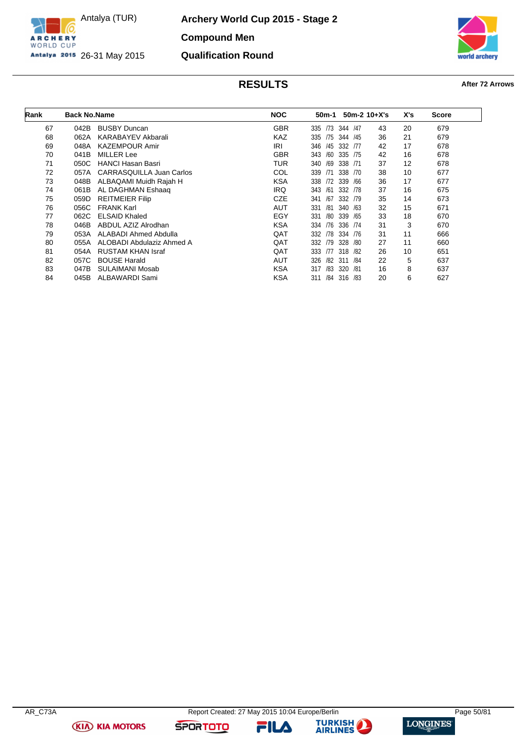Antalya (TUR)

26-31 May 2015

# Archery World Cup 2015 - Stage 2

## Compound Men

## Qualification Round

### RESULTS

**After 72 Arrows**

| Rank | Back No. | Name | NOC | 50m-1 | 50m-2 | 10+X's | X's | Score |
|---|---|---|---|---|---|---|---|---|
| 67 | 042B | BUSBY Duncan | GBR | 335 /73 | 344 /47 | 43 | 20 | 679 |
| 68 | 062A | KARABAYEV Akbarali | KAZ | 335 /75 | 344 /45 | 36 | 21 | 679 |
| 69 | 048A | KAZEMPOUR Amir | IRI | 346 /45 | 332 /77 | 42 | 17 | 678 |
| 70 | 041B | MILLER Lee | GBR | 343 /60 | 335 /75 | 42 | 16 | 678 |
| 71 | 050C | HANCI Hasan Basri | TUR | 340 /69 | 338 /71 | 37 | 12 | 678 |
| 72 | 057A | CARRASQUILLA Juan Carlos | COL | 339 /71 | 338 /70 | 38 | 10 | 677 |
| 73 | 048B | ALBAQAMI Muidh Rajah H | KSA | 338 /72 | 339 /66 | 36 | 17 | 677 |
| 74 | 061B | AL DAGHMAN Eshaaq | IRQ | 343 /61 | 332 /78 | 37 | 16 | 675 |
| 75 | 059D | REITMEIER Filip | CZE | 341 /67 | 332 /79 | 35 | 14 | 673 |
| 76 | 056C | FRANK Karl | AUT | 331 /81 | 340 /63 | 32 | 15 | 671 |
| 77 | 062C | ELSAID Khaled | EGY | 331 /80 | 339 /65 | 33 | 18 | 670 |
| 78 | 046B | ABDUL AZIZ Alrodhan | KSA | 334 /76 | 336 /74 | 31 | 3 | 670 |
| 79 | 053A | ALABADI Ahmed Abdulla | QAT | 332 /78 | 334 /76 | 31 | 11 | 666 |
| 80 | 055A | ALOBADI Abdulaziz Ahmed A | QAT | 332 /79 | 328 /80 | 27 | 11 | 660 |
| 81 | 054A | RUSTAM KHAN Israf | QAT | 333 /77 | 318 /82 | 26 | 10 | 651 |
| 82 | 057C | BOUSE Harald | AUT | 326 /82 | 311 /84 | 22 | 5 | 637 |
| 83 | 047B | SULAIMANI Mosab | KSA | 317 /83 | 320 /81 | 16 | 8 | 637 |
| 84 | 045B | ALBAWARDI Sami | KSA | 311 /84 | 316 /83 | 20 | 6 | 627 |

AR_C73A Report Created: 27 May 2015 10:04 Europe/Berlin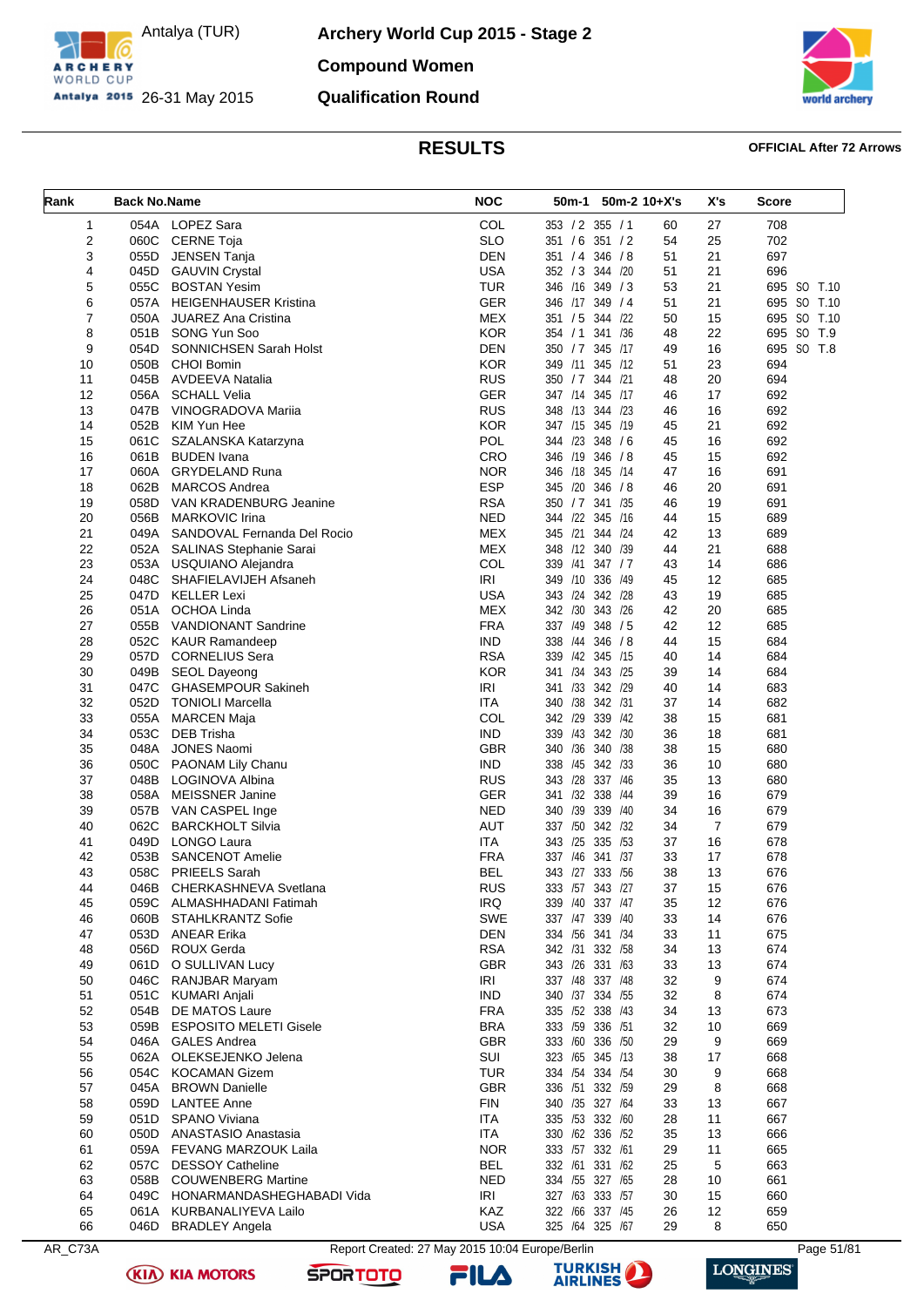# Archery World Cup 2015 - Stage 2

Antalya (TUR)
26-31 May 2015

## Compound Women

## Qualification Round

## RESULTS

**OFFICIAL After 72 Arrows**

| Rank | Back No. | Name | NOC | 50m-1 | 50m-2 | 10+X's | X's | Score |
|---|---|---|---|---|---|---|---|---|
| 1 | 054A | LOPEZ Sara | COL | 353 / 2 | 355 / 1 | 60 | 27 | 708 |
| 2 | 060C | CERNE Toja | SLO | 351 / 6 | 351 / 2 | 54 | 25 | 702 |
| 3 | 055D | JENSEN Tanja | DEN | 351 / 4 | 346 / 8 | 51 | 21 | 697 |
| 4 | 045D | GAUVIN Crystal | USA | 352 / 3 | 344 /20 | 51 | 21 | 696 |
| 5 | 055C | BOSTAN Yesim | TUR | 346 /16 | 349 / 3 | 53 | 21 | 695 SO T.10 |
| 6 | 057A | HEIGENHAUSER Kristina | GER | 346 /17 | 349 / 4 | 51 | 21 | 695 SO T.10 |
| 7 | 050A | JUAREZ Ana Cristina | MEX | 351 / 5 | 344 /22 | 50 | 15 | 695 SO T.10 |
| 8 | 051B | SONG Yun Soo | KOR | 354 / 1 | 341 /36 | 48 | 22 | 695 SO T.9 |
| 9 | 054D | SONNICHSEN Sarah Holst | DEN | 350 / 7 | 345 /17 | 49 | 16 | 695 SO T.8 |
| 10 | 050B | CHOI Bomin | KOR | 349 /11 | 345 /12 | 51 | 23 | 694 |
| 11 | 045B | AVDEEVA Natalia | RUS | 350 / 7 | 344 /21 | 48 | 20 | 694 |
| 12 | 056A | SCHALL Velia | GER | 347 /14 | 345 /17 | 46 | 17 | 692 |
| 13 | 047B | VINOGRADOVA Mariia | RUS | 348 /13 | 344 /23 | 46 | 16 | 692 |
| 14 | 052B | KIM Yun Hee | KOR | 347 /15 | 345 /19 | 45 | 21 | 692 |
| 15 | 061C | SZALANSKA Katarzyna | POL | 344 /23 | 348 / 6 | 45 | 16 | 692 |
| 16 | 061B | BUDEN Ivana | CRO | 346 /19 | 346 / 8 | 45 | 15 | 692 |
| 17 | 060A | GRYDELAND Runa | NOR | 346 /18 | 345 /14 | 47 | 16 | 691 |
| 18 | 062B | MARCOS Andrea | ESP | 345 /20 | 346 / 8 | 46 | 20 | 691 |
| 19 | 058D | VAN KRADENBURG Jeanine | RSA | 350 / 7 | 341 /35 | 46 | 19 | 691 |
| 20 | 056B | MARKOVIC Irina | NED | 344 /22 | 345 /16 | 44 | 15 | 689 |
| 21 | 049A | SANDOVAL Fernanda Del Rocio | MEX | 345 /21 | 344 /24 | 42 | 13 | 689 |
| 22 | 052A | SALINAS Stephanie Sarai | MEX | 348 /12 | 340 /39 | 44 | 21 | 688 |
| 23 | 053A | USQUIANO Alejandra | COL | 339 /41 | 347 / 7 | 43 | 14 | 686 |
| 24 | 048C | SHAFIELAVIJEH Afsaneh | IRI | 349 /10 | 336 /49 | 45 | 12 | 685 |
| 25 | 047D | KELLER Lexi | USA | 343 /24 | 342 /28 | 43 | 19 | 685 |
| 26 | 051A | OCHOA Linda | MEX | 342 /30 | 343 /26 | 42 | 20 | 685 |
| 27 | 055B | VANDIONANT Sandrine | FRA | 337 /49 | 348 / 5 | 42 | 12 | 685 |
| 28 | 052C | KAUR Ramandeep | IND | 338 /44 | 346 / 8 | 44 | 15 | 684 |
| 29 | 057D | CORNELIUS Sera | RSA | 339 /42 | 345 /15 | 40 | 14 | 684 |
| 30 | 049B | SEOL Dayeong | KOR | 341 /34 | 343 /25 | 39 | 14 | 684 |
| 31 | 047C | GHASEMPOUR Sakineh | IRI | 341 /33 | 342 /29 | 40 | 14 | 683 |
| 32 | 052D | TONIOLI Marcella | ITA | 340 /38 | 342 /31 | 37 | 14 | 682 |
| 33 | 055A | MARCEN Maja | COL | 342 /29 | 339 /42 | 38 | 15 | 681 |
| 34 | 053C | DEB Trisha | IND | 339 /43 | 342 /30 | 36 | 18 | 681 |
| 35 | 048A | JONES Naomi | GBR | 340 /36 | 340 /38 | 38 | 15 | 680 |
| 36 | 050C | PAONAM Lily Chanu | IND | 338 /45 | 342 /33 | 36 | 10 | 680 |
| 37 | 048B | LOGINOVA Albina | RUS | 343 /28 | 337 /46 | 35 | 13 | 680 |
| 38 | 058A | MEISSNER Janine | GER | 341 /32 | 338 /44 | 39 | 16 | 679 |
| 39 | 057B | VAN CASPEL Inge | NED | 340 /39 | 339 /40 | 34 | 16 | 679 |
| 40 | 062C | BARCKHOLT Silvia | AUT | 337 /50 | 342 /32 | 34 | 7 | 679 |
| 41 | 049D | LONGO Laura | ITA | 343 /25 | 335 /53 | 37 | 16 | 678 |
| 42 | 053B | SANCENOT Amelie | FRA | 337 /46 | 341 /37 | 33 | 17 | 678 |
| 43 | 058C | PRIEELS Sarah | BEL | 343 /27 | 333 /56 | 38 | 13 | 676 |
| 44 | 046B | CHERKASHNEVA Svetlana | RUS | 333 /57 | 343 /27 | 37 | 15 | 676 |
| 45 | 059C | ALMASHHADANI Fatimah | IRQ | 339 /40 | 337 /47 | 35 | 12 | 676 |
| 46 | 060B | STAHLKRANTZ Sofie | SWE | 337 /47 | 339 /40 | 33 | 14 | 676 |
| 47 | 053D | ANEAR Erika | DEN | 334 /56 | 341 /34 | 33 | 11 | 675 |
| 48 | 056D | ROUX Gerda | RSA | 342 /31 | 332 /58 | 34 | 13 | 674 |
| 49 | 061D | O SULLIVAN Lucy | GBR | 343 /26 | 331 /63 | 33 | 13 | 674 |
| 50 | 046C | RANJBAR Maryam | IRI | 337 /48 | 337 /48 | 32 | 9 | 674 |
| 51 | 051C | KUMARI Anjali | IND | 340 /37 | 334 /55 | 32 | 8 | 674 |
| 52 | 054B | DE MATOS Laure | FRA | 335 /52 | 338 /43 | 34 | 13 | 673 |
| 53 | 059B | ESPOSITO MELETI Gisele | BRA | 333 /59 | 336 /51 | 32 | 10 | 669 |
| 54 | 046A | GALES Andrea | GBR | 333 /60 | 336 /50 | 29 | 9 | 669 |
| 55 | 062A | OLEKSEJENKO Jelena | SUI | 323 /65 | 345 /13 | 38 | 17 | 668 |
| 56 | 054C | KOCAMAN Gizem | TUR | 334 /54 | 334 /54 | 30 | 9 | 668 |
| 57 | 045A | BROWN Danielle | GBR | 336 /51 | 332 /59 | 29 | 8 | 668 |
| 58 | 059D | LANTEE Anne | FIN | 340 /35 | 327 /64 | 33 | 13 | 667 |
| 59 | 051D | SPANO Viviana | ITA | 335 /53 | 332 /60 | 28 | 11 | 667 |
| 60 | 050D | ANASTASIO Anastasia | ITA | 330 /62 | 336 /52 | 35 | 13 | 666 |
| 61 | 059A | FEVANG MARZOUK Laila | NOR | 333 /57 | 332 /61 | 29 | 11 | 665 |
| 62 | 057C | DESSOY Catheline | BEL | 332 /61 | 331 /62 | 25 | 5 | 663 |
| 63 | 058B | COUWENBERG Martine | NED | 334 /55 | 327 /65 | 28 | 10 | 661 |
| 64 | 049C | HONARMANDASHEGHABADI Vida | IRI | 327 /63 | 333 /57 | 30 | 15 | 660 |
| 65 | 061A | KURBANALIYEVA Lailo | KAZ | 322 /66 | 337 /45 | 26 | 12 | 659 |
| 66 | 046D | BRADLEY Angela | USA | 325 /64 | 325 /67 | 29 | 8 | 650 |

AR_C73A Report Created: 27 May 2015 10:04 Europe/Berlin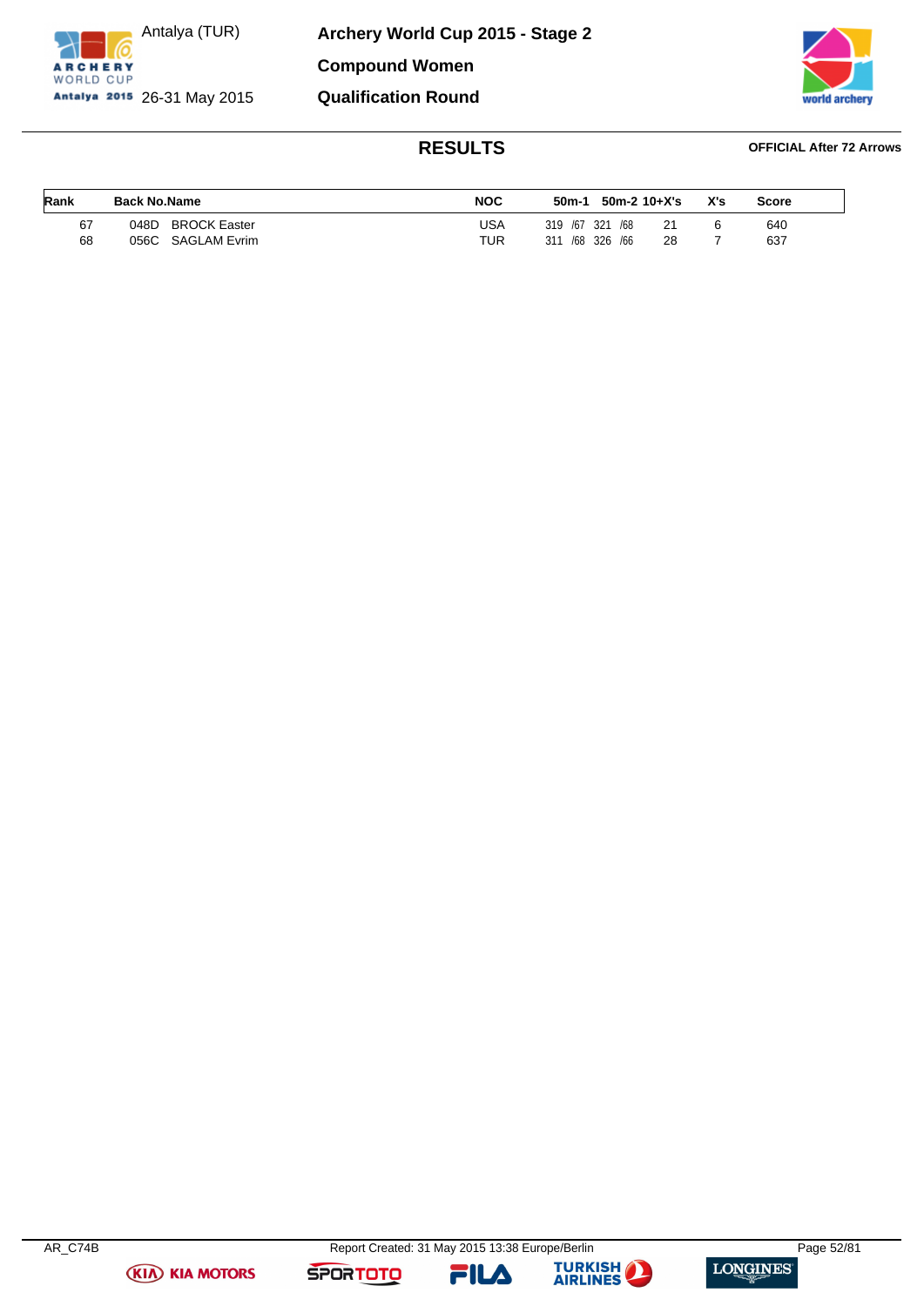Antalya (TUR)

26-31 May 2015

# Archery World Cup 2015 - Stage 2

## Compound Women

## Qualification Round

### RESULTS

**OFFICIAL After 72 Arrows**

| Rank | Back No. | Name | NOC | 50m-1 | 50m-2 | 10+X's | X's | Score |
|---|---|---|---|---|---|---|---|---|
| 67 | 048D | BROCK Easter | USA | 319 /67 | 321 /68 | 21 | 6 | 640 |
| 68 | 056C | SAGLAM Evrim | TUR | 311 /68 | 326 /66 | 28 | 7 | 637 |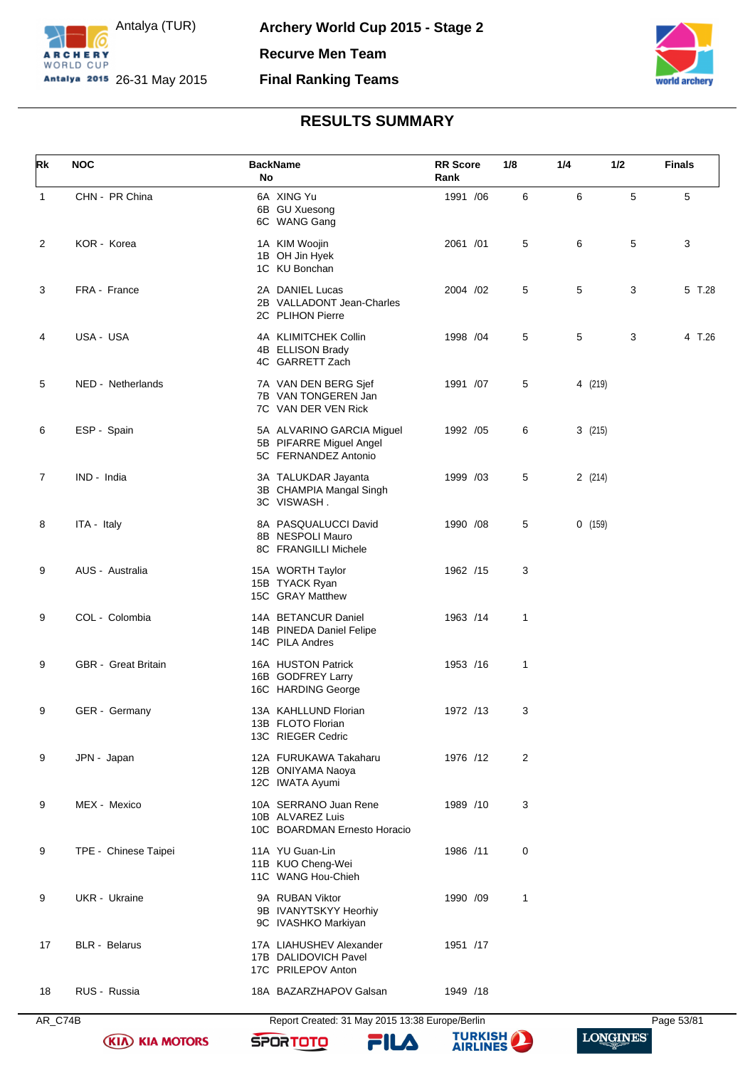Archery World Cup 2015 - Stage 2

Recurve Men Team

Final Ranking Teams

Antalya (TUR)

26-31 May 2015

## RESULTS SUMMARY

| Rk | NOC | Back No | Name | RR Score | Rank | 1/8 | 1/4 | 1/2 | Finals |
|---|---|---|---|---|---|---|---|---|---|
| 1 | CHN - PR China | 6A<br>6B<br>6C | XING Yu<br>GU Xuesong<br>WANG Gang | 1991 | /06 | 6 | 6 | 5 | 5 |
| 2 | KOR - Korea | 1A<br>1B<br>1C | KIM Woojin<br>OH Jin Hyek<br>KU Bonchan | 2061 | /01 | 5 | 6 | 5 | 3 |
| 3 | FRA - France | 2A<br>2B<br>2C | DANIEL Lucas<br>VALLADONT Jean-Charles<br>PLIHON Pierre | 2004 | /02 | 5 | 5 | 3 | 5 T.28 |
| 4 | USA - USA | 4A<br>4B<br>4C | KLIMITCHEK Collin<br>ELLISON Brady<br>GARRETT Zach | 1998 | /04 | 5 | 5 | 3 | 4 T.26 |
| 5 | NED - Netherlands | 7A<br>7B<br>7C | VAN DEN BERG Sjef<br>VAN TONGEREN Jan<br>VAN DER VEN Rick | 1991 | /07 | 5 | 4 (219) | | |
| 6 | ESP - Spain | 5A<br>5B<br>5C | ALVARINO GARCIA Miguel<br>PIFARRE Miguel Angel<br>FERNANDEZ Antonio | 1992 | /05 | 6 | 3 (215) | | |
| 7 | IND - India | 3A<br>3B<br>3C | TALUKDAR Jayanta<br>CHAMPIA Mangal Singh<br>VISWASH . | 1999 | /03 | 5 | 2 (214) | | |
| 8 | ITA - Italy | 8A<br>8B<br>8C | PASQUALUCCI David<br>NESPOLI Mauro<br>FRANGILLI Michele | 1990 | /08 | 5 | 0 (159) | | |
| 9 | AUS - Australia | 15A<br>15B<br>15C | WORTH Taylor<br>TYACK Ryan<br>GRAY Matthew | 1962 | /15 | 3 | | | |
| 9 | COL - Colombia | 14A<br>14B<br>14C | BETANCUR Daniel<br>PINEDA Daniel Felipe<br>PILA Andres | 1963 | /14 | 1 | | | |
| 9 | GBR - Great Britain | 16A<br>16B<br>16C | HUSTON Patrick<br>GODFREY Larry<br>HARDING George | 1953 | /16 | 1 | | | |
| 9 | GER - Germany | 13A<br>13B<br>13C | KAHLLUND Florian<br>FLOTO Florian<br>RIEGER Cedric | 1972 | /13 | 3 | | | |
| 9 | JPN - Japan | 12A<br>12B<br>12C | FURUKAWA Takaharu<br>ONIYAMA Naoya<br>IWATA Ayumi | 1976 | /12 | 2 | | | |
| 9 | MEX - Mexico | 10A<br>10B<br>10C | SERRANO Juan Rene<br>ALVAREZ Luis<br>BOARDMAN Ernesto Horacio | 1989 | /10 | 3 | | | |
| 9 | TPE - Chinese Taipei | 11A<br>11B<br>11C | YU Guan-Lin<br>KUO Cheng-Wei<br>WANG Hou-Chieh | 1986 | /11 | 0 | | | |
| 9 | UKR - Ukraine | 9A<br>9B<br>9C | RUBAN Viktor<br>IVANYTSKYY Heorhiy<br>IVASHKO Markiyan | 1990 | /09 | 1 | | | |
| 17 | BLR - Belarus | 17A<br>17B<br>17C | LIAHUSHEV Alexander<br>DALIDOVICH Pavel<br>PRILEPOV Anton | 1951 | /17 | | | | |
| 18 | RUS - Russia | 18A | BAZARZHAPOV Galsan | 1949 | /18 | | | | |

AR_C74B    Report Created: 31 May 2015 13:38 Europe/Berlin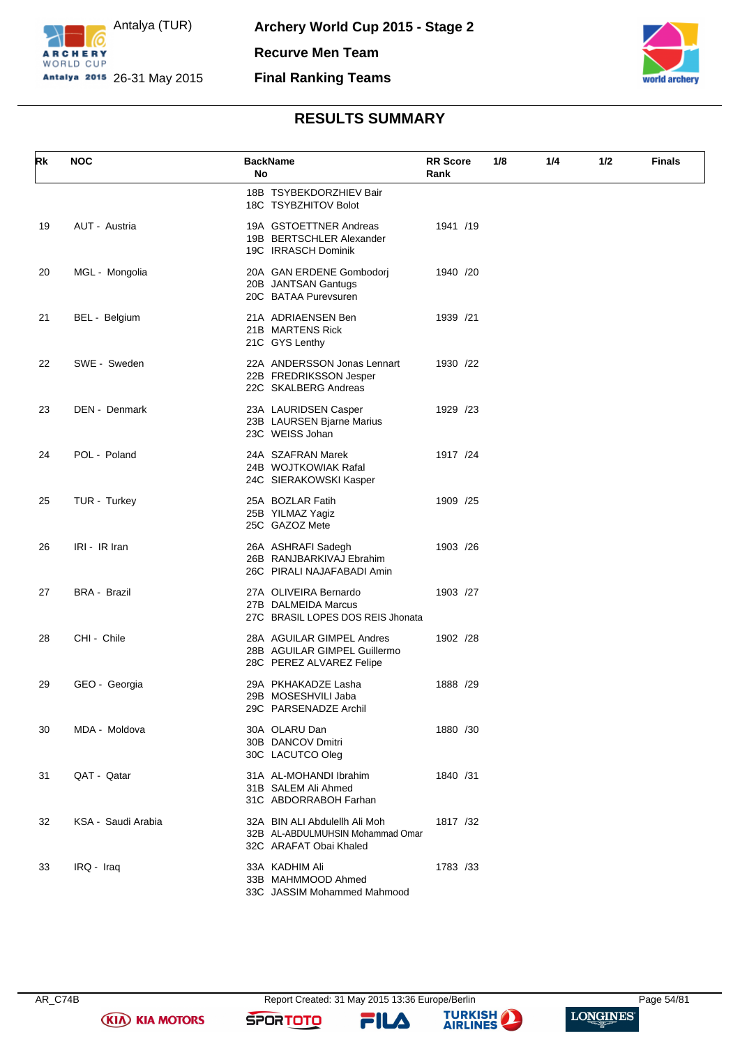# Archery World Cup 2015 - Stage 2

Antalya (TUR)
26-31 May 2015

**Recurve Men Team**

**Final Ranking Teams**

## RESULTS SUMMARY

| Rk | NOC | BackName No | RR Score Rank | 1/8 | 1/4 | 1/2 | Finals |
|---|---|---|---|---|---|---|---|
| | | 18B TSYBEKDORZHIEV Bair<br>18C TSYBZHITOV Bolot | | | | | |
| 19 | AUT - Austria | 19A GSTOETTNER Andreas<br>19B BERTSCHLER Alexander<br>19C IRRASCH Dominik | 1941 /19 | | | | |
| 20 | MGL - Mongolia | 20A GAN ERDENE Gombodorj<br>20B JANTSAN Gantugs<br>20C BATAA Purevsuren | 1940 /20 | | | | |
| 21 | BEL - Belgium | 21A ADRIAENSEN Ben<br>21B MARTENS Rick<br>21C GYS Lenthy | 1939 /21 | | | | |
| 22 | SWE - Sweden | 22A ANDERSSON Jonas Lennart<br>22B FREDRIKSSON Jesper<br>22C SKALBERG Andreas | 1930 /22 | | | | |
| 23 | DEN - Denmark | 23A LAURIDSEN Casper<br>23B LAURSEN Bjarne Marius<br>23C WEISS Johan | 1929 /23 | | | | |
| 24 | POL - Poland | 24A SZAFRAN Marek<br>24B WOJTKOWIAK Rafal<br>24C SIERAKOWSKI Kasper | 1917 /24 | | | | |
| 25 | TUR - Turkey | 25A BOZLAR Fatih<br>25B YILMAZ Yagiz<br>25C GAZOZ Mete | 1909 /25 | | | | |
| 26 | IRI - IR Iran | 26A ASHRAFI Sadegh<br>26B RANJBARKIVAJ Ebrahim<br>26C PIRALI NAJAFABADI Amin | 1903 /26 | | | | |
| 27 | BRA - Brazil | 27A OLIVEIRA Bernardo<br>27B DALMEIDA Marcus<br>27C BRASIL LOPES DOS REIS Jhonata | 1903 /27 | | | | |
| 28 | CHI - Chile | 28A AGUILAR GIMPEL Andres<br>28B AGUILAR GIMPEL Guillermo<br>28C PEREZ ALVAREZ Felipe | 1902 /28 | | | | |
| 29 | GEO - Georgia | 29A PKHAKADZE Lasha<br>29B MOSESHVILI Jaba<br>29C PARSENADZE Archil | 1888 /29 | | | | |
| 30 | MDA - Moldova | 30A OLARU Dan<br>30B DANCOV Dmitri<br>30C LACUTCO Oleg | 1880 /30 | | | | |
| 31 | QAT - Qatar | 31A AL-MOHANDI Ibrahim<br>31B SALEM Ali Ahmed<br>31C ABDORRABOH Farhan | 1840 /31 | | | | |
| 32 | KSA - Saudi Arabia | 32A BIN ALI Abdulellh Ali Moh<br>32B AL-ABDULMUHSIN Mohammad Omar<br>32C ARAFAT Obai Khaled | 1817 /32 | | | | |
| 33 | IRQ - Iraq | 33A KADHIM Ali<br>33B MAHMMOOD Ahmed<br>33C JASSIM Mohammed Mahmood | 1783 /33 | | | | |

AR_C74B — Report Created: 31 May 2015 13:36 Europe/Berlin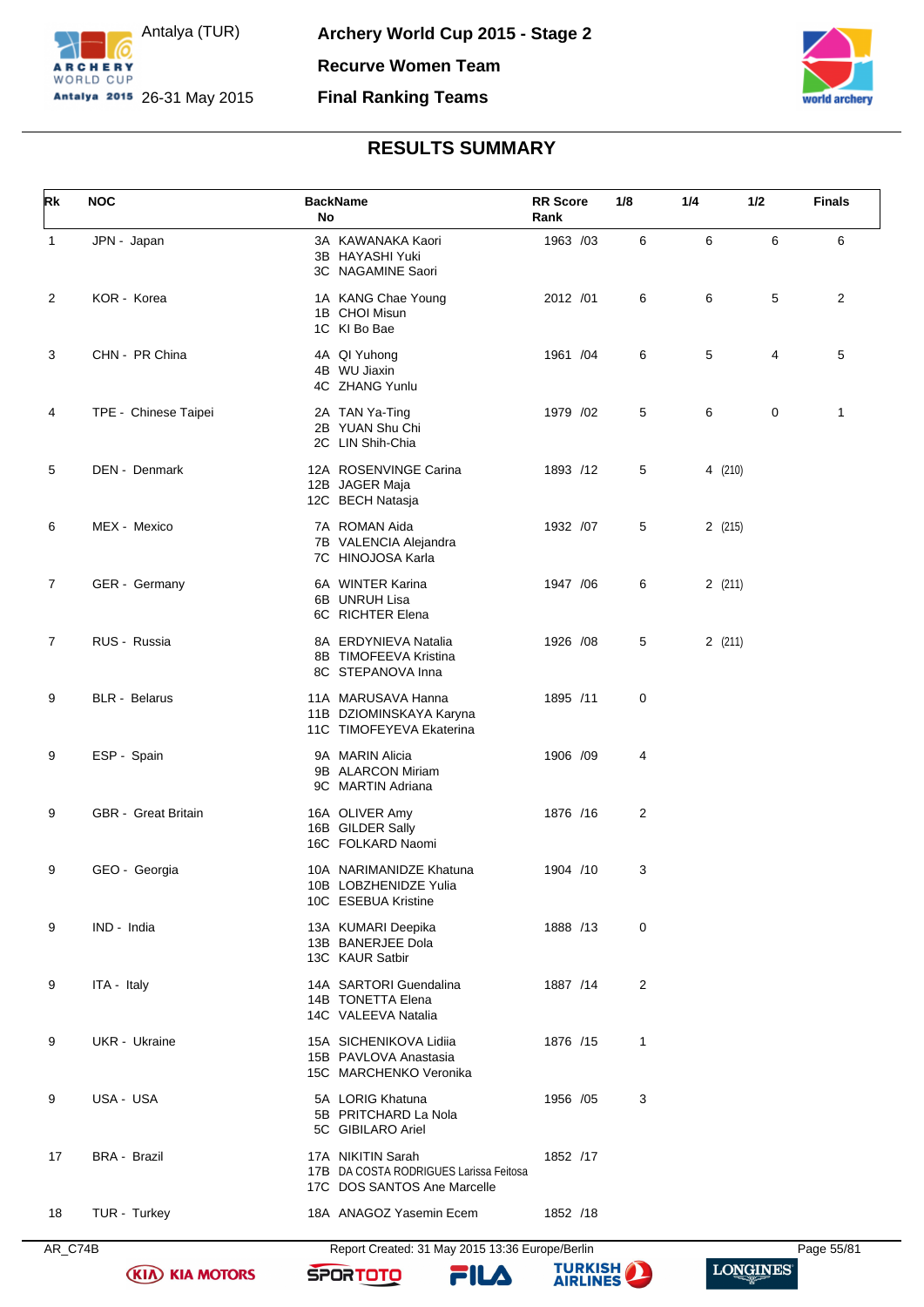Archery World Cup 2015 - Stage 2

Antalya (TUR) 26-31 May 2015

Recurve Women Team

Final Ranking Teams

## RESULTS SUMMARY

| Rk | NOC | Back No | Name | RR Score | RR Rank | 1/8 | 1/4 | 1/2 | Finals |
|---|---|---|---|---|---|---|---|---|---|
| 1 | JPN - Japan | 3A<br>3B<br>3C | KAWANAKA Kaori<br>HAYASHI Yuki<br>NAGAMINE Saori | 1963 | /03 | 6 | 6 | 6 | 6 |
| 2 | KOR - Korea | 1A<br>1B<br>1C | KANG Chae Young<br>CHOI Misun<br>KI Bo Bae | 2012 | /01 | 6 | 6 | 5 | 2 |
| 3 | CHN - PR China | 4A<br>4B<br>4C | QI Yuhong<br>WU Jiaxin<br>ZHANG Yunlu | 1961 | /04 | 6 | 5 | 4 | 5 |
| 4 | TPE - Chinese Taipei | 2A<br>2B<br>2C | TAN Ya-Ting<br>YUAN Shu Chi<br>LIN Shih-Chia | 1979 | /02 | 5 | 6 | 0 | 1 |
| 5 | DEN - Denmark | 12A<br>12B<br>12C | ROSENVINGE Carina<br>JAGER Maja<br>BECH Natasja | 1893 | /12 | 5 | 4 (210) | | |
| 6 | MEX - Mexico | 7A<br>7B<br>7C | ROMAN Aida<br>VALENCIA Alejandra<br>HINOJOSA Karla | 1932 | /07 | 5 | 2 (215) | | |
| 7 | GER - Germany | 6A<br>6B<br>6C | WINTER Karina<br>UNRUH Lisa<br>RICHTER Elena | 1947 | /06 | 6 | 2 (211) | | |
| 7 | RUS - Russia | 8A<br>8B<br>8C | ERDYNIEVA Natalia<br>TIMOFEEVA Kristina<br>STEPANOVA Inna | 1926 | /08 | 5 | 2 (211) | | |
| 9 | BLR - Belarus | 11A<br>11B<br>11C | MARUSAVA Hanna<br>DZIOMINSKAYA Karyna<br>TIMOFEYEVA Ekaterina | 1895 | /11 | 0 | | | |
| 9 | ESP - Spain | 9A<br>9B<br>9C | MARIN Alicia<br>ALARCON Miriam<br>MARTIN Adriana | 1906 | /09 | 4 | | | |
| 9 | GBR - Great Britain | 16A<br>16B<br>16C | OLIVER Amy<br>GILDER Sally<br>FOLKARD Naomi | 1876 | /16 | 2 | | | |
| 9 | GEO - Georgia | 10A<br>10B<br>10C | NARIMANIDZE Khatuna<br>LOBZHENIDZE Yulia<br>ESEBUA Kristine | 1904 | /10 | 3 | | | |
| 9 | IND - India | 13A<br>13B<br>13C | KUMARI Deepika<br>BANERJEE Dola<br>KAUR Satbir | 1888 | /13 | 0 | | | |
| 9 | ITA - Italy | 14A<br>14B<br>14C | SARTORI Guendalina<br>TONETTA Elena<br>VALEEVA Natalia | 1887 | /14 | 2 | | | |
| 9 | UKR - Ukraine | 15A<br>15B<br>15C | SICHENIKOVA Lidiia<br>PAVLOVA Anastasia<br>MARCHENKO Veronika | 1876 | /15 | 1 | | | |
| 9 | USA - USA | 5A<br>5B<br>5C | LORIG Khatuna<br>PRITCHARD La Nola<br>GIBILARO Ariel | 1956 | /05 | 3 | | | |
| 17 | BRA - Brazil | 17A<br>17B<br>17C | NIKITIN Sarah<br>DA COSTA RODRIGUES Larissa Feitosa<br>DOS SANTOS Ane Marcelle | 1852 | /17 | | | | |
| 18 | TUR - Turkey | 18A | ANAGOZ Yasemin Ecem | 1852 | /18 | | | | |

AR_C74B Report Created: 31 May 2015 13:36 Europe/Berlin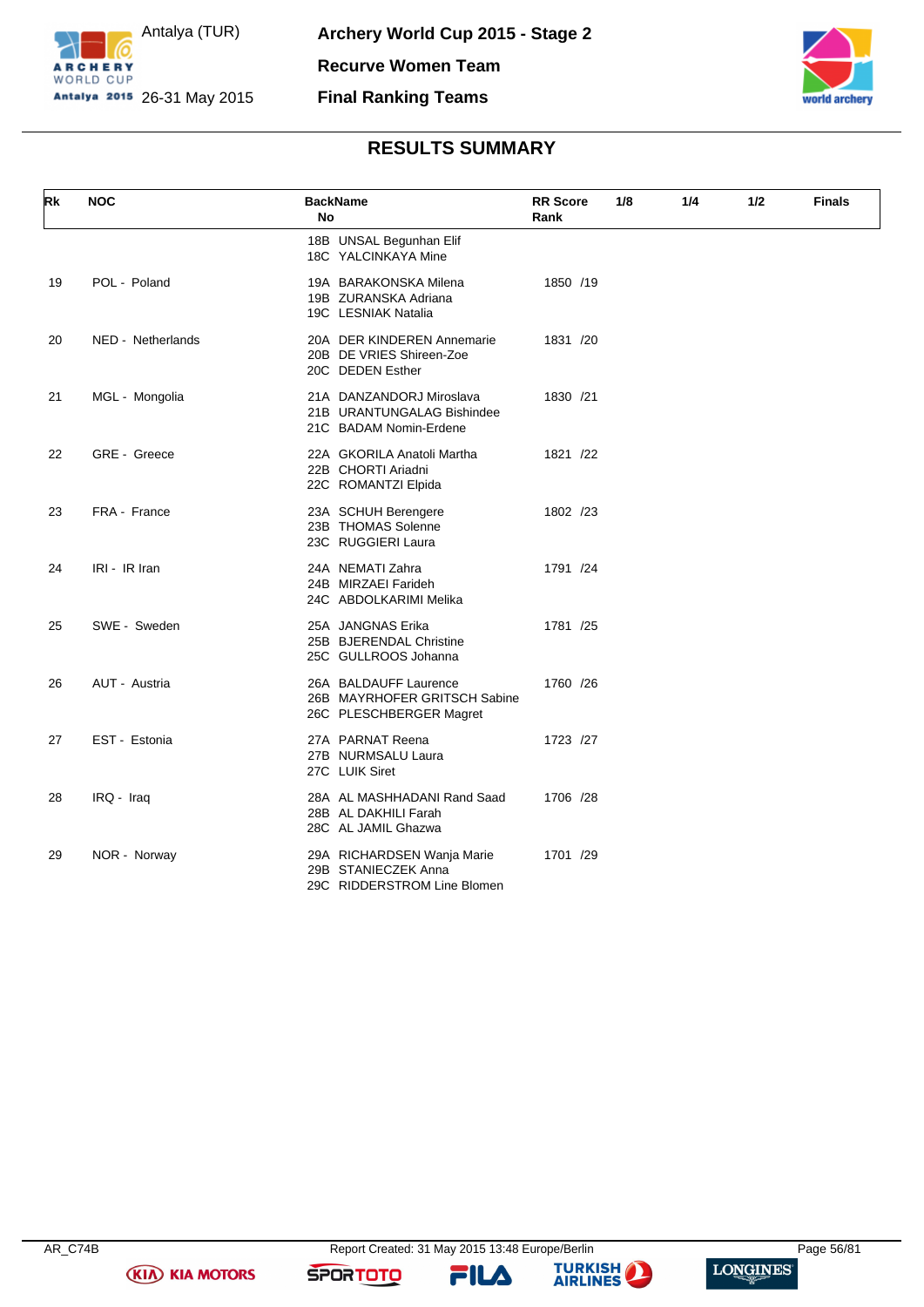# Archery World Cup 2015 - Stage 2

Antalya (TUR) 26-31 May 2015

## Recurve Women Team

## Final Ranking Teams

### RESULTS SUMMARY

| Rk | NOC | BackName No | RR Score Rank | 1/8 | 1/4 | 1/2 | Finals |
|---|---|---|---|---|---|---|---|
| | | 18B UNSAL Begunhan Elif<br>18C YALCINKAYA Mine | | | | | |
| 19 | POL - Poland | 19A BARAKONSKA Milena<br>19B ZURANSKA Adriana<br>19C LESNIAK Natalia | 1850 /19 | | | | |
| 20 | NED - Netherlands | 20A DER KINDEREN Annemarie<br>20B DE VRIES Shireen-Zoe<br>20C DEDEN Esther | 1831 /20 | | | | |
| 21 | MGL - Mongolia | 21A DANZANDORJ Miroslava<br>21B URANTUNGALAG Bishindee<br>21C BADAM Nomin-Erdene | 1830 /21 | | | | |
| 22 | GRE - Greece | 22A GKORILA Anatoli Martha<br>22B CHORTI Ariadni<br>22C ROMANTZI Elpida | 1821 /22 | | | | |
| 23 | FRA - France | 23A SCHUH Berengere<br>23B THOMAS Solenne<br>23C RUGGIERI Laura | 1802 /23 | | | | |
| 24 | IRI - IR Iran | 24A NEMATI Zahra<br>24B MIRZAEI Farideh<br>24C ABDOLKARIMI Melika | 1791 /24 | | | | |
| 25 | SWE - Sweden | 25A JANGNAS Erika<br>25B BJERENDAL Christine<br>25C GULLROOS Johanna | 1781 /25 | | | | |
| 26 | AUT - Austria | 26A BALDAUFF Laurence<br>26B MAYRHOFER GRITSCH Sabine<br>26C PLESCHBERGER Magret | 1760 /26 | | | | |
| 27 | EST - Estonia | 27A PARNAT Reena<br>27B NURMSALU Laura<br>27C LUIK Siret | 1723 /27 | | | | |
| 28 | IRQ - Iraq | 28A AL MASHHADANI Rand Saad<br>28B AL DAKHILI Farah<br>28C AL JAMIL Ghazwa | 1706 /28 | | | | |
| 29 | NOR - Norway | 29A RICHARDSEN Wanja Marie<br>29B STANIECZEK Anna<br>29C RIDDERSTROM Line Blomen | 1701 /29 | | | | |

AR_C74B Report Created: 31 May 2015 13:48 Europe/Berlin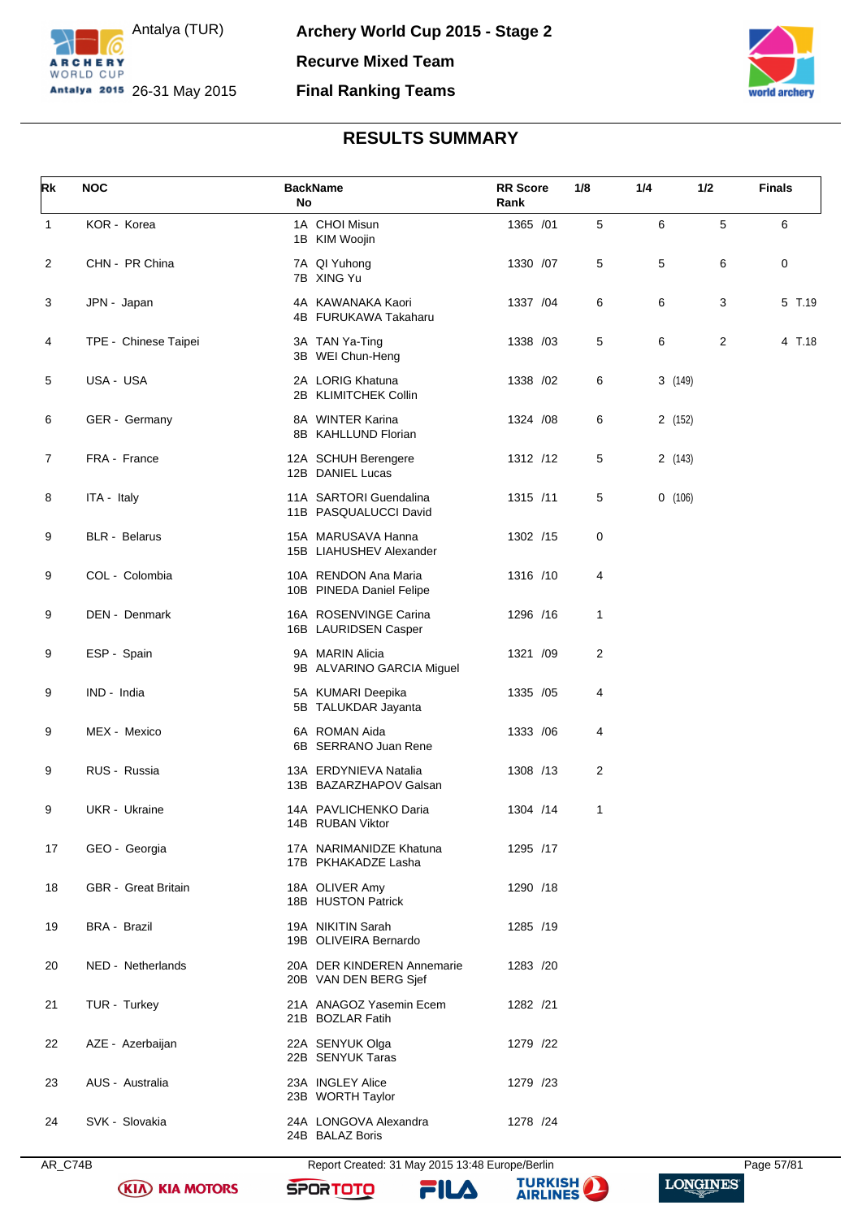# Archery World Cup 2015 - Stage 2

Antalya (TUR)
26-31 May 2015

**Recurve Mixed Team**

**Final Ranking Teams**

## RESULTS SUMMARY

| Rk | NOC | Back No | Name | RR Score | Rank | 1/8 | 1/4 | 1/2 | Finals |
|---|---|---|---|---|---|---|---|---|---|
| 1 | KOR - Korea | 1A<br>1B | CHOI Misun<br>KIM Woojin | 1365 | /01 | 5 | 6 | 5 | 6 |
| 2 | CHN - PR China | 7A<br>7B | QI Yuhong<br>XING Yu | 1330 | /07 | 5 | 5 | 6 | 0 |
| 3 | JPN - Japan | 4A<br>4B | KAWANAKA Kaori<br>FURUKAWA Takaharu | 1337 | /04 | 6 | 6 | 3 | 5 T.19 |
| 4 | TPE - Chinese Taipei | 3A<br>3B | TAN Ya-Ting<br>WEI Chun-Heng | 1338 | /03 | 5 | 6 | 2 | 4 T.18 |
| 5 | USA - USA | 2A<br>2B | LORIG Khatuna<br>KLIMITCHEK Collin | 1338 | /02 | 6 | 3 (149) | | |
| 6 | GER - Germany | 8A<br>8B | WINTER Karina<br>KAHLLUND Florian | 1324 | /08 | 6 | 2 (152) | | |
| 7 | FRA - France | 12A<br>12B | SCHUH Berengere<br>DANIEL Lucas | 1312 | /12 | 5 | 2 (143) | | |
| 8 | ITA - Italy | 11A<br>11B | SARTORI Guendalina<br>PASQUALUCCI David | 1315 | /11 | 5 | 0 (106) | | |
| 9 | BLR - Belarus | 15A<br>15B | MARUSAVA Hanna<br>LIAHUSHEV Alexander | 1302 | /15 | 0 | | | |
| 9 | COL - Colombia | 10A<br>10B | RENDON Ana Maria<br>PINEDA Daniel Felipe | 1316 | /10 | 4 | | | |
| 9 | DEN - Denmark | 16A<br>16B | ROSENVINGE Carina<br>LAURIDSEN Casper | 1296 | /16 | 1 | | | |
| 9 | ESP - Spain | 9A<br>9B | MARIN Alicia<br>ALVARINO GARCIA Miguel | 1321 | /09 | 2 | | | |
| 9 | IND - India | 5A<br>5B | KUMARI Deepika<br>TALUKDAR Jayanta | 1335 | /05 | 4 | | | |
| 9 | MEX - Mexico | 6A<br>6B | ROMAN Aida<br>SERRANO Juan Rene | 1333 | /06 | 4 | | | |
| 9 | RUS - Russia | 13A<br>13B | ERDYNIEVA Natalia<br>BAZARZHAPOV Galsan | 1308 | /13 | 2 | | | |
| 9 | UKR - Ukraine | 14A<br>14B | PAVLICHENKO Daria<br>RUBAN Viktor | 1304 | /14 | 1 | | | |
| 17 | GEO - Georgia | 17A<br>17B | NARIMANIDZE Khatuna<br>PKHAKADZE Lasha | 1295 | /17 | | | | |
| 18 | GBR - Great Britain | 18A<br>18B | OLIVER Amy<br>HUSTON Patrick | 1290 | /18 | | | | |
| 19 | BRA - Brazil | 19A<br>19B | NIKITIN Sarah<br>OLIVEIRA Bernardo | 1285 | /19 | | | | |
| 20 | NED - Netherlands | 20A<br>20B | DER KINDEREN Annemarie<br>VAN DEN BERG Sjef | 1283 | /20 | | | | |
| 21 | TUR - Turkey | 21A<br>21B | ANAGOZ Yasemin Ecem<br>BOZLAR Fatih | 1282 | /21 | | | | |
| 22 | AZE - Azerbaijan | 22A<br>22B | SENYUK Olga<br>SENYUK Taras | 1279 | /22 | | | | |
| 23 | AUS - Australia | 23A<br>23B | INGLEY Alice<br>WORTH Taylor | 1279 | /23 | | | | |
| 24 | SVK - Slovakia | 24A<br>24B | LONGOVA Alexandra<br>BALAZ Boris | 1278 | /24 | | | | |

AR_C74B — Report Created: 31 May 2015 13:48 Europe/Berlin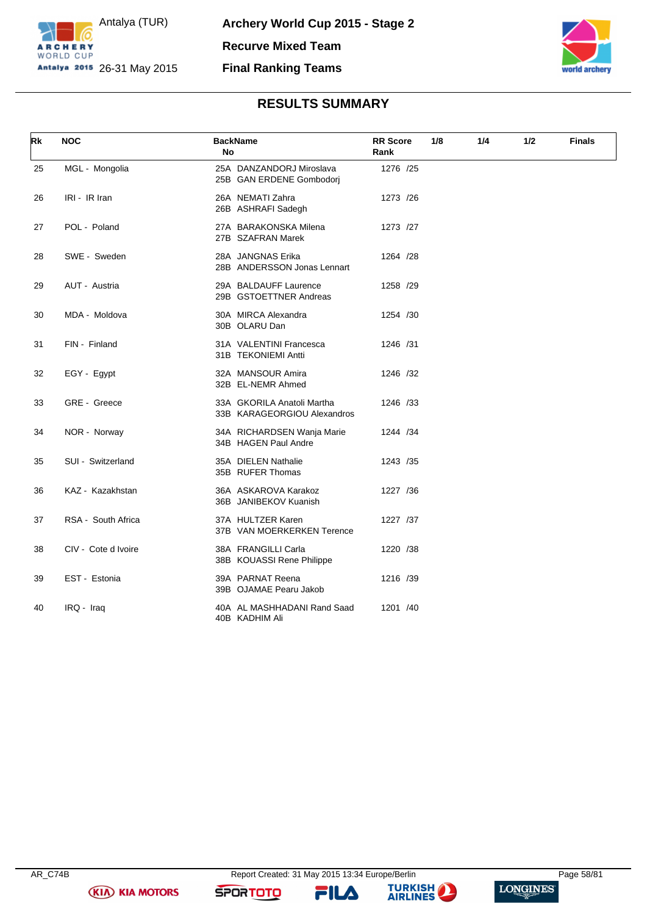Antalya (TUR)
26-31 May 2015

**Archery World Cup 2015 - Stage 2**

**Recurve Mixed Team**

**Final Ranking Teams**

## RESULTS SUMMARY

| Rk | NOC | BackName No | RR Score Rank | 1/8 | 1/4 | 1/2 | Finals |
|---|---|---|---|---|---|---|---|
| 25 | MGL - Mongolia | 25A DANZANDORJ Miroslava<br>25B GAN ERDENE Gombodorj | 1276 /25 | | | | |
| 26 | IRI - IR Iran | 26A NEMATI Zahra<br>26B ASHRAFI Sadegh | 1273 /26 | | | | |
| 27 | POL - Poland | 27A BARAKONSKA Milena<br>27B SZAFRAN Marek | 1273 /27 | | | | |
| 28 | SWE - Sweden | 28A JANGNAS Erika<br>28B ANDERSSON Jonas Lennart | 1264 /28 | | | | |
| 29 | AUT - Austria | 29A BALDAUFF Laurence<br>29B GSTOETTNER Andreas | 1258 /29 | | | | |
| 30 | MDA - Moldova | 30A MIRCA Alexandra<br>30B OLARU Dan | 1254 /30 | | | | |
| 31 | FIN - Finland | 31A VALENTINI Francesca<br>31B TEKONIEMI Antti | 1246 /31 | | | | |
| 32 | EGY - Egypt | 32A MANSOUR Amira<br>32B EL-NEMR Ahmed | 1246 /32 | | | | |
| 33 | GRE - Greece | 33A GKORILA Anatoli Martha<br>33B KARAGEORGIOU Alexandros | 1246 /33 | | | | |
| 34 | NOR - Norway | 34A RICHARDSEN Wanja Marie<br>34B HAGEN Paul Andre | 1244 /34 | | | | |
| 35 | SUI - Switzerland | 35A DIELEN Nathalie<br>35B RUFER Thomas | 1243 /35 | | | | |
| 36 | KAZ - Kazakhstan | 36A ASKAROVA Karakoz<br>36B JANIBEKOV Kuanish | 1227 /36 | | | | |
| 37 | RSA - South Africa | 37A HULTZER Karen<br>37B VAN MOERKERKEN Terence | 1227 /37 | | | | |
| 38 | CIV - Cote d Ivoire | 38A FRANGILLI Carla<br>38B KOUASSI Rene Philippe | 1220 /38 | | | | |
| 39 | EST - Estonia | 39A PARNAT Reena<br>39B OJAMAE Pearu Jakob | 1216 /39 | | | | |
| 40 | IRQ - Iraq | 40A AL MASHHADANI Rand Saad<br>40B KADHIM Ali | 1201 /40 | | | | |

AR_C74B Report Created: 31 May 2015 13:34 Europe/Berlin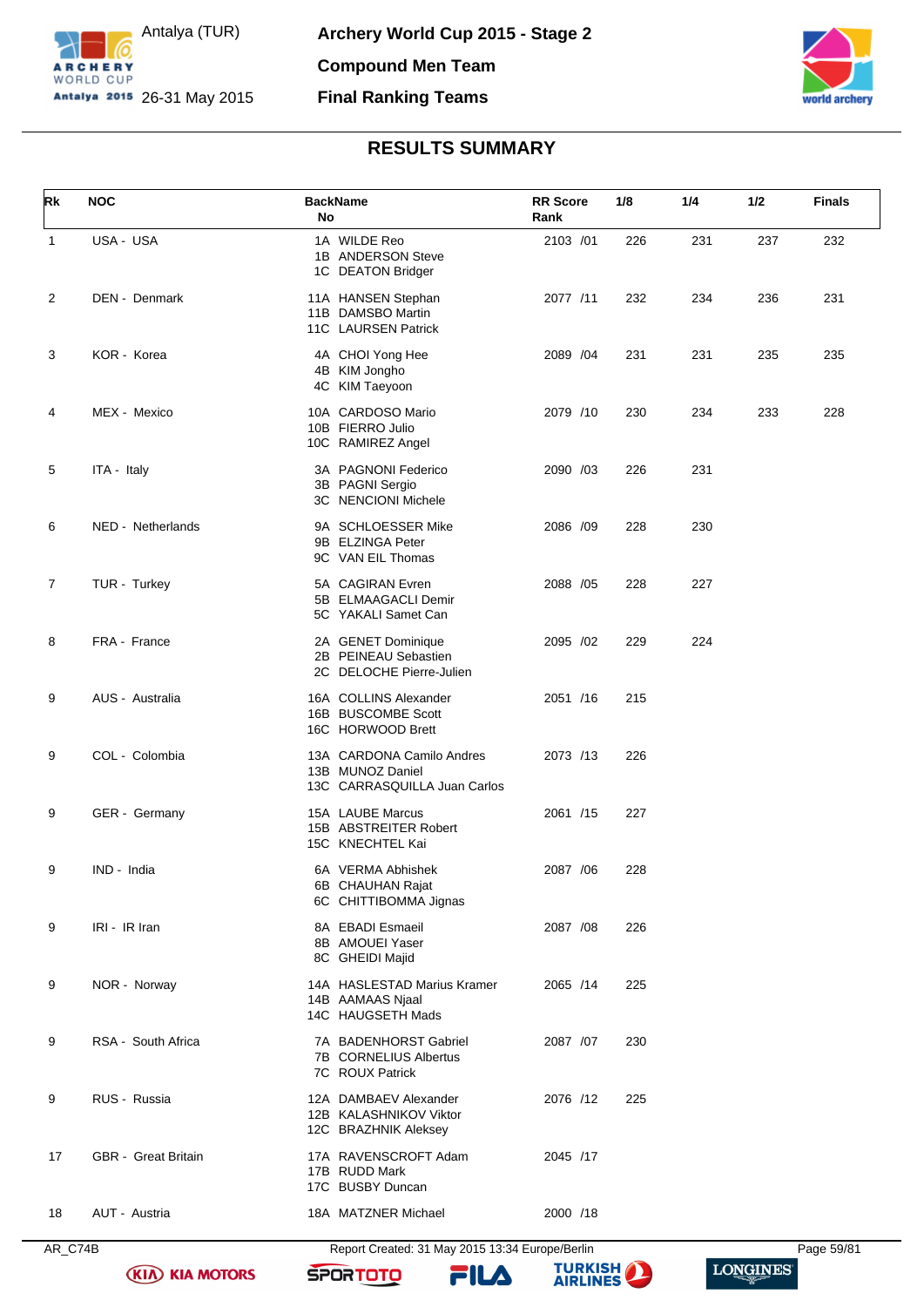# Archery World Cup 2015 - Stage 2

Antalya (TUR)
26-31 May 2015

**Compound Men Team**

**Final Ranking Teams**

## RESULTS SUMMARY

| Rk | NOC | BackName No | RR Score Rank | 1/8 | 1/4 | 1/2 | Finals |
|---|---|---|---|---|---|---|---|
| 1 | USA - USA | 1A WILDE Reo<br>1B ANDERSON Steve<br>1C DEATON Bridger | 2103 /01 | 226 | 231 | 237 | 232 |
| 2 | DEN - Denmark | 11A HANSEN Stephan<br>11B DAMSBO Martin<br>11C LAURSEN Patrick | 2077 /11 | 232 | 234 | 236 | 231 |
| 3 | KOR - Korea | 4A CHOI Yong Hee<br>4B KIM Jongho<br>4C KIM Taeyoon | 2089 /04 | 231 | 231 | 235 | 235 |
| 4 | MEX - Mexico | 10A CARDOSO Mario<br>10B FIERRO Julio<br>10C RAMIREZ Angel | 2079 /10 | 230 | 234 | 233 | 228 |
| 5 | ITA - Italy | 3A PAGNONI Federico<br>3B PAGNI Sergio<br>3C NENCIONI Michele | 2090 /03 | 226 | 231 | | |
| 6 | NED - Netherlands | 9A SCHLOESSER Mike<br>9B ELZINGA Peter<br>9C VAN EIL Thomas | 2086 /09 | 228 | 230 | | |
| 7 | TUR - Turkey | 5A CAGIRAN Evren<br>5B ELMAAGACLI Demir<br>5C YAKALI Samet Can | 2088 /05 | 228 | 227 | | |
| 8 | FRA - France | 2A GENET Dominique<br>2B PEINEAU Sebastien<br>2C DELOCHE Pierre-Julien | 2095 /02 | 229 | 224 | | |
| 9 | AUS - Australia | 16A COLLINS Alexander<br>16B BUSCOMBE Scott<br>16C HORWOOD Brett | 2051 /16 | 215 | | | |
| 9 | COL - Colombia | 13A CARDONA Camilo Andres<br>13B MUNOZ Daniel<br>13C CARRASQUILLA Juan Carlos | 2073 /13 | 226 | | | |
| 9 | GER - Germany | 15A LAUBE Marcus<br>15B ABSTREITER Robert<br>15C KNECHTEL Kai | 2061 /15 | 227 | | | |
| 9 | IND - India | 6A VERMA Abhishek<br>6B CHAUHAN Rajat<br>6C CHITTIBOMMA Jignas | 2087 /06 | 228 | | | |
| 9 | IRI - IR Iran | 8A EBADI Esmaeil<br>8B AMOUEI Yaser<br>8C GHEIDI Majid | 2087 /08 | 226 | | | |
| 9 | NOR - Norway | 14A HASLESTAD Marius Kramer<br>14B AAMAAS Njaal<br>14C HAUGSETH Mads | 2065 /14 | 225 | | | |
| 9 | RSA - South Africa | 7A BADENHORST Gabriel<br>7B CORNELIUS Albertus<br>7C ROUX Patrick | 2087 /07 | 230 | | | |
| 9 | RUS - Russia | 12A DAMBAEV Alexander<br>12B KALASHNIKOV Viktor<br>12C BRAZHNIK Aleksey | 2076 /12 | 225 | | | |
| 17 | GBR - Great Britain | 17A RAVENSCROFT Adam<br>17B RUDD Mark<br>17C BUSBY Duncan | 2045 /17 | | | | |
| 18 | AUT - Austria | 18A MATZNER Michael | 2000 /18 | | | | |

AR_C74B Report Created: 31 May 2015 13:34 Europe/Berlin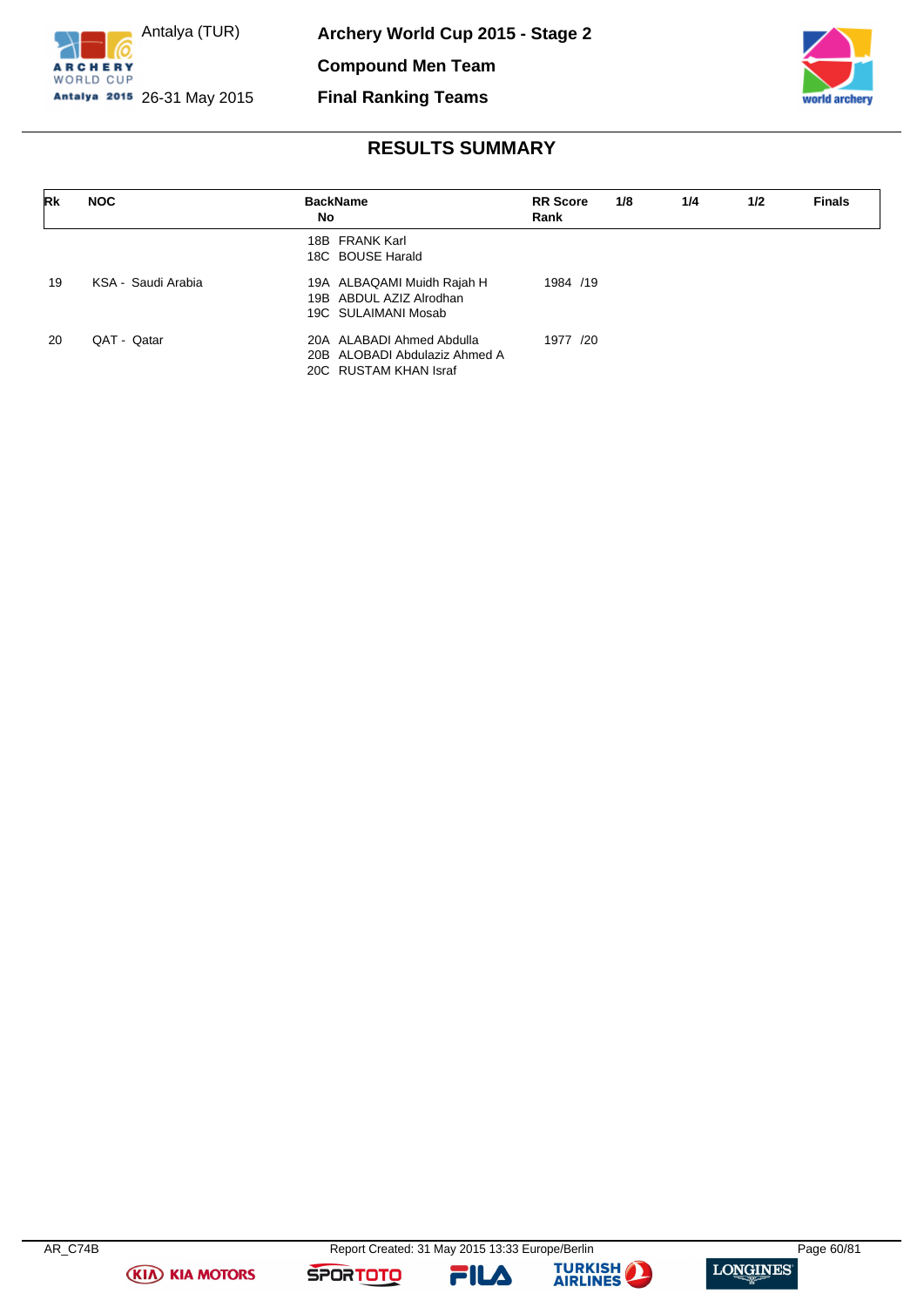Archery World Cup 2015 - Stage 2

Antalya (TUR) 26-31 May 2015

**Compound Men Team**

**Final Ranking Teams**

## RESULTS SUMMARY

| Rk | NOC | BackName No | RR Score Rank | 1/8 | 1/4 | 1/2 | Finals |
|---|---|---|---|---|---|---|---|
| | | 18B FRANK Karl<br>18C BOUSE Harald | | | | | |
| 19 | KSA - Saudi Arabia | 19A ALBAQAMI Muidh Rajah H<br>19B ABDUL AZIZ Alrodhan<br>19C SULAIMANI Mosab | 1984 /19 | | | | |
| 20 | QAT - Qatar | 20A ALABADI Ahmed Abdulla<br>20B ALOBADI Abdulaziz Ahmed A<br>20C RUSTAM KHAN Israf | 1977 /20 | | | | |

AR_C74B Report Created: 31 May 2015 13:33 Europe/Berlin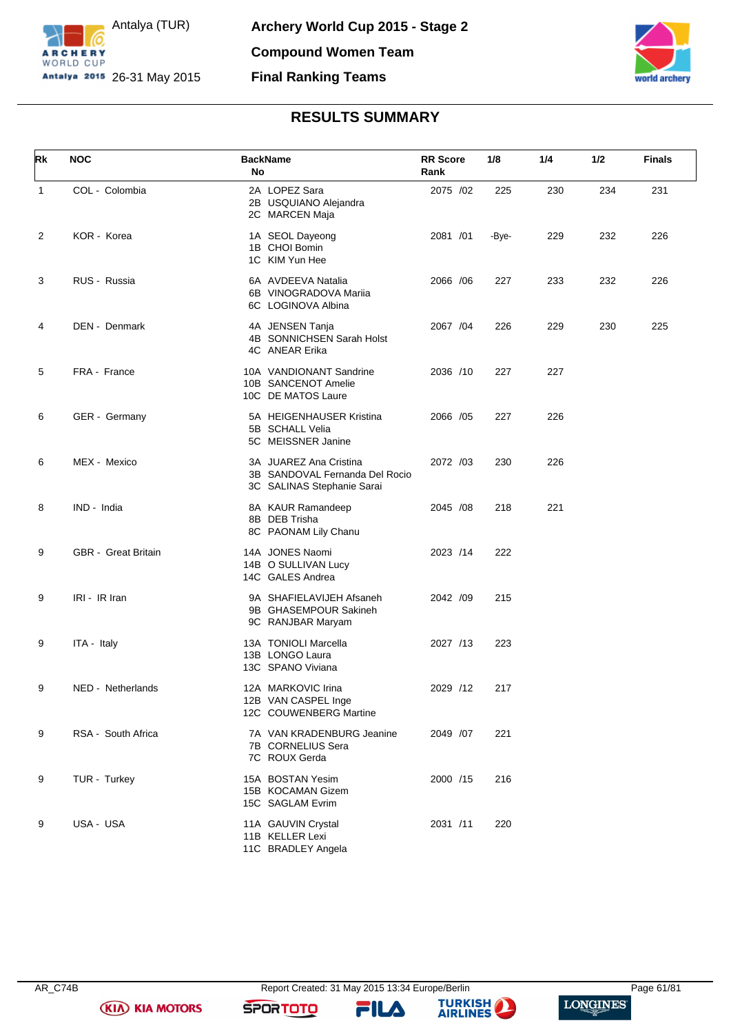Antalya (TUR)

26-31 May 2015

# Archery World Cup 2015 - Stage 2

## Compound Women Team

## Final Ranking Teams

### RESULTS SUMMARY

| Rk | NOC | Back No | Name | RR Score | RR Rank | 1/8 | 1/4 | 1/2 | Finals |
|---|---|---|---|---|---|---|---|---|---|
| 1 | COL - Colombia | 2A<br>2B<br>2C | LOPEZ Sara<br>USQUIANO Alejandra<br>MARCEN Maja | 2075 | /02 | 225 | 230 | 234 | 231 |
| 2 | KOR - Korea | 1A<br>1B<br>1C | SEOL Dayeong<br>CHOI Bomin<br>KIM Yun Hee | 2081 | /01 | -Bye- | 229 | 232 | 226 |
| 3 | RUS - Russia | 6A<br>6B<br>6C | AVDEEVA Natalia<br>VINOGRADOVA Mariia<br>LOGINOVA Albina | 2066 | /06 | 227 | 233 | 232 | 226 |
| 4 | DEN - Denmark | 4A<br>4B<br>4C | JENSEN Tanja<br>SONNICHSEN Sarah Holst<br>ANEAR Erika | 2067 | /04 | 226 | 229 | 230 | 225 |
| 5 | FRA - France | 10A<br>10B<br>10C | VANDIONANT Sandrine<br>SANCENOT Amelie<br>DE MATOS Laure | 2036 | /10 | 227 | 227 | | |
| 6 | GER - Germany | 5A<br>5B<br>5C | HEIGENHAUSER Kristina<br>SCHALL Velia<br>MEISSNER Janine | 2066 | /05 | 227 | 226 | | |
| 6 | MEX - Mexico | 3A<br>3B<br>3C | JUAREZ Ana Cristina<br>SANDOVAL Fernanda Del Rocio<br>SALINAS Stephanie Sarai | 2072 | /03 | 230 | 226 | | |
| 8 | IND - India | 8A<br>8B<br>8C | KAUR Ramandeep<br>DEB Trisha<br>PAONAM Lily Chanu | 2045 | /08 | 218 | 221 | | |
| 9 | GBR - Great Britain | 14A<br>14B<br>14C | JONES Naomi<br>O SULLIVAN Lucy<br>GALES Andrea | 2023 | /14 | 222 | | | |
| 9 | IRI - IR Iran | 9A<br>9B<br>9C | SHAFIELAVIJEH Afsaneh<br>GHASEMPOUR Sakineh<br>RANJBAR Maryam | 2042 | /09 | 215 | | | |
| 9 | ITA - Italy | 13A<br>13B<br>13C | TONIOLI Marcella<br>LONGO Laura<br>SPANO Viviana | 2027 | /13 | 223 | | | |
| 9 | NED - Netherlands | 12A<br>12B<br>12C | MARKOVIC Irina<br>VAN CASPEL Inge<br>COUWENBERG Martine | 2029 | /12 | 217 | | | |
| 9 | RSA - South Africa | 7A<br>7B<br>7C | VAN KRADENBURG Jeanine<br>CORNELIUS Sera<br>ROUX Gerda | 2049 | /07 | 221 | | | |
| 9 | TUR - Turkey | 15A<br>15B<br>15C | BOSTAN Yesim<br>KOCAMAN Gizem<br>SAGLAM Evrim | 2000 | /15 | 216 | | | |
| 9 | USA - USA | 11A<br>11B<br>11C | GAUVIN Crystal<br>KELLER Lexi<br>BRADLEY Angela | 2031 | /11 | 220 | | | |

AR_C74B

Report Created: 31 May 2015 13:34 Europe/Berlin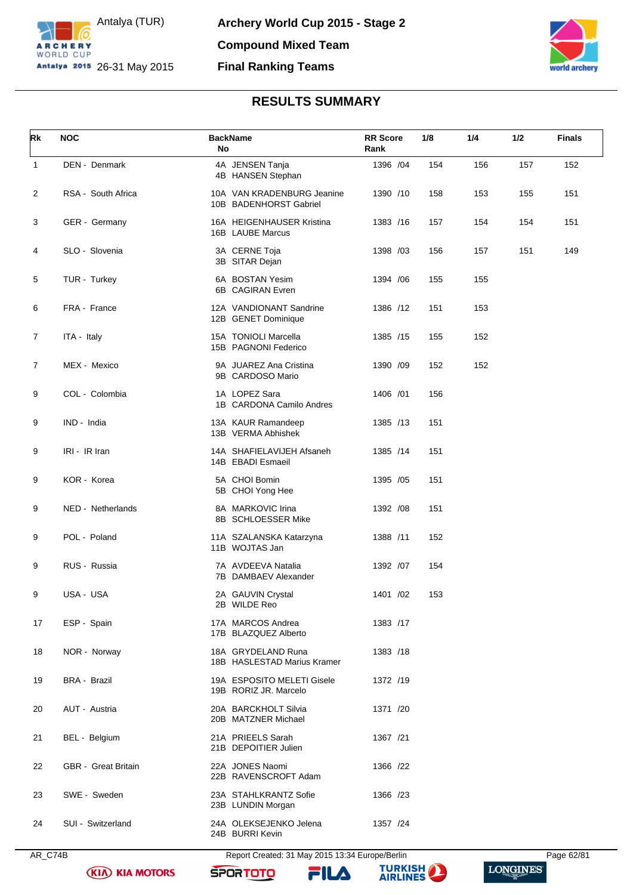Antalya (TUR)

26-31 May 2015

**Archery World Cup 2015 - Stage 2**

**Compound Mixed Team**

**Final Ranking Teams**

## RESULTS SUMMARY

| Rk | NOC | BackName No | RR Score Rank | 1/8 | 1/4 | 1/2 | Finals |
|---|---|---|---|---|---|---|---|
| 1 | DEN - Denmark | 4A JENSEN Tanja<br>4B HANSEN Stephan | 1396 /04 | 154 | 156 | 157 | 152 |
| 2 | RSA - South Africa | 10A VAN KRADENBURG Jeanine<br>10B BADENHORST Gabriel | 1390 /10 | 158 | 153 | 155 | 151 |
| 3 | GER - Germany | 16A HEIGENHAUSER Kristina<br>16B LAUBE Marcus | 1383 /16 | 157 | 154 | 154 | 151 |
| 4 | SLO - Slovenia | 3A CERNE Toja<br>3B SITAR Dejan | 1398 /03 | 156 | 157 | 151 | 149 |
| 5 | TUR - Turkey | 6A BOSTAN Yesim<br>6B CAGIRAN Evren | 1394 /06 | 155 | 155 | | |
| 6 | FRA - France | 12A VANDIONANT Sandrine<br>12B GENET Dominique | 1386 /12 | 151 | 153 | | |
| 7 | ITA - Italy | 15A TONIOLI Marcella<br>15B PAGNONI Federico | 1385 /15 | 155 | 152 | | |
| 7 | MEX - Mexico | 9A JUAREZ Ana Cristina<br>9B CARDOSO Mario | 1390 /09 | 152 | 152 | | |
| 9 | COL - Colombia | 1A LOPEZ Sara<br>1B CARDONA Camilo Andres | 1406 /01 | 156 | | | |
| 9 | IND - India | 13A KAUR Ramandeep<br>13B VERMA Abhishek | 1385 /13 | 151 | | | |
| 9 | IRI - IR Iran | 14A SHAFIELAVIJEH Afsaneh<br>14B EBADI Esmaeil | 1385 /14 | 151 | | | |
| 9 | KOR - Korea | 5A CHOI Bomin<br>5B CHOI Yong Hee | 1395 /05 | 151 | | | |
| 9 | NED - Netherlands | 8A MARKOVIC Irina<br>8B SCHLOESSER Mike | 1392 /08 | 151 | | | |
| 9 | POL - Poland | 11A SZALANSKA Katarzyna<br>11B WOJTAS Jan | 1388 /11 | 152 | | | |
| 9 | RUS - Russia | 7A AVDEEVA Natalia<br>7B DAMBAEV Alexander | 1392 /07 | 154 | | | |
| 9 | USA - USA | 2A GAUVIN Crystal<br>2B WILDE Reo | 1401 /02 | 153 | | | |
| 17 | ESP - Spain | 17A MARCOS Andrea<br>17B BLAZQUEZ Alberto | 1383 /17 | | | | |
| 18 | NOR - Norway | 18A GRYDELAND Runa<br>18B HASLESTAD Marius Kramer | 1383 /18 | | | | |
| 19 | BRA - Brazil | 19A ESPOSITO MELETI Gisele<br>19B RORIZ JR. Marcelo | 1372 /19 | | | | |
| 20 | AUT - Austria | 20A BARCKHOLT Silvia<br>20B MATZNER Michael | 1371 /20 | | | | |
| 21 | BEL - Belgium | 21A PRIEELS Sarah<br>21B DEPOITIER Julien | 1367 /21 | | | | |
| 22 | GBR - Great Britain | 22A JONES Naomi<br>22B RAVENSCROFT Adam | 1366 /22 | | | | |
| 23 | SWE - Sweden | 23A STAHLKRANTZ Sofie<br>23B LUNDIN Morgan | 1366 /23 | | | | |
| 24 | SUI - Switzerland | 24A OLEKSEJENKO Jelena<br>24B BURRI Kevin | 1357 /24 | | | | |

AR_C74B Report Created: 31 May 2015 13:34 Europe/Berlin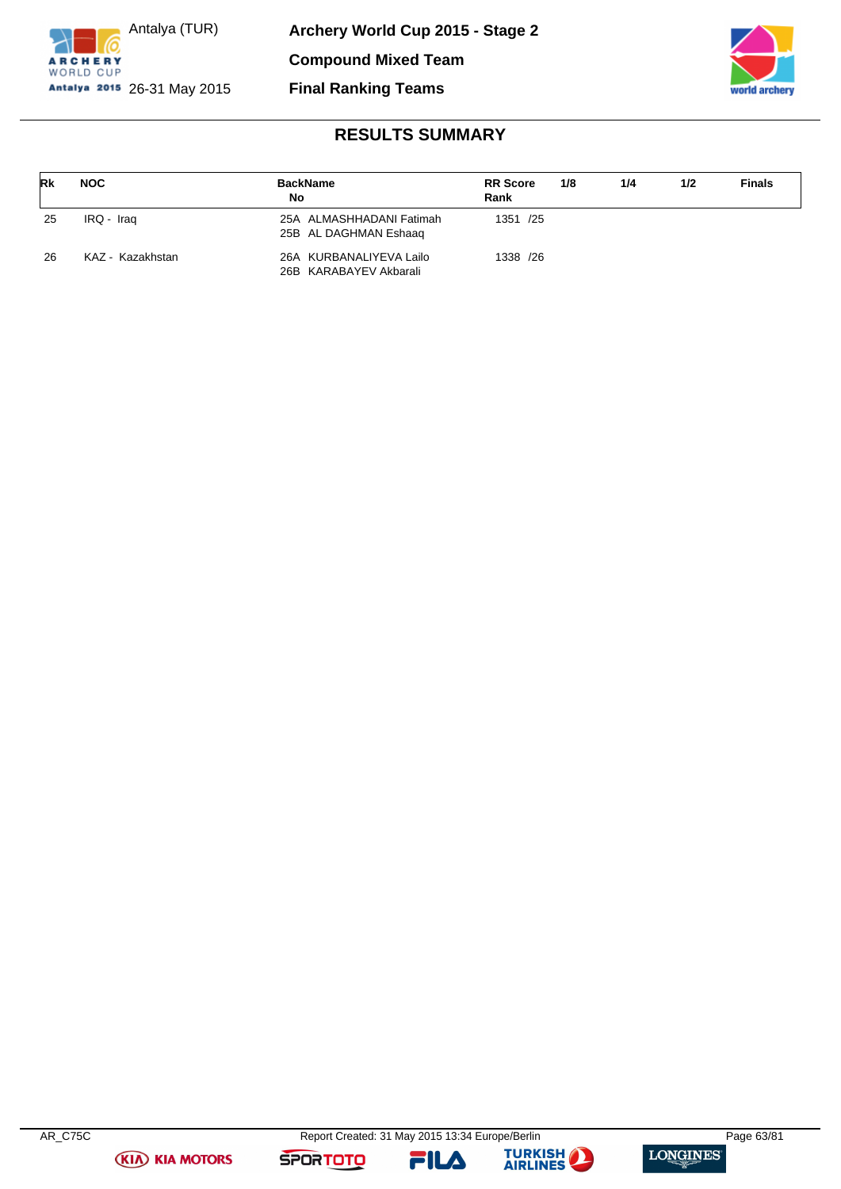Archery World Cup 2015 - Stage 2

Antalya (TUR) 26-31 May 2015

Compound Mixed Team

Final Ranking Teams

## RESULTS SUMMARY

| Rk | NOC | BackName No | RR Score Rank | 1/8 | 1/4 | 1/2 | Finals |
|---|---|---|---|---|---|---|---|
| 25 | IRQ - Iraq | 25A ALMASHHADANI Fatimah<br>25B AL DAGHMAN Eshaaq | 1351 /25 | | | | |
| 26 | KAZ - Kazakhstan | 26A KURBANALIYEVA Lailo<br>26B KARABAYEV Akbarali | 1338 /26 | | | | |

AR_C75C

Report Created: 31 May 2015 13:34 Europe/Berlin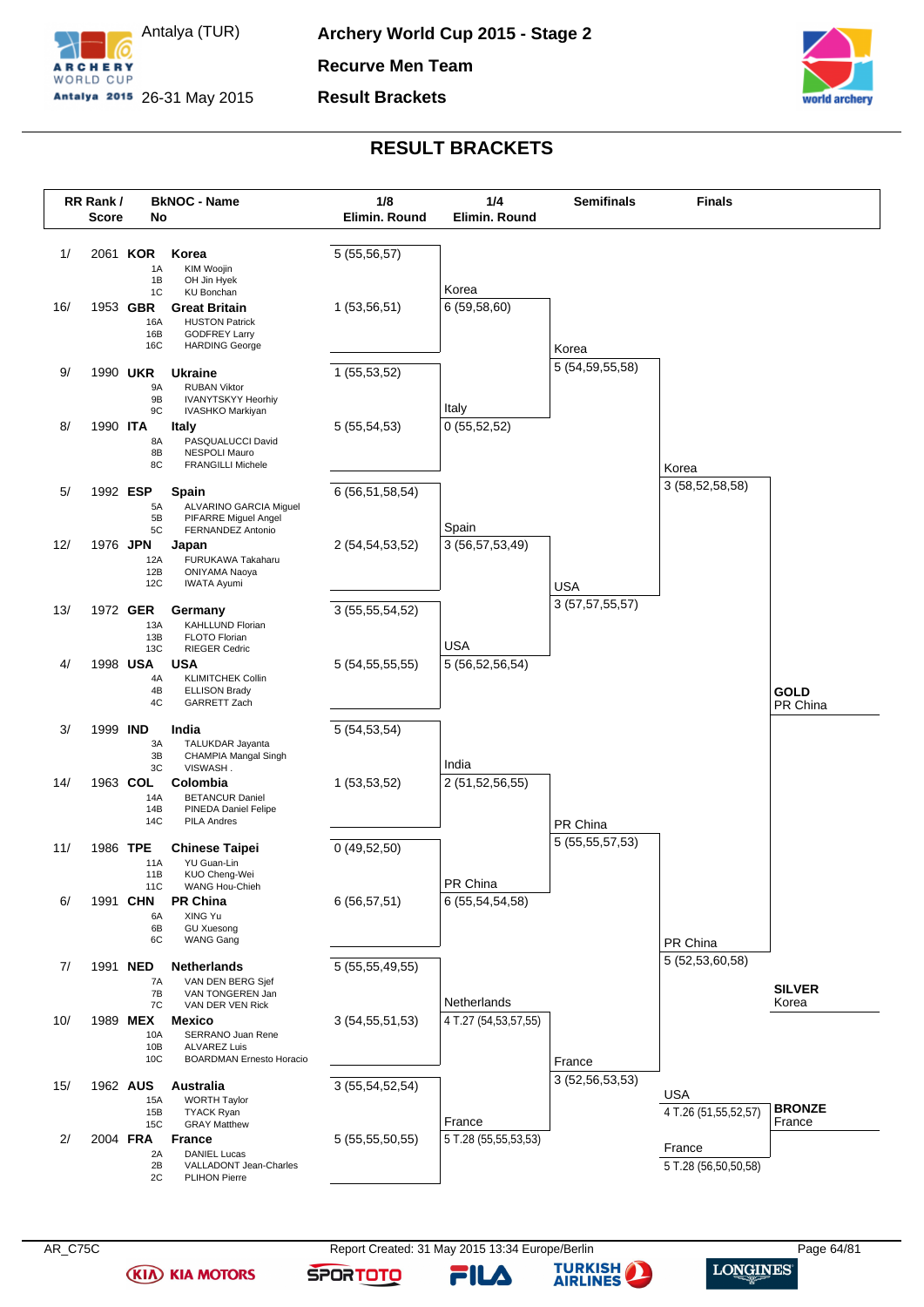Antalya (TUR)
26-31 May 2015

**Archery World Cup 2015 - Stage 2**

**Recurve Men Team**

**Result Brackets**

## RESULT BRACKETS

| RR Rank / Score | BkNOC - Name | Members | 1/8 Elimin. Round |
|---|---|---|---|
| 1/ 2061 | KOR **Korea** | 1A KIM Woojin, 1B OH Jin Hyek, 1C KU Bonchan | 5 (55,56,57) |
| 16/ 1953 | GBR **Great Britain** | 16A HUSTON Patrick, 16B GODFREY Larry, 16C HARDING George | 1 (53,56,51) |
| 9/ 1990 | UKR **Ukraine** | 9A RUBAN Viktor, 9B IVANYTSKYY Heorhiy, 9C IVASHKO Markiyan | 1 (55,53,52) |
| 8/ 1990 | ITA **Italy** | 8A PASQUALUCCI David, 8B NESPOLI Mauro, 8C FRANGILLI Michele | 5 (55,54,53) |
| 5/ 1992 | ESP **Spain** | 5A ALVARINO GARCIA Miguel, 5B PIFARRE Miguel Angel, 5C FERNANDEZ Antonio | 6 (56,51,58,54) |
| 12/ 1976 | JPN **Japan** | 12A FURUKAWA Takaharu, 12B ONIYAMA Naoya, 12C IWATA Ayumi | 2 (54,54,53,52) |
| 13/ 1972 | GER **Germany** | 13A KAHLLUND Florian, 13B FLOTO Florian, 13C RIEGER Cedric | 3 (55,55,54,52) |
| 4/ 1998 | USA **USA** | 4A KLIMITCHEK Collin, 4B ELLISON Brady, 4C GARRETT Zach | 5 (54,55,55,55) |
| 3/ 1999 | IND **India** | 3A TALUKDAR Jayanta, 3B CHAMPIA Mangal Singh, 3C VISWASH . | 5 (54,53,54) |
| 14/ 1963 | COL **Colombia** | 14A BETANCUR Daniel, 14B PINEDA Daniel Felipe, 14C PILA Andres | 1 (53,53,52) |
| 11/ 1986 | TPE **Chinese Taipei** | 11A YU Guan-Lin, 11B KUO Cheng-Wei, 11C WANG Hou-Chieh | 0 (49,52,50) |
| 6/ 1991 | CHN **PR China** | 6A XING Yu, 6B GU Xuesong, 6C WANG Gang | 6 (56,57,51) |
| 7/ 1991 | NED **Netherlands** | 7A VAN DEN BERG Sjef, 7B VAN TONGEREN Jan, 7C VAN DER VEN Rick | 5 (55,55,49,55) |
| 10/ 1989 | MEX **Mexico** | 10A SERRANO Juan Rene, 10B ALVAREZ Luis, 10C BOARDMAN Ernesto Horacio | 3 (54,55,51,53) |
| 15/ 1962 | AUS **Australia** | 15A WORTH Taylor, 15B TYACK Ryan, 15C GRAY Matthew | 3 (55,54,52,54) |
| 2/ 2004 | FRA **France** | 2A DANIEL Lucas, 2B VALLADONT Jean-Charles, 2C PLIHON Pierre | 5 (55,55,50,55) |

**1/4 Elimin. Round**

| Match | Team | Score |
|---|---|---|
| 1 | Korea | 6 (59,58,60) |
| 1 | Italy | 0 (55,52,52) |
| 2 | Spain | 3 (56,57,53,49) |
| 2 | USA | 5 (56,52,56,54) |
| 3 | India | 2 (51,52,56,55) |
| 3 | PR China | 6 (55,54,54,58) |
| 4 | Netherlands | 4 T.27 (54,53,57,55) |
| 4 | France | 5 T.28 (55,55,53,53) |

**Semifinals**

| Match | Team | Score |
|---|---|---|
| 1 | Korea | 5 (54,59,55,58) |
| 1 | USA | 3 (57,57,55,57) |
| 2 | PR China | 5 (55,55,57,53) |
| 2 | France | 3 (52,56,53,53) |

**Finals**

| Match | Team | Score |
|---|---|---|
| Gold | Korea | 3 (58,52,58,58) |
| Gold | PR China | 5 (52,53,60,58) |
| Bronze | USA | 4 T.26 (51,55,52,57) |
| Bronze | France | 5 T.28 (56,50,50,58) |

**GOLD** PR China

**SILVER** Korea

**BRONZE** France

AR_C75C Report Created: 31 May 2015 13:34 Europe/Berlin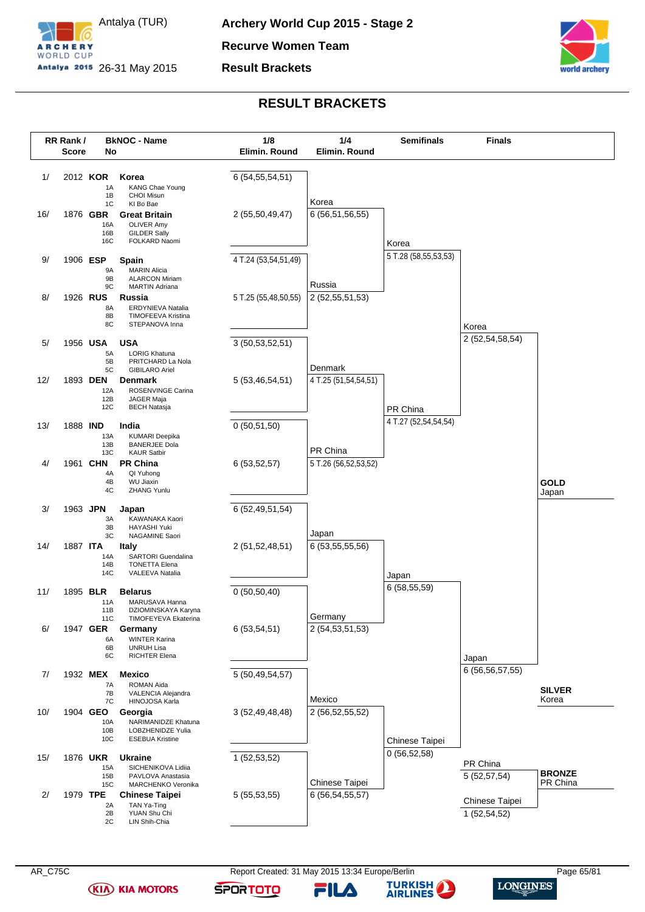# Archery World Cup 2015 - Stage 2

Antalya (TUR) 26-31 May 2015

## Recurve Women Team

## Result Brackets

## RESULT BRACKETS

| RR Rank / Score | BkNOC - Name | 1/8 Elimin. Round | 1/4 Elimin. Round | Semifinals | Finals |
|---|---|---|---|---|---|
| 1/ 2012 | **KOR Korea** (1A KANG Chae Young, 1B CHOI Misun, 1C KI Bo Bae) | 6 (54,55,54,51) | Korea 6 (56,51,56,55) | Korea 5 T.28 (58,55,53,53) | Korea 2 (52,54,58,54) |
| 16/ 1876 | **GBR Great Britain** (16A OLIVER Amy, 16B GILDER Sally, 16C FOLKARD Naomi) | 2 (55,50,49,47) | | | |
| 9/ 1906 | **ESP Spain** (9A MARIN Alicia, 9B ALARCON Miriam, 9C MARTIN Adriana) | 4 T.24 (53,54,51,49) | Russia 2 (52,55,51,53) | | |
| 8/ 1926 | **RUS Russia** (8A ERDYNIEVA Natalia, 8B TIMOFEEVA Kristina, 8C STEPANOVA Inna) | 5 T.25 (55,48,50,55) | | | |
| 5/ 1956 | **USA USA** (5A LORIG Khatuna, 5B PRITCHARD La Nola, 5C GIBILARO Ariel) | 3 (50,53,52,51) | Denmark 4 T.25 (51,54,54,51) | PR China 4 T.27 (52,54,54,54) | |
| 12/ 1893 | **DEN Denmark** (12A ROSENVINGE Carina, 12B JAGER Maja, 12C BECH Natasja) | 5 (53,46,54,51) | | | |
| 13/ 1888 | **IND India** (13A KUMARI Deepika, 13B BANERJEE Dola, 13C KAUR Satbir) | 0 (50,51,50) | PR China 5 T.26 (56,52,53,52) | | |
| 4/ 1961 | **CHN PR China** (4A QI Yuhong, 4B WU Jiaxin, 4C ZHANG Yunlu) | 6 (53,52,57) | | | |
| 3/ 1963 | **JPN Japan** (3A KAWANAKA Kaori, 3B HAYASHI Yuki, 3C NAGAMINE Saori) | 6 (52,49,51,54) | Japan 6 (53,55,55,56) | Japan 6 (58,55,59) | Japan 6 (56,56,57,55) |
| 14/ 1887 | **ITA Italy** (14A SARTORI Guendalina, 14B TONETTA Elena, 14C VALEEVA Natalia) | 2 (51,52,48,51) | | | |
| 11/ 1895 | **BLR Belarus** (11A MARUSAVA Hanna, 11B DZIOMINSKAYA Karyna, 11C TIMOFEYEVA Ekaterina) | 0 (50,50,40) | Germany 2 (54,53,51,53) | | |
| 6/ 1947 | **GER Germany** (6A WINTER Karina, 6B UNRUH Lisa, 6C RICHTER Elena) | 6 (53,54,51) | | | |
| 7/ 1932 | **MEX Mexico** (7A ROMAN Aida, 7B VALENCIA Alejandra, 7C HINOJOSA Karla) | 5 (50,49,54,57) | Mexico 2 (56,52,55,52) | Chinese Taipei 0 (56,52,58) | |
| 10/ 1904 | **GEO Georgia** (10A NARIMANIDZE Khatuna, 10B LOBZHENIDZE Yulia, 10C ESEBUA Kristine) | 3 (52,49,48,48) | | | |
| 15/ 1876 | **UKR Ukraine** (15A SICHENIKOVA Lidiia, 15B PAVLOVA Anastasia, 15C MARCHENKO Veronika) | 1 (52,53,52) | Chinese Taipei 6 (56,54,55,57) | | |
| 2/ 1979 | **TPE Chinese Taipei** (2A TAN Ya-Ting, 2B YUAN Shu Chi, 2C LIN Shih-Chia) | 5 (55,53,55) | | | |

**Bronze match:** PR China 5 (52,57,54) – Chinese Taipei 1 (52,54,52)

**GOLD** Japan

**SILVER** Korea

**BRONZE** PR China

AR_C75C — Report Created: 31 May 2015 13:34 Europe/Berlin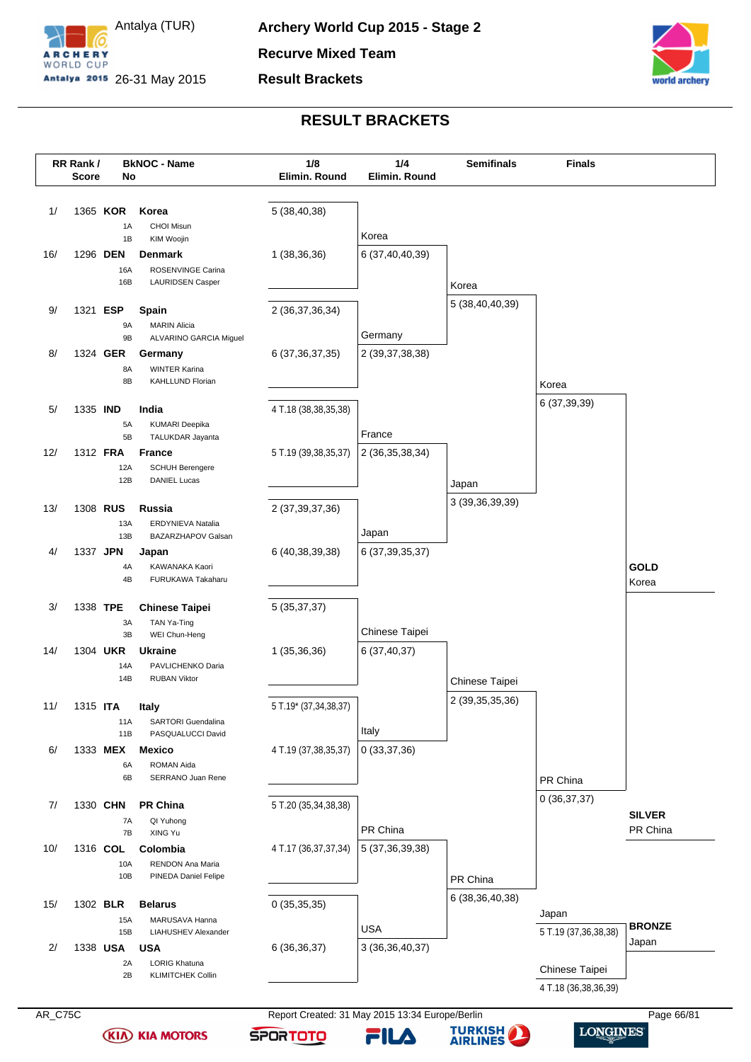# Archery World Cup 2015 - Stage 2

Antalya (TUR)

26-31 May 2015

## Recurve Mixed Team

## Result Brackets

## RESULT BRACKETS

| RR Rank / Score | BkNOC - Name No | | 1/8 Elimin. Round | 1/4 Elimin. Round | Semifinals | Finals |
|---|---|---|---|---|---|---|
| 1/ 1365 | **KOR** | **Korea** (1A CHOI Misun, 1B KIM Woojin) | 5 (38,40,38) | Korea 6 (37,40,40,39) | Korea 5 (38,40,40,39) | Korea 6 (37,39,39) |
| 16/ 1296 | **DEN** | **Denmark** (16A ROSENVINGE Carina, 16B LAURIDSEN Casper) | 1 (38,36,36) | | | |
| 9/ 1321 | **ESP** | **Spain** (9A MARIN Alicia, 9B ALVARINO GARCIA Miguel) | 2 (36,37,36,34) | Germany 2 (39,37,38,38) | | |
| 8/ 1324 | **GER** | **Germany** (8A WINTER Karina, 8B KAHLLUND Florian) | 6 (37,36,37,35) | | | |
| 5/ 1335 | **IND** | **India** (5A KUMARI Deepika, 5B TALUKDAR Jayanta) | 4 T.18 (38,38,35,38) | France 2 (36,35,38,34) | Japan 3 (39,36,39,39) | |
| 12/ 1312 | **FRA** | **France** (12A SCHUH Berengere, 12B DANIEL Lucas) | 5 T.19 (39,38,35,37) | | | |
| 13/ 1308 | **RUS** | **Russia** (13A ERDYNIEVA Natalia, 13B BAZARZHAPOV Galsan) | 2 (37,39,37,36) | Japan 6 (37,39,35,37) | | |
| 4/ 1337 | **JPN** | **Japan** (4A KAWANAKA Kaori, 4B FURUKAWA Takaharu) | 6 (40,38,39,38) | | | |
| 3/ 1338 | **TPE** | **Chinese Taipei** (3A TAN Ya-Ting, 3B WEI Chun-Heng) | 5 (35,37,37) | Chinese Taipei 6 (37,40,37) | Chinese Taipei 2 (39,35,35,36) | PR China 0 (36,37,37) |
| 14/ 1304 | **UKR** | **Ukraine** (14A PAVLICHENKO Daria, 14B RUBAN Viktor) | 1 (35,36,36) | | | |
| 11/ 1315 | **ITA** | **Italy** (11A SARTORI Guendalina, 11B PASQUALUCCI David) | 5 T.19* (37,34,38,37) | Italy 0 (33,37,36) | | |
| 6/ 1333 | **MEX** | **Mexico** (6A ROMAN Aida, 6B SERRANO Juan Rene) | 4 T.19 (37,38,35,37) | | | |
| 7/ 1330 | **CHN** | **PR China** (7A QI Yuhong, 7B XING Yu) | 5 T.20 (35,34,38,38) | PR China 5 (37,36,39,38) | PR China 6 (38,36,40,38) | |
| 10/ 1316 | **COL** | **Colombia** (10A RENDON Ana Maria, 10B PINEDA Daniel Felipe) | 4 T.17 (36,37,37,34) | | | |
| 15/ 1302 | **BLR** | **Belarus** (15A MARUSAVA Hanna, 15B LIAHUSHEV Alexander) | 0 (35,35,35) | USA 3 (36,36,40,37) | | |
| 2/ 1338 | **USA** | **USA** (2A LORIG Khatuna, 2B KLIMITCHEK Collin) | 6 (36,36,37) | | | |

**Bronze match:** Japan 5 T.19 (37,36,38,38) — Chinese Taipei 4 T.18 (36,38,36,39)

**GOLD** Korea

**SILVER** PR China

**BRONZE** Japan

AR_C75C

Report Created: 31 May 2015 13:34 Europe/Berlin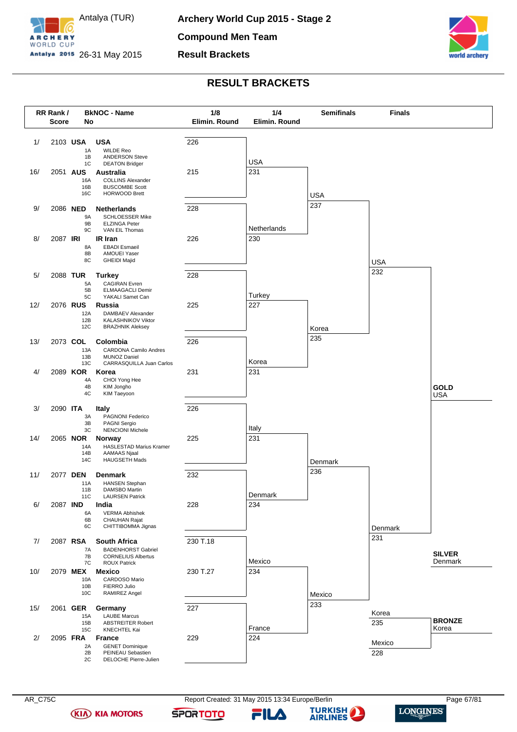# Archery World Cup 2015 - Stage 2

Antalya (TUR)
26-31 May 2015

**Compound Men Team**

**Result Brackets**

## RESULT BRACKETS

| RR Rank / Score | BkNOC - Name | 1/8 Elimin. Round |
|---|---|---|
| 1/ 2103 **USA** | **USA** — 1A WILDE Reo, 1B ANDERSON Steve, 1C DEATON Bridger | 226 |
| 16/ 2051 **AUS** | **Australia** — 16A COLLINS Alexander, 16B BUSCOMBE Scott, 16C HORWOOD Brett | 215 |
| 9/ 2086 **NED** | **Netherlands** — 9A SCHLOESSER Mike, 9B ELZINGA Peter, 9C VAN EIL Thomas | 228 |
| 8/ 2087 **IRI** | **IR Iran** — 8A EBADI Esmaeil, 8B AMOUEI Yaser, 8C GHEIDI Majid | 226 |
| 5/ 2088 **TUR** | **Turkey** — 5A CAGIRAN Evren, 5B ELMAAGACLI Demir, 5C YAKALI Samet Can | 228 |
| 12/ 2076 **RUS** | **Russia** — 12A DAMBAEV Alexander, 12B KALASHNIKOV Viktor, 12C BRAZHNIK Aleksey | 225 |
| 13/ 2073 **COL** | **Colombia** — 13A CARDONA Camilo Andres, 13B MUNOZ Daniel, 13C CARRASQUILLA Juan Carlos | 226 |
| 4/ 2089 **KOR** | **Korea** — 4A CHOI Yong Hee, 4B KIM Jongho, 4C KIM Taeyoon | 231 |
| 3/ 2090 **ITA** | **Italy** — 3A PAGNONI Federico, 3B PAGNI Sergio, 3C NENCIONI Michele | 226 |
| 14/ 2065 **NOR** | **Norway** — 14A HASLESTAD Marius Kramer, 14B AAMAAS Njaal, 14C HAUGSETH Mads | 225 |
| 11/ 2077 **DEN** | **Denmark** — 11A HANSEN Stephan, 11B DAMSBO Martin, 11C LAURSEN Patrick | 232 |
| 6/ 2087 **IND** | **India** — 6A VERMA Abhishek, 6B CHAUHAN Rajat, 6C CHITTIBOMMA Jignas | 228 |
| 7/ 2087 **RSA** | **South Africa** — 7A BADENHORST Gabriel, 7B CORNELIUS Albertus, 7C ROUX Patrick | 230 T.18 |
| 10/ 2079 **MEX** | **Mexico** — 10A CARDOSO Mario, 10B FIERRO Julio, 10C RAMIREZ Angel | 230 T.27 |
| 15/ 2061 **GER** | **Germany** — 15A LAUBE Marcus, 15B ABSTREITER Robert, 15C KNECHTEL Kai | 227 |
| 2/ 2095 **FRA** | **France** — 2A GENET Dominique, 2B PEINEAU Sebastien, 2C DELOCHE Pierre-Julien | 229 |

**1/4 Elimin. Round**

| Team | Score |
|---|---|
| USA | 231 |
| Netherlands | 230 |
| Turkey | 227 |
| Korea | 231 |
| Italy | 231 |
| Denmark | 234 |
| Mexico | 234 |
| France | 224 |

**Semifinals**

| Team | Score |
|---|---|
| USA | 237 |
| Korea | 235 |
| Denmark | 236 |
| Mexico | 233 |

**Finals**

| Match | Team | Score |
|---|---|---|
| Gold | USA | 232 |
| Gold | Denmark | 231 |
| Bronze | Korea | 235 |
| Bronze | Mexico | 228 |

**GOLD** USA

**SILVER** Denmark

**BRONZE** Korea

AR_C75C — Report Created: 31 May 2015 13:34 Europe/Berlin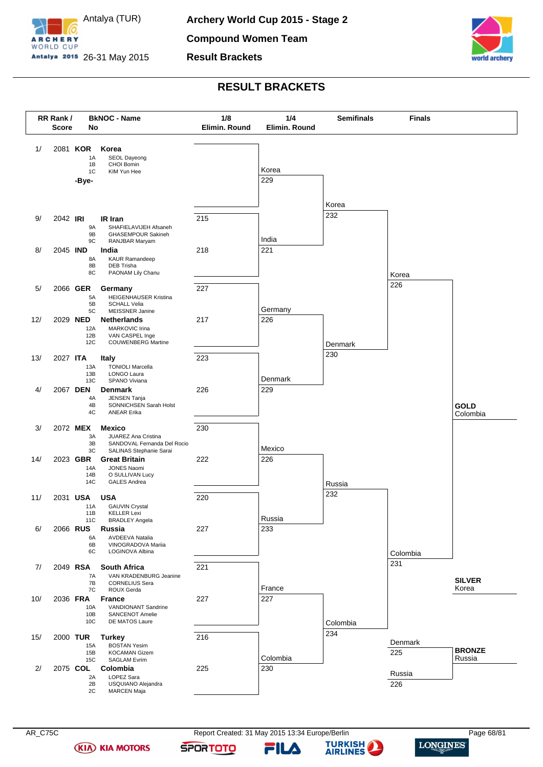# Archery World Cup 2015 - Stage 2

Antalya (TUR) 26-31 May 2015

## Compound Women Team

### Result Brackets

## RESULT BRACKETS

| RR Rank / Score | BkNOC - Name | Athletes | 1/8 Elimin. Round |
|---|---|---|---|
| 1/ 2081 | **KOR** Korea | 1A SEOL Dayeong, 1B CHOI Bomin, 1C KIM Yun Hee | |
| | -Bye- | | |
| 9/ 2042 | **IRI** IR Iran | 9A SHAFIELAVIJEH Afsaneh, 9B GHASEMPOUR Sakineh, 9C RANJBAR Maryam | 215 |
| 8/ 2045 | **IND** India | 8A KAUR Ramandeep, 8B DEB Trisha, 8C PAONAM Lily Chanu | 218 |
| 5/ 2066 | **GER** Germany | 5A HEIGENHAUSER Kristina, 5B SCHALL Velia, 5C MEISSNER Janine | 227 |
| 12/ 2029 | **NED** Netherlands | 12A MARKOVIC Irina, 12B VAN CASPEL Inge, 12C COUWENBERG Martine | 217 |
| 13/ 2027 | **ITA** Italy | 13A TONIOLI Marcella, 13B LONGO Laura, 13C SPANO Viviana | 223 |
| 4/ 2067 | **DEN** Denmark | 4A JENSEN Tanja, 4B SONNICHSEN Sarah Holst, 4C ANEAR Erika | 226 |
| 3/ 2072 | **MEX** Mexico | 3A JUAREZ Ana Cristina, 3B SANDOVAL Fernanda Del Rocio, 3C SALINAS Stephanie Sarai | 230 |
| 14/ 2023 | **GBR** Great Britain | 14A JONES Naomi, 14B O SULLIVAN Lucy, 14C GALES Andrea | 222 |
| 11/ 2031 | **USA** USA | 11A GAUVIN Crystal, 11B KELLER Lexi, 11C BRADLEY Angela | 220 |
| 6/ 2066 | **RUS** Russia | 6A AVDEEVA Natalia, 6B VINOGRADOVA Mariia, 6C LOGINOVA Albina | 227 |
| 7/ 2049 | **RSA** South Africa | 7A VAN KRADENBURG Jeanine, 7B CORNELIUS Sera, 7C ROUX Gerda | 221 |
| 10/ 2036 | **FRA** France | 10A VANDIONANT Sandrine, 10B SANCENOT Amelie, 10C DE MATOS Laure | 227 |
| 15/ 2000 | **TUR** Turkey | 15A BOSTAN Yesim, 15B KOCAMAN Gizem, 15C SAGLAM Evrim | 216 |
| 2/ 2075 | **COL** Colombia | 2A LOPEZ Sara, 2B USQUIANO Alejandra, 2C MARCEN Maja | 225 |

**1/4 Elimin. Round**

| Team | Score |
|---|---|
| Korea | 229 |
| India | 221 |
| Germany | 226 |
| Denmark | 229 |
| Mexico | 226 |
| Russia | 233 |
| France | 227 |
| Colombia | 230 |

**Semifinals**

| Team | Score |
|---|---|
| Korea | 232 |
| Denmark | 230 |
| Russia | 232 |
| Colombia | 234 |

**Finals**

| Team | Score |
|---|---|
| Korea | 226 |
| Colombia | 231 |

**Bronze match**

| Team | Score |
|---|---|
| Denmark | 225 |
| Russia | 226 |

**GOLD** Colombia

**SILVER** Korea

**BRONZE** Russia

AR_C75C — Report Created: 31 May 2015 13:34 Europe/Berlin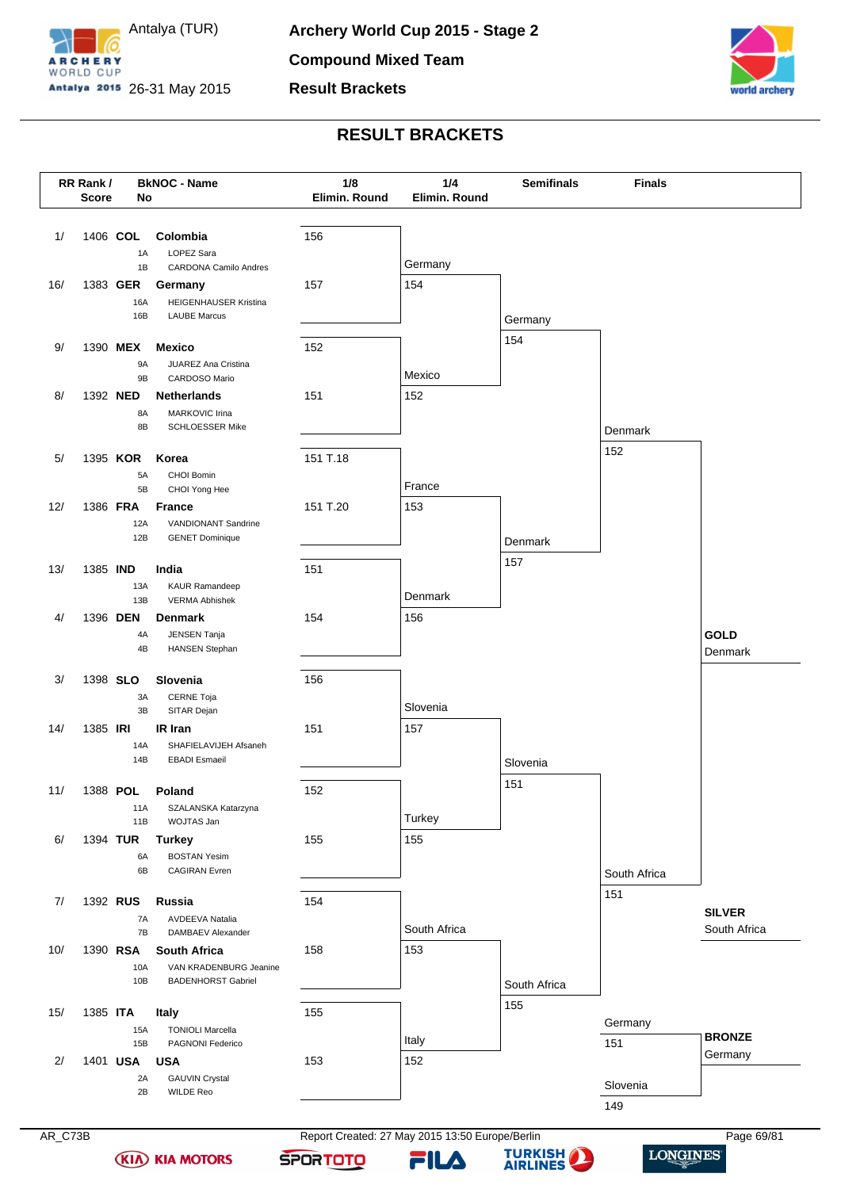# Archery World Cup 2015 - Stage 2

## Compound Mixed Team

## Result Brackets

Antalya (TUR) 26-31 May 2015

## RESULT BRACKETS

| RR Rank / Score | BkNOC - Name | 1/8 Elimin. Round | 1/4 Elimin. Round | Semifinals | Finals |
|---|---|---|---|---|---|
| 1/ 1406 | **COL** Colombia (1A LOPEZ Sara, 1B CARDONA Camilo Andres) | 156 | | | |
| 16/ 1383 | **GER** Germany (16A HEIGENHAUSER Kristina, 16B LAUBE Marcus) | 157 | Germany 154 | | |
| 9/ 1390 | **MEX** Mexico (9A JUAREZ Ana Cristina, 9B CARDOSO Mario) | 152 | | Germany 154 | |
| 8/ 1392 | **NED** Netherlands (8A MARKOVIC Irina, 8B SCHLOESSER Mike) | 151 | Mexico 152 | | |
| 5/ 1395 | **KOR** Korea (5A CHOI Bomin, 5B CHOI Yong Hee) | 151 T.18 | | | Denmark 152 |
| 12/ 1386 | **FRA** France (12A VANDIONANT Sandrine, 12B GENET Dominique) | 151 T.20 | France 153 | | |
| 13/ 1385 | **IND** India (13A KAUR Ramandeep, 13B VERMA Abhishek) | 151 | | Denmark 157 | |
| 4/ 1396 | **DEN** Denmark (4A JENSEN Tanja, 4B HANSEN Stephan) | 154 | Denmark 156 | | |
| 3/ 1398 | **SLO** Slovenia (3A CERNE Toja, 3B SITAR Dejan) | 156 | | | |
| 14/ 1385 | **IRI** IR Iran (14A SHAFIELAVIJEH Afsaneh, 14B EBADI Esmaeil) | 151 | Slovenia 157 | | |
| 11/ 1388 | **POL** Poland (11A SZALANSKA Katarzyna, 11B WOJTAS Jan) | 152 | | Slovenia 151 | |
| 6/ 1394 | **TUR** Turkey (6A BOSTAN Yesim, 6B CAGIRAN Evren) | 155 | Turkey 155 | | |
| 7/ 1392 | **RUS** Russia (7A AVDEEVA Natalia, 7B DAMBAEV Alexander) | 154 | | | South Africa 151 |
| 10/ 1390 | **RSA** South Africa (10A VAN KRADENBURG Jeanine, 10B BADENHORST Gabriel) | 158 | South Africa 153 | | |
| 15/ 1385 | **ITA** Italy (15A TONIOLI Marcella, 15B PAGNONI Federico) | 155 | | South Africa 155 | |
| 2/ 1401 | **USA** USA (2A GAUVIN Crystal, 2B WILDE Reo) | 153 | Italy 152 | | |

**Bronze Medal Match:** Germany 151 – Slovenia 149

**GOLD** Denmark

**SILVER** South Africa

**BRONZE** Germany

AR_C73B

Report Created: 27 May 2015 13:50 Europe/Berlin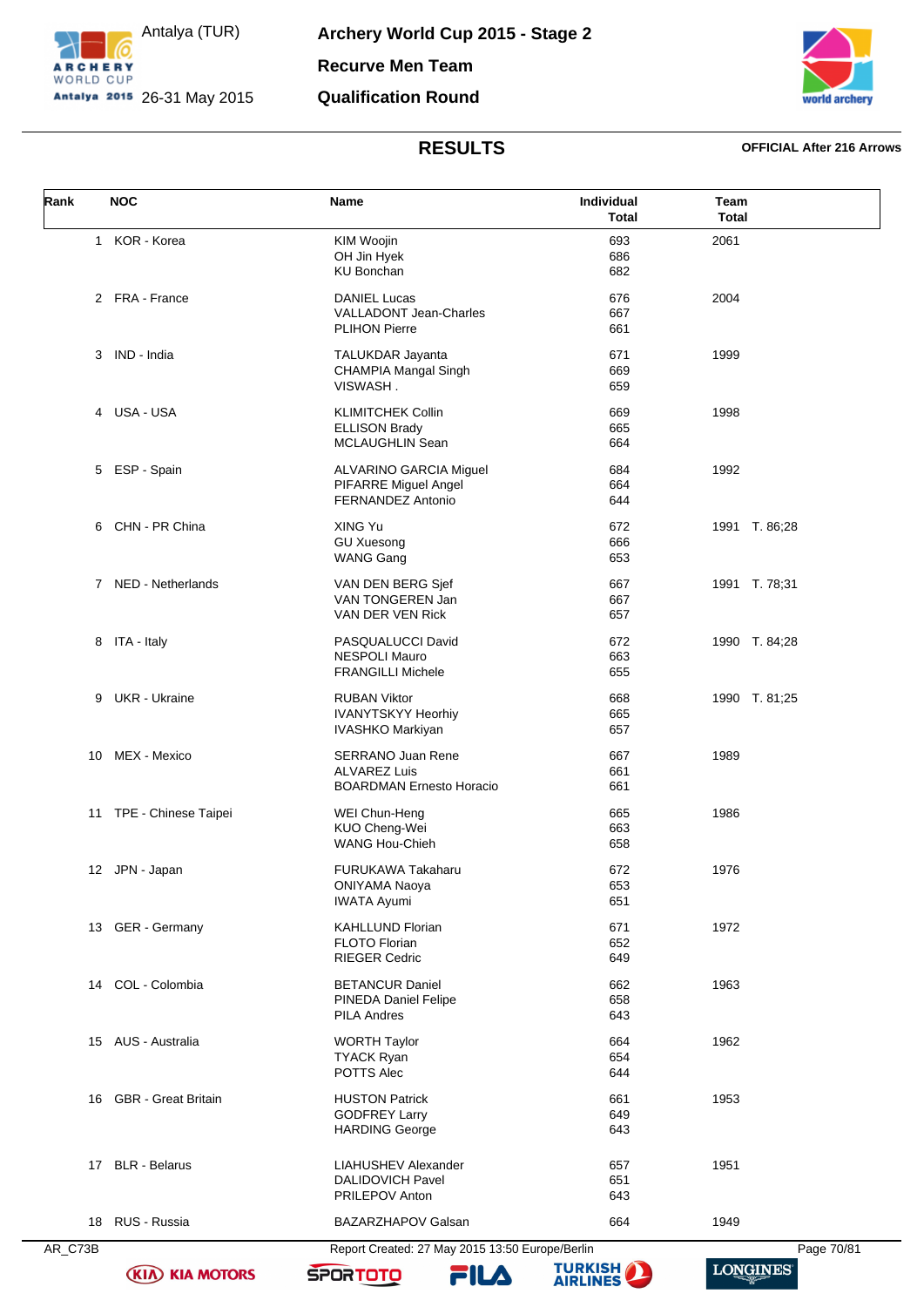# Archery World Cup 2015 - Stage 2

Antalya (TUR)
26-31 May 2015

## Recurve Men Team

## Qualification Round

## RESULTS

**OFFICIAL After 216 Arrows**

| Rank | NOC | Name | Individual Total | Team Total |
|---|---|---|---|---|
| 1 | KOR - Korea | KIM Woojin<br>OH Jin Hyek<br>KU Bonchan | 693<br>686<br>682 | 2061 |
| 2 | FRA - France | DANIEL Lucas<br>VALLADONT Jean-Charles<br>PLIHON Pierre | 676<br>667<br>661 | 2004 |
| 3 | IND - India | TALUKDAR Jayanta<br>CHAMPIA Mangal Singh<br>VISWASH . | 671<br>669<br>659 | 1999 |
| 4 | USA - USA | KLIMITCHEK Collin<br>ELLISON Brady<br>MCLAUGHLIN Sean | 669<br>665<br>664 | 1998 |
| 5 | ESP - Spain | ALVARINO GARCIA Miguel<br>PIFARRE Miguel Angel<br>FERNANDEZ Antonio | 684<br>664<br>644 | 1992 |
| 6 | CHN - PR China | XING Yu<br>GU Xuesong<br>WANG Gang | 672<br>666<br>653 | 1991 T. 86;28 |
| 7 | NED - Netherlands | VAN DEN BERG Sjef<br>VAN TONGEREN Jan<br>VAN DER VEN Rick | 667<br>667<br>657 | 1991 T. 78;31 |
| 8 | ITA - Italy | PASQUALUCCI David<br>NESPOLI Mauro<br>FRANGILLI Michele | 672<br>663<br>655 | 1990 T. 84;28 |
| 9 | UKR - Ukraine | RUBAN Viktor<br>IVANYTSKYY Heorhiy<br>IVASHKO Markiyan | 668<br>665<br>657 | 1990 T. 81;25 |
| 10 | MEX - Mexico | SERRANO Juan Rene<br>ALVAREZ Luis<br>BOARDMAN Ernesto Horacio | 667<br>661<br>661 | 1989 |
| 11 | TPE - Chinese Taipei | WEI Chun-Heng<br>KUO Cheng-Wei<br>WANG Hou-Chieh | 665<br>663<br>658 | 1986 |
| 12 | JPN - Japan | FURUKAWA Takaharu<br>ONIYAMA Naoya<br>IWATA Ayumi | 672<br>653<br>651 | 1976 |
| 13 | GER - Germany | KAHLLUND Florian<br>FLOTO Florian<br>RIEGER Cedric | 671<br>652<br>649 | 1972 |
| 14 | COL - Colombia | BETANCUR Daniel<br>PINEDA Daniel Felipe<br>PILA Andres | 662<br>658<br>643 | 1963 |
| 15 | AUS - Australia | WORTH Taylor<br>TYACK Ryan<br>POTTS Alec | 664<br>654<br>644 | 1962 |
| 16 | GBR - Great Britain | HUSTON Patrick<br>GODFREY Larry<br>HARDING George | 661<br>649<br>643 | 1953 |
| 17 | BLR - Belarus | LIAHUSHEV Alexander<br>DALIDOVICH Pavel<br>PRILEPOV Anton | 657<br>651<br>643 | 1951 |
| 18 | RUS - Russia | BAZARZHAPOV Galsan | 664 | 1949 |

AR_C73B Report Created: 27 May 2015 13:50 Europe/Berlin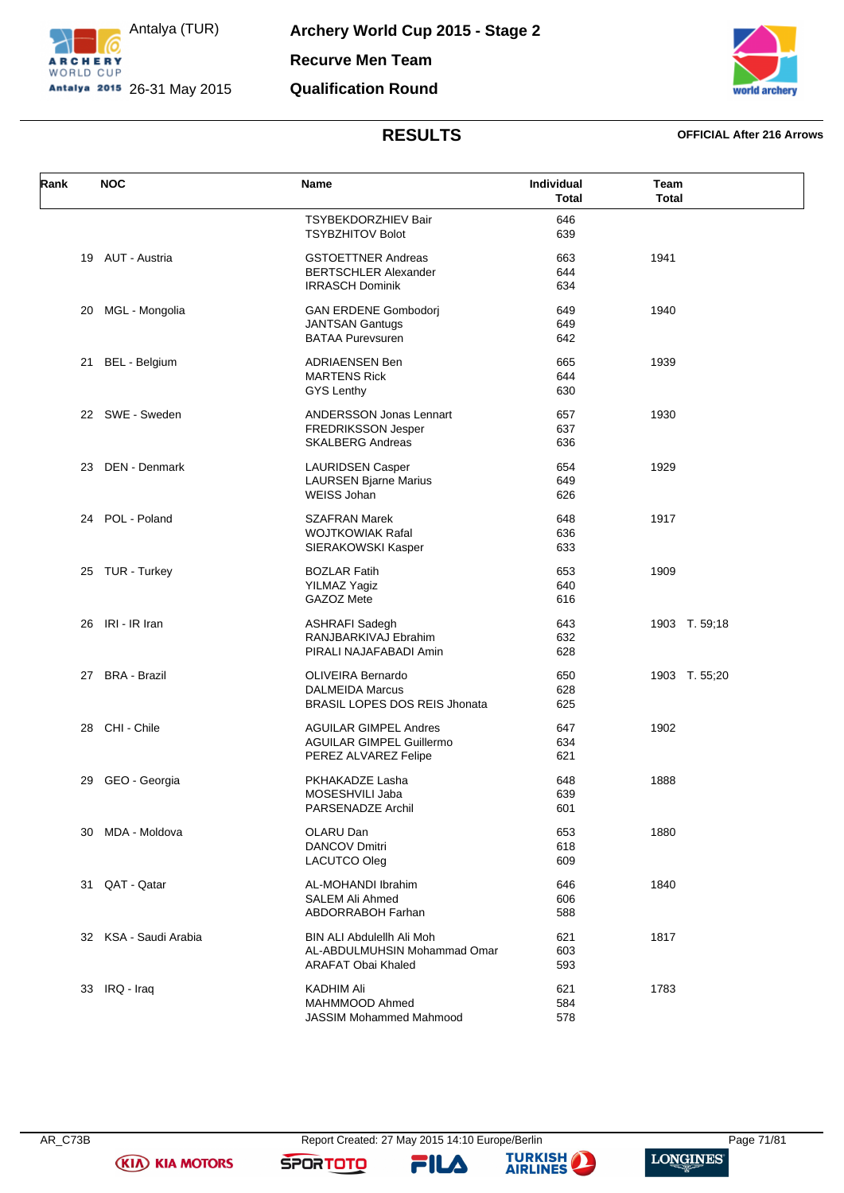# Archery World Cup 2015 - Stage 2

Antalya (TUR) 26-31 May 2015

## Recurve Men Team

## Qualification Round

### RESULTS

**OFFICIAL After 216 Arrows**

| Rank | NOC | Name | Individual Total | Team Total |
|---|---|---|---|---|
| | | TSYBEKDORZHIEV Bair | 646 | |
| | | TSYBZHITOV Bolot | 639 | |
| 19 | AUT - Austria | GSTOETTNER Andreas | 663 | 1941 |
| | | BERTSCHLER Alexander | 644 | |
| | | IRRASCH Dominik | 634 | |
| 20 | MGL - Mongolia | GAN ERDENE Gombodorj | 649 | 1940 |
| | | JANTSAN Gantugs | 649 | |
| | | BATAA Purevsuren | 642 | |
| 21 | BEL - Belgium | ADRIAENSEN Ben | 665 | 1939 |
| | | MARTENS Rick | 644 | |
| | | GYS Lenthy | 630 | |
| 22 | SWE - Sweden | ANDERSSON Jonas Lennart | 657 | 1930 |
| | | FREDRIKSSON Jesper | 637 | |
| | | SKALBERG Andreas | 636 | |
| 23 | DEN - Denmark | LAURIDSEN Casper | 654 | 1929 |
| | | LAURSEN Bjarne Marius | 649 | |
| | | WEISS Johan | 626 | |
| 24 | POL - Poland | SZAFRAN Marek | 648 | 1917 |
| | | WOJTKOWIAK Rafal | 636 | |
| | | SIERAKOWSKI Kasper | 633 | |
| 25 | TUR - Turkey | BOZLAR Fatih | 653 | 1909 |
| | | YILMAZ Yagiz | 640 | |
| | | GAZOZ Mete | 616 | |
| 26 | IRI - IR Iran | ASHRAFI Sadegh | 643 | 1903 T. 59;18 |
| | | RANJBARKIVAJ Ebrahim | 632 | |
| | | PIRALI NAJAFABADI Amin | 628 | |
| 27 | BRA - Brazil | OLIVEIRA Bernardo | 650 | 1903 T. 55;20 |
| | | DALMEIDA Marcus | 628 | |
| | | BRASIL LOPES DOS REIS Jhonata | 625 | |
| 28 | CHI - Chile | AGUILAR GIMPEL Andres | 647 | 1902 |
| | | AGUILAR GIMPEL Guillermo | 634 | |
| | | PEREZ ALVAREZ Felipe | 621 | |
| 29 | GEO - Georgia | PKHAKADZE Lasha | 648 | 1888 |
| | | MOSESHVILI Jaba | 639 | |
| | | PARSENADZE Archil | 601 | |
| 30 | MDA - Moldova | OLARU Dan | 653 | 1880 |
| | | DANCOV Dmitri | 618 | |
| | | LACUTCO Oleg | 609 | |
| 31 | QAT - Qatar | AL-MOHANDI Ibrahim | 646 | 1840 |
| | | SALEM Ali Ahmed | 606 | |
| | | ABDORRABOH Farhan | 588 | |
| 32 | KSA - Saudi Arabia | BIN ALI Abdulellh Ali Moh | 621 | 1817 |
| | | AL-ABDULMUHSIN Mohammad Omar | 603 | |
| | | ARAFAT Obai Khaled | 593 | |
| 33 | IRQ - Iraq | KADHIM Ali | 621 | 1783 |
| | | MAHMMOOD Ahmed | 584 | |
| | | JASSIM Mohammed Mahmood | 578 | |

AR_C73B Report Created: 27 May 2015 14:10 Europe/Berlin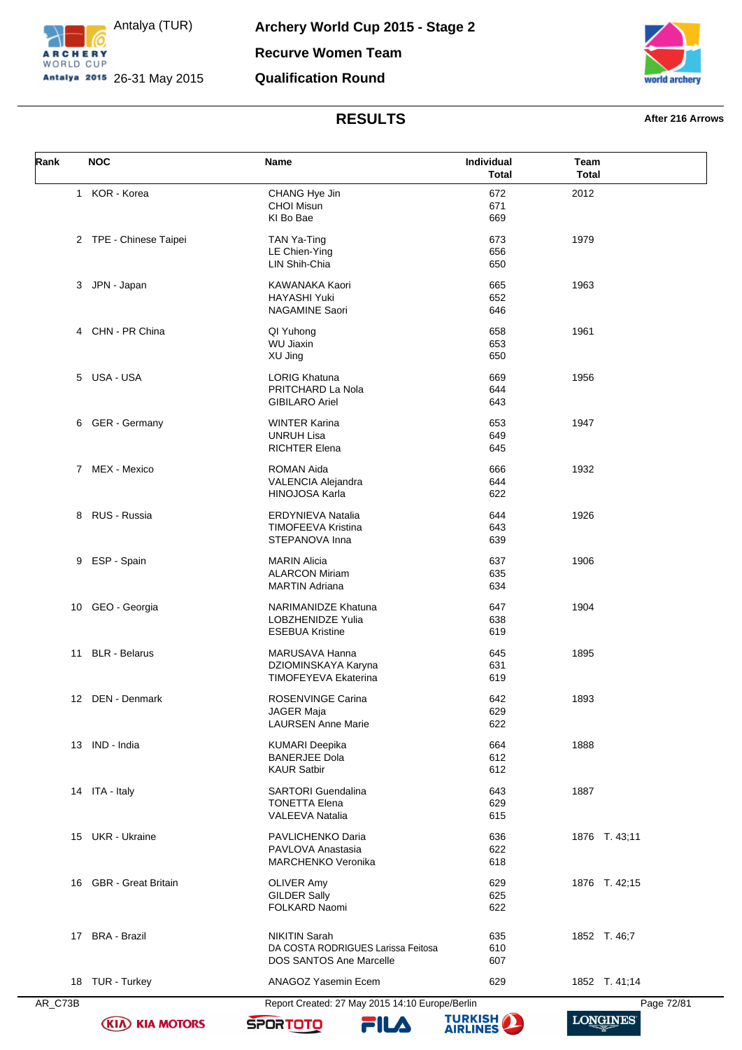# Archery World Cup 2015 - Stage 2

Antalya (TUR) 26-31 May 2015

## Recurve Women Team

## Qualification Round

### RESULTS

**After 216 Arrows**

| Rank | NOC | Name | Individual Total | Team Total |
|---|---|---|---|---|
| 1 | KOR - Korea | CHANG Hye Jin | 672 | 2012 |
| | | CHOI Misun | 671 | |
| | | KI Bo Bae | 669 | |
| 2 | TPE - Chinese Taipei | TAN Ya-Ting | 673 | 1979 |
| | | LE Chien-Ying | 656 | |
| | | LIN Shih-Chia | 650 | |
| 3 | JPN - Japan | KAWANAKA Kaori | 665 | 1963 |
| | | HAYASHI Yuki | 652 | |
| | | NAGAMINE Saori | 646 | |
| 4 | CHN - PR China | QI Yuhong | 658 | 1961 |
| | | WU Jiaxin | 653 | |
| | | XU Jing | 650 | |
| 5 | USA - USA | LORIG Khatuna | 669 | 1956 |
| | | PRITCHARD La Nola | 644 | |
| | | GIBILARO Ariel | 643 | |
| 6 | GER - Germany | WINTER Karina | 653 | 1947 |
| | | UNRUH Lisa | 649 | |
| | | RICHTER Elena | 645 | |
| 7 | MEX - Mexico | ROMAN Aida | 666 | 1932 |
| | | VALENCIA Alejandra | 644 | |
| | | HINOJOSA Karla | 622 | |
| 8 | RUS - Russia | ERDYNIEVA Natalia | 644 | 1926 |
| | | TIMOFEEVA Kristina | 643 | |
| | | STEPANOVA Inna | 639 | |
| 9 | ESP - Spain | MARIN Alicia | 637 | 1906 |
| | | ALARCON Miriam | 635 | |
| | | MARTIN Adriana | 634 | |
| 10 | GEO - Georgia | NARIMANIDZE Khatuna | 647 | 1904 |
| | | LOBZHENIDZE Yulia | 638 | |
| | | ESEBUA Kristine | 619 | |
| 11 | BLR - Belarus | MARUSAVA Hanna | 645 | 1895 |
| | | DZIOMINSKAYA Karyna | 631 | |
| | | TIMOFEYEVA Ekaterina | 619 | |
| 12 | DEN - Denmark | ROSENVINGE Carina | 642 | 1893 |
| | | JAGER Maja | 629 | |
| | | LAURSEN Anne Marie | 622 | |
| 13 | IND - India | KUMARI Deepika | 664 | 1888 |
| | | BANERJEE Dola | 612 | |
| | | KAUR Satbir | 612 | |
| 14 | ITA - Italy | SARTORI Guendalina | 643 | 1887 |
| | | TONETTA Elena | 629 | |
| | | VALEEVA Natalia | 615 | |
| 15 | UKR - Ukraine | PAVLICHENKO Daria | 636 | 1876 T. 43;11 |
| | | PAVLOVA Anastasia | 622 | |
| | | MARCHENKO Veronika | 618 | |
| 16 | GBR - Great Britain | OLIVER Amy | 629 | 1876 T. 42;15 |
| | | GILDER Sally | 625 | |
| | | FOLKARD Naomi | 622 | |
| 17 | BRA - Brazil | NIKITIN Sarah | 635 | 1852 T. 46;7 |
| | | DA COSTA RODRIGUES Larissa Feitosa | 610 | |
| | | DOS SANTOS Ane Marcelle | 607 | |
| 18 | TUR - Turkey | ANAGOZ Yasemin Ecem | 629 | 1852 T. 41;14 |

AR_C73B Report Created: 27 May 2015 14:10 Europe/Berlin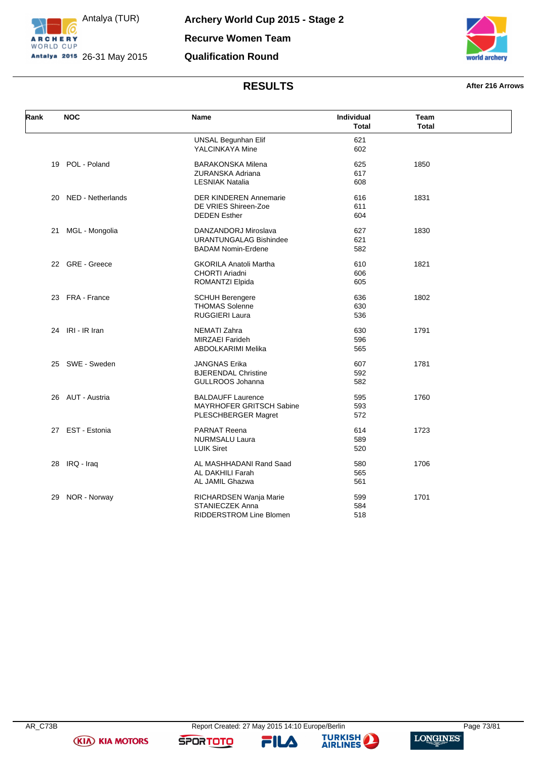# Archery World Cup 2015 - Stage 2

Antalya (TUR)
26-31 May 2015

## Recurve Women Team

## Qualification Round

### RESULTS

After 216 Arrows

| Rank | NOC | Name | Individual Total | Team Total |
|---|---|---|---|---|
| | | UNSAL Begunhan Elif | 621 | |
| | | YALCINKAYA Mine | 602 | |
| 19 | POL - Poland | BARAKONSKA Milena | 625 | 1850 |
| | | ZURANSKA Adriana | 617 | |
| | | LESNIAK Natalia | 608 | |
| 20 | NED - Netherlands | DER KINDEREN Annemarie | 616 | 1831 |
| | | DE VRIES Shireen-Zoe | 611 | |
| | | DEDEN Esther | 604 | |
| 21 | MGL - Mongolia | DANZANDORJ Miroslava | 627 | 1830 |
| | | URANTUNGALAG Bishindee | 621 | |
| | | BADAM Nomin-Erdene | 582 | |
| 22 | GRE - Greece | GKORILA Anatoli Martha | 610 | 1821 |
| | | CHORTI Ariadni | 606 | |
| | | ROMANTZI Elpida | 605 | |
| 23 | FRA - France | SCHUH Berengere | 636 | 1802 |
| | | THOMAS Solenne | 630 | |
| | | RUGGIERI Laura | 536 | |
| 24 | IRI - IR Iran | NEMATI Zahra | 630 | 1791 |
| | | MIRZAEI Farideh | 596 | |
| | | ABDOLKARIMI Melika | 565 | |
| 25 | SWE - Sweden | JANGNAS Erika | 607 | 1781 |
| | | BJERENDAL Christine | 592 | |
| | | GULLROOS Johanna | 582 | |
| 26 | AUT - Austria | BALDAUFF Laurence | 595 | 1760 |
| | | MAYRHOFER GRITSCH Sabine | 593 | |
| | | PLESCHBERGER Magret | 572 | |
| 27 | EST - Estonia | PARNAT Reena | 614 | 1723 |
| | | NURMSALU Laura | 589 | |
| | | LUIK Siret | 520 | |
| 28 | IRQ - Iraq | AL MASHHADANI Rand Saad | 580 | 1706 |
| | | AL DAKHILI Farah | 565 | |
| | | AL JAMIL Ghazwa | 561 | |
| 29 | NOR - Norway | RICHARDSEN Wanja Marie | 599 | 1701 |
| | | STANIECZEK Anna | 584 | |
| | | RIDDERSTROM Line Blomen | 518 | |

AR_C73B Report Created: 27 May 2015 14:10 Europe/Berlin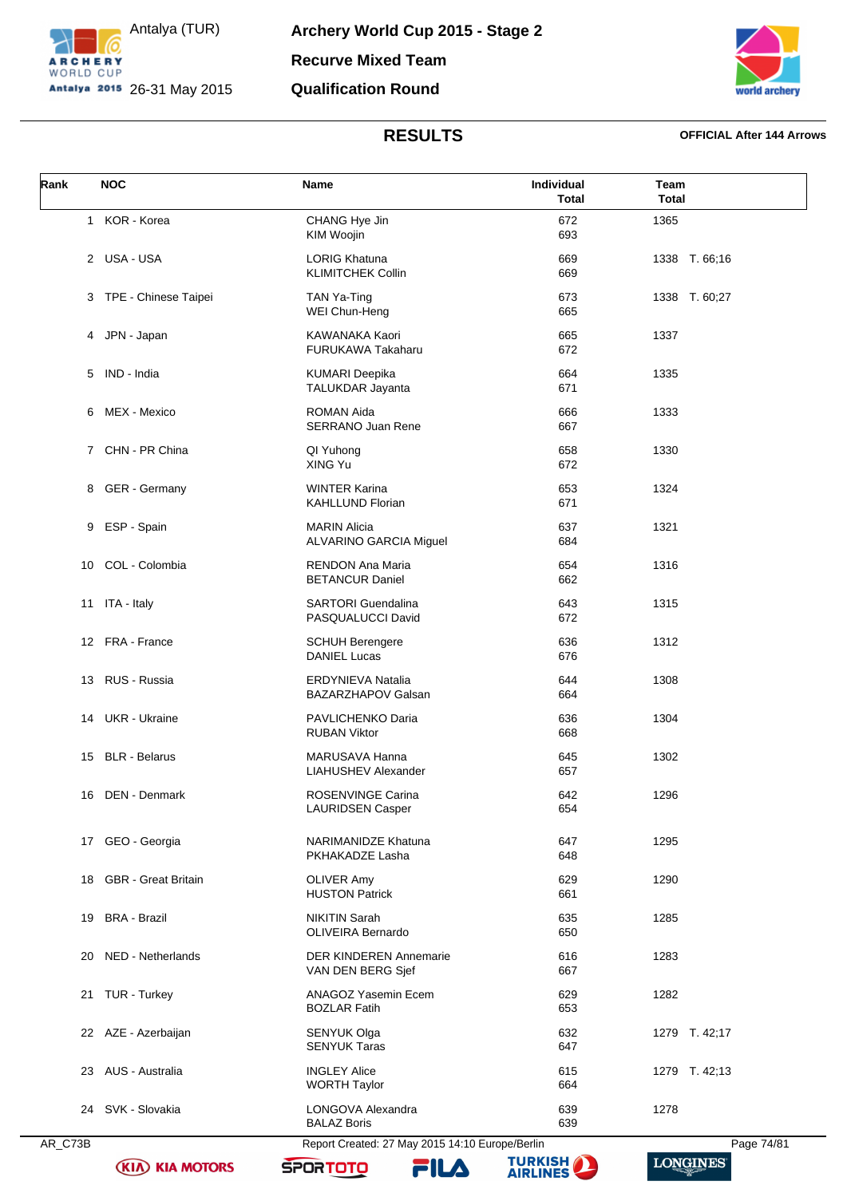# Archery World Cup 2015 - Stage 2

Antalya (TUR) 26-31 May 2015

## Recurve Mixed Team

## Qualification Round

## RESULTS

**OFFICIAL After 144 Arrows**

| Rank | NOC | Name | Individual Total | Team Total |
|---|---|---|---|---|
| 1 | KOR - Korea | CHANG Hye Jin<br>KIM Woojin | 672<br>693 | 1365 |
| 2 | USA - USA | LORIG Khatuna<br>KLIMITCHEK Collin | 669<br>669 | 1338 T. 66;16 |
| 3 | TPE - Chinese Taipei | TAN Ya-Ting<br>WEI Chun-Heng | 673<br>665 | 1338 T. 60;27 |
| 4 | JPN - Japan | KAWANAKA Kaori<br>FURUKAWA Takaharu | 665<br>672 | 1337 |
| 5 | IND - India | KUMARI Deepika<br>TALUKDAR Jayanta | 664<br>671 | 1335 |
| 6 | MEX - Mexico | ROMAN Aida<br>SERRANO Juan Rene | 666<br>667 | 1333 |
| 7 | CHN - PR China | QI Yuhong<br>XING Yu | 658<br>672 | 1330 |
| 8 | GER - Germany | WINTER Karina<br>KAHLLUND Florian | 653<br>671 | 1324 |
| 9 | ESP - Spain | MARIN Alicia<br>ALVARINO GARCIA Miguel | 637<br>684 | 1321 |
| 10 | COL - Colombia | RENDON Ana Maria<br>BETANCUR Daniel | 654<br>662 | 1316 |
| 11 | ITA - Italy | SARTORI Guendalina<br>PASQUALUCCI David | 643<br>672 | 1315 |
| 12 | FRA - France | SCHUH Berengere<br>DANIEL Lucas | 636<br>676 | 1312 |
| 13 | RUS - Russia | ERDYNIEVA Natalia<br>BAZARZHAPOV Galsan | 644<br>664 | 1308 |
| 14 | UKR - Ukraine | PAVLICHENKO Daria<br>RUBAN Viktor | 636<br>668 | 1304 |
| 15 | BLR - Belarus | MARUSAVA Hanna<br>LIAHUSHEV Alexander | 645<br>657 | 1302 |
| 16 | DEN - Denmark | ROSENVINGE Carina<br>LAURIDSEN Casper | 642<br>654 | 1296 |
| 17 | GEO - Georgia | NARIMANIDZE Khatuna<br>PKHAKADZE Lasha | 647<br>648 | 1295 |
| 18 | GBR - Great Britain | OLIVER Amy<br>HUSTON Patrick | 629<br>661 | 1290 |
| 19 | BRA - Brazil | NIKITIN Sarah<br>OLIVEIRA Bernardo | 635<br>650 | 1285 |
| 20 | NED - Netherlands | DER KINDEREN Annemarie<br>VAN DEN BERG Sjef | 616<br>667 | 1283 |
| 21 | TUR - Turkey | ANAGOZ Yasemin Ecem<br>BOZLAR Fatih | 629<br>653 | 1282 |
| 22 | AZE - Azerbaijan | SENYUK Olga<br>SENYUK Taras | 632<br>647 | 1279 T. 42;17 |
| 23 | AUS - Australia | INGLEY Alice<br>WORTH Taylor | 615<br>664 | 1279 T. 42;13 |
| 24 | SVK - Slovakia | LONGOVA Alexandra<br>BALAZ Boris | 639<br>639 | 1278 |

AR_C73B Report Created: 27 May 2015 14:10 Europe/Berlin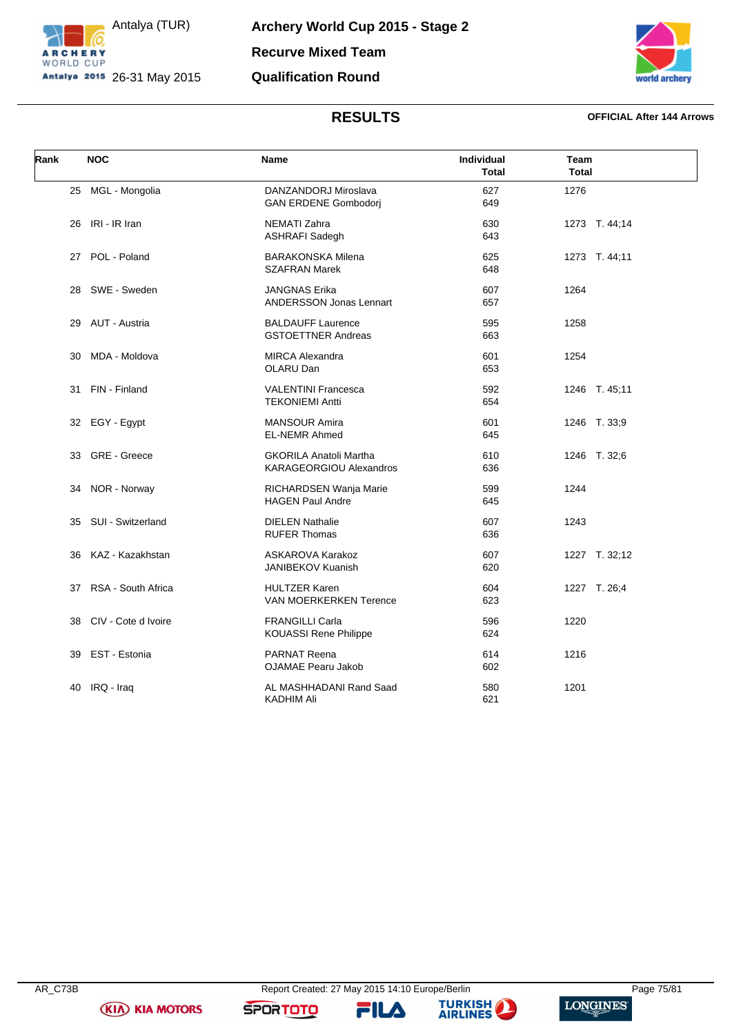# Archery World Cup 2015 - Stage 2

## Recurve Mixed Team

## Qualification Round

Antalya (TUR)
26-31 May 2015

## RESULTS

**OFFICIAL After 144 Arrows**

| Rank | NOC | Name | Individual Total | Team Total |
|---|---|---|---|---|
| 25 | MGL - Mongolia | DANZANDORJ Miroslava<br>GAN ERDENE Gombodorj | 627<br>649 | 1276 |
| 26 | IRI - IR Iran | NEMATI Zahra<br>ASHRAFI Sadegh | 630<br>643 | 1273 T. 44;14 |
| 27 | POL - Poland | BARAKONSKA Milena<br>SZAFRAN Marek | 625<br>648 | 1273 T. 44;11 |
| 28 | SWE - Sweden | JANGNAS Erika<br>ANDERSSON Jonas Lennart | 607<br>657 | 1264 |
| 29 | AUT - Austria | BALDAUFF Laurence<br>GSTOETTNER Andreas | 595<br>663 | 1258 |
| 30 | MDA - Moldova | MIRCA Alexandra<br>OLARU Dan | 601<br>653 | 1254 |
| 31 | FIN - Finland | VALENTINI Francesca<br>TEKONIEMI Antti | 592<br>654 | 1246 T. 45;11 |
| 32 | EGY - Egypt | MANSOUR Amira<br>EL-NEMR Ahmed | 601<br>645 | 1246 T. 33;9 |
| 33 | GRE - Greece | GKORILA Anatoli Martha<br>KARAGEORGIOU Alexandros | 610<br>636 | 1246 T. 32;6 |
| 34 | NOR - Norway | RICHARDSEN Wanja Marie<br>HAGEN Paul Andre | 599<br>645 | 1244 |
| 35 | SUI - Switzerland | DIELEN Nathalie<br>RUFER Thomas | 607<br>636 | 1243 |
| 36 | KAZ - Kazakhstan | ASKAROVA Karakoz<br>JANIBEKOV Kuanish | 607<br>620 | 1227 T. 32;12 |
| 37 | RSA - South Africa | HULTZER Karen<br>VAN MOERKERKEN Terence | 604<br>623 | 1227 T. 26;4 |
| 38 | CIV - Cote d Ivoire | FRANGILLI Carla<br>KOUASSI Rene Philippe | 596<br>624 | 1220 |
| 39 | EST - Estonia | PARNAT Reena<br>OJAMAE Pearu Jakob | 614<br>602 | 1216 |
| 40 | IRQ - Iraq | AL MASHHADANI Rand Saad<br>KADHIM Ali | 580<br>621 | 1201 |

AR_C73B Report Created: 27 May 2015 14:10 Europe/Berlin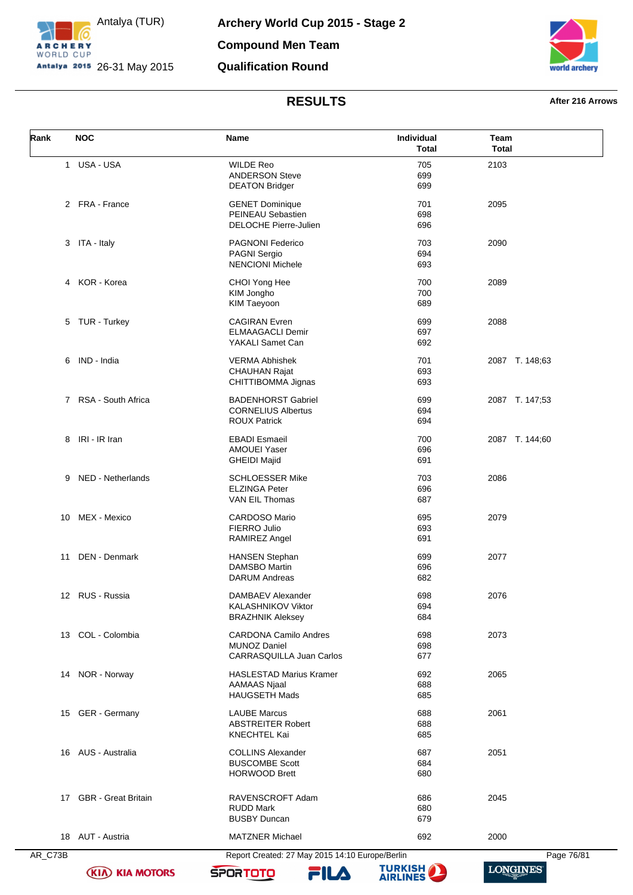# Archery World Cup 2015 - Stage 2

## Compound Men Team

## Qualification Round

Antalya (TUR) 26-31 May 2015

### RESULTS

After 216 Arrows

| Rank | NOC | Name | Individual Total | Team Total |
|---|---|---|---|---|
| 1 | USA - USA | WILDE Reo | 705 | 2103 |
| | | ANDERSON Steve | 699 | |
| | | DEATON Bridger | 699 | |
| 2 | FRA - France | GENET Dominique | 701 | 2095 |
| | | PEINEAU Sebastien | 698 | |
| | | DELOCHE Pierre-Julien | 696 | |
| 3 | ITA - Italy | PAGNONI Federico | 703 | 2090 |
| | | PAGNI Sergio | 694 | |
| | | NENCIONI Michele | 693 | |
| 4 | KOR - Korea | CHOI Yong Hee | 700 | 2089 |
| | | KIM Jongho | 700 | |
| | | KIM Taeyoon | 689 | |
| 5 | TUR - Turkey | CAGIRAN Evren | 699 | 2088 |
| | | ELMAAGACLI Demir | 697 | |
| | | YAKALI Samet Can | 692 | |
| 6 | IND - India | VERMA Abhishek | 701 | 2087 T. 148;63 |
| | | CHAUHAN Rajat | 693 | |
| | | CHITTIBOMMA Jignas | 693 | |
| 7 | RSA - South Africa | BADENHORST Gabriel | 699 | 2087 T. 147;53 |
| | | CORNELIUS Albertus | 694 | |
| | | ROUX Patrick | 694 | |
| 8 | IRI - IR Iran | EBADI Esmaeil | 700 | 2087 T. 144;60 |
| | | AMOUEI Yaser | 696 | |
| | | GHEIDI Majid | 691 | |
| 9 | NED - Netherlands | SCHLOESSER Mike | 703 | 2086 |
| | | ELZINGA Peter | 696 | |
| | | VAN EIL Thomas | 687 | |
| 10 | MEX - Mexico | CARDOSO Mario | 695 | 2079 |
| | | FIERRO Julio | 693 | |
| | | RAMIREZ Angel | 691 | |
| 11 | DEN - Denmark | HANSEN Stephan | 699 | 2077 |
| | | DAMSBO Martin | 696 | |
| | | DARUM Andreas | 682 | |
| 12 | RUS - Russia | DAMBAEV Alexander | 698 | 2076 |
| | | KALASHNIKOV Viktor | 694 | |
| | | BRAZHNIK Aleksey | 684 | |
| 13 | COL - Colombia | CARDONA Camilo Andres | 698 | 2073 |
| | | MUNOZ Daniel | 698 | |
| | | CARRASQUILLA Juan Carlos | 677 | |
| 14 | NOR - Norway | HASLESTAD Marius Kramer | 692 | 2065 |
| | | AAMAAS Njaal | 688 | |
| | | HAUGSETH Mads | 685 | |
| 15 | GER - Germany | LAUBE Marcus | 688 | 2061 |
| | | ABSTREITER Robert | 688 | |
| | | KNECHTEL Kai | 685 | |
| 16 | AUS - Australia | COLLINS Alexander | 687 | 2051 |
| | | BUSCOMBE Scott | 684 | |
| | | HORWOOD Brett | 680 | |
| 17 | GBR - Great Britain | RAVENSCROFT Adam | 686 | 2045 |
| | | RUDD Mark | 680 | |
| | | BUSBY Duncan | 679 | |
| 18 | AUT - Austria | MATZNER Michael | 692 | 2000 |

AR_C73B Report Created: 27 May 2015 14:10 Europe/Berlin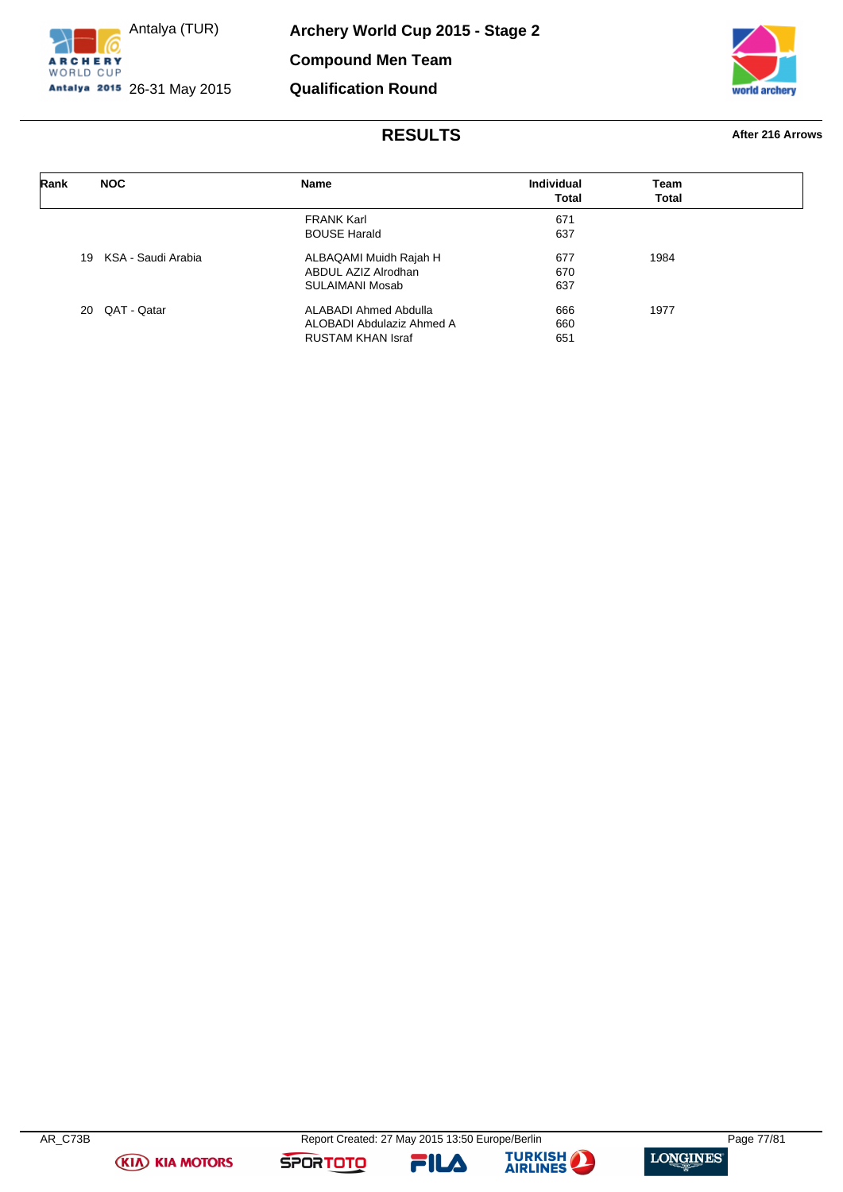# Archery World Cup 2015 - Stage 2

## Compound Men Team

## Qualification Round

Antalya (TUR)
26-31 May 2015

## RESULTS

**After 216 Arrows**

| Rank | NOC | Name | Individual Total | Team Total |
|---|---|---|---|---|
| | | FRANK Karl | 671 | |
| | | BOUSE Harald | 637 | |
| 19 | KSA - Saudi Arabia | ALBAQAMI Muidh Rajah H | 677 | 1984 |
| | | ABDUL AZIZ Alrodhan | 670 | |
| | | SULAIMANI Mosab | 637 | |
| 20 | QAT - Qatar | ALABADI Ahmed Abdulla | 666 | 1977 |
| | | ALOBADI Abdulaziz Ahmed A | 660 | |
| | | RUSTAM KHAN Israf | 651 | |

AR_C73B — Report Created: 27 May 2015 13:50 Europe/Berlin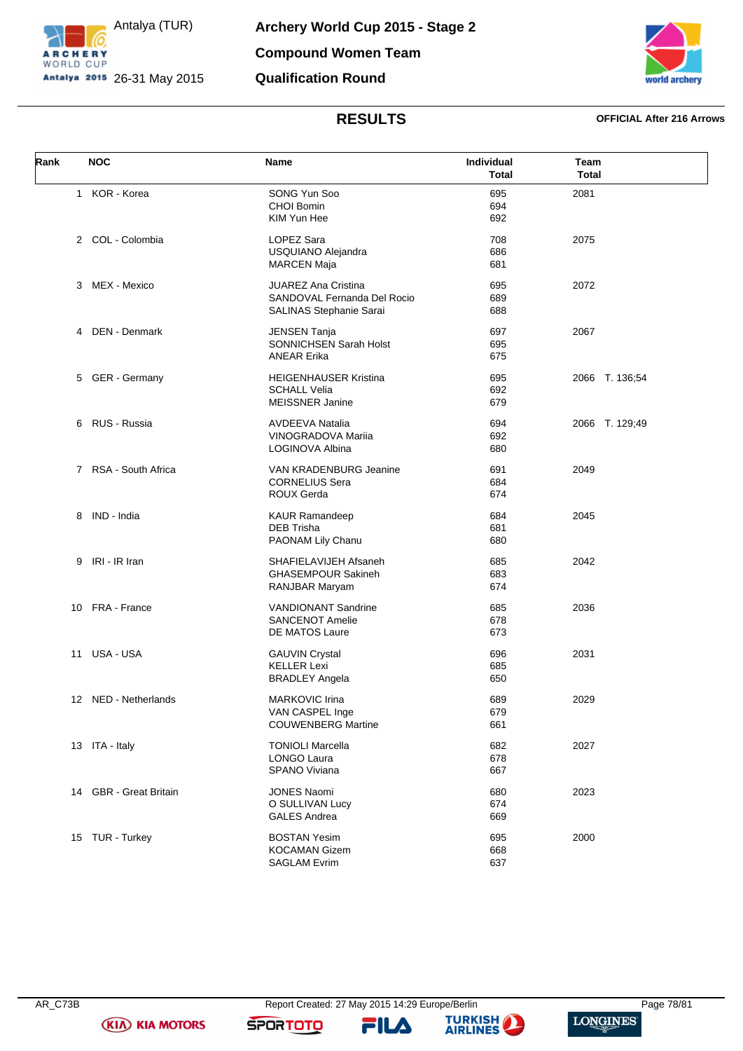# Archery World Cup 2015 - Stage 2

Antalya (TUR)
26-31 May 2015

## Compound Women Team

## Qualification Round

## RESULTS

**OFFICIAL After 216 Arrows**

| Rank | NOC | Name | Individual Total | Team Total |
|---|---|---|---|---|
| 1 | KOR - Korea | SONG Yun Soo<br>CHOI Bomin<br>KIM Yun Hee | 695<br>694<br>692 | 2081 |
| 2 | COL - Colombia | LOPEZ Sara<br>USQUIANO Alejandra<br>MARCEN Maja | 708<br>686<br>681 | 2075 |
| 3 | MEX - Mexico | JUAREZ Ana Cristina<br>SANDOVAL Fernanda Del Rocio<br>SALINAS Stephanie Sarai | 695<br>689<br>688 | 2072 |
| 4 | DEN - Denmark | JENSEN Tanja<br>SONNICHSEN Sarah Holst<br>ANEAR Erika | 697<br>695<br>675 | 2067 |
| 5 | GER - Germany | HEIGENHAUSER Kristina<br>SCHALL Velia<br>MEISSNER Janine | 695<br>692<br>679 | 2066 T. 136;54 |
| 6 | RUS - Russia | AVDEEVA Natalia<br>VINOGRADOVA Mariia<br>LOGINOVA Albina | 694<br>692<br>680 | 2066 T. 129;49 |
| 7 | RSA - South Africa | VAN KRADENBURG Jeanine<br>CORNELIUS Sera<br>ROUX Gerda | 691<br>684<br>674 | 2049 |
| 8 | IND - India | KAUR Ramandeep<br>DEB Trisha<br>PAONAM Lily Chanu | 684<br>681<br>680 | 2045 |
| 9 | IRI - IR Iran | SHAFIELAVIJEH Afsaneh<br>GHASEMPOUR Sakineh<br>RANJBAR Maryam | 685<br>683<br>674 | 2042 |
| 10 | FRA - France | VANDIONANT Sandrine<br>SANCENOT Amelie<br>DE MATOS Laure | 685<br>678<br>673 | 2036 |
| 11 | USA - USA | GAUVIN Crystal<br>KELLER Lexi<br>BRADLEY Angela | 696<br>685<br>650 | 2031 |
| 12 | NED - Netherlands | MARKOVIC Irina<br>VAN CASPEL Inge<br>COUWENBERG Martine | 689<br>679<br>661 | 2029 |
| 13 | ITA - Italy | TONIOLI Marcella<br>LONGO Laura<br>SPANO Viviana | 682<br>678<br>667 | 2027 |
| 14 | GBR - Great Britain | JONES Naomi<br>O SULLIVAN Lucy<br>GALES Andrea | 680<br>674<br>669 | 2023 |
| 15 | TUR - Turkey | BOSTAN Yesim<br>KOCAMAN Gizem<br>SAGLAM Evrim | 695<br>668<br>637 | 2000 |

AR_C73B Report Created: 27 May 2015 14:29 Europe/Berlin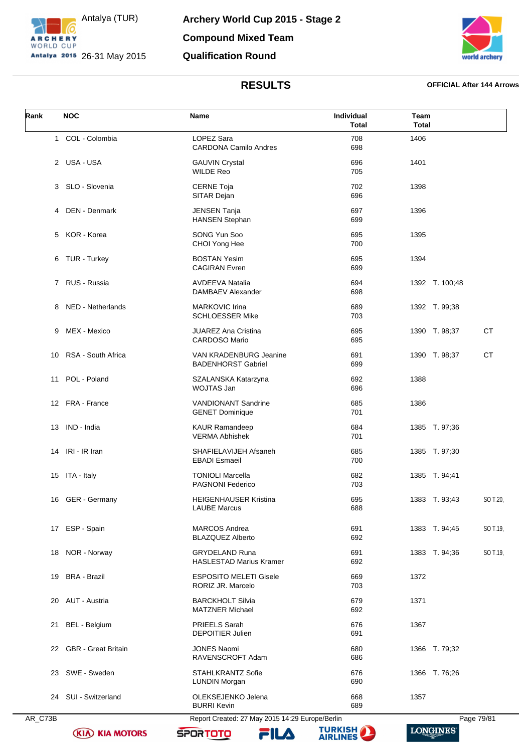# Archery World Cup 2015 - Stage 2

Antalya (TUR) 26-31 May 2015

## Compound Mixed Team

## Qualification Round

## RESULTS

**OFFICIAL After 144 Arrows**

| Rank | NOC | Name | Individual Total | Team Total | | |
|---|---|---|---|---|---|---|
| 1 | COL - Colombia | LOPEZ Sara<br>CARDONA Camilo Andres | 708<br>698 | 1406 | | |
| 2 | USA - USA | GAUVIN Crystal<br>WILDE Reo | 696<br>705 | 1401 | | |
| 3 | SLO - Slovenia | CERNE Toja<br>SITAR Dejan | 702<br>696 | 1398 | | |
| 4 | DEN - Denmark | JENSEN Tanja<br>HANSEN Stephan | 697<br>699 | 1396 | | |
| 5 | KOR - Korea | SONG Yun Soo<br>CHOI Yong Hee | 695<br>700 | 1395 | | |
| 6 | TUR - Turkey | BOSTAN Yesim<br>CAGIRAN Evren | 695<br>699 | 1394 | | |
| 7 | RUS - Russia | AVDEEVA Natalia<br>DAMBAEV Alexander | 694<br>698 | 1392 | T. 100;48 | |
| 8 | NED - Netherlands | MARKOVIC Irina<br>SCHLOESSER Mike | 689<br>703 | 1392 | T. 99;38 | |
| 9 | MEX - Mexico | JUAREZ Ana Cristina<br>CARDOSO Mario | 695<br>695 | 1390 | T. 98;37 | CT |
| 10 | RSA - South Africa | VAN KRADENBURG Jeanine<br>BADENHORST Gabriel | 691<br>699 | 1390 | T. 98;37 | CT |
| 11 | POL - Poland | SZALANSKA Katarzyna<br>WOJTAS Jan | 692<br>696 | 1388 | | |
| 12 | FRA - France | VANDIONANT Sandrine<br>GENET Dominique | 685<br>701 | 1386 | | |
| 13 | IND - India | KAUR Ramandeep<br>VERMA Abhishek | 684<br>701 | 1385 | T. 97;36 | |
| 14 | IRI - IR Iran | SHAFIELAVIJEH Afsaneh<br>EBADI Esmaeil | 685<br>700 | 1385 | T. 97;30 | |
| 15 | ITA - Italy | TONIOLI Marcella<br>PAGNONI Federico | 682<br>703 | 1385 | T. 94;41 | |
| 16 | GER - Germany | HEIGENHAUSER Kristina<br>LAUBE Marcus | 695<br>688 | 1383 | T. 93;43 | SO T.20, |
| 17 | ESP - Spain | MARCOS Andrea<br>BLAZQUEZ Alberto | 691<br>692 | 1383 | T. 94;45 | SO T.19, |
| 18 | NOR - Norway | GRYDELAND Runa<br>HASLESTAD Marius Kramer | 691<br>692 | 1383 | T. 94;36 | SO T.19, |
| 19 | BRA - Brazil | ESPOSITO MELETI Gisele<br>RORIZ JR. Marcelo | 669<br>703 | 1372 | | |
| 20 | AUT - Austria | BARCKHOLT Silvia<br>MATZNER Michael | 679<br>692 | 1371 | | |
| 21 | BEL - Belgium | PRIEELS Sarah<br>DEPOITIER Julien | 676<br>691 | 1367 | | |
| 22 | GBR - Great Britain | JONES Naomi<br>RAVENSCROFT Adam | 680<br>686 | 1366 | T. 79;32 | |
| 23 | SWE - Sweden | STAHLKRANTZ Sofie<br>LUNDIN Morgan | 676<br>690 | 1366 | T. 76;26 | |
| 24 | SUI - Switzerland | OLEKSEJENKO Jelena<br>BURRI Kevin | 668<br>689 | 1357 | | |

AR_C73B    Report Created: 27 May 2015 14:29 Europe/Berlin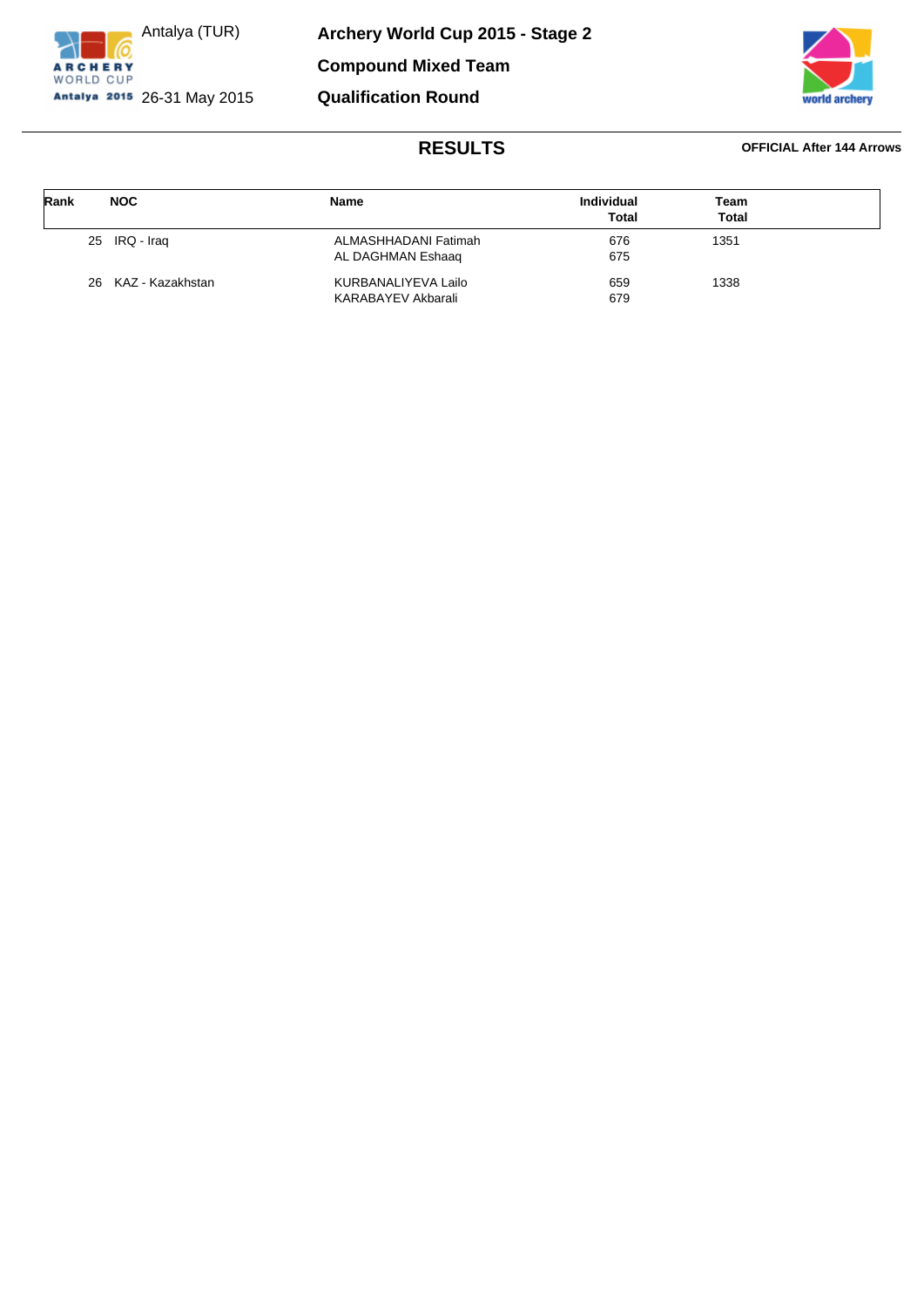Antalya (TUR)

26-31 May 2015

**Archery World Cup 2015 - Stage 2**

**Compound Mixed Team**

**Qualification Round**

## RESULTS

**OFFICIAL After 144 Arrows**

| Rank | NOC | Name | Individual Total | Team Total |
|---|---|---|---|---|
| 25 | IRQ - Iraq | ALMASHHADANI Fatimah | 676 | 1351 |
| | | AL DAGHMAN Eshaaq | 675 | |
| 26 | KAZ - Kazakhstan | KURBANALIYEVA Lailo | 659 | 1338 |
| | | KARABAYEV Akbarali | 679 | |